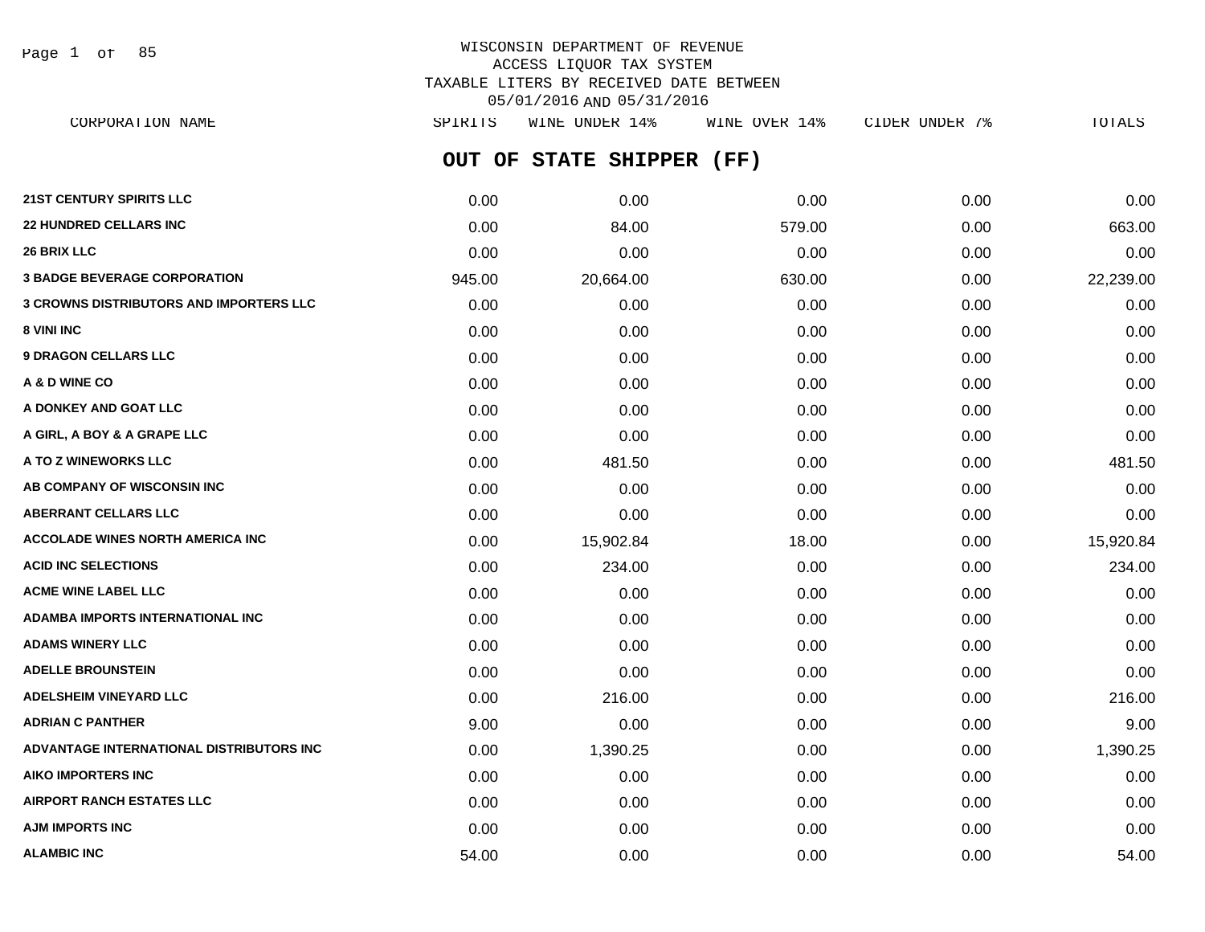WISCONSIN DEPARTMENT OF REVENUE
ACCESS LIQUOR TAX SYSTEM
TAXABLE LITERS BY RECEIVED DATE BETWEEN
05/01/2016 AND 05/31/2016

## OUT OF STATE SHIPPER (FF)

| CORPORATION NAME | SPIRITS | WINE UNDER 14% | WINE OVER 14% | CIDER UNDER 7% | TOTALS |
|---|---|---|---|---|---|
| **21ST CENTURY SPIRITS LLC** | 0.00 | 0.00 | 0.00 | 0.00 | 0.00 |
| **22 HUNDRED CELLARS INC** | 0.00 | 84.00 | 579.00 | 0.00 | 663.00 |
| **26 BRIX LLC** | 0.00 | 0.00 | 0.00 | 0.00 | 0.00 |
| **3 BADGE BEVERAGE CORPORATION** | 945.00 | 20,664.00 | 630.00 | 0.00 | 22,239.00 |
| **3 CROWNS DISTRIBUTORS AND IMPORTERS LLC** | 0.00 | 0.00 | 0.00 | 0.00 | 0.00 |
| **8 VINI INC** | 0.00 | 0.00 | 0.00 | 0.00 | 0.00 |
| **9 DRAGON CELLARS LLC** | 0.00 | 0.00 | 0.00 | 0.00 | 0.00 |
| **A & D WINE CO** | 0.00 | 0.00 | 0.00 | 0.00 | 0.00 |
| **A DONKEY AND GOAT LLC** | 0.00 | 0.00 | 0.00 | 0.00 | 0.00 |
| **A GIRL, A BOY & A GRAPE LLC** | 0.00 | 0.00 | 0.00 | 0.00 | 0.00 |
| **A TO Z WINEWORKS LLC** | 0.00 | 481.50 | 0.00 | 0.00 | 481.50 |
| **AB COMPANY OF WISCONSIN INC** | 0.00 | 0.00 | 0.00 | 0.00 | 0.00 |
| **ABERRANT CELLARS LLC** | 0.00 | 0.00 | 0.00 | 0.00 | 0.00 |
| **ACCOLADE WINES NORTH AMERICA INC** | 0.00 | 15,902.84 | 18.00 | 0.00 | 15,920.84 |
| **ACID INC SELECTIONS** | 0.00 | 234.00 | 0.00 | 0.00 | 234.00 |
| **ACME WINE LABEL LLC** | 0.00 | 0.00 | 0.00 | 0.00 | 0.00 |
| **ADAMBA IMPORTS INTERNATIONAL INC** | 0.00 | 0.00 | 0.00 | 0.00 | 0.00 |
| **ADAMS WINERY LLC** | 0.00 | 0.00 | 0.00 | 0.00 | 0.00 |
| **ADELLE BROUNSTEIN** | 0.00 | 0.00 | 0.00 | 0.00 | 0.00 |
| **ADELSHEIM VINEYARD LLC** | 0.00 | 216.00 | 0.00 | 0.00 | 216.00 |
| **ADRIAN C PANTHER** | 9.00 | 0.00 | 0.00 | 0.00 | 9.00 |
| **ADVANTAGE INTERNATIONAL DISTRIBUTORS INC** | 0.00 | 1,390.25 | 0.00 | 0.00 | 1,390.25 |
| **AIKO IMPORTERS INC** | 0.00 | 0.00 | 0.00 | 0.00 | 0.00 |
| **AIRPORT RANCH ESTATES LLC** | 0.00 | 0.00 | 0.00 | 0.00 | 0.00 |
| **AJM IMPORTS INC** | 0.00 | 0.00 | 0.00 | 0.00 | 0.00 |
| **ALAMBIC INC** | 54.00 | 0.00 | 0.00 | 0.00 | 54.00 |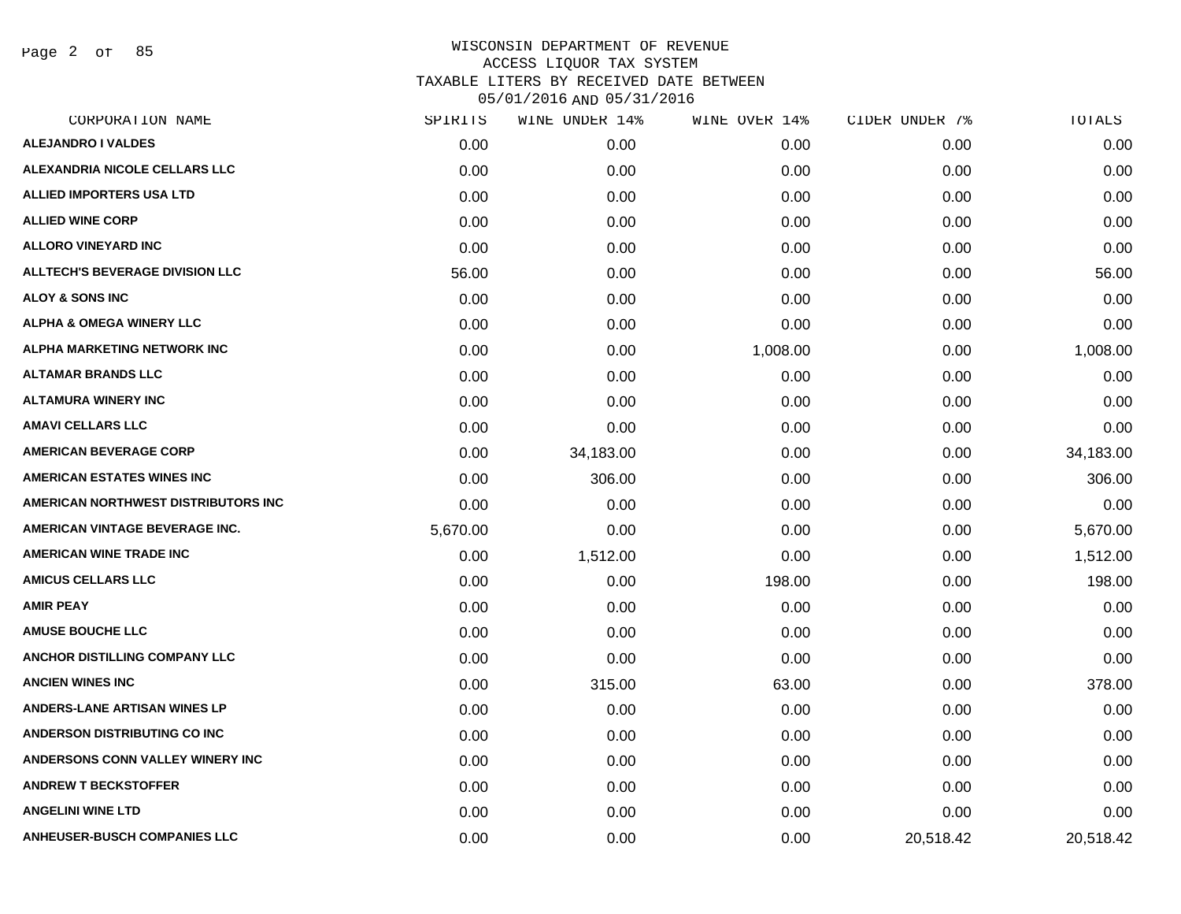WISCONSIN DEPARTMENT OF REVENUE
ACCESS LIQUOR TAX SYSTEM
TAXABLE LITERS BY RECEIVED DATE BETWEEN
05/01/2016 AND 05/31/2016

| CORPORATION NAME | SPIRITS | WINE UNDER 14% | WINE OVER 14% | CIDER UNDER 7% | TOTALS |
|---|---|---|---|---|---|
| ALEJANDRO I VALDES | 0.00 | 0.00 | 0.00 | 0.00 | 0.00 |
| ALEXANDRIA NICOLE CELLARS LLC | 0.00 | 0.00 | 0.00 | 0.00 | 0.00 |
| ALLIED IMPORTERS USA LTD | 0.00 | 0.00 | 0.00 | 0.00 | 0.00 |
| ALLIED WINE CORP | 0.00 | 0.00 | 0.00 | 0.00 | 0.00 |
| ALLORO VINEYARD INC | 0.00 | 0.00 | 0.00 | 0.00 | 0.00 |
| ALLTECH'S BEVERAGE DIVISION LLC | 56.00 | 0.00 | 0.00 | 0.00 | 56.00 |
| ALOY & SONS INC | 0.00 | 0.00 | 0.00 | 0.00 | 0.00 |
| ALPHA & OMEGA WINERY LLC | 0.00 | 0.00 | 0.00 | 0.00 | 0.00 |
| ALPHA MARKETING NETWORK INC | 0.00 | 0.00 | 1,008.00 | 0.00 | 1,008.00 |
| ALTAMAR BRANDS LLC | 0.00 | 0.00 | 0.00 | 0.00 | 0.00 |
| ALTAMURA WINERY INC | 0.00 | 0.00 | 0.00 | 0.00 | 0.00 |
| AMAVI CELLARS LLC | 0.00 | 0.00 | 0.00 | 0.00 | 0.00 |
| AMERICAN BEVERAGE CORP | 0.00 | 34,183.00 | 0.00 | 0.00 | 34,183.00 |
| AMERICAN ESTATES WINES INC | 0.00 | 306.00 | 0.00 | 0.00 | 306.00 |
| AMERICAN NORTHWEST DISTRIBUTORS INC | 0.00 | 0.00 | 0.00 | 0.00 | 0.00 |
| AMERICAN VINTAGE BEVERAGE INC. | 5,670.00 | 0.00 | 0.00 | 0.00 | 5,670.00 |
| AMERICAN WINE TRADE INC | 0.00 | 1,512.00 | 0.00 | 0.00 | 1,512.00 |
| AMICUS CELLARS LLC | 0.00 | 0.00 | 198.00 | 0.00 | 198.00 |
| AMIR PEAY | 0.00 | 0.00 | 0.00 | 0.00 | 0.00 |
| AMUSE BOUCHE LLC | 0.00 | 0.00 | 0.00 | 0.00 | 0.00 |
| ANCHOR DISTILLING COMPANY LLC | 0.00 | 0.00 | 0.00 | 0.00 | 0.00 |
| ANCIEN WINES INC | 0.00 | 315.00 | 63.00 | 0.00 | 378.00 |
| ANDERS-LANE ARTISAN WINES LP | 0.00 | 0.00 | 0.00 | 0.00 | 0.00 |
| ANDERSON DISTRIBUTING CO INC | 0.00 | 0.00 | 0.00 | 0.00 | 0.00 |
| ANDERSONS CONN VALLEY WINERY INC | 0.00 | 0.00 | 0.00 | 0.00 | 0.00 |
| ANDREW T BECKSTOFFER | 0.00 | 0.00 | 0.00 | 0.00 | 0.00 |
| ANGELINI WINE LTD | 0.00 | 0.00 | 0.00 | 0.00 | 0.00 |
| ANHEUSER-BUSCH COMPANIES LLC | 0.00 | 0.00 | 0.00 | 20,518.42 | 20,518.42 |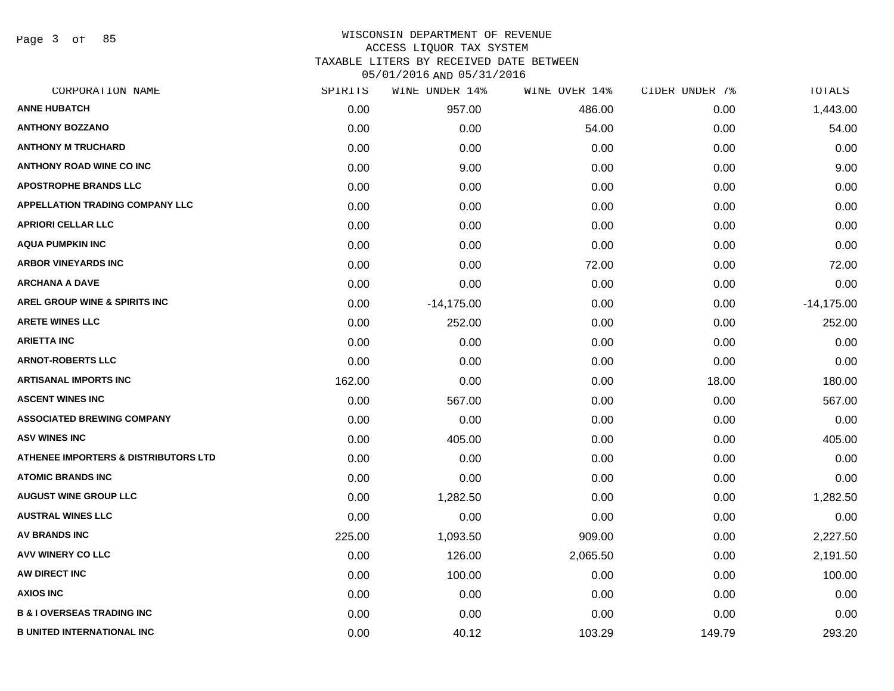# WISCONSIN DEPARTMENT OF REVENUE
## ACCESS LIQUOR TAX SYSTEM
## TAXABLE LITERS BY RECEIVED DATE BETWEEN 05/01/2016 AND 05/31/2016

| CORPORATION NAME | SPIRITS | WINE UNDER 14% | WINE OVER 14% | CIDER UNDER 7% | TOTALS |
|---|---|---|---|---|---|
| ANNE HUBATCH | 0.00 | 957.00 | 486.00 | 0.00 | 1,443.00 |
| ANTHONY BOZZANO | 0.00 | 0.00 | 54.00 | 0.00 | 54.00 |
| ANTHONY M TRUCHARD | 0.00 | 0.00 | 0.00 | 0.00 | 0.00 |
| ANTHONY ROAD WINE CO INC | 0.00 | 9.00 | 0.00 | 0.00 | 9.00 |
| APOSTROPHE BRANDS LLC | 0.00 | 0.00 | 0.00 | 0.00 | 0.00 |
| APPELLATION TRADING COMPANY LLC | 0.00 | 0.00 | 0.00 | 0.00 | 0.00 |
| APRIORI CELLAR LLC | 0.00 | 0.00 | 0.00 | 0.00 | 0.00 |
| AQUA PUMPKIN INC | 0.00 | 0.00 | 0.00 | 0.00 | 0.00 |
| ARBOR VINEYARDS INC | 0.00 | 0.00 | 72.00 | 0.00 | 72.00 |
| ARCHANA A DAVE | 0.00 | 0.00 | 0.00 | 0.00 | 0.00 |
| AREL GROUP WINE & SPIRITS INC | 0.00 | -14,175.00 | 0.00 | 0.00 | -14,175.00 |
| ARETE WINES LLC | 0.00 | 252.00 | 0.00 | 0.00 | 252.00 |
| ARIETTA INC | 0.00 | 0.00 | 0.00 | 0.00 | 0.00 |
| ARNOT-ROBERTS LLC | 0.00 | 0.00 | 0.00 | 0.00 | 0.00 |
| ARTISANAL IMPORTS INC | 162.00 | 0.00 | 0.00 | 18.00 | 180.00 |
| ASCENT WINES INC | 0.00 | 567.00 | 0.00 | 0.00 | 567.00 |
| ASSOCIATED BREWING COMPANY | 0.00 | 0.00 | 0.00 | 0.00 | 0.00 |
| ASV WINES INC | 0.00 | 405.00 | 0.00 | 0.00 | 405.00 |
| ATHENEE IMPORTERS & DISTRIBUTORS LTD | 0.00 | 0.00 | 0.00 | 0.00 | 0.00 |
| ATOMIC BRANDS INC | 0.00 | 0.00 | 0.00 | 0.00 | 0.00 |
| AUGUST WINE GROUP LLC | 0.00 | 1,282.50 | 0.00 | 0.00 | 1,282.50 |
| AUSTRAL WINES LLC | 0.00 | 0.00 | 0.00 | 0.00 | 0.00 |
| AV BRANDS INC | 225.00 | 1,093.50 | 909.00 | 0.00 | 2,227.50 |
| AVV WINERY CO LLC | 0.00 | 126.00 | 2,065.50 | 0.00 | 2,191.50 |
| AW DIRECT INC | 0.00 | 100.00 | 0.00 | 0.00 | 100.00 |
| AXIOS INC | 0.00 | 0.00 | 0.00 | 0.00 | 0.00 |
| B & I OVERSEAS TRADING INC | 0.00 | 0.00 | 0.00 | 0.00 | 0.00 |
| B UNITED INTERNATIONAL INC | 0.00 | 40.12 | 103.29 | 149.79 | 293.20 |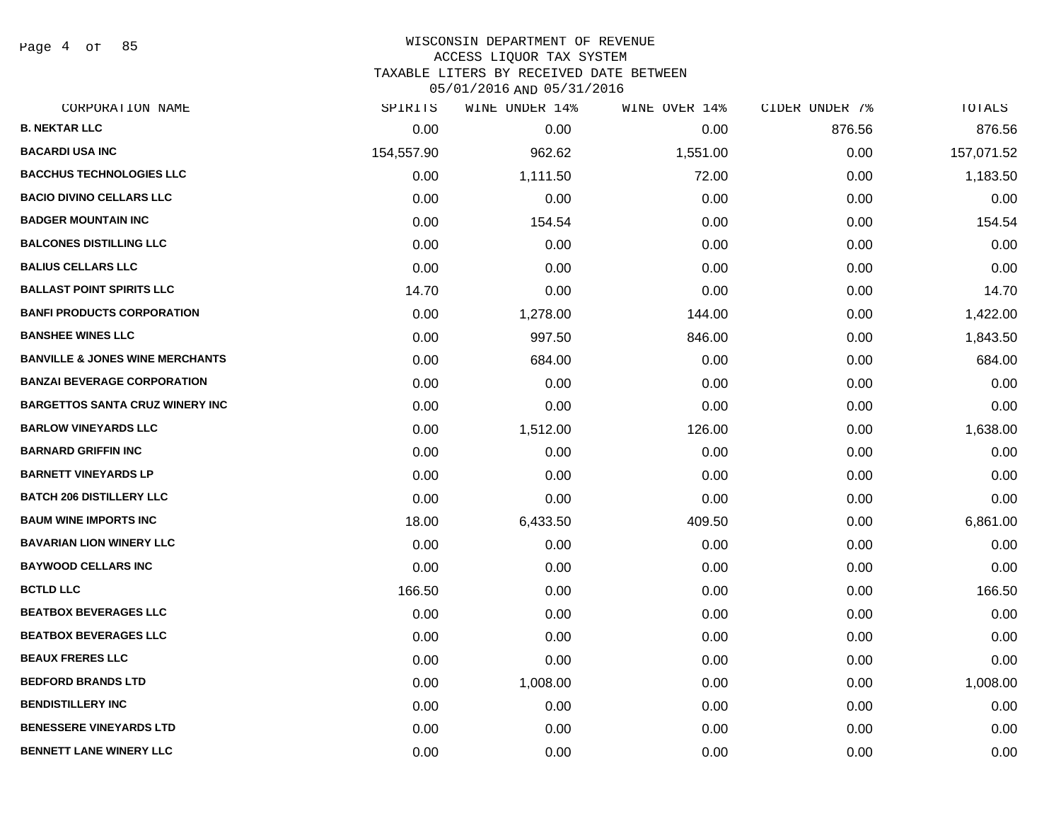WISCONSIN DEPARTMENT OF REVENUE
ACCESS LIQUOR TAX SYSTEM
TAXABLE LITERS BY RECEIVED DATE BETWEEN
05/01/2016 AND 05/31/2016

| CORPORATION NAME | SPIRITS | WINE UNDER 14% | WINE OVER 14% | CIDER UNDER 7% | TOTALS |
|---|---|---|---|---|---|
| **B. NEKTAR LLC** | 0.00 | 0.00 | 0.00 | 876.56 | 876.56 |
| **BACARDI USA INC** | 154,557.90 | 962.62 | 1,551.00 | 0.00 | 157,071.52 |
| **BACCHUS TECHNOLOGIES LLC** | 0.00 | 1,111.50 | 72.00 | 0.00 | 1,183.50 |
| **BACIO DIVINO CELLARS LLC** | 0.00 | 0.00 | 0.00 | 0.00 | 0.00 |
| **BADGER MOUNTAIN INC** | 0.00 | 154.54 | 0.00 | 0.00 | 154.54 |
| **BALCONES DISTILLING LLC** | 0.00 | 0.00 | 0.00 | 0.00 | 0.00 |
| **BALIUS CELLARS LLC** | 0.00 | 0.00 | 0.00 | 0.00 | 0.00 |
| **BALLAST POINT SPIRITS LLC** | 14.70 | 0.00 | 0.00 | 0.00 | 14.70 |
| **BANFI PRODUCTS CORPORATION** | 0.00 | 1,278.00 | 144.00 | 0.00 | 1,422.00 |
| **BANSHEE WINES LLC** | 0.00 | 997.50 | 846.00 | 0.00 | 1,843.50 |
| **BANVILLE & JONES WINE MERCHANTS** | 0.00 | 684.00 | 0.00 | 0.00 | 684.00 |
| **BANZAI BEVERAGE CORPORATION** | 0.00 | 0.00 | 0.00 | 0.00 | 0.00 |
| **BARGETTOS SANTA CRUZ WINERY INC** | 0.00 | 0.00 | 0.00 | 0.00 | 0.00 |
| **BARLOW VINEYARDS LLC** | 0.00 | 1,512.00 | 126.00 | 0.00 | 1,638.00 |
| **BARNARD GRIFFIN INC** | 0.00 | 0.00 | 0.00 | 0.00 | 0.00 |
| **BARNETT VINEYARDS LP** | 0.00 | 0.00 | 0.00 | 0.00 | 0.00 |
| **BATCH 206 DISTILLERY LLC** | 0.00 | 0.00 | 0.00 | 0.00 | 0.00 |
| **BAUM WINE IMPORTS INC** | 18.00 | 6,433.50 | 409.50 | 0.00 | 6,861.00 |
| **BAVARIAN LION WINERY LLC** | 0.00 | 0.00 | 0.00 | 0.00 | 0.00 |
| **BAYWOOD CELLARS INC** | 0.00 | 0.00 | 0.00 | 0.00 | 0.00 |
| **BCTLD LLC** | 166.50 | 0.00 | 0.00 | 0.00 | 166.50 |
| **BEATBOX BEVERAGES LLC** | 0.00 | 0.00 | 0.00 | 0.00 | 0.00 |
| **BEATBOX BEVERAGES LLC** | 0.00 | 0.00 | 0.00 | 0.00 | 0.00 |
| **BEAUX FRERES LLC** | 0.00 | 0.00 | 0.00 | 0.00 | 0.00 |
| **BEDFORD BRANDS LTD** | 0.00 | 1,008.00 | 0.00 | 0.00 | 1,008.00 |
| **BENDISTILLERY INC** | 0.00 | 0.00 | 0.00 | 0.00 | 0.00 |
| **BENESSERE VINEYARDS LTD** | 0.00 | 0.00 | 0.00 | 0.00 | 0.00 |
| **BENNETT LANE WINERY LLC** | 0.00 | 0.00 | 0.00 | 0.00 | 0.00 |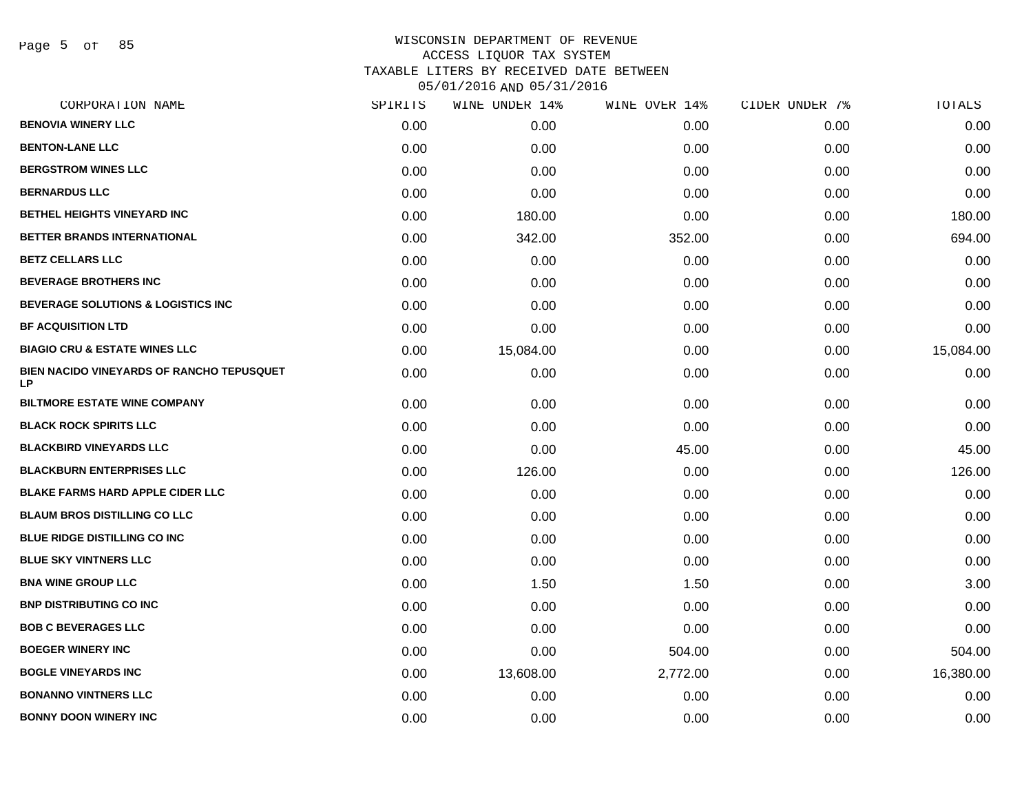WISCONSIN DEPARTMENT OF REVENUE
ACCESS LIQUOR TAX SYSTEM
TAXABLE LITERS BY RECEIVED DATE BETWEEN
05/01/2016 AND 05/31/2016

| CORPORATION NAME | SPIRITS | WINE UNDER 14% | WINE OVER 14% | CIDER UNDER 7% | TOTALS |
|---|---|---|---|---|---|
| BENOVIA WINERY LLC | 0.00 | 0.00 | 0.00 | 0.00 | 0.00 |
| BENTON-LANE LLC | 0.00 | 0.00 | 0.00 | 0.00 | 0.00 |
| BERGSTROM WINES LLC | 0.00 | 0.00 | 0.00 | 0.00 | 0.00 |
| BERNARDUS LLC | 0.00 | 0.00 | 0.00 | 0.00 | 0.00 |
| BETHEL HEIGHTS VINEYARD INC | 0.00 | 180.00 | 0.00 | 0.00 | 180.00 |
| BETTER BRANDS INTERNATIONAL | 0.00 | 342.00 | 352.00 | 0.00 | 694.00 |
| BETZ CELLARS LLC | 0.00 | 0.00 | 0.00 | 0.00 | 0.00 |
| BEVERAGE BROTHERS INC | 0.00 | 0.00 | 0.00 | 0.00 | 0.00 |
| BEVERAGE SOLUTIONS & LOGISTICS INC | 0.00 | 0.00 | 0.00 | 0.00 | 0.00 |
| BF ACQUISITION LTD | 0.00 | 0.00 | 0.00 | 0.00 | 0.00 |
| BIAGIO CRU & ESTATE WINES LLC | 0.00 | 15,084.00 | 0.00 | 0.00 | 15,084.00 |
| BIEN NACIDO VINEYARDS OF RANCHO TEPUSQUET LP | 0.00 | 0.00 | 0.00 | 0.00 | 0.00 |
| BILTMORE ESTATE WINE COMPANY | 0.00 | 0.00 | 0.00 | 0.00 | 0.00 |
| BLACK ROCK SPIRITS LLC | 0.00 | 0.00 | 0.00 | 0.00 | 0.00 |
| BLACKBIRD VINEYARDS LLC | 0.00 | 0.00 | 45.00 | 0.00 | 45.00 |
| BLACKBURN ENTERPRISES LLC | 0.00 | 126.00 | 0.00 | 0.00 | 126.00 |
| BLAKE FARMS HARD APPLE CIDER LLC | 0.00 | 0.00 | 0.00 | 0.00 | 0.00 |
| BLAUM BROS DISTILLING CO LLC | 0.00 | 0.00 | 0.00 | 0.00 | 0.00 |
| BLUE RIDGE DISTILLING CO INC | 0.00 | 0.00 | 0.00 | 0.00 | 0.00 |
| BLUE SKY VINTNERS LLC | 0.00 | 0.00 | 0.00 | 0.00 | 0.00 |
| BNA WINE GROUP LLC | 0.00 | 1.50 | 1.50 | 0.00 | 3.00 |
| BNP DISTRIBUTING CO INC | 0.00 | 0.00 | 0.00 | 0.00 | 0.00 |
| BOB C BEVERAGES LLC | 0.00 | 0.00 | 0.00 | 0.00 | 0.00 |
| BOEGER WINERY INC | 0.00 | 0.00 | 504.00 | 0.00 | 504.00 |
| BOGLE VINEYARDS INC | 0.00 | 13,608.00 | 2,772.00 | 0.00 | 16,380.00 |
| BONANNO VINTNERS LLC | 0.00 | 0.00 | 0.00 | 0.00 | 0.00 |
| BONNY DOON WINERY INC | 0.00 | 0.00 | 0.00 | 0.00 | 0.00 |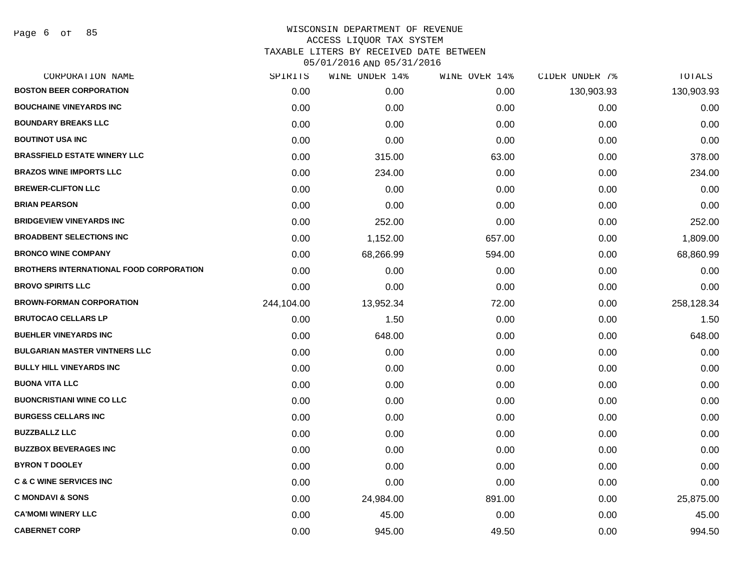WISCONSIN DEPARTMENT OF REVENUE
ACCESS LIQUOR TAX SYSTEM
TAXABLE LITERS BY RECEIVED DATE BETWEEN
05/01/2016 AND 05/31/2016

| CORPORATION NAME | SPIRITS | WINE UNDER 14% | WINE OVER 14% | CIDER UNDER 7% | TOTALS |
|---|---|---|---|---|---|
| **BOSTON BEER CORPORATION** | 0.00 | 0.00 | 0.00 | 130,903.93 | 130,903.93 |
| **BOUCHAINE VINEYARDS INC** | 0.00 | 0.00 | 0.00 | 0.00 | 0.00 |
| **BOUNDARY BREAKS LLC** | 0.00 | 0.00 | 0.00 | 0.00 | 0.00 |
| **BOUTINOT USA INC** | 0.00 | 0.00 | 0.00 | 0.00 | 0.00 |
| **BRASSFIELD ESTATE WINERY LLC** | 0.00 | 315.00 | 63.00 | 0.00 | 378.00 |
| **BRAZOS WINE IMPORTS LLC** | 0.00 | 234.00 | 0.00 | 0.00 | 234.00 |
| **BREWER-CLIFTON LLC** | 0.00 | 0.00 | 0.00 | 0.00 | 0.00 |
| **BRIAN PEARSON** | 0.00 | 0.00 | 0.00 | 0.00 | 0.00 |
| **BRIDGEVIEW VINEYARDS INC** | 0.00 | 252.00 | 0.00 | 0.00 | 252.00 |
| **BROADBENT SELECTIONS INC** | 0.00 | 1,152.00 | 657.00 | 0.00 | 1,809.00 |
| **BRONCO WINE COMPANY** | 0.00 | 68,266.99 | 594.00 | 0.00 | 68,860.99 |
| **BROTHERS INTERNATIONAL FOOD CORPORATION** | 0.00 | 0.00 | 0.00 | 0.00 | 0.00 |
| **BROVO SPIRITS LLC** | 0.00 | 0.00 | 0.00 | 0.00 | 0.00 |
| **BROWN-FORMAN CORPORATION** | 244,104.00 | 13,952.34 | 72.00 | 0.00 | 258,128.34 |
| **BRUTOCAO CELLARS LP** | 0.00 | 1.50 | 0.00 | 0.00 | 1.50 |
| **BUEHLER VINEYARDS INC** | 0.00 | 648.00 | 0.00 | 0.00 | 648.00 |
| **BULGARIAN MASTER VINTNERS LLC** | 0.00 | 0.00 | 0.00 | 0.00 | 0.00 |
| **BULLY HILL VINEYARDS INC** | 0.00 | 0.00 | 0.00 | 0.00 | 0.00 |
| **BUONA VITA LLC** | 0.00 | 0.00 | 0.00 | 0.00 | 0.00 |
| **BUONCRISTIANI WINE CO LLC** | 0.00 | 0.00 | 0.00 | 0.00 | 0.00 |
| **BURGESS CELLARS INC** | 0.00 | 0.00 | 0.00 | 0.00 | 0.00 |
| **BUZZBALLZ LLC** | 0.00 | 0.00 | 0.00 | 0.00 | 0.00 |
| **BUZZBOX BEVERAGES INC** | 0.00 | 0.00 | 0.00 | 0.00 | 0.00 |
| **BYRON T DOOLEY** | 0.00 | 0.00 | 0.00 | 0.00 | 0.00 |
| **C & C WINE SERVICES INC** | 0.00 | 0.00 | 0.00 | 0.00 | 0.00 |
| **C MONDAVI & SONS** | 0.00 | 24,984.00 | 891.00 | 0.00 | 25,875.00 |
| **CA'MOMI WINERY LLC** | 0.00 | 45.00 | 0.00 | 0.00 | 45.00 |
| **CABERNET CORP** | 0.00 | 945.00 | 49.50 | 0.00 | 994.50 |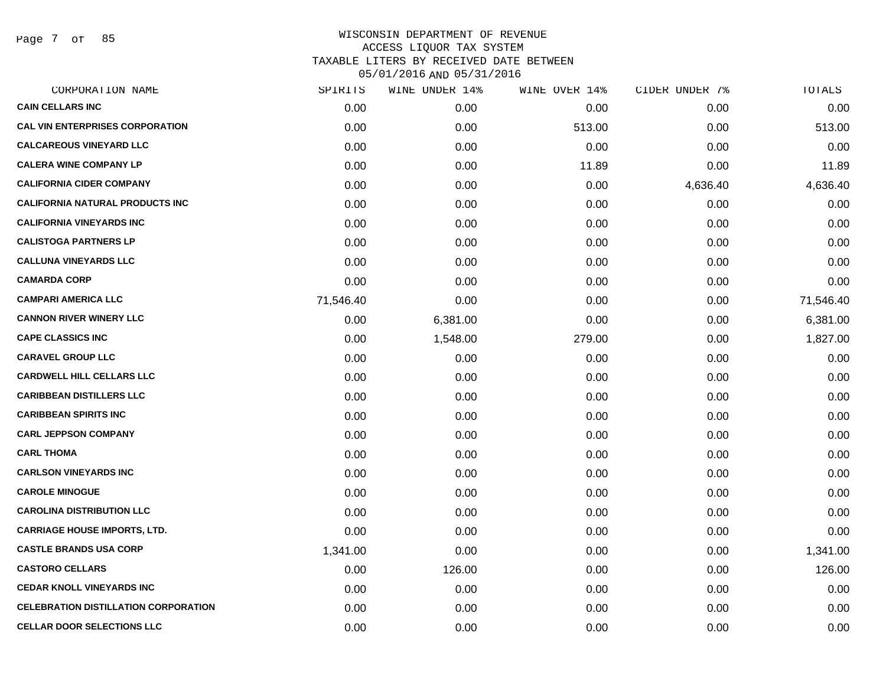# WISCONSIN DEPARTMENT OF REVENUE
## ACCESS LIQUOR TAX SYSTEM
### TAXABLE LITERS BY RECEIVED DATE BETWEEN 05/01/2016 AND 05/31/2016

| CORPORATION NAME | SPIRITS | WINE UNDER 14% | WINE OVER 14% | CIDER UNDER 7% | TOTALS |
|---|---|---|---|---|---|
| CAIN CELLARS INC | 0.00 | 0.00 | 0.00 | 0.00 | 0.00 |
| CAL VIN ENTERPRISES CORPORATION | 0.00 | 0.00 | 513.00 | 0.00 | 513.00 |
| CALCAREOUS VINEYARD LLC | 0.00 | 0.00 | 0.00 | 0.00 | 0.00 |
| CALERA WINE COMPANY LP | 0.00 | 0.00 | 11.89 | 0.00 | 11.89 |
| CALIFORNIA CIDER COMPANY | 0.00 | 0.00 | 0.00 | 4,636.40 | 4,636.40 |
| CALIFORNIA NATURAL PRODUCTS INC | 0.00 | 0.00 | 0.00 | 0.00 | 0.00 |
| CALIFORNIA VINEYARDS INC | 0.00 | 0.00 | 0.00 | 0.00 | 0.00 |
| CALISTOGA PARTNERS LP | 0.00 | 0.00 | 0.00 | 0.00 | 0.00 |
| CALLUNA VINEYARDS LLC | 0.00 | 0.00 | 0.00 | 0.00 | 0.00 |
| CAMARDA CORP | 0.00 | 0.00 | 0.00 | 0.00 | 0.00 |
| CAMPARI AMERICA LLC | 71,546.40 | 0.00 | 0.00 | 0.00 | 71,546.40 |
| CANNON RIVER WINERY LLC | 0.00 | 6,381.00 | 0.00 | 0.00 | 6,381.00 |
| CAPE CLASSICS INC | 0.00 | 1,548.00 | 279.00 | 0.00 | 1,827.00 |
| CARAVEL GROUP LLC | 0.00 | 0.00 | 0.00 | 0.00 | 0.00 |
| CARDWELL HILL CELLARS LLC | 0.00 | 0.00 | 0.00 | 0.00 | 0.00 |
| CARIBBEAN DISTILLERS LLC | 0.00 | 0.00 | 0.00 | 0.00 | 0.00 |
| CARIBBEAN SPIRITS INC | 0.00 | 0.00 | 0.00 | 0.00 | 0.00 |
| CARL JEPPSON COMPANY | 0.00 | 0.00 | 0.00 | 0.00 | 0.00 |
| CARL THOMA | 0.00 | 0.00 | 0.00 | 0.00 | 0.00 |
| CARLSON VINEYARDS INC | 0.00 | 0.00 | 0.00 | 0.00 | 0.00 |
| CAROLE MINOGUE | 0.00 | 0.00 | 0.00 | 0.00 | 0.00 |
| CAROLINA DISTRIBUTION LLC | 0.00 | 0.00 | 0.00 | 0.00 | 0.00 |
| CARRIAGE HOUSE IMPORTS, LTD. | 0.00 | 0.00 | 0.00 | 0.00 | 0.00 |
| CASTLE BRANDS USA CORP | 1,341.00 | 0.00 | 0.00 | 0.00 | 1,341.00 |
| CASTORO CELLARS | 0.00 | 126.00 | 0.00 | 0.00 | 126.00 |
| CEDAR KNOLL VINEYARDS INC | 0.00 | 0.00 | 0.00 | 0.00 | 0.00 |
| CELEBRATION DISTILLATION CORPORATION | 0.00 | 0.00 | 0.00 | 0.00 | 0.00 |
| CELLAR DOOR SELECTIONS LLC | 0.00 | 0.00 | 0.00 | 0.00 | 0.00 |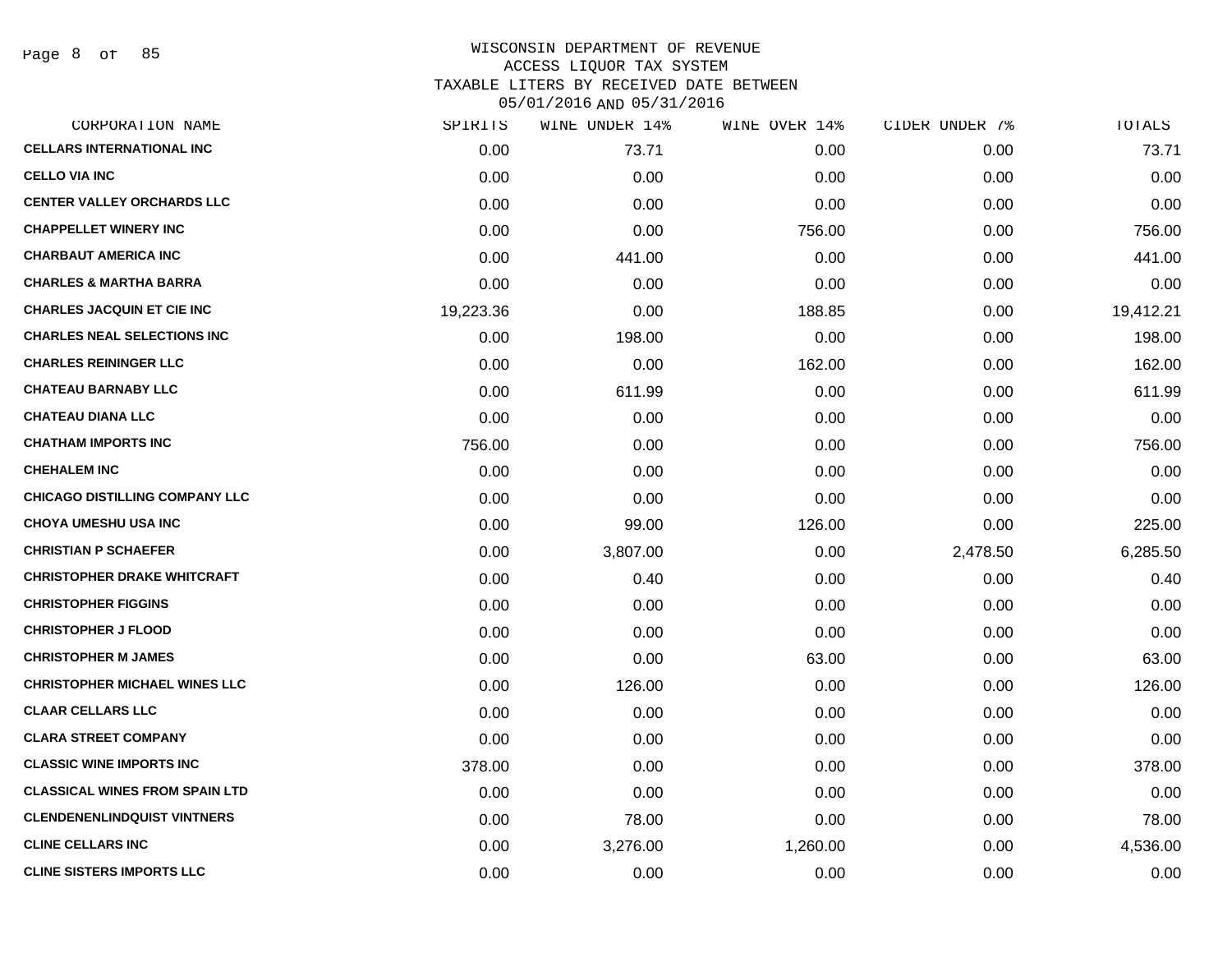WISCONSIN DEPARTMENT OF REVENUE
ACCESS LIQUOR TAX SYSTEM
TAXABLE LITERS BY RECEIVED DATE BETWEEN
05/01/2016 AND 05/31/2016

| CORPORATION NAME | SPIRITS | WINE UNDER 14% | WINE OVER 14% | CIDER UNDER 7% | TOTALS |
|---|---|---|---|---|---|
| CELLARS INTERNATIONAL INC | 0.00 | 73.71 | 0.00 | 0.00 | 73.71 |
| CELLO VIA INC | 0.00 | 0.00 | 0.00 | 0.00 | 0.00 |
| CENTER VALLEY ORCHARDS LLC | 0.00 | 0.00 | 0.00 | 0.00 | 0.00 |
| CHAPPELLET WINERY INC | 0.00 | 0.00 | 756.00 | 0.00 | 756.00 |
| CHARBAUT AMERICA INC | 0.00 | 441.00 | 0.00 | 0.00 | 441.00 |
| CHARLES & MARTHA BARRA | 0.00 | 0.00 | 0.00 | 0.00 | 0.00 |
| CHARLES JACQUIN ET CIE INC | 19,223.36 | 0.00 | 188.85 | 0.00 | 19,412.21 |
| CHARLES NEAL SELECTIONS INC | 0.00 | 198.00 | 0.00 | 0.00 | 198.00 |
| CHARLES REININGER LLC | 0.00 | 0.00 | 162.00 | 0.00 | 162.00 |
| CHATEAU BARNABY LLC | 0.00 | 611.99 | 0.00 | 0.00 | 611.99 |
| CHATEAU DIANA LLC | 0.00 | 0.00 | 0.00 | 0.00 | 0.00 |
| CHATHAM IMPORTS INC | 756.00 | 0.00 | 0.00 | 0.00 | 756.00 |
| CHEHALEM INC | 0.00 | 0.00 | 0.00 | 0.00 | 0.00 |
| CHICAGO DISTILLING COMPANY LLC | 0.00 | 0.00 | 0.00 | 0.00 | 0.00 |
| CHOYA UMESHU USA INC | 0.00 | 99.00 | 126.00 | 0.00 | 225.00 |
| CHRISTIAN P SCHAEFER | 0.00 | 3,807.00 | 0.00 | 2,478.50 | 6,285.50 |
| CHRISTOPHER DRAKE WHITCRAFT | 0.00 | 0.40 | 0.00 | 0.00 | 0.40 |
| CHRISTOPHER FIGGINS | 0.00 | 0.00 | 0.00 | 0.00 | 0.00 |
| CHRISTOPHER J FLOOD | 0.00 | 0.00 | 0.00 | 0.00 | 0.00 |
| CHRISTOPHER M JAMES | 0.00 | 0.00 | 63.00 | 0.00 | 63.00 |
| CHRISTOPHER MICHAEL WINES LLC | 0.00 | 126.00 | 0.00 | 0.00 | 126.00 |
| CLAAR CELLARS LLC | 0.00 | 0.00 | 0.00 | 0.00 | 0.00 |
| CLARA STREET COMPANY | 0.00 | 0.00 | 0.00 | 0.00 | 0.00 |
| CLASSIC WINE IMPORTS INC | 378.00 | 0.00 | 0.00 | 0.00 | 378.00 |
| CLASSICAL WINES FROM SPAIN LTD | 0.00 | 0.00 | 0.00 | 0.00 | 0.00 |
| CLENDENENLINDQUIST VINTNERS | 0.00 | 78.00 | 0.00 | 0.00 | 78.00 |
| CLINE CELLARS INC | 0.00 | 3,276.00 | 1,260.00 | 0.00 | 4,536.00 |
| CLINE SISTERS IMPORTS LLC | 0.00 | 0.00 | 0.00 | 0.00 | 0.00 |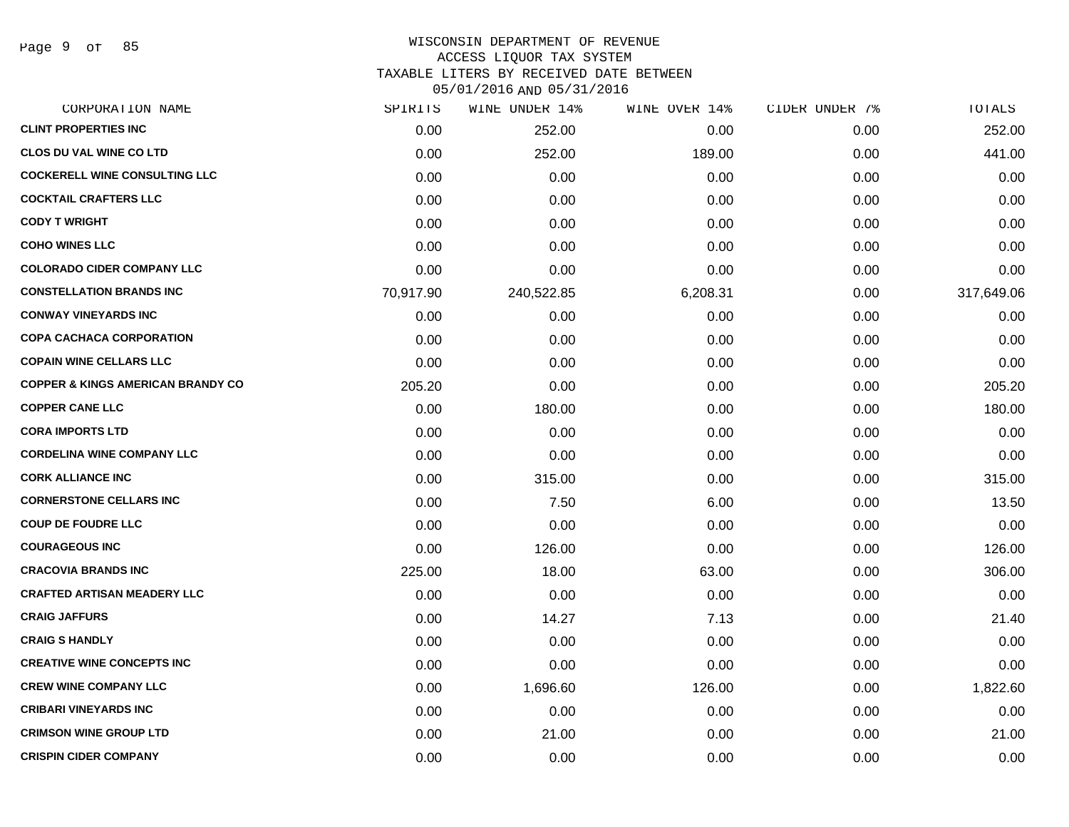WISCONSIN DEPARTMENT OF REVENUE
ACCESS LIQUOR TAX SYSTEM
TAXABLE LITERS BY RECEIVED DATE BETWEEN
05/01/2016 AND 05/31/2016

| CORPORATION NAME | SPIRITS | WINE UNDER 14% | WINE OVER 14% | CIDER UNDER 7% | TOTALS |
|---|---|---|---|---|---|
| CLINT PROPERTIES INC | 0.00 | 252.00 | 0.00 | 0.00 | 252.00 |
| CLOS DU VAL WINE CO LTD | 0.00 | 252.00 | 189.00 | 0.00 | 441.00 |
| COCKERELL WINE CONSULTING LLC | 0.00 | 0.00 | 0.00 | 0.00 | 0.00 |
| COCKTAIL CRAFTERS LLC | 0.00 | 0.00 | 0.00 | 0.00 | 0.00 |
| CODY T WRIGHT | 0.00 | 0.00 | 0.00 | 0.00 | 0.00 |
| COHO WINES LLC | 0.00 | 0.00 | 0.00 | 0.00 | 0.00 |
| COLORADO CIDER COMPANY LLC | 0.00 | 0.00 | 0.00 | 0.00 | 0.00 |
| CONSTELLATION BRANDS INC | 70,917.90 | 240,522.85 | 6,208.31 | 0.00 | 317,649.06 |
| CONWAY VINEYARDS INC | 0.00 | 0.00 | 0.00 | 0.00 | 0.00 |
| COPA CACHACA CORPORATION | 0.00 | 0.00 | 0.00 | 0.00 | 0.00 |
| COPAIN WINE CELLARS LLC | 0.00 | 0.00 | 0.00 | 0.00 | 0.00 |
| COPPER & KINGS AMERICAN BRANDY CO | 205.20 | 0.00 | 0.00 | 0.00 | 205.20 |
| COPPER CANE LLC | 0.00 | 180.00 | 0.00 | 0.00 | 180.00 |
| CORA IMPORTS LTD | 0.00 | 0.00 | 0.00 | 0.00 | 0.00 |
| CORDELINA WINE COMPANY LLC | 0.00 | 0.00 | 0.00 | 0.00 | 0.00 |
| CORK ALLIANCE INC | 0.00 | 315.00 | 0.00 | 0.00 | 315.00 |
| CORNERSTONE CELLARS INC | 0.00 | 7.50 | 6.00 | 0.00 | 13.50 |
| COUP DE FOUDRE LLC | 0.00 | 0.00 | 0.00 | 0.00 | 0.00 |
| COURAGEOUS INC | 0.00 | 126.00 | 0.00 | 0.00 | 126.00 |
| CRACOVIA BRANDS INC | 225.00 | 18.00 | 63.00 | 0.00 | 306.00 |
| CRAFTED ARTISAN MEADERY LLC | 0.00 | 0.00 | 0.00 | 0.00 | 0.00 |
| CRAIG JAFFURS | 0.00 | 14.27 | 7.13 | 0.00 | 21.40 |
| CRAIG S HANDLY | 0.00 | 0.00 | 0.00 | 0.00 | 0.00 |
| CREATIVE WINE CONCEPTS INC | 0.00 | 0.00 | 0.00 | 0.00 | 0.00 |
| CREW WINE COMPANY LLC | 0.00 | 1,696.60 | 126.00 | 0.00 | 1,822.60 |
| CRIBARI VINEYARDS INC | 0.00 | 0.00 | 0.00 | 0.00 | 0.00 |
| CRIMSON WINE GROUP LTD | 0.00 | 21.00 | 0.00 | 0.00 | 21.00 |
| CRISPIN CIDER COMPANY | 0.00 | 0.00 | 0.00 | 0.00 | 0.00 |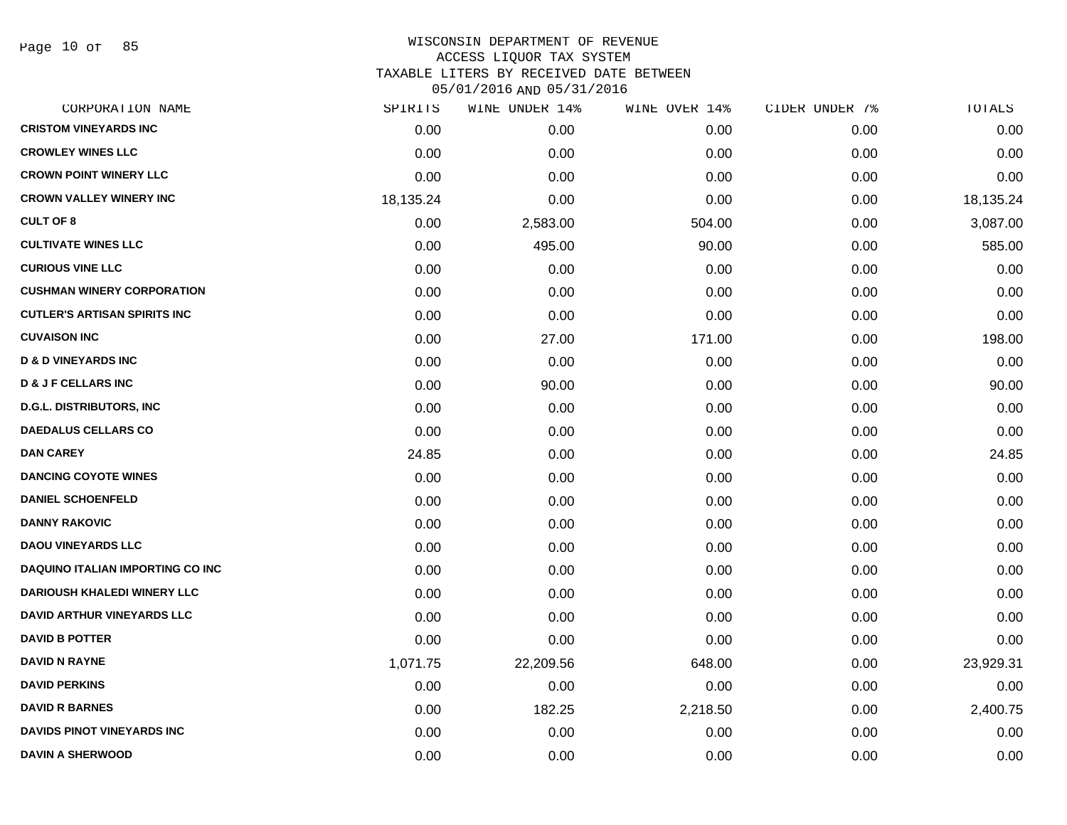# WISCONSIN DEPARTMENT OF REVENUE
## ACCESS LIQUOR TAX SYSTEM
## TAXABLE LITERS BY RECEIVED DATE BETWEEN 05/01/2016 AND 05/31/2016

| CORPORATION NAME | SPIRITS | WINE UNDER 14% | WINE OVER 14% | CIDER UNDER 7% | TOTALS |
|---|---|---|---|---|---|
| CRISTOM VINEYARDS INC | 0.00 | 0.00 | 0.00 | 0.00 | 0.00 |
| CROWLEY WINES LLC | 0.00 | 0.00 | 0.00 | 0.00 | 0.00 |
| CROWN POINT WINERY LLC | 0.00 | 0.00 | 0.00 | 0.00 | 0.00 |
| CROWN VALLEY WINERY INC | 18,135.24 | 0.00 | 0.00 | 0.00 | 18,135.24 |
| CULT OF 8 | 0.00 | 2,583.00 | 504.00 | 0.00 | 3,087.00 |
| CULTIVATE WINES LLC | 0.00 | 495.00 | 90.00 | 0.00 | 585.00 |
| CURIOUS VINE LLC | 0.00 | 0.00 | 0.00 | 0.00 | 0.00 |
| CUSHMAN WINERY CORPORATION | 0.00 | 0.00 | 0.00 | 0.00 | 0.00 |
| CUTLER'S ARTISAN SPIRITS INC | 0.00 | 0.00 | 0.00 | 0.00 | 0.00 |
| CUVAISON INC | 0.00 | 27.00 | 171.00 | 0.00 | 198.00 |
| D & D VINEYARDS INC | 0.00 | 0.00 | 0.00 | 0.00 | 0.00 |
| D & J F CELLARS INC | 0.00 | 90.00 | 0.00 | 0.00 | 90.00 |
| D.G.L. DISTRIBUTORS, INC | 0.00 | 0.00 | 0.00 | 0.00 | 0.00 |
| DAEDALUS CELLARS CO | 0.00 | 0.00 | 0.00 | 0.00 | 0.00 |
| DAN CAREY | 24.85 | 0.00 | 0.00 | 0.00 | 24.85 |
| DANCING COYOTE WINES | 0.00 | 0.00 | 0.00 | 0.00 | 0.00 |
| DANIEL SCHOENFELD | 0.00 | 0.00 | 0.00 | 0.00 | 0.00 |
| DANNY RAKOVIC | 0.00 | 0.00 | 0.00 | 0.00 | 0.00 |
| DAOU VINEYARDS LLC | 0.00 | 0.00 | 0.00 | 0.00 | 0.00 |
| DAQUINO ITALIAN IMPORTING CO INC | 0.00 | 0.00 | 0.00 | 0.00 | 0.00 |
| DARIOUSH KHALEDI WINERY LLC | 0.00 | 0.00 | 0.00 | 0.00 | 0.00 |
| DAVID ARTHUR VINEYARDS LLC | 0.00 | 0.00 | 0.00 | 0.00 | 0.00 |
| DAVID B POTTER | 0.00 | 0.00 | 0.00 | 0.00 | 0.00 |
| DAVID N RAYNE | 1,071.75 | 22,209.56 | 648.00 | 0.00 | 23,929.31 |
| DAVID PERKINS | 0.00 | 0.00 | 0.00 | 0.00 | 0.00 |
| DAVID R BARNES | 0.00 | 182.25 | 2,218.50 | 0.00 | 2,400.75 |
| DAVIDS PINOT VINEYARDS INC | 0.00 | 0.00 | 0.00 | 0.00 | 0.00 |
| DAVIN A SHERWOOD | 0.00 | 0.00 | 0.00 | 0.00 | 0.00 |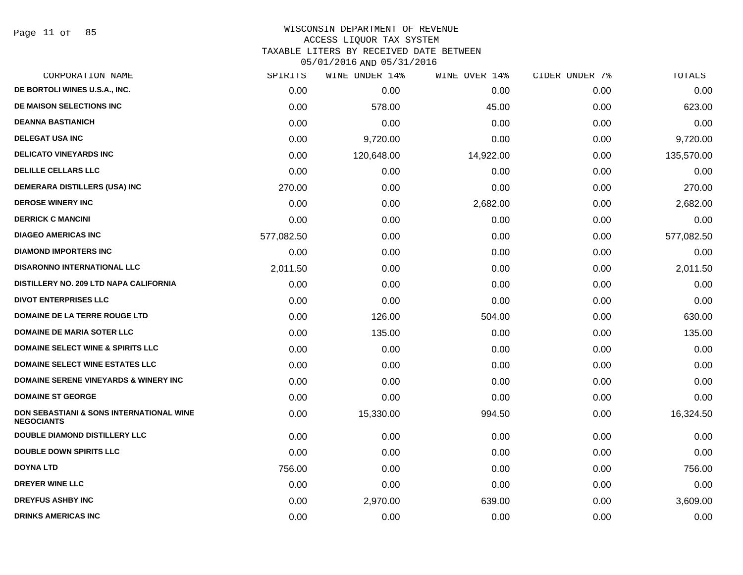WISCONSIN DEPARTMENT OF REVENUE
ACCESS LIQUOR TAX SYSTEM
TAXABLE LITERS BY RECEIVED DATE BETWEEN
05/01/2016 AND 05/31/2016

| CORPORATION NAME | SPIRITS | WINE UNDER 14% | WINE OVER 14% | CIDER UNDER 7% | TOTALS |
|---|---|---|---|---|---|
| DE BORTOLI WINES U.S.A., INC. | 0.00 | 0.00 | 0.00 | 0.00 | 0.00 |
| DE MAISON SELECTIONS INC | 0.00 | 578.00 | 45.00 | 0.00 | 623.00 |
| DEANNA BASTIANICH | 0.00 | 0.00 | 0.00 | 0.00 | 0.00 |
| DELEGAT USA INC | 0.00 | 9,720.00 | 0.00 | 0.00 | 9,720.00 |
| DELICATO VINEYARDS INC | 0.00 | 120,648.00 | 14,922.00 | 0.00 | 135,570.00 |
| DELILLE CELLARS LLC | 0.00 | 0.00 | 0.00 | 0.00 | 0.00 |
| DEMERARA DISTILLERS (USA) INC | 270.00 | 0.00 | 0.00 | 0.00 | 270.00 |
| DEROSE WINERY INC | 0.00 | 0.00 | 2,682.00 | 0.00 | 2,682.00 |
| DERRICK C MANCINI | 0.00 | 0.00 | 0.00 | 0.00 | 0.00 |
| DIAGEO AMERICAS INC | 577,082.50 | 0.00 | 0.00 | 0.00 | 577,082.50 |
| DIAMOND IMPORTERS INC | 0.00 | 0.00 | 0.00 | 0.00 | 0.00 |
| DISARONNO INTERNATIONAL LLC | 2,011.50 | 0.00 | 0.00 | 0.00 | 2,011.50 |
| DISTILLERY NO. 209 LTD NAPA CALIFORNIA | 0.00 | 0.00 | 0.00 | 0.00 | 0.00 |
| DIVOT ENTERPRISES LLC | 0.00 | 0.00 | 0.00 | 0.00 | 0.00 |
| DOMAINE DE LA TERRE ROUGE LTD | 0.00 | 126.00 | 504.00 | 0.00 | 630.00 |
| DOMAINE DE MARIA SOTER LLC | 0.00 | 135.00 | 0.00 | 0.00 | 135.00 |
| DOMAINE SELECT WINE & SPIRITS LLC | 0.00 | 0.00 | 0.00 | 0.00 | 0.00 |
| DOMAINE SELECT WINE ESTATES LLC | 0.00 | 0.00 | 0.00 | 0.00 | 0.00 |
| DOMAINE SERENE VINEYARDS & WINERY INC | 0.00 | 0.00 | 0.00 | 0.00 | 0.00 |
| DOMAINE ST GEORGE | 0.00 | 0.00 | 0.00 | 0.00 | 0.00 |
| DON SEBASTIANI & SONS INTERNATIONAL WINE NEGOCIANTS | 0.00 | 15,330.00 | 994.50 | 0.00 | 16,324.50 |
| DOUBLE DIAMOND DISTILLERY LLC | 0.00 | 0.00 | 0.00 | 0.00 | 0.00 |
| DOUBLE DOWN SPIRITS LLC | 0.00 | 0.00 | 0.00 | 0.00 | 0.00 |
| DOYNA LTD | 756.00 | 0.00 | 0.00 | 0.00 | 756.00 |
| DREYER WINE LLC | 0.00 | 0.00 | 0.00 | 0.00 | 0.00 |
| DREYFUS ASHBY INC | 0.00 | 2,970.00 | 639.00 | 0.00 | 3,609.00 |
| DRINKS AMERICAS INC | 0.00 | 0.00 | 0.00 | 0.00 | 0.00 |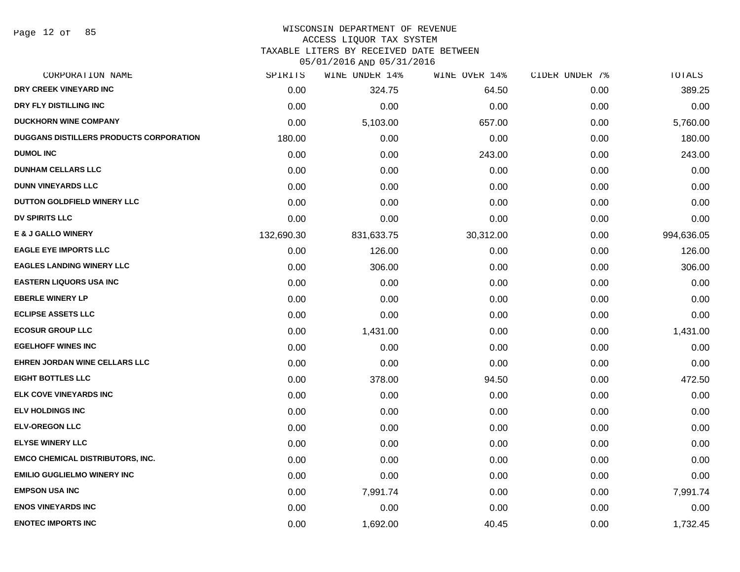WISCONSIN DEPARTMENT OF REVENUE
ACCESS LIQUOR TAX SYSTEM
TAXABLE LITERS BY RECEIVED DATE BETWEEN
05/01/2016 AND 05/31/2016

| CORPORATION NAME | SPIRITS | WINE UNDER 14% | WINE OVER 14% | CIDER UNDER 7% | TOTALS |
|---|---|---|---|---|---|
| DRY CREEK VINEYARD INC | 0.00 | 324.75 | 64.50 | 0.00 | 389.25 |
| DRY FLY DISTILLING INC | 0.00 | 0.00 | 0.00 | 0.00 | 0.00 |
| DUCKHORN WINE COMPANY | 0.00 | 5,103.00 | 657.00 | 0.00 | 5,760.00 |
| DUGGANS DISTILLERS PRODUCTS CORPORATION | 180.00 | 0.00 | 0.00 | 0.00 | 180.00 |
| DUMOL INC | 0.00 | 0.00 | 243.00 | 0.00 | 243.00 |
| DUNHAM CELLARS LLC | 0.00 | 0.00 | 0.00 | 0.00 | 0.00 |
| DUNN VINEYARDS LLC | 0.00 | 0.00 | 0.00 | 0.00 | 0.00 |
| DUTTON GOLDFIELD WINERY LLC | 0.00 | 0.00 | 0.00 | 0.00 | 0.00 |
| DV SPIRITS LLC | 0.00 | 0.00 | 0.00 | 0.00 | 0.00 |
| E & J GALLO WINERY | 132,690.30 | 831,633.75 | 30,312.00 | 0.00 | 994,636.05 |
| EAGLE EYE IMPORTS LLC | 0.00 | 126.00 | 0.00 | 0.00 | 126.00 |
| EAGLES LANDING WINERY LLC | 0.00 | 306.00 | 0.00 | 0.00 | 306.00 |
| EASTERN LIQUORS USA INC | 0.00 | 0.00 | 0.00 | 0.00 | 0.00 |
| EBERLE WINERY LP | 0.00 | 0.00 | 0.00 | 0.00 | 0.00 |
| ECLIPSE ASSETS LLC | 0.00 | 0.00 | 0.00 | 0.00 | 0.00 |
| ECOSUR GROUP LLC | 0.00 | 1,431.00 | 0.00 | 0.00 | 1,431.00 |
| EGELHOFF WINES INC | 0.00 | 0.00 | 0.00 | 0.00 | 0.00 |
| EHREN JORDAN WINE CELLARS LLC | 0.00 | 0.00 | 0.00 | 0.00 | 0.00 |
| EIGHT BOTTLES LLC | 0.00 | 378.00 | 94.50 | 0.00 | 472.50 |
| ELK COVE VINEYARDS INC | 0.00 | 0.00 | 0.00 | 0.00 | 0.00 |
| ELV HOLDINGS INC | 0.00 | 0.00 | 0.00 | 0.00 | 0.00 |
| ELV-OREGON LLC | 0.00 | 0.00 | 0.00 | 0.00 | 0.00 |
| ELYSE WINERY LLC | 0.00 | 0.00 | 0.00 | 0.00 | 0.00 |
| EMCO CHEMICAL DISTRIBUTORS, INC. | 0.00 | 0.00 | 0.00 | 0.00 | 0.00 |
| EMILIO GUGLIELMO WINERY INC | 0.00 | 0.00 | 0.00 | 0.00 | 0.00 |
| EMPSON USA INC | 0.00 | 7,991.74 | 0.00 | 0.00 | 7,991.74 |
| ENOS VINEYARDS INC | 0.00 | 0.00 | 0.00 | 0.00 | 0.00 |
| ENOTEC IMPORTS INC | 0.00 | 1,692.00 | 40.45 | 0.00 | 1,732.45 |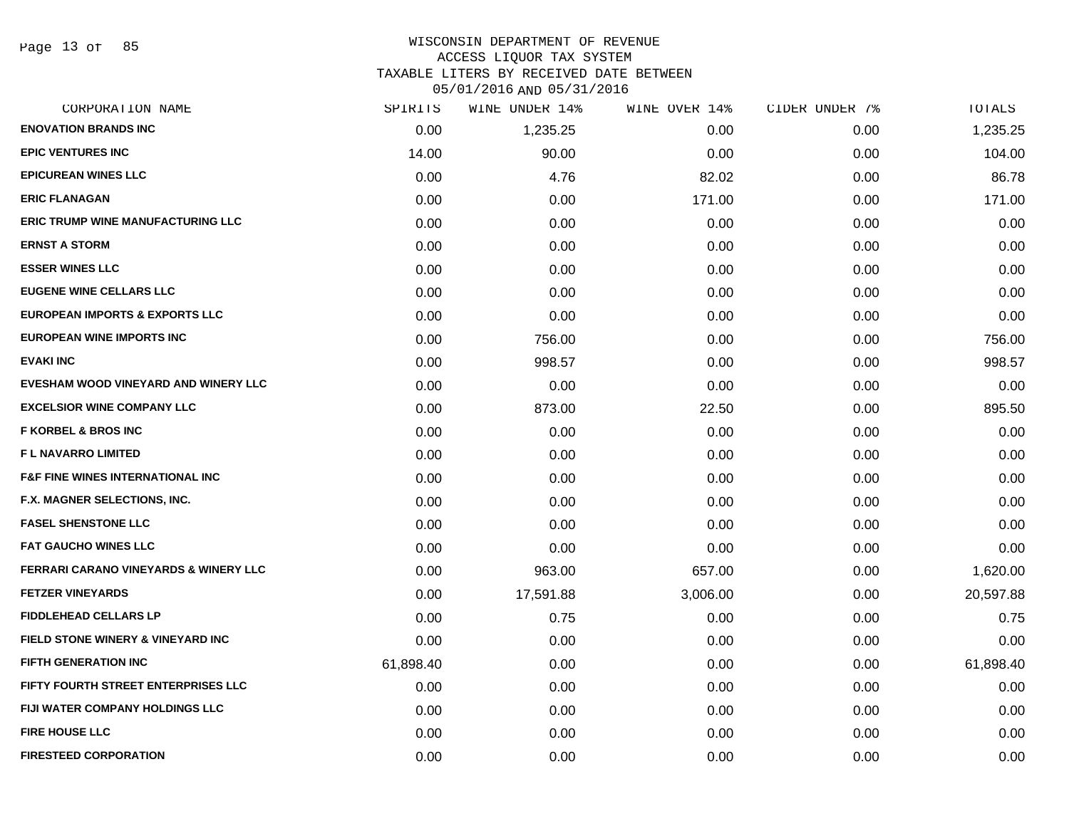# WISCONSIN DEPARTMENT OF REVENUE
## ACCESS LIQUOR TAX SYSTEM
### TAXABLE LITERS BY RECEIVED DATE BETWEEN 05/01/2016 AND 05/31/2016

| CORPORATION NAME | SPIRITS | WINE UNDER 14% | WINE OVER 14% | CIDER UNDER 7% | TOTALS |
|---|---|---|---|---|---|
| ENOVATION BRANDS INC | 0.00 | 1,235.25 | 0.00 | 0.00 | 1,235.25 |
| EPIC VENTURES INC | 14.00 | 90.00 | 0.00 | 0.00 | 104.00 |
| EPICUREAN WINES LLC | 0.00 | 4.76 | 82.02 | 0.00 | 86.78 |
| ERIC FLANAGAN | 0.00 | 0.00 | 171.00 | 0.00 | 171.00 |
| ERIC TRUMP WINE MANUFACTURING LLC | 0.00 | 0.00 | 0.00 | 0.00 | 0.00 |
| ERNST A STORM | 0.00 | 0.00 | 0.00 | 0.00 | 0.00 |
| ESSER WINES LLC | 0.00 | 0.00 | 0.00 | 0.00 | 0.00 |
| EUGENE WINE CELLARS LLC | 0.00 | 0.00 | 0.00 | 0.00 | 0.00 |
| EUROPEAN IMPORTS & EXPORTS LLC | 0.00 | 0.00 | 0.00 | 0.00 | 0.00 |
| EUROPEAN WINE IMPORTS INC | 0.00 | 756.00 | 0.00 | 0.00 | 756.00 |
| EVAKI INC | 0.00 | 998.57 | 0.00 | 0.00 | 998.57 |
| EVESHAM WOOD VINEYARD AND WINERY LLC | 0.00 | 0.00 | 0.00 | 0.00 | 0.00 |
| EXCELSIOR WINE COMPANY LLC | 0.00 | 873.00 | 22.50 | 0.00 | 895.50 |
| F KORBEL & BROS INC | 0.00 | 0.00 | 0.00 | 0.00 | 0.00 |
| F L NAVARRO LIMITED | 0.00 | 0.00 | 0.00 | 0.00 | 0.00 |
| F&F FINE WINES INTERNATIONAL INC | 0.00 | 0.00 | 0.00 | 0.00 | 0.00 |
| F.X. MAGNER SELECTIONS, INC. | 0.00 | 0.00 | 0.00 | 0.00 | 0.00 |
| FASEL SHENSTONE LLC | 0.00 | 0.00 | 0.00 | 0.00 | 0.00 |
| FAT GAUCHO WINES LLC | 0.00 | 0.00 | 0.00 | 0.00 | 0.00 |
| FERRARI CARANO VINEYARDS & WINERY LLC | 0.00 | 963.00 | 657.00 | 0.00 | 1,620.00 |
| FETZER VINEYARDS | 0.00 | 17,591.88 | 3,006.00 | 0.00 | 20,597.88 |
| FIDDLEHEAD CELLARS LP | 0.00 | 0.75 | 0.00 | 0.00 | 0.75 |
| FIELD STONE WINERY & VINEYARD INC | 0.00 | 0.00 | 0.00 | 0.00 | 0.00 |
| FIFTH GENERATION INC | 61,898.40 | 0.00 | 0.00 | 0.00 | 61,898.40 |
| FIFTY FOURTH STREET ENTERPRISES LLC | 0.00 | 0.00 | 0.00 | 0.00 | 0.00 |
| FIJI WATER COMPANY HOLDINGS LLC | 0.00 | 0.00 | 0.00 | 0.00 | 0.00 |
| FIRE HOUSE LLC | 0.00 | 0.00 | 0.00 | 0.00 | 0.00 |
| FIRESTEED CORPORATION | 0.00 | 0.00 | 0.00 | 0.00 | 0.00 |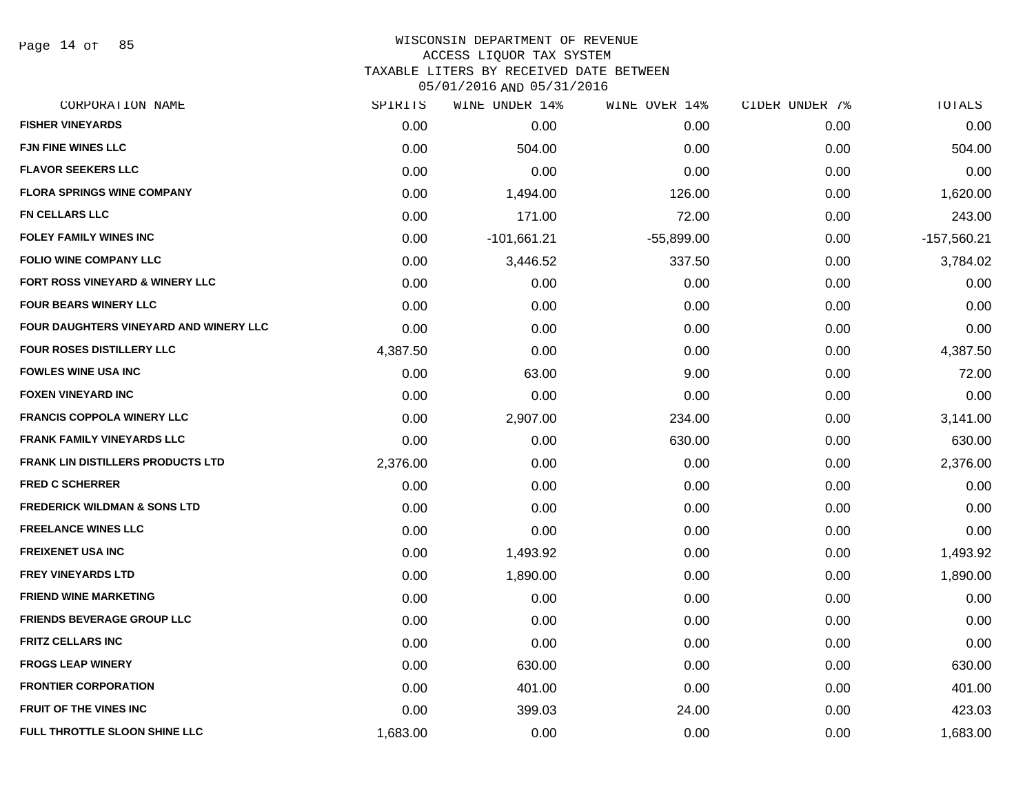# WISCONSIN DEPARTMENT OF REVENUE
## ACCESS LIQUOR TAX SYSTEM
### TAXABLE LITERS BY RECEIVED DATE BETWEEN 05/01/2016 AND 05/31/2016

| CORPORATION NAME | SPIRITS | WINE UNDER 14% | WINE OVER 14% | CIDER UNDER 7% | TOTALS |
|---|---|---|---|---|---|
| FISHER VINEYARDS | 0.00 | 0.00 | 0.00 | 0.00 | 0.00 |
| FJN FINE WINES LLC | 0.00 | 504.00 | 0.00 | 0.00 | 504.00 |
| FLAVOR SEEKERS LLC | 0.00 | 0.00 | 0.00 | 0.00 | 0.00 |
| FLORA SPRINGS WINE COMPANY | 0.00 | 1,494.00 | 126.00 | 0.00 | 1,620.00 |
| FN CELLARS LLC | 0.00 | 171.00 | 72.00 | 0.00 | 243.00 |
| FOLEY FAMILY WINES INC | 0.00 | -101,661.21 | -55,899.00 | 0.00 | -157,560.21 |
| FOLIO WINE COMPANY LLC | 0.00 | 3,446.52 | 337.50 | 0.00 | 3,784.02 |
| FORT ROSS VINEYARD & WINERY LLC | 0.00 | 0.00 | 0.00 | 0.00 | 0.00 |
| FOUR BEARS WINERY LLC | 0.00 | 0.00 | 0.00 | 0.00 | 0.00 |
| FOUR DAUGHTERS VINEYARD AND WINERY LLC | 0.00 | 0.00 | 0.00 | 0.00 | 0.00 |
| FOUR ROSES DISTILLERY LLC | 4,387.50 | 0.00 | 0.00 | 0.00 | 4,387.50 |
| FOWLES WINE USA INC | 0.00 | 63.00 | 9.00 | 0.00 | 72.00 |
| FOXEN VINEYARD INC | 0.00 | 0.00 | 0.00 | 0.00 | 0.00 |
| FRANCIS COPPOLA WINERY LLC | 0.00 | 2,907.00 | 234.00 | 0.00 | 3,141.00 |
| FRANK FAMILY VINEYARDS LLC | 0.00 | 0.00 | 630.00 | 0.00 | 630.00 |
| FRANK LIN DISTILLERS PRODUCTS LTD | 2,376.00 | 0.00 | 0.00 | 0.00 | 2,376.00 |
| FRED C SCHERRER | 0.00 | 0.00 | 0.00 | 0.00 | 0.00 |
| FREDERICK WILDMAN & SONS LTD | 0.00 | 0.00 | 0.00 | 0.00 | 0.00 |
| FREELANCE WINES LLC | 0.00 | 0.00 | 0.00 | 0.00 | 0.00 |
| FREIXENET USA INC | 0.00 | 1,493.92 | 0.00 | 0.00 | 1,493.92 |
| FREY VINEYARDS LTD | 0.00 | 1,890.00 | 0.00 | 0.00 | 1,890.00 |
| FRIEND WINE MARKETING | 0.00 | 0.00 | 0.00 | 0.00 | 0.00 |
| FRIENDS BEVERAGE GROUP LLC | 0.00 | 0.00 | 0.00 | 0.00 | 0.00 |
| FRITZ CELLARS INC | 0.00 | 0.00 | 0.00 | 0.00 | 0.00 |
| FROGS LEAP WINERY | 0.00 | 630.00 | 0.00 | 0.00 | 630.00 |
| FRONTIER CORPORATION | 0.00 | 401.00 | 0.00 | 0.00 | 401.00 |
| FRUIT OF THE VINES INC | 0.00 | 399.03 | 24.00 | 0.00 | 423.03 |
| FULL THROTTLE SLOON SHINE LLC | 1,683.00 | 0.00 | 0.00 | 0.00 | 1,683.00 |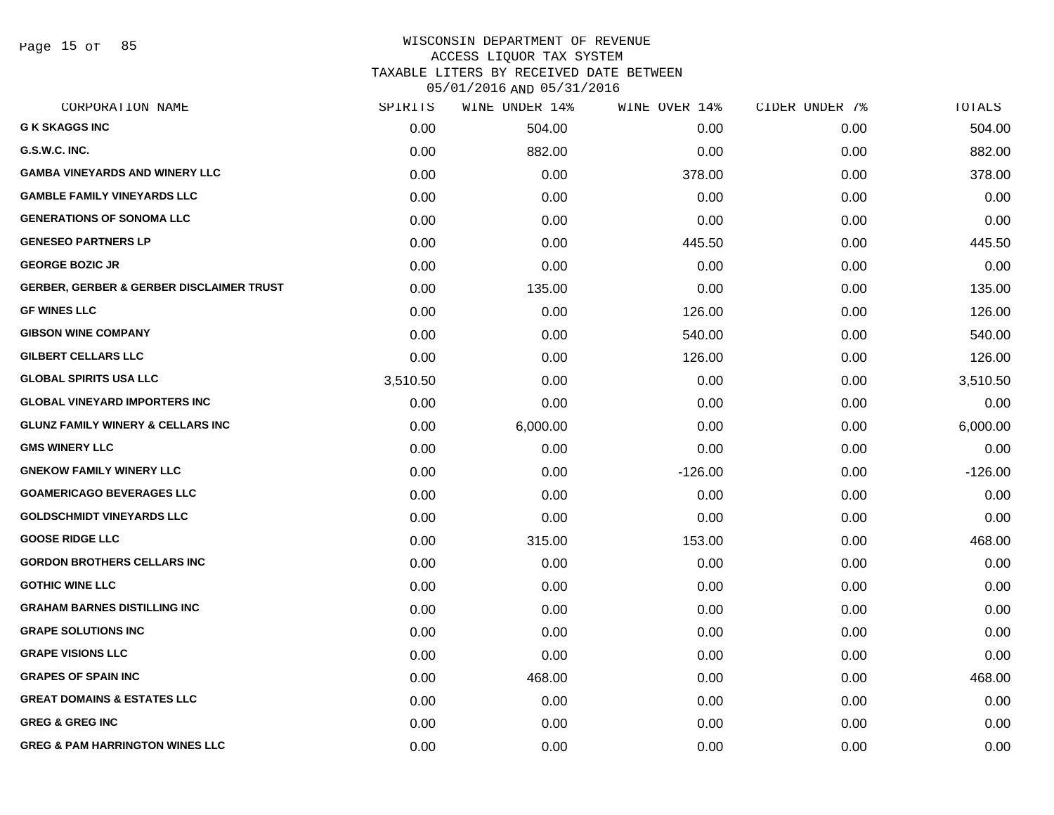# WISCONSIN DEPARTMENT OF REVENUE
## ACCESS LIQUOR TAX SYSTEM
## TAXABLE LITERS BY RECEIVED DATE BETWEEN 05/01/2016 AND 05/31/2016

| CORPORATION NAME | SPIRITS | WINE UNDER 14% | WINE OVER 14% | CIDER UNDER 7% | TOTALS |
|---|---|---|---|---|---|
| G K SKAGGS INC | 0.00 | 504.00 | 0.00 | 0.00 | 504.00 |
| G.S.W.C. INC. | 0.00 | 882.00 | 0.00 | 0.00 | 882.00 |
| GAMBA VINEYARDS AND WINERY LLC | 0.00 | 0.00 | 378.00 | 0.00 | 378.00 |
| GAMBLE FAMILY VINEYARDS LLC | 0.00 | 0.00 | 0.00 | 0.00 | 0.00 |
| GENERATIONS OF SONOMA LLC | 0.00 | 0.00 | 0.00 | 0.00 | 0.00 |
| GENESEO PARTNERS LP | 0.00 | 0.00 | 445.50 | 0.00 | 445.50 |
| GEORGE BOZIC JR | 0.00 | 0.00 | 0.00 | 0.00 | 0.00 |
| GERBER, GERBER & GERBER DISCLAIMER TRUST | 0.00 | 135.00 | 0.00 | 0.00 | 135.00 |
| GF WINES LLC | 0.00 | 0.00 | 126.00 | 0.00 | 126.00 |
| GIBSON WINE COMPANY | 0.00 | 0.00 | 540.00 | 0.00 | 540.00 |
| GILBERT CELLARS LLC | 0.00 | 0.00 | 126.00 | 0.00 | 126.00 |
| GLOBAL SPIRITS USA LLC | 3,510.50 | 0.00 | 0.00 | 0.00 | 3,510.50 |
| GLOBAL VINEYARD IMPORTERS INC | 0.00 | 0.00 | 0.00 | 0.00 | 0.00 |
| GLUNZ FAMILY WINERY & CELLARS INC | 0.00 | 6,000.00 | 0.00 | 0.00 | 6,000.00 |
| GMS WINERY LLC | 0.00 | 0.00 | 0.00 | 0.00 | 0.00 |
| GNEKOW FAMILY WINERY LLC | 0.00 | 0.00 | -126.00 | 0.00 | -126.00 |
| GOAMERICAGO BEVERAGES LLC | 0.00 | 0.00 | 0.00 | 0.00 | 0.00 |
| GOLDSCHMIDT VINEYARDS LLC | 0.00 | 0.00 | 0.00 | 0.00 | 0.00 |
| GOOSE RIDGE LLC | 0.00 | 315.00 | 153.00 | 0.00 | 468.00 |
| GORDON BROTHERS CELLARS INC | 0.00 | 0.00 | 0.00 | 0.00 | 0.00 |
| GOTHIC WINE LLC | 0.00 | 0.00 | 0.00 | 0.00 | 0.00 |
| GRAHAM BARNES DISTILLING INC | 0.00 | 0.00 | 0.00 | 0.00 | 0.00 |
| GRAPE SOLUTIONS INC | 0.00 | 0.00 | 0.00 | 0.00 | 0.00 |
| GRAPE VISIONS LLC | 0.00 | 0.00 | 0.00 | 0.00 | 0.00 |
| GRAPES OF SPAIN INC | 0.00 | 468.00 | 0.00 | 0.00 | 468.00 |
| GREAT DOMAINS & ESTATES LLC | 0.00 | 0.00 | 0.00 | 0.00 | 0.00 |
| GREG & GREG INC | 0.00 | 0.00 | 0.00 | 0.00 | 0.00 |
| GREG & PAM HARRINGTON WINES LLC | 0.00 | 0.00 | 0.00 | 0.00 | 0.00 |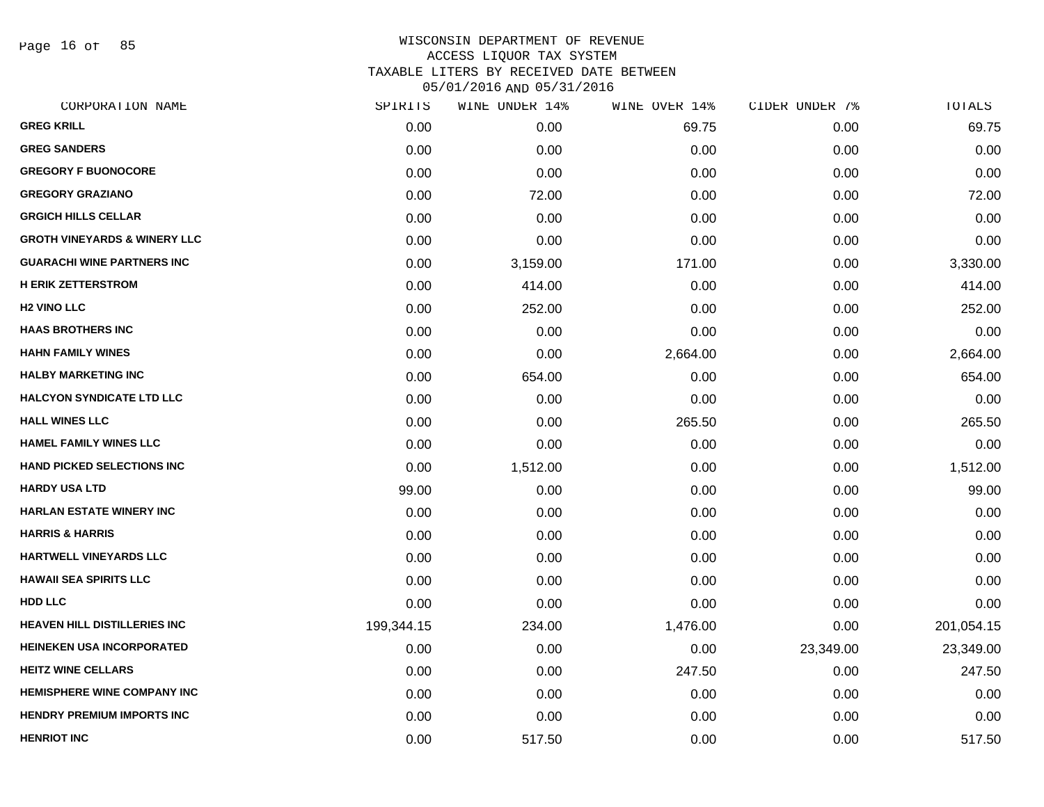# WISCONSIN DEPARTMENT OF REVENUE
## ACCESS LIQUOR TAX SYSTEM
## TAXABLE LITERS BY RECEIVED DATE BETWEEN 05/01/2016 AND 05/31/2016

| CORPORATION NAME | SPIRITS | WINE UNDER 14% | WINE OVER 14% | CIDER UNDER 7% | TOTALS |
|---|---|---|---|---|---|
| GREG KRILL | 0.00 | 0.00 | 69.75 | 0.00 | 69.75 |
| GREG SANDERS | 0.00 | 0.00 | 0.00 | 0.00 | 0.00 |
| GREGORY F BUONOCORE | 0.00 | 0.00 | 0.00 | 0.00 | 0.00 |
| GREGORY GRAZIANO | 0.00 | 72.00 | 0.00 | 0.00 | 72.00 |
| GRGICH HILLS CELLAR | 0.00 | 0.00 | 0.00 | 0.00 | 0.00 |
| GROTH VINEYARDS & WINERY LLC | 0.00 | 0.00 | 0.00 | 0.00 | 0.00 |
| GUARACHI WINE PARTNERS INC | 0.00 | 3,159.00 | 171.00 | 0.00 | 3,330.00 |
| H ERIK ZETTERSTROM | 0.00 | 414.00 | 0.00 | 0.00 | 414.00 |
| H2 VINO LLC | 0.00 | 252.00 | 0.00 | 0.00 | 252.00 |
| HAAS BROTHERS INC | 0.00 | 0.00 | 0.00 | 0.00 | 0.00 |
| HAHN FAMILY WINES | 0.00 | 0.00 | 2,664.00 | 0.00 | 2,664.00 |
| HALBY MARKETING INC | 0.00 | 654.00 | 0.00 | 0.00 | 654.00 |
| HALCYON SYNDICATE LTD LLC | 0.00 | 0.00 | 0.00 | 0.00 | 0.00 |
| HALL WINES LLC | 0.00 | 0.00 | 265.50 | 0.00 | 265.50 |
| HAMEL FAMILY WINES LLC | 0.00 | 0.00 | 0.00 | 0.00 | 0.00 |
| HAND PICKED SELECTIONS INC | 0.00 | 1,512.00 | 0.00 | 0.00 | 1,512.00 |
| HARDY USA LTD | 99.00 | 0.00 | 0.00 | 0.00 | 99.00 |
| HARLAN ESTATE WINERY INC | 0.00 | 0.00 | 0.00 | 0.00 | 0.00 |
| HARRIS & HARRIS | 0.00 | 0.00 | 0.00 | 0.00 | 0.00 |
| HARTWELL VINEYARDS LLC | 0.00 | 0.00 | 0.00 | 0.00 | 0.00 |
| HAWAII SEA SPIRITS LLC | 0.00 | 0.00 | 0.00 | 0.00 | 0.00 |
| HDD LLC | 0.00 | 0.00 | 0.00 | 0.00 | 0.00 |
| HEAVEN HILL DISTILLERIES INC | 199,344.15 | 234.00 | 1,476.00 | 0.00 | 201,054.15 |
| HEINEKEN USA INCORPORATED | 0.00 | 0.00 | 0.00 | 23,349.00 | 23,349.00 |
| HEITZ WINE CELLARS | 0.00 | 0.00 | 247.50 | 0.00 | 247.50 |
| HEMISPHERE WINE COMPANY INC | 0.00 | 0.00 | 0.00 | 0.00 | 0.00 |
| HENDRY PREMIUM IMPORTS INC | 0.00 | 0.00 | 0.00 | 0.00 | 0.00 |
| HENRIOT INC | 0.00 | 517.50 | 0.00 | 0.00 | 517.50 |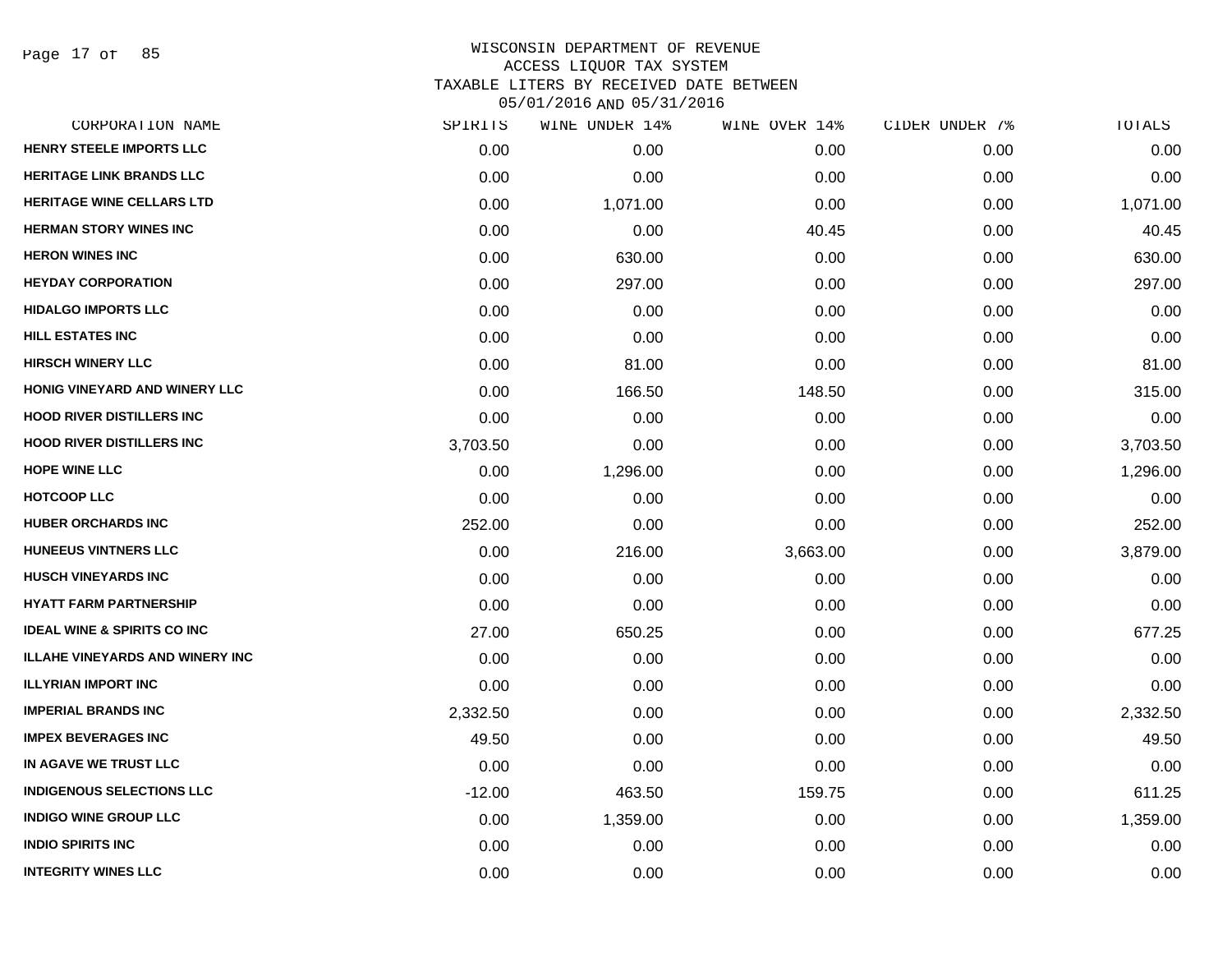WISCONSIN DEPARTMENT OF REVENUE
ACCESS LIQUOR TAX SYSTEM
TAXABLE LITERS BY RECEIVED DATE BETWEEN
05/01/2016 AND 05/31/2016

| CORPORATION NAME | SPIRITS | WINE UNDER 14% | WINE OVER 14% | CIDER UNDER 7% | TOTALS |
|---|---|---|---|---|---|
| HENRY STEELE IMPORTS LLC | 0.00 | 0.00 | 0.00 | 0.00 | 0.00 |
| HERITAGE LINK BRANDS LLC | 0.00 | 0.00 | 0.00 | 0.00 | 0.00 |
| HERITAGE WINE CELLARS LTD | 0.00 | 1,071.00 | 0.00 | 0.00 | 1,071.00 |
| HERMAN STORY WINES INC | 0.00 | 0.00 | 40.45 | 0.00 | 40.45 |
| HERON WINES INC | 0.00 | 630.00 | 0.00 | 0.00 | 630.00 |
| HEYDAY CORPORATION | 0.00 | 297.00 | 0.00 | 0.00 | 297.00 |
| HIDALGO IMPORTS LLC | 0.00 | 0.00 | 0.00 | 0.00 | 0.00 |
| HILL ESTATES INC | 0.00 | 0.00 | 0.00 | 0.00 | 0.00 |
| HIRSCH WINERY LLC | 0.00 | 81.00 | 0.00 | 0.00 | 81.00 |
| HONIG VINEYARD AND WINERY LLC | 0.00 | 166.50 | 148.50 | 0.00 | 315.00 |
| HOOD RIVER DISTILLERS INC | 0.00 | 0.00 | 0.00 | 0.00 | 0.00 |
| HOOD RIVER DISTILLERS INC | 3,703.50 | 0.00 | 0.00 | 0.00 | 3,703.50 |
| HOPE WINE LLC | 0.00 | 1,296.00 | 0.00 | 0.00 | 1,296.00 |
| HOTCOOP LLC | 0.00 | 0.00 | 0.00 | 0.00 | 0.00 |
| HUBER ORCHARDS INC | 252.00 | 0.00 | 0.00 | 0.00 | 252.00 |
| HUNEEUS VINTNERS LLC | 0.00 | 216.00 | 3,663.00 | 0.00 | 3,879.00 |
| HUSCH VINEYARDS INC | 0.00 | 0.00 | 0.00 | 0.00 | 0.00 |
| HYATT FARM PARTNERSHIP | 0.00 | 0.00 | 0.00 | 0.00 | 0.00 |
| IDEAL WINE & SPIRITS CO INC | 27.00 | 650.25 | 0.00 | 0.00 | 677.25 |
| ILLAHE VINEYARDS AND WINERY INC | 0.00 | 0.00 | 0.00 | 0.00 | 0.00 |
| ILLYRIAN IMPORT INC | 0.00 | 0.00 | 0.00 | 0.00 | 0.00 |
| IMPERIAL BRANDS INC | 2,332.50 | 0.00 | 0.00 | 0.00 | 2,332.50 |
| IMPEX BEVERAGES INC | 49.50 | 0.00 | 0.00 | 0.00 | 49.50 |
| IN AGAVE WE TRUST LLC | 0.00 | 0.00 | 0.00 | 0.00 | 0.00 |
| INDIGENOUS SELECTIONS LLC | -12.00 | 463.50 | 159.75 | 0.00 | 611.25 |
| INDIGO WINE GROUP LLC | 0.00 | 1,359.00 | 0.00 | 0.00 | 1,359.00 |
| INDIO SPIRITS INC | 0.00 | 0.00 | 0.00 | 0.00 | 0.00 |
| INTEGRITY WINES LLC | 0.00 | 0.00 | 0.00 | 0.00 | 0.00 |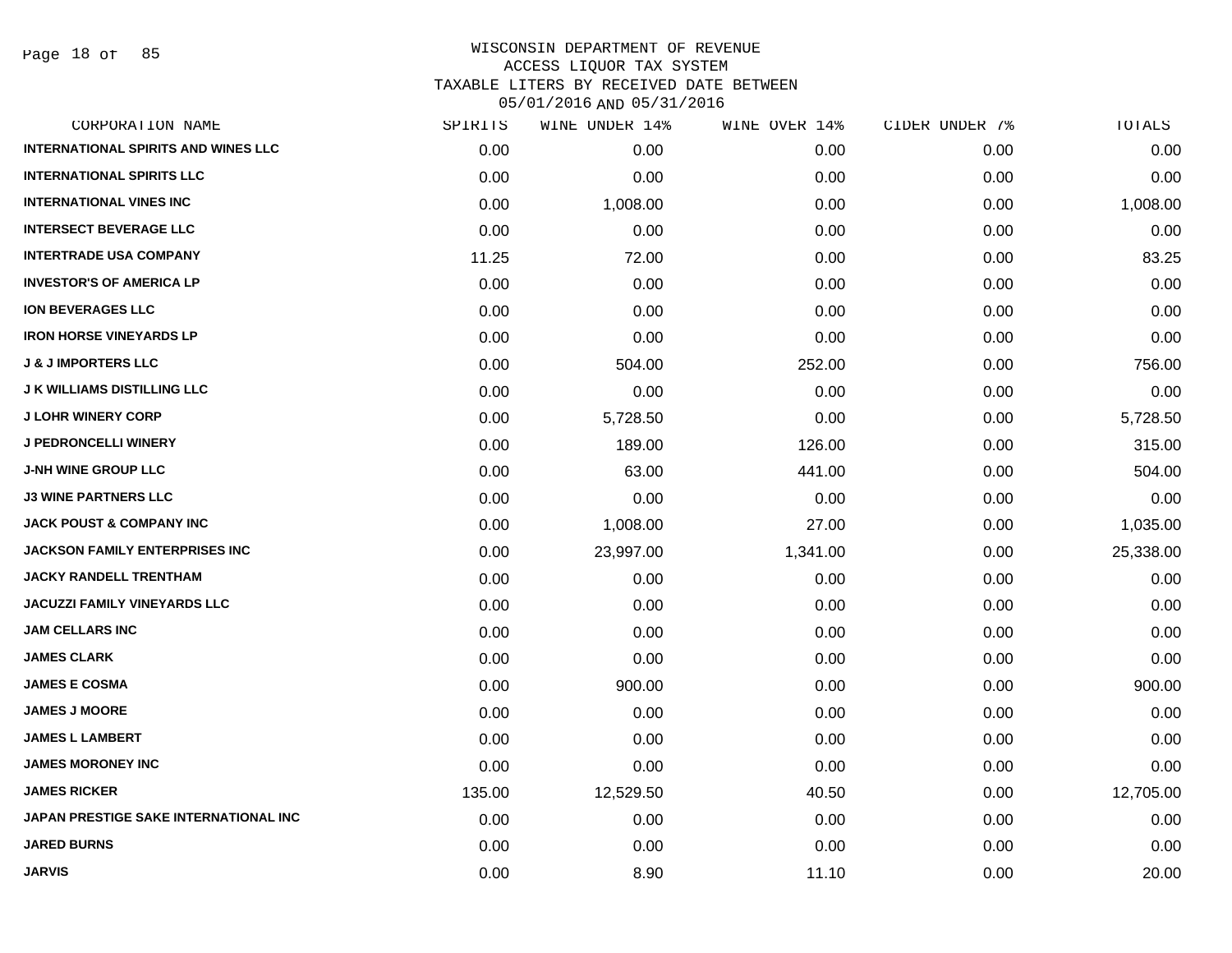# WISCONSIN DEPARTMENT OF REVENUE
## ACCESS LIQUOR TAX SYSTEM
### TAXABLE LITERS BY RECEIVED DATE BETWEEN 05/01/2016 AND 05/31/2016

| CORPORATION NAME | SPIRITS | WINE UNDER 14% | WINE OVER 14% | CIDER UNDER 7% | TOTALS |
|---|---|---|---|---|---|
| INTERNATIONAL SPIRITS AND WINES LLC | 0.00 | 0.00 | 0.00 | 0.00 | 0.00 |
| INTERNATIONAL SPIRITS LLC | 0.00 | 0.00 | 0.00 | 0.00 | 0.00 |
| INTERNATIONAL VINES INC | 0.00 | 1,008.00 | 0.00 | 0.00 | 1,008.00 |
| INTERSECT BEVERAGE LLC | 0.00 | 0.00 | 0.00 | 0.00 | 0.00 |
| INTERTRADE USA COMPANY | 11.25 | 72.00 | 0.00 | 0.00 | 83.25 |
| INVESTOR'S OF AMERICA LP | 0.00 | 0.00 | 0.00 | 0.00 | 0.00 |
| ION BEVERAGES LLC | 0.00 | 0.00 | 0.00 | 0.00 | 0.00 |
| IRON HORSE VINEYARDS LP | 0.00 | 0.00 | 0.00 | 0.00 | 0.00 |
| J & J IMPORTERS LLC | 0.00 | 504.00 | 252.00 | 0.00 | 756.00 |
| J K WILLIAMS DISTILLING LLC | 0.00 | 0.00 | 0.00 | 0.00 | 0.00 |
| J LOHR WINERY CORP | 0.00 | 5,728.50 | 0.00 | 0.00 | 5,728.50 |
| J PEDRONCELLI WINERY | 0.00 | 189.00 | 126.00 | 0.00 | 315.00 |
| J-NH WINE GROUP LLC | 0.00 | 63.00 | 441.00 | 0.00 | 504.00 |
| J3 WINE PARTNERS LLC | 0.00 | 0.00 | 0.00 | 0.00 | 0.00 |
| JACK POUST & COMPANY INC | 0.00 | 1,008.00 | 27.00 | 0.00 | 1,035.00 |
| JACKSON FAMILY ENTERPRISES INC | 0.00 | 23,997.00 | 1,341.00 | 0.00 | 25,338.00 |
| JACKY RANDELL TRENTHAM | 0.00 | 0.00 | 0.00 | 0.00 | 0.00 |
| JACUZZI FAMILY VINEYARDS LLC | 0.00 | 0.00 | 0.00 | 0.00 | 0.00 |
| JAM CELLARS INC | 0.00 | 0.00 | 0.00 | 0.00 | 0.00 |
| JAMES CLARK | 0.00 | 0.00 | 0.00 | 0.00 | 0.00 |
| JAMES E COSMA | 0.00 | 900.00 | 0.00 | 0.00 | 900.00 |
| JAMES J MOORE | 0.00 | 0.00 | 0.00 | 0.00 | 0.00 |
| JAMES L LAMBERT | 0.00 | 0.00 | 0.00 | 0.00 | 0.00 |
| JAMES MORONEY INC | 0.00 | 0.00 | 0.00 | 0.00 | 0.00 |
| JAMES RICKER | 135.00 | 12,529.50 | 40.50 | 0.00 | 12,705.00 |
| JAPAN PRESTIGE SAKE INTERNATIONAL INC | 0.00 | 0.00 | 0.00 | 0.00 | 0.00 |
| JARED BURNS | 0.00 | 0.00 | 0.00 | 0.00 | 0.00 |
| JARVIS | 0.00 | 8.90 | 11.10 | 0.00 | 20.00 |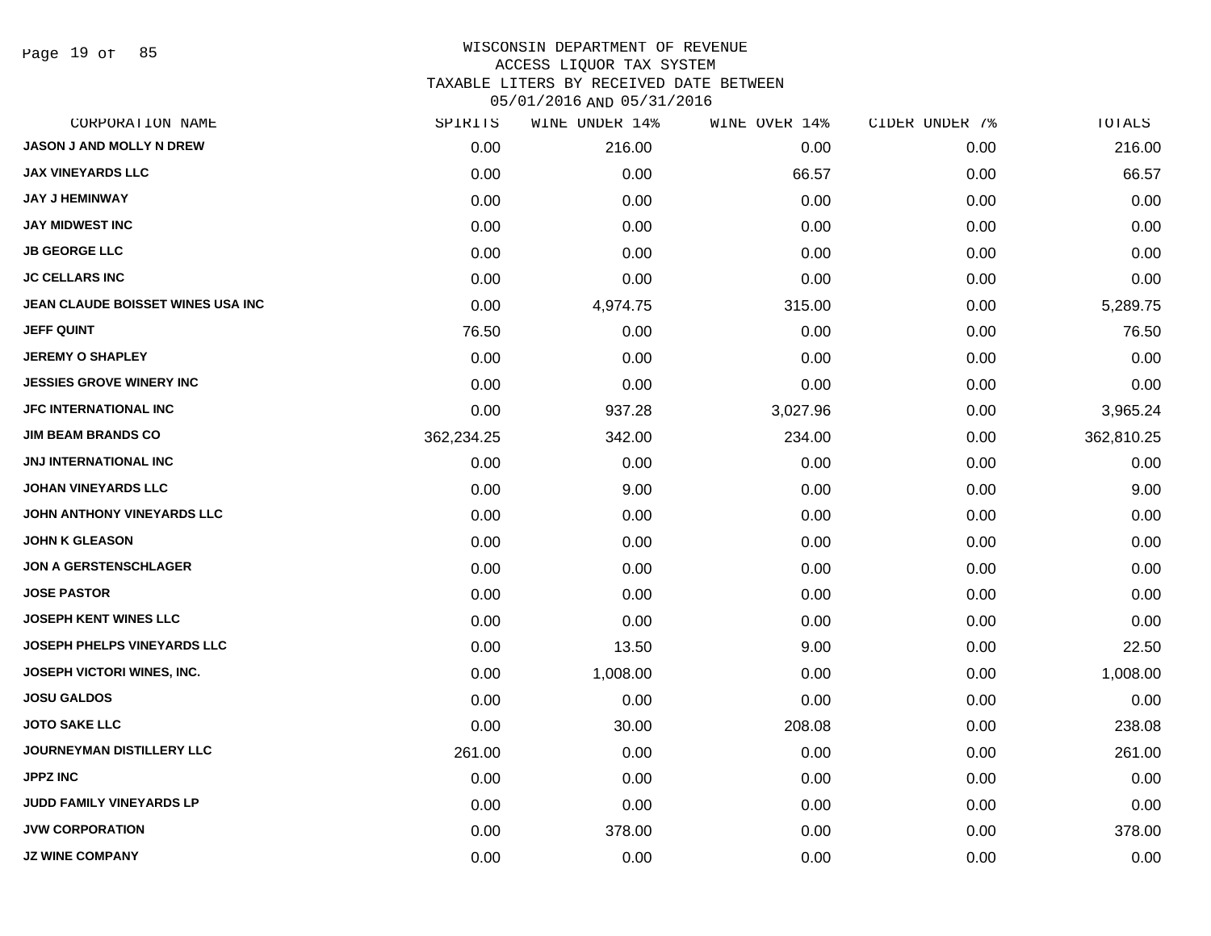WISCONSIN DEPARTMENT OF REVENUE
ACCESS LIQUOR TAX SYSTEM
TAXABLE LITERS BY RECEIVED DATE BETWEEN
05/01/2016 AND 05/31/2016

| CORPORATION NAME | SPIRITS | WINE UNDER 14% | WINE OVER 14% | CIDER UNDER 7% | TOTALS |
|---|---|---|---|---|---|
| JASON J AND MOLLY N DREW | 0.00 | 216.00 | 0.00 | 0.00 | 216.00 |
| JAX VINEYARDS LLC | 0.00 | 0.00 | 66.57 | 0.00 | 66.57 |
| JAY J HEMINWAY | 0.00 | 0.00 | 0.00 | 0.00 | 0.00 |
| JAY MIDWEST INC | 0.00 | 0.00 | 0.00 | 0.00 | 0.00 |
| JB GEORGE LLC | 0.00 | 0.00 | 0.00 | 0.00 | 0.00 |
| JC CELLARS INC | 0.00 | 0.00 | 0.00 | 0.00 | 0.00 |
| JEAN CLAUDE BOISSET WINES USA INC | 0.00 | 4,974.75 | 315.00 | 0.00 | 5,289.75 |
| JEFF QUINT | 76.50 | 0.00 | 0.00 | 0.00 | 76.50 |
| JEREMY O SHAPLEY | 0.00 | 0.00 | 0.00 | 0.00 | 0.00 |
| JESSIES GROVE WINERY INC | 0.00 | 0.00 | 0.00 | 0.00 | 0.00 |
| JFC INTERNATIONAL INC | 0.00 | 937.28 | 3,027.96 | 0.00 | 3,965.24 |
| JIM BEAM BRANDS CO | 362,234.25 | 342.00 | 234.00 | 0.00 | 362,810.25 |
| JNJ INTERNATIONAL INC | 0.00 | 0.00 | 0.00 | 0.00 | 0.00 |
| JOHAN VINEYARDS LLC | 0.00 | 9.00 | 0.00 | 0.00 | 9.00 |
| JOHN ANTHONY VINEYARDS LLC | 0.00 | 0.00 | 0.00 | 0.00 | 0.00 |
| JOHN K GLEASON | 0.00 | 0.00 | 0.00 | 0.00 | 0.00 |
| JON A GERSTENSCHLAGER | 0.00 | 0.00 | 0.00 | 0.00 | 0.00 |
| JOSE PASTOR | 0.00 | 0.00 | 0.00 | 0.00 | 0.00 |
| JOSEPH KENT WINES LLC | 0.00 | 0.00 | 0.00 | 0.00 | 0.00 |
| JOSEPH PHELPS VINEYARDS LLC | 0.00 | 13.50 | 9.00 | 0.00 | 22.50 |
| JOSEPH VICTORI WINES, INC. | 0.00 | 1,008.00 | 0.00 | 0.00 | 1,008.00 |
| JOSU GALDOS | 0.00 | 0.00 | 0.00 | 0.00 | 0.00 |
| JOTO SAKE LLC | 0.00 | 30.00 | 208.08 | 0.00 | 238.08 |
| JOURNEYMAN DISTILLERY LLC | 261.00 | 0.00 | 0.00 | 0.00 | 261.00 |
| JPPZ INC | 0.00 | 0.00 | 0.00 | 0.00 | 0.00 |
| JUDD FAMILY VINEYARDS LP | 0.00 | 0.00 | 0.00 | 0.00 | 0.00 |
| JVW CORPORATION | 0.00 | 378.00 | 0.00 | 0.00 | 378.00 |
| JZ WINE COMPANY | 0.00 | 0.00 | 0.00 | 0.00 | 0.00 |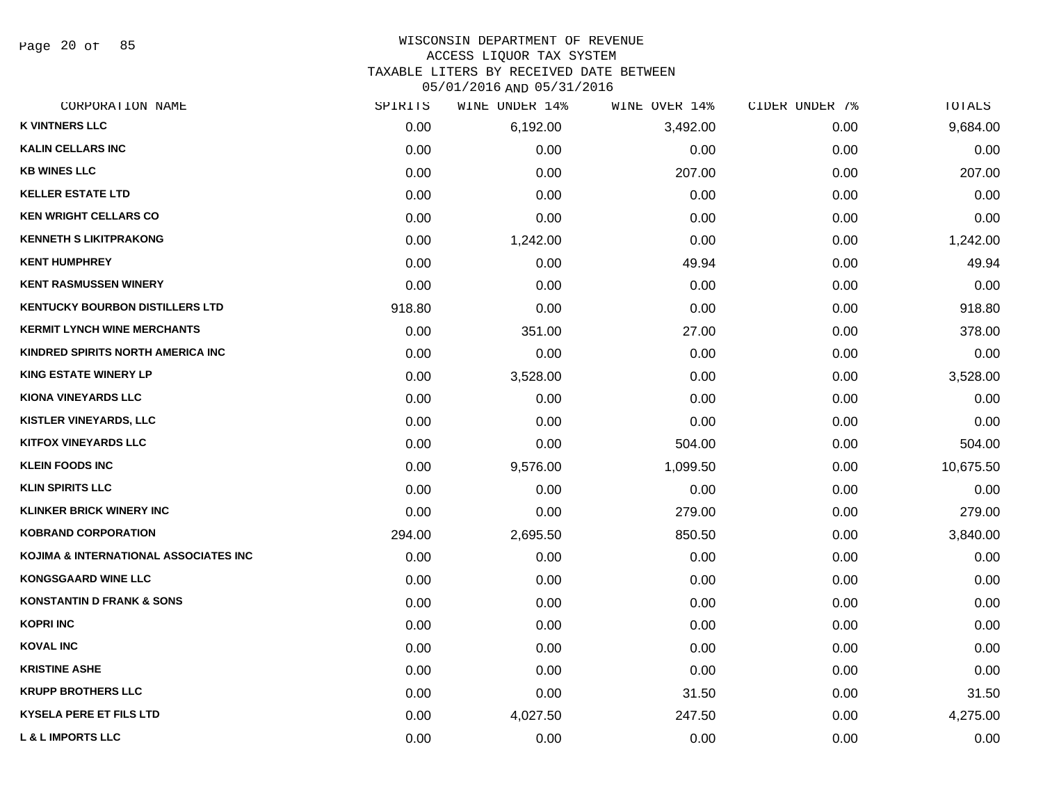# WISCONSIN DEPARTMENT OF REVENUE
## ACCESS LIQUOR TAX SYSTEM
### TAXABLE LITERS BY RECEIVED DATE BETWEEN 05/01/2016 AND 05/31/2016

| CORPORATION NAME | SPIRITS | WINE UNDER 14% | WINE OVER 14% | CIDER UNDER 7% | TOTALS |
|---|---|---|---|---|---|
| K VINTNERS LLC | 0.00 | 6,192.00 | 3,492.00 | 0.00 | 9,684.00 |
| KALIN CELLARS INC | 0.00 | 0.00 | 0.00 | 0.00 | 0.00 |
| KB WINES LLC | 0.00 | 0.00 | 207.00 | 0.00 | 207.00 |
| KELLER ESTATE LTD | 0.00 | 0.00 | 0.00 | 0.00 | 0.00 |
| KEN WRIGHT CELLARS CO | 0.00 | 0.00 | 0.00 | 0.00 | 0.00 |
| KENNETH S LIKITPRAKONG | 0.00 | 1,242.00 | 0.00 | 0.00 | 1,242.00 |
| KENT HUMPHREY | 0.00 | 0.00 | 49.94 | 0.00 | 49.94 |
| KENT RASMUSSEN WINERY | 0.00 | 0.00 | 0.00 | 0.00 | 0.00 |
| KENTUCKY BOURBON DISTILLERS LTD | 918.80 | 0.00 | 0.00 | 0.00 | 918.80 |
| KERMIT LYNCH WINE MERCHANTS | 0.00 | 351.00 | 27.00 | 0.00 | 378.00 |
| KINDRED SPIRITS NORTH AMERICA INC | 0.00 | 0.00 | 0.00 | 0.00 | 0.00 |
| KING ESTATE WINERY LP | 0.00 | 3,528.00 | 0.00 | 0.00 | 3,528.00 |
| KIONA VINEYARDS LLC | 0.00 | 0.00 | 0.00 | 0.00 | 0.00 |
| KISTLER VINEYARDS, LLC | 0.00 | 0.00 | 0.00 | 0.00 | 0.00 |
| KITFOX VINEYARDS LLC | 0.00 | 0.00 | 504.00 | 0.00 | 504.00 |
| KLEIN FOODS INC | 0.00 | 9,576.00 | 1,099.50 | 0.00 | 10,675.50 |
| KLIN SPIRITS LLC | 0.00 | 0.00 | 0.00 | 0.00 | 0.00 |
| KLINKER BRICK WINERY INC | 0.00 | 0.00 | 279.00 | 0.00 | 279.00 |
| KOBRAND CORPORATION | 294.00 | 2,695.50 | 850.50 | 0.00 | 3,840.00 |
| KOJIMA & INTERNATIONAL ASSOCIATES INC | 0.00 | 0.00 | 0.00 | 0.00 | 0.00 |
| KONGSGAARD WINE LLC | 0.00 | 0.00 | 0.00 | 0.00 | 0.00 |
| KONSTANTIN D FRANK & SONS | 0.00 | 0.00 | 0.00 | 0.00 | 0.00 |
| KOPRI INC | 0.00 | 0.00 | 0.00 | 0.00 | 0.00 |
| KOVAL INC | 0.00 | 0.00 | 0.00 | 0.00 | 0.00 |
| KRISTINE ASHE | 0.00 | 0.00 | 0.00 | 0.00 | 0.00 |
| KRUPP BROTHERS LLC | 0.00 | 0.00 | 31.50 | 0.00 | 31.50 |
| KYSELA PERE ET FILS LTD | 0.00 | 4,027.50 | 247.50 | 0.00 | 4,275.00 |
| L & L IMPORTS LLC | 0.00 | 0.00 | 0.00 | 0.00 | 0.00 |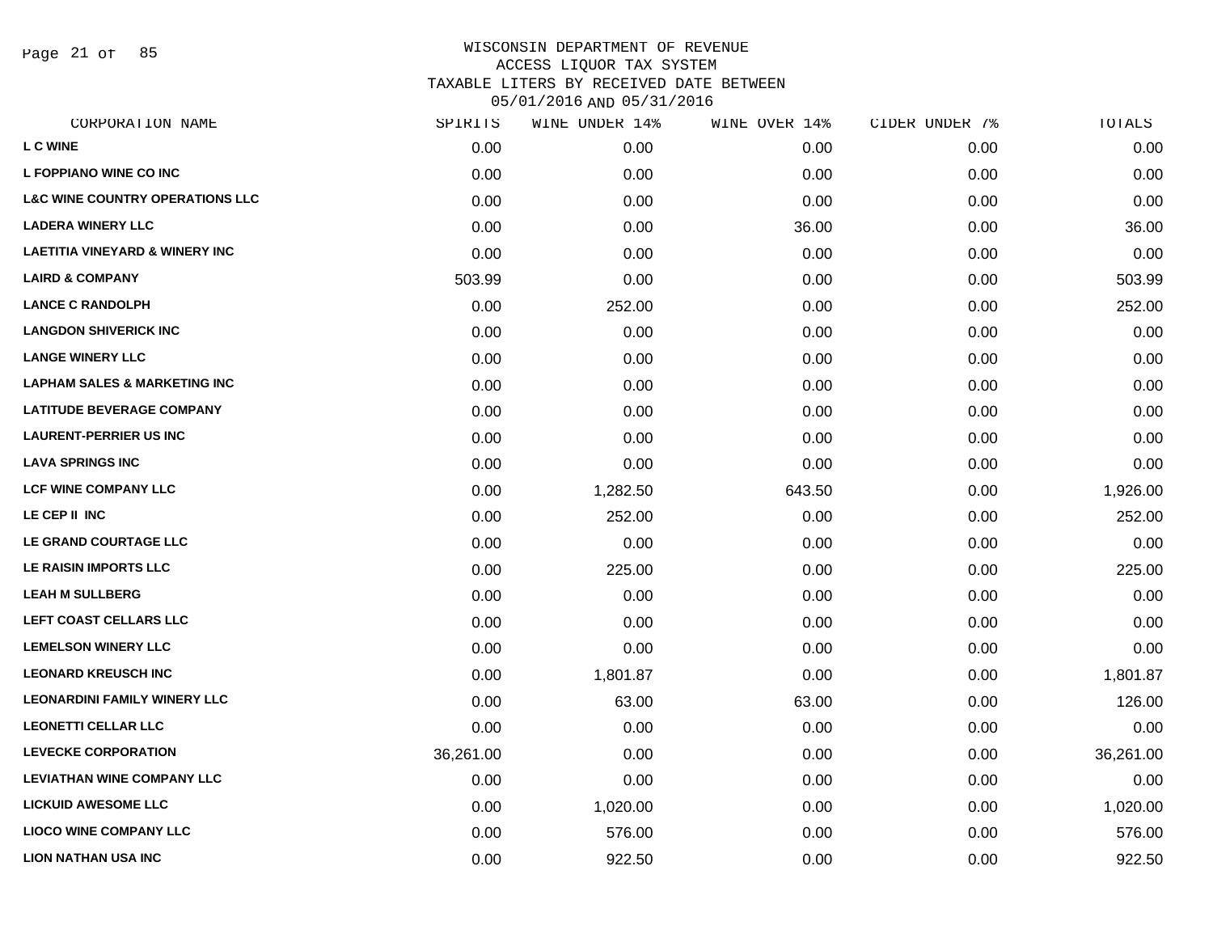# WISCONSIN DEPARTMENT OF REVENUE
## ACCESS LIQUOR TAX SYSTEM
## TAXABLE LITERS BY RECEIVED DATE BETWEEN 05/01/2016 AND 05/31/2016

| CORPORATION NAME | SPIRITS | WINE UNDER 14% | WINE OVER 14% | CIDER UNDER 7% | TOTALS |
|---|---|---|---|---|---|
| L C WINE | 0.00 | 0.00 | 0.00 | 0.00 | 0.00 |
| L FOPPIANO WINE CO INC | 0.00 | 0.00 | 0.00 | 0.00 | 0.00 |
| L&C WINE COUNTRY OPERATIONS LLC | 0.00 | 0.00 | 0.00 | 0.00 | 0.00 |
| LADERA WINERY LLC | 0.00 | 0.00 | 36.00 | 0.00 | 36.00 |
| LAETITIA VINEYARD & WINERY INC | 0.00 | 0.00 | 0.00 | 0.00 | 0.00 |
| LAIRD & COMPANY | 503.99 | 0.00 | 0.00 | 0.00 | 503.99 |
| LANCE C RANDOLPH | 0.00 | 252.00 | 0.00 | 0.00 | 252.00 |
| LANGDON SHIVERICK INC | 0.00 | 0.00 | 0.00 | 0.00 | 0.00 |
| LANGE WINERY LLC | 0.00 | 0.00 | 0.00 | 0.00 | 0.00 |
| LAPHAM SALES & MARKETING INC | 0.00 | 0.00 | 0.00 | 0.00 | 0.00 |
| LATITUDE BEVERAGE COMPANY | 0.00 | 0.00 | 0.00 | 0.00 | 0.00 |
| LAURENT-PERRIER US INC | 0.00 | 0.00 | 0.00 | 0.00 | 0.00 |
| LAVA SPRINGS INC | 0.00 | 0.00 | 0.00 | 0.00 | 0.00 |
| LCF WINE COMPANY LLC | 0.00 | 1,282.50 | 643.50 | 0.00 | 1,926.00 |
| LE CEP II INC | 0.00 | 252.00 | 0.00 | 0.00 | 252.00 |
| LE GRAND COURTAGE LLC | 0.00 | 0.00 | 0.00 | 0.00 | 0.00 |
| LE RAISIN IMPORTS LLC | 0.00 | 225.00 | 0.00 | 0.00 | 225.00 |
| LEAH M SULLBERG | 0.00 | 0.00 | 0.00 | 0.00 | 0.00 |
| LEFT COAST CELLARS LLC | 0.00 | 0.00 | 0.00 | 0.00 | 0.00 |
| LEMELSON WINERY LLC | 0.00 | 0.00 | 0.00 | 0.00 | 0.00 |
| LEONARD KREUSCH INC | 0.00 | 1,801.87 | 0.00 | 0.00 | 1,801.87 |
| LEONARDINI FAMILY WINERY LLC | 0.00 | 63.00 | 63.00 | 0.00 | 126.00 |
| LEONETTI CELLAR LLC | 0.00 | 0.00 | 0.00 | 0.00 | 0.00 |
| LEVECKE CORPORATION | 36,261.00 | 0.00 | 0.00 | 0.00 | 36,261.00 |
| LEVIATHAN WINE COMPANY LLC | 0.00 | 0.00 | 0.00 | 0.00 | 0.00 |
| LICKUID AWESOME LLC | 0.00 | 1,020.00 | 0.00 | 0.00 | 1,020.00 |
| LIOCO WINE COMPANY LLC | 0.00 | 576.00 | 0.00 | 0.00 | 576.00 |
| LION NATHAN USA INC | 0.00 | 922.50 | 0.00 | 0.00 | 922.50 |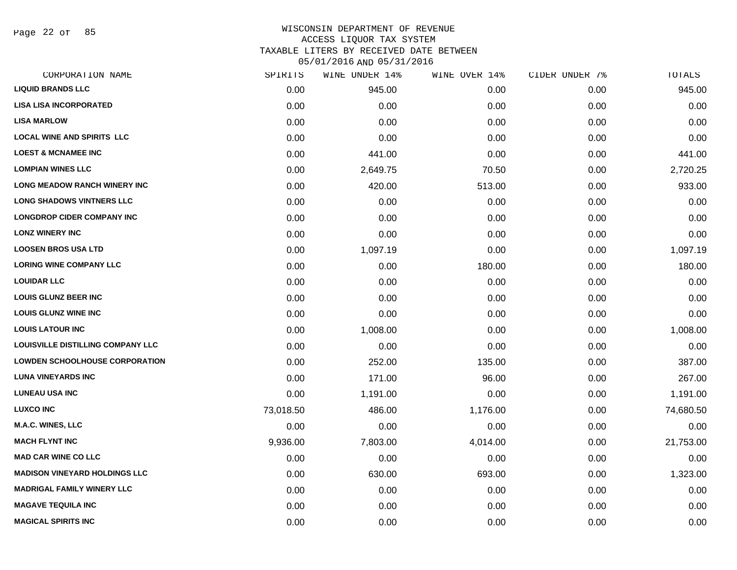# WISCONSIN DEPARTMENT OF REVENUE
## ACCESS LIQUOR TAX SYSTEM
### TAXABLE LITERS BY RECEIVED DATE BETWEEN 05/01/2016 AND 05/31/2016

| CORPORATION NAME | SPIRITS | WINE UNDER 14% | WINE OVER 14% | CIDER UNDER 7% | TOTALS |
|---|---|---|---|---|---|
| LIQUID BRANDS LLC | 0.00 | 945.00 | 0.00 | 0.00 | 945.00 |
| LISA LISA INCORPORATED | 0.00 | 0.00 | 0.00 | 0.00 | 0.00 |
| LISA MARLOW | 0.00 | 0.00 | 0.00 | 0.00 | 0.00 |
| LOCAL WINE AND SPIRITS LLC | 0.00 | 0.00 | 0.00 | 0.00 | 0.00 |
| LOEST & MCNAMEE INC | 0.00 | 441.00 | 0.00 | 0.00 | 441.00 |
| LOMPIAN WINES LLC | 0.00 | 2,649.75 | 70.50 | 0.00 | 2,720.25 |
| LONG MEADOW RANCH WINERY INC | 0.00 | 420.00 | 513.00 | 0.00 | 933.00 |
| LONG SHADOWS VINTNERS LLC | 0.00 | 0.00 | 0.00 | 0.00 | 0.00 |
| LONGDROP CIDER COMPANY INC | 0.00 | 0.00 | 0.00 | 0.00 | 0.00 |
| LONZ WINERY INC | 0.00 | 0.00 | 0.00 | 0.00 | 0.00 |
| LOOSEN BROS USA LTD | 0.00 | 1,097.19 | 0.00 | 0.00 | 1,097.19 |
| LORING WINE COMPANY LLC | 0.00 | 0.00 | 180.00 | 0.00 | 180.00 |
| LOUIDAR LLC | 0.00 | 0.00 | 0.00 | 0.00 | 0.00 |
| LOUIS GLUNZ BEER INC | 0.00 | 0.00 | 0.00 | 0.00 | 0.00 |
| LOUIS GLUNZ WINE INC | 0.00 | 0.00 | 0.00 | 0.00 | 0.00 |
| LOUIS LATOUR INC | 0.00 | 1,008.00 | 0.00 | 0.00 | 1,008.00 |
| LOUISVILLE DISTILLING COMPANY LLC | 0.00 | 0.00 | 0.00 | 0.00 | 0.00 |
| LOWDEN SCHOOLHOUSE CORPORATION | 0.00 | 252.00 | 135.00 | 0.00 | 387.00 |
| LUNA VINEYARDS INC | 0.00 | 171.00 | 96.00 | 0.00 | 267.00 |
| LUNEAU USA INC | 0.00 | 1,191.00 | 0.00 | 0.00 | 1,191.00 |
| LUXCO INC | 73,018.50 | 486.00 | 1,176.00 | 0.00 | 74,680.50 |
| M.A.C. WINES, LLC | 0.00 | 0.00 | 0.00 | 0.00 | 0.00 |
| MACH FLYNT INC | 9,936.00 | 7,803.00 | 4,014.00 | 0.00 | 21,753.00 |
| MAD CAR WINE CO LLC | 0.00 | 0.00 | 0.00 | 0.00 | 0.00 |
| MADISON VINEYARD HOLDINGS LLC | 0.00 | 630.00 | 693.00 | 0.00 | 1,323.00 |
| MADRIGAL FAMILY WINERY LLC | 0.00 | 0.00 | 0.00 | 0.00 | 0.00 |
| MAGAVE TEQUILA INC | 0.00 | 0.00 | 0.00 | 0.00 | 0.00 |
| MAGICAL SPIRITS INC | 0.00 | 0.00 | 0.00 | 0.00 | 0.00 |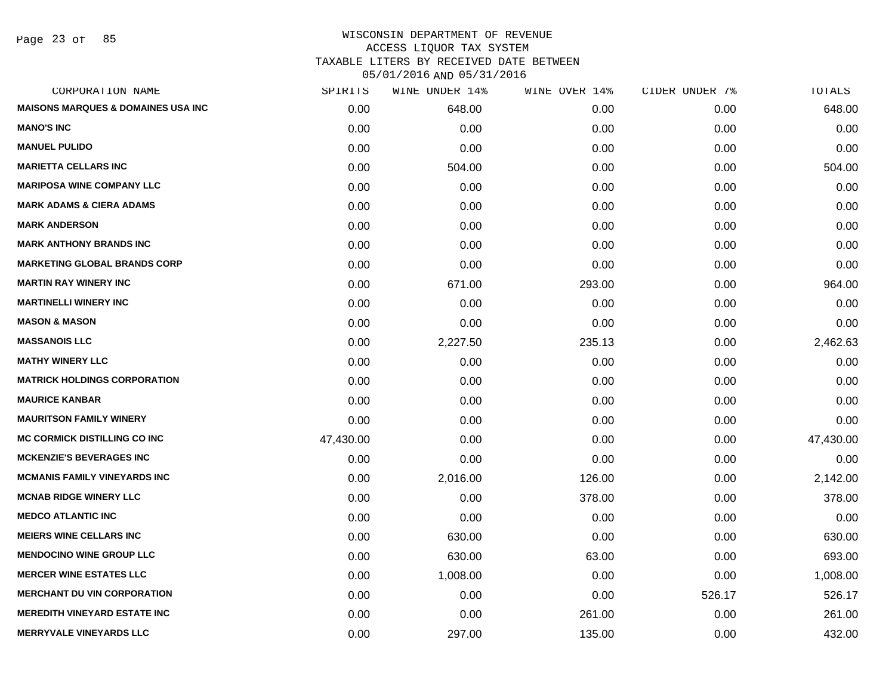# WISCONSIN DEPARTMENT OF REVENUE
## ACCESS LIQUOR TAX SYSTEM
## TAXABLE LITERS BY RECEIVED DATE BETWEEN 05/01/2016 AND 05/31/2016

| CORPORATION NAME | SPIRITS | WINE UNDER 14% | WINE OVER 14% | CIDER UNDER 7% | TOTALS |
|---|---|---|---|---|---|
| MAISONS MARQUES & DOMAINES USA INC | 0.00 | 648.00 | 0.00 | 0.00 | 648.00 |
| MANO'S INC | 0.00 | 0.00 | 0.00 | 0.00 | 0.00 |
| MANUEL PULIDO | 0.00 | 0.00 | 0.00 | 0.00 | 0.00 |
| MARIETTA CELLARS INC | 0.00 | 504.00 | 0.00 | 0.00 | 504.00 |
| MARIPOSA WINE COMPANY LLC | 0.00 | 0.00 | 0.00 | 0.00 | 0.00 |
| MARK ADAMS & CIERA ADAMS | 0.00 | 0.00 | 0.00 | 0.00 | 0.00 |
| MARK ANDERSON | 0.00 | 0.00 | 0.00 | 0.00 | 0.00 |
| MARK ANTHONY BRANDS INC | 0.00 | 0.00 | 0.00 | 0.00 | 0.00 |
| MARKETING GLOBAL BRANDS CORP | 0.00 | 0.00 | 0.00 | 0.00 | 0.00 |
| MARTIN RAY WINERY INC | 0.00 | 671.00 | 293.00 | 0.00 | 964.00 |
| MARTINELLI WINERY INC | 0.00 | 0.00 | 0.00 | 0.00 | 0.00 |
| MASON & MASON | 0.00 | 0.00 | 0.00 | 0.00 | 0.00 |
| MASSANOIS LLC | 0.00 | 2,227.50 | 235.13 | 0.00 | 2,462.63 |
| MATHY WINERY LLC | 0.00 | 0.00 | 0.00 | 0.00 | 0.00 |
| MATRICK HOLDINGS CORPORATION | 0.00 | 0.00 | 0.00 | 0.00 | 0.00 |
| MAURICE KANBAR | 0.00 | 0.00 | 0.00 | 0.00 | 0.00 |
| MAURITSON FAMILY WINERY | 0.00 | 0.00 | 0.00 | 0.00 | 0.00 |
| MC CORMICK DISTILLING CO INC | 47,430.00 | 0.00 | 0.00 | 0.00 | 47,430.00 |
| MCKENZIE'S BEVERAGES INC | 0.00 | 0.00 | 0.00 | 0.00 | 0.00 |
| MCMANIS FAMILY VINEYARDS INC | 0.00 | 2,016.00 | 126.00 | 0.00 | 2,142.00 |
| MCNAB RIDGE WINERY LLC | 0.00 | 0.00 | 378.00 | 0.00 | 378.00 |
| MEDCO ATLANTIC INC | 0.00 | 0.00 | 0.00 | 0.00 | 0.00 |
| MEIERS WINE CELLARS INC | 0.00 | 630.00 | 0.00 | 0.00 | 630.00 |
| MENDOCINO WINE GROUP LLC | 0.00 | 630.00 | 63.00 | 0.00 | 693.00 |
| MERCER WINE ESTATES LLC | 0.00 | 1,008.00 | 0.00 | 0.00 | 1,008.00 |
| MERCHANT DU VIN CORPORATION | 0.00 | 0.00 | 0.00 | 526.17 | 526.17 |
| MEREDITH VINEYARD ESTATE INC | 0.00 | 0.00 | 261.00 | 0.00 | 261.00 |
| MERRYVALE VINEYARDS LLC | 0.00 | 297.00 | 135.00 | 0.00 | 432.00 |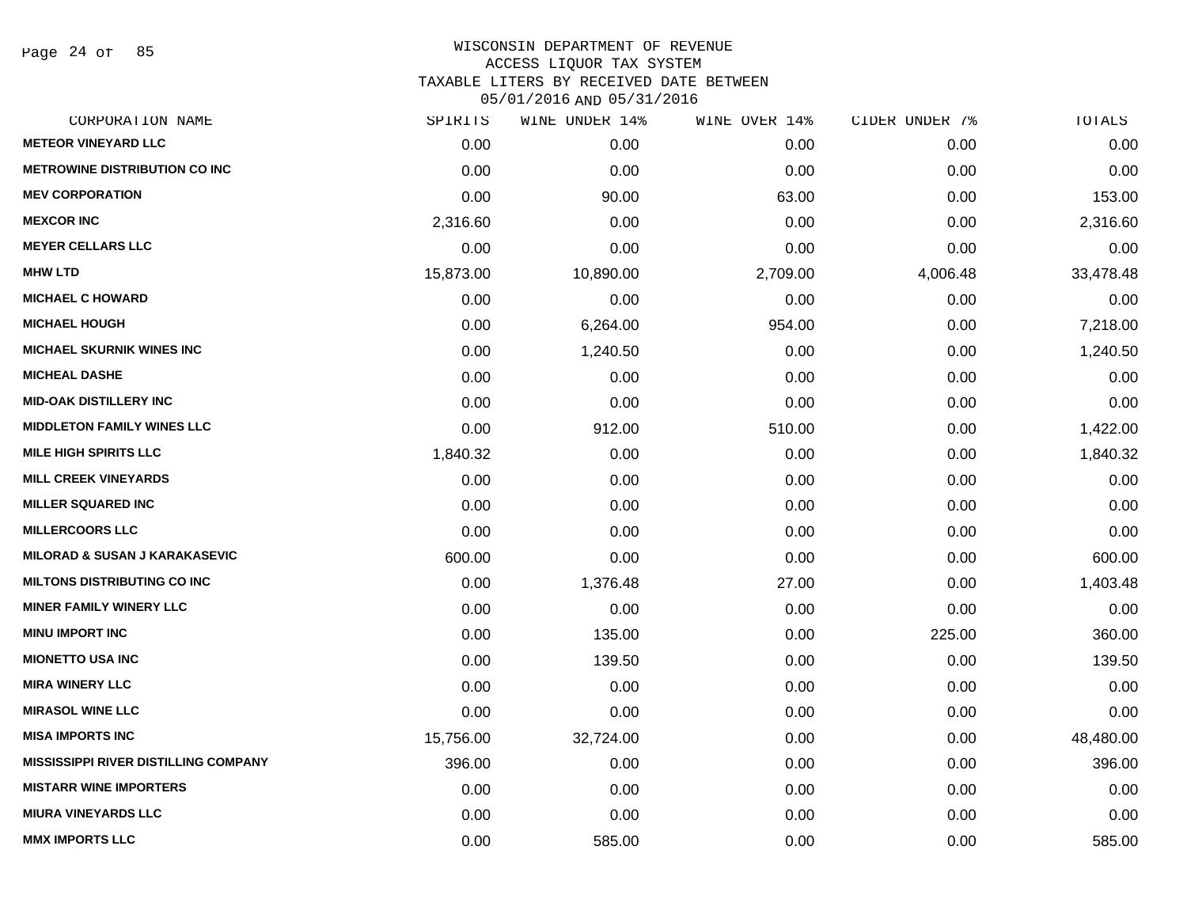WISCONSIN DEPARTMENT OF REVENUE
ACCESS LIQUOR TAX SYSTEM
TAXABLE LITERS BY RECEIVED DATE BETWEEN
05/01/2016 AND 05/31/2016

| CORPORATION NAME | SPIRITS | WINE UNDER 14% | WINE OVER 14% | CIDER UNDER 7% | TOTALS |
|---|---|---|---|---|---|
| METEOR VINEYARD LLC | 0.00 | 0.00 | 0.00 | 0.00 | 0.00 |
| METROWINE DISTRIBUTION CO INC | 0.00 | 0.00 | 0.00 | 0.00 | 0.00 |
| MEV CORPORATION | 0.00 | 90.00 | 63.00 | 0.00 | 153.00 |
| MEXCOR INC | 2,316.60 | 0.00 | 0.00 | 0.00 | 2,316.60 |
| MEYER CELLARS LLC | 0.00 | 0.00 | 0.00 | 0.00 | 0.00 |
| MHW LTD | 15,873.00 | 10,890.00 | 2,709.00 | 4,006.48 | 33,478.48 |
| MICHAEL C HOWARD | 0.00 | 0.00 | 0.00 | 0.00 | 0.00 |
| MICHAEL HOUGH | 0.00 | 6,264.00 | 954.00 | 0.00 | 7,218.00 |
| MICHAEL SKURNIK WINES INC | 0.00 | 1,240.50 | 0.00 | 0.00 | 1,240.50 |
| MICHEAL DASHE | 0.00 | 0.00 | 0.00 | 0.00 | 0.00 |
| MID-OAK DISTILLERY INC | 0.00 | 0.00 | 0.00 | 0.00 | 0.00 |
| MIDDLETON FAMILY WINES LLC | 0.00 | 912.00 | 510.00 | 0.00 | 1,422.00 |
| MILE HIGH SPIRITS LLC | 1,840.32 | 0.00 | 0.00 | 0.00 | 1,840.32 |
| MILL CREEK VINEYARDS | 0.00 | 0.00 | 0.00 | 0.00 | 0.00 |
| MILLER SQUARED INC | 0.00 | 0.00 | 0.00 | 0.00 | 0.00 |
| MILLERCOORS LLC | 0.00 | 0.00 | 0.00 | 0.00 | 0.00 |
| MILORAD & SUSAN J KARAKASEVIC | 600.00 | 0.00 | 0.00 | 0.00 | 600.00 |
| MILTONS DISTRIBUTING CO INC | 0.00 | 1,376.48 | 27.00 | 0.00 | 1,403.48 |
| MINER FAMILY WINERY LLC | 0.00 | 0.00 | 0.00 | 0.00 | 0.00 |
| MINU IMPORT INC | 0.00 | 135.00 | 0.00 | 225.00 | 360.00 |
| MIONETTO USA INC | 0.00 | 139.50 | 0.00 | 0.00 | 139.50 |
| MIRA WINERY LLC | 0.00 | 0.00 | 0.00 | 0.00 | 0.00 |
| MIRASOL WINE LLC | 0.00 | 0.00 | 0.00 | 0.00 | 0.00 |
| MISA IMPORTS INC | 15,756.00 | 32,724.00 | 0.00 | 0.00 | 48,480.00 |
| MISSISSIPPI RIVER DISTILLING COMPANY | 396.00 | 0.00 | 0.00 | 0.00 | 396.00 |
| MISTARR WINE IMPORTERS | 0.00 | 0.00 | 0.00 | 0.00 | 0.00 |
| MIURA VINEYARDS LLC | 0.00 | 0.00 | 0.00 | 0.00 | 0.00 |
| MMX IMPORTS LLC | 0.00 | 585.00 | 0.00 | 0.00 | 585.00 |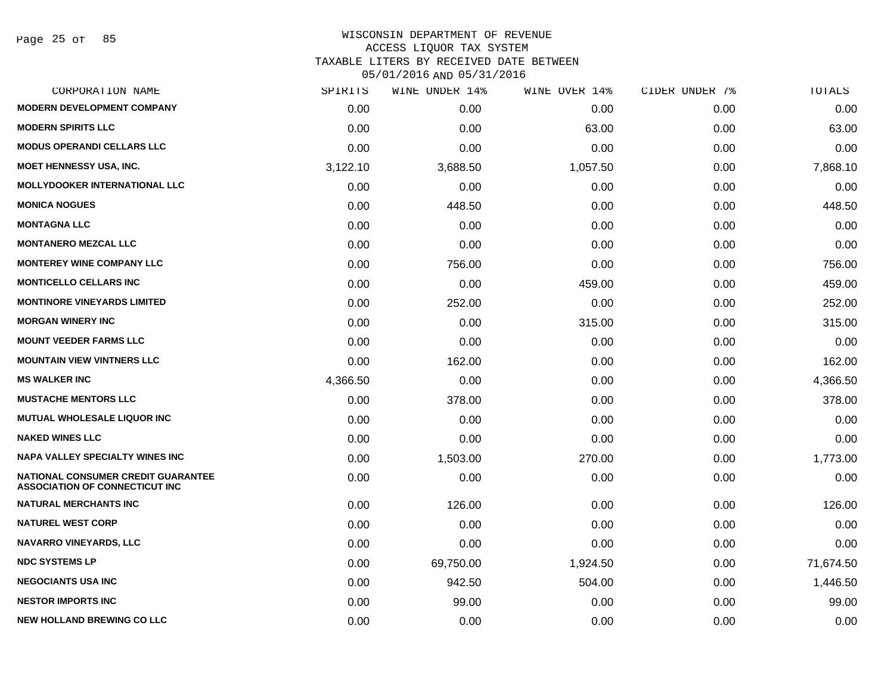WISCONSIN DEPARTMENT OF REVENUE
ACCESS LIQUOR TAX SYSTEM
TAXABLE LITERS BY RECEIVED DATE BETWEEN
05/01/2016 AND 05/31/2016

| CORPORATION NAME | SPIRITS | WINE UNDER 14% | WINE OVER 14% | CIDER UNDER 7% | TOTALS |
|---|---|---|---|---|---|
| MODERN DEVELOPMENT COMPANY | 0.00 | 0.00 | 0.00 | 0.00 | 0.00 |
| MODERN SPIRITS LLC | 0.00 | 0.00 | 63.00 | 0.00 | 63.00 |
| MODUS OPERANDI CELLARS LLC | 0.00 | 0.00 | 0.00 | 0.00 | 0.00 |
| MOET HENNESSY USA, INC. | 3,122.10 | 3,688.50 | 1,057.50 | 0.00 | 7,868.10 |
| MOLLYDOOKER INTERNATIONAL LLC | 0.00 | 0.00 | 0.00 | 0.00 | 0.00 |
| MONICA NOGUES | 0.00 | 448.50 | 0.00 | 0.00 | 448.50 |
| MONTAGNA LLC | 0.00 | 0.00 | 0.00 | 0.00 | 0.00 |
| MONTANERO MEZCAL LLC | 0.00 | 0.00 | 0.00 | 0.00 | 0.00 |
| MONTEREY WINE COMPANY LLC | 0.00 | 756.00 | 0.00 | 0.00 | 756.00 |
| MONTICELLO CELLARS INC | 0.00 | 0.00 | 459.00 | 0.00 | 459.00 |
| MONTINORE VINEYARDS LIMITED | 0.00 | 252.00 | 0.00 | 0.00 | 252.00 |
| MORGAN WINERY INC | 0.00 | 0.00 | 315.00 | 0.00 | 315.00 |
| MOUNT VEEDER FARMS LLC | 0.00 | 0.00 | 0.00 | 0.00 | 0.00 |
| MOUNTAIN VIEW VINTNERS LLC | 0.00 | 162.00 | 0.00 | 0.00 | 162.00 |
| MS WALKER INC | 4,366.50 | 0.00 | 0.00 | 0.00 | 4,366.50 |
| MUSTACHE MENTORS LLC | 0.00 | 378.00 | 0.00 | 0.00 | 378.00 |
| MUTUAL WHOLESALE LIQUOR INC | 0.00 | 0.00 | 0.00 | 0.00 | 0.00 |
| NAKED WINES LLC | 0.00 | 0.00 | 0.00 | 0.00 | 0.00 |
| NAPA VALLEY SPECIALTY WINES INC | 0.00 | 1,503.00 | 270.00 | 0.00 | 1,773.00 |
| NATIONAL CONSUMER CREDIT GUARANTEE ASSOCIATION OF CONNECTICUT INC | 0.00 | 0.00 | 0.00 | 0.00 | 0.00 |
| NATURAL MERCHANTS INC | 0.00 | 126.00 | 0.00 | 0.00 | 126.00 |
| NATUREL WEST CORP | 0.00 | 0.00 | 0.00 | 0.00 | 0.00 |
| NAVARRO VINEYARDS, LLC | 0.00 | 0.00 | 0.00 | 0.00 | 0.00 |
| NDC SYSTEMS LP | 0.00 | 69,750.00 | 1,924.50 | 0.00 | 71,674.50 |
| NEGOCIANTS USA INC | 0.00 | 942.50 | 504.00 | 0.00 | 1,446.50 |
| NESTOR IMPORTS INC | 0.00 | 99.00 | 0.00 | 0.00 | 99.00 |
| NEW HOLLAND BREWING CO LLC | 0.00 | 0.00 | 0.00 | 0.00 | 0.00 |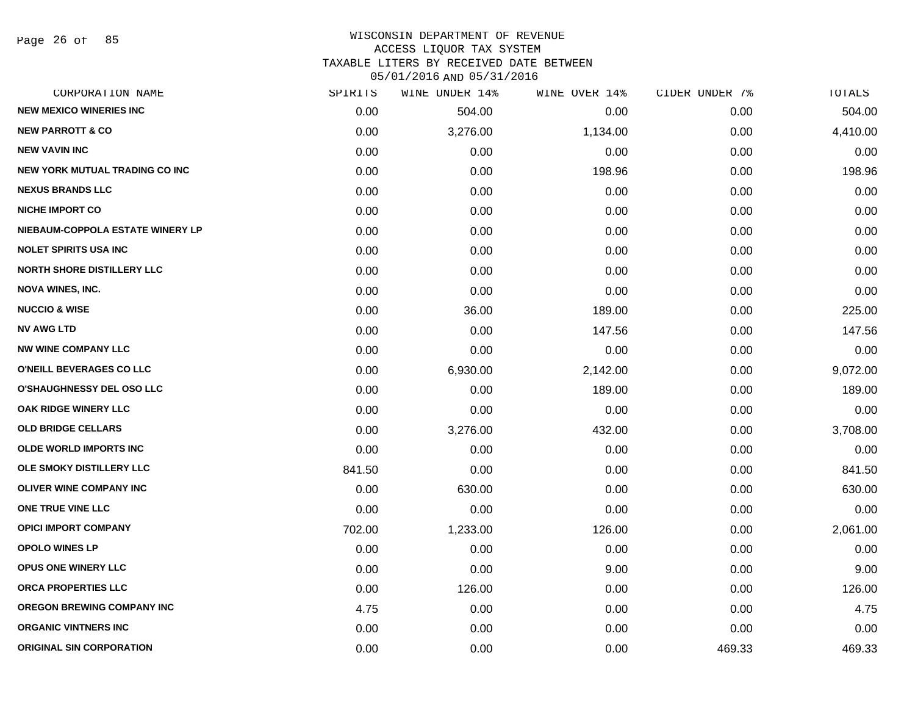WISCONSIN DEPARTMENT OF REVENUE
ACCESS LIQUOR TAX SYSTEM
TAXABLE LITERS BY RECEIVED DATE BETWEEN
05/01/2016 AND 05/31/2016

| CORPORATION NAME | SPIRITS | WINE UNDER 14% | WINE OVER 14% | CIDER UNDER 7% | TOTALS |
|---|---|---|---|---|---|
| NEW MEXICO WINERIES INC | 0.00 | 504.00 | 0.00 | 0.00 | 504.00 |
| NEW PARROTT & CO | 0.00 | 3,276.00 | 1,134.00 | 0.00 | 4,410.00 |
| NEW VAVIN INC | 0.00 | 0.00 | 0.00 | 0.00 | 0.00 |
| NEW YORK MUTUAL TRADING CO INC | 0.00 | 0.00 | 198.96 | 0.00 | 198.96 |
| NEXUS BRANDS LLC | 0.00 | 0.00 | 0.00 | 0.00 | 0.00 |
| NICHE IMPORT CO | 0.00 | 0.00 | 0.00 | 0.00 | 0.00 |
| NIEBAUM-COPPOLA ESTATE WINERY LP | 0.00 | 0.00 | 0.00 | 0.00 | 0.00 |
| NOLET SPIRITS USA INC | 0.00 | 0.00 | 0.00 | 0.00 | 0.00 |
| NORTH SHORE DISTILLERY LLC | 0.00 | 0.00 | 0.00 | 0.00 | 0.00 |
| NOVA WINES, INC. | 0.00 | 0.00 | 0.00 | 0.00 | 0.00 |
| NUCCIO & WISE | 0.00 | 36.00 | 189.00 | 0.00 | 225.00 |
| NV AWG LTD | 0.00 | 0.00 | 147.56 | 0.00 | 147.56 |
| NW WINE COMPANY LLC | 0.00 | 0.00 | 0.00 | 0.00 | 0.00 |
| O'NEILL BEVERAGES CO LLC | 0.00 | 6,930.00 | 2,142.00 | 0.00 | 9,072.00 |
| O'SHAUGHNESSY DEL OSO LLC | 0.00 | 0.00 | 189.00 | 0.00 | 189.00 |
| OAK RIDGE WINERY LLC | 0.00 | 0.00 | 0.00 | 0.00 | 0.00 |
| OLD BRIDGE CELLARS | 0.00 | 3,276.00 | 432.00 | 0.00 | 3,708.00 |
| OLDE WORLD IMPORTS INC | 0.00 | 0.00 | 0.00 | 0.00 | 0.00 |
| OLE SMOKY DISTILLERY LLC | 841.50 | 0.00 | 0.00 | 0.00 | 841.50 |
| OLIVER WINE COMPANY INC | 0.00 | 630.00 | 0.00 | 0.00 | 630.00 |
| ONE TRUE VINE LLC | 0.00 | 0.00 | 0.00 | 0.00 | 0.00 |
| OPICI IMPORT COMPANY | 702.00 | 1,233.00 | 126.00 | 0.00 | 2,061.00 |
| OPOLO WINES LP | 0.00 | 0.00 | 0.00 | 0.00 | 0.00 |
| OPUS ONE WINERY LLC | 0.00 | 0.00 | 9.00 | 0.00 | 9.00 |
| ORCA PROPERTIES LLC | 0.00 | 126.00 | 0.00 | 0.00 | 126.00 |
| OREGON BREWING COMPANY INC | 4.75 | 0.00 | 0.00 | 0.00 | 4.75 |
| ORGANIC VINTNERS INC | 0.00 | 0.00 | 0.00 | 0.00 | 0.00 |
| ORIGINAL SIN CORPORATION | 0.00 | 0.00 | 0.00 | 469.33 | 469.33 |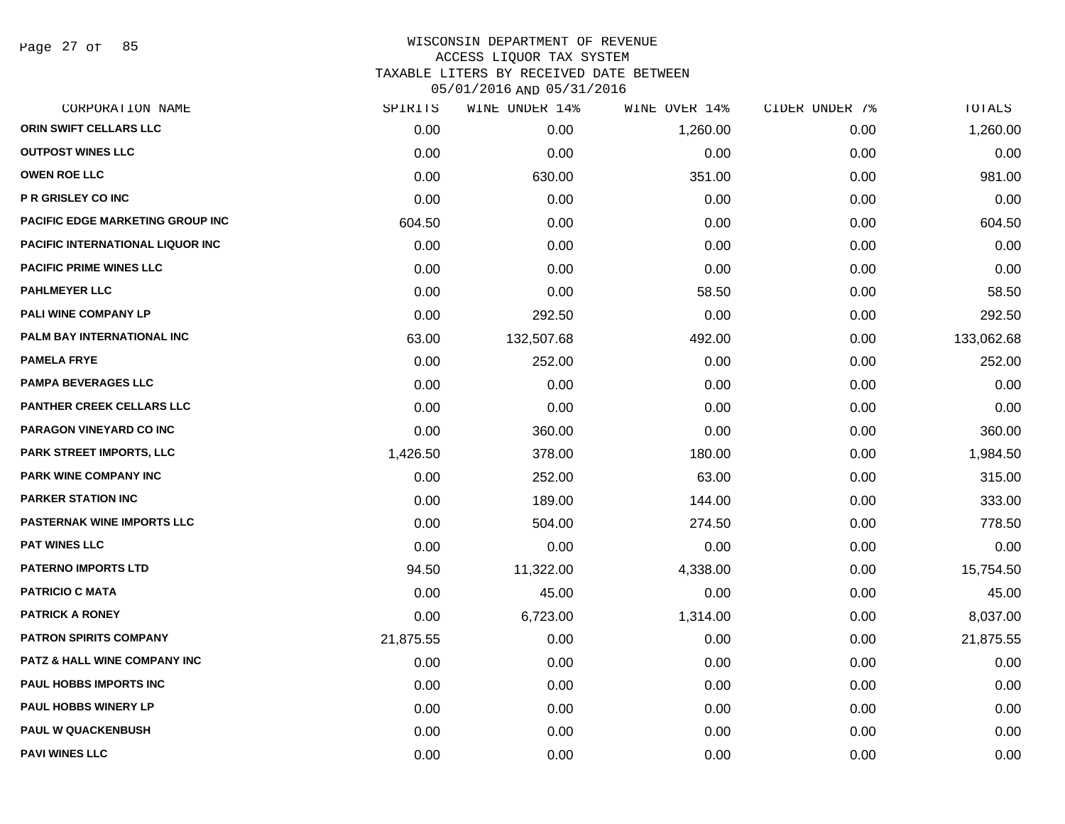# WISCONSIN DEPARTMENT OF REVENUE
## ACCESS LIQUOR TAX SYSTEM
### TAXABLE LITERS BY RECEIVED DATE BETWEEN 05/01/2016 AND 05/31/2016

| CORPORATION NAME | SPIRITS | WINE UNDER 14% | WINE OVER 14% | CIDER UNDER 7% | TOTALS |
|---|---|---|---|---|---|
| ORIN SWIFT CELLARS LLC | 0.00 | 0.00 | 1,260.00 | 0.00 | 1,260.00 |
| OUTPOST WINES LLC | 0.00 | 0.00 | 0.00 | 0.00 | 0.00 |
| OWEN ROE LLC | 0.00 | 630.00 | 351.00 | 0.00 | 981.00 |
| P R GRISLEY CO INC | 0.00 | 0.00 | 0.00 | 0.00 | 0.00 |
| PACIFIC EDGE MARKETING GROUP INC | 604.50 | 0.00 | 0.00 | 0.00 | 604.50 |
| PACIFIC INTERNATIONAL LIQUOR INC | 0.00 | 0.00 | 0.00 | 0.00 | 0.00 |
| PACIFIC PRIME WINES LLC | 0.00 | 0.00 | 0.00 | 0.00 | 0.00 |
| PAHLMEYER LLC | 0.00 | 0.00 | 58.50 | 0.00 | 58.50 |
| PALI WINE COMPANY LP | 0.00 | 292.50 | 0.00 | 0.00 | 292.50 |
| PALM BAY INTERNATIONAL INC | 63.00 | 132,507.68 | 492.00 | 0.00 | 133,062.68 |
| PAMELA FRYE | 0.00 | 252.00 | 0.00 | 0.00 | 252.00 |
| PAMPA BEVERAGES LLC | 0.00 | 0.00 | 0.00 | 0.00 | 0.00 |
| PANTHER CREEK CELLARS LLC | 0.00 | 0.00 | 0.00 | 0.00 | 0.00 |
| PARAGON VINEYARD CO INC | 0.00 | 360.00 | 0.00 | 0.00 | 360.00 |
| PARK STREET IMPORTS, LLC | 1,426.50 | 378.00 | 180.00 | 0.00 | 1,984.50 |
| PARK WINE COMPANY INC | 0.00 | 252.00 | 63.00 | 0.00 | 315.00 |
| PARKER STATION INC | 0.00 | 189.00 | 144.00 | 0.00 | 333.00 |
| PASTERNAK WINE IMPORTS LLC | 0.00 | 504.00 | 274.50 | 0.00 | 778.50 |
| PAT WINES LLC | 0.00 | 0.00 | 0.00 | 0.00 | 0.00 |
| PATERNO IMPORTS LTD | 94.50 | 11,322.00 | 4,338.00 | 0.00 | 15,754.50 |
| PATRICIO C MATA | 0.00 | 45.00 | 0.00 | 0.00 | 45.00 |
| PATRICK A RONEY | 0.00 | 6,723.00 | 1,314.00 | 0.00 | 8,037.00 |
| PATRON SPIRITS COMPANY | 21,875.55 | 0.00 | 0.00 | 0.00 | 21,875.55 |
| PATZ & HALL WINE COMPANY INC | 0.00 | 0.00 | 0.00 | 0.00 | 0.00 |
| PAUL HOBBS IMPORTS INC | 0.00 | 0.00 | 0.00 | 0.00 | 0.00 |
| PAUL HOBBS WINERY LP | 0.00 | 0.00 | 0.00 | 0.00 | 0.00 |
| PAUL W QUACKENBUSH | 0.00 | 0.00 | 0.00 | 0.00 | 0.00 |
| PAVI WINES LLC | 0.00 | 0.00 | 0.00 | 0.00 | 0.00 |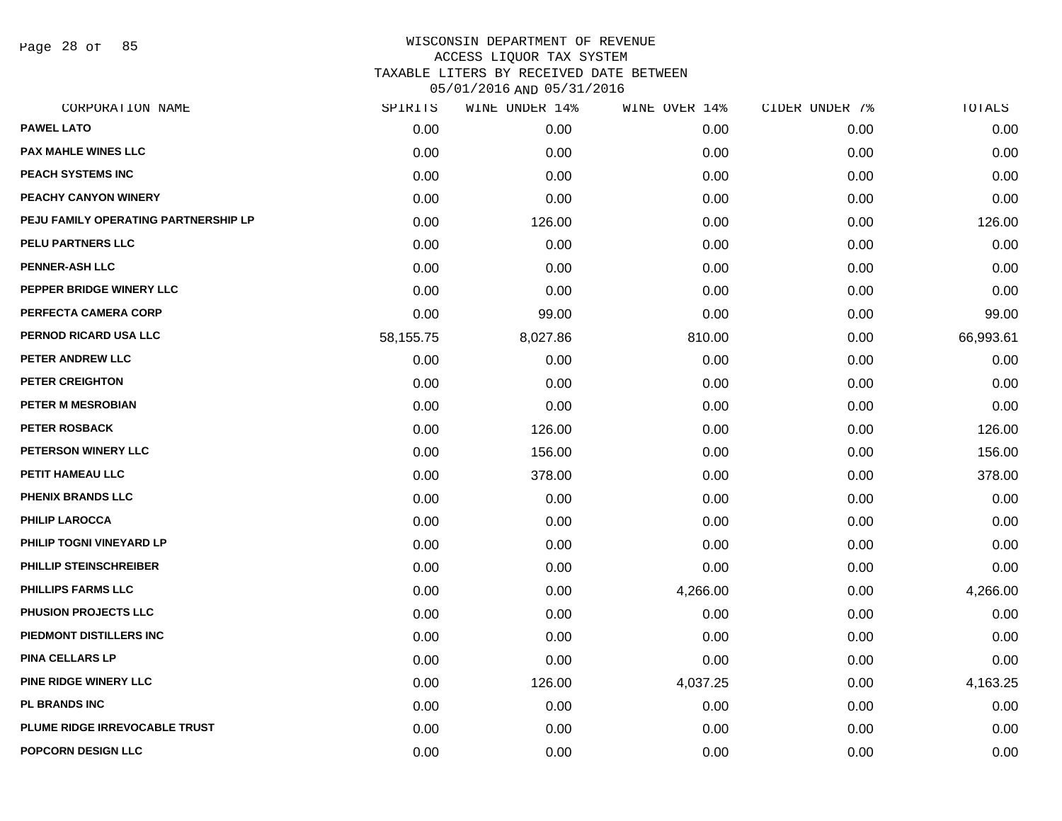WISCONSIN DEPARTMENT OF REVENUE
ACCESS LIQUOR TAX SYSTEM
TAXABLE LITERS BY RECEIVED DATE BETWEEN
05/01/2016 AND 05/31/2016

| CORPORATION NAME | SPIRITS | WINE UNDER 14% | WINE OVER 14% | CIDER UNDER 7% | TOTALS |
|---|---|---|---|---|---|
| PAWEL LATO | 0.00 | 0.00 | 0.00 | 0.00 | 0.00 |
| PAX MAHLE WINES LLC | 0.00 | 0.00 | 0.00 | 0.00 | 0.00 |
| PEACH SYSTEMS INC | 0.00 | 0.00 | 0.00 | 0.00 | 0.00 |
| PEACHY CANYON WINERY | 0.00 | 0.00 | 0.00 | 0.00 | 0.00 |
| PEJU FAMILY OPERATING PARTNERSHIP LP | 0.00 | 126.00 | 0.00 | 0.00 | 126.00 |
| PELU PARTNERS LLC | 0.00 | 0.00 | 0.00 | 0.00 | 0.00 |
| PENNER-ASH LLC | 0.00 | 0.00 | 0.00 | 0.00 | 0.00 |
| PEPPER BRIDGE WINERY LLC | 0.00 | 0.00 | 0.00 | 0.00 | 0.00 |
| PERFECTA CAMERA CORP | 0.00 | 99.00 | 0.00 | 0.00 | 99.00 |
| PERNOD RICARD USA LLC | 58,155.75 | 8,027.86 | 810.00 | 0.00 | 66,993.61 |
| PETER ANDREW LLC | 0.00 | 0.00 | 0.00 | 0.00 | 0.00 |
| PETER CREIGHTON | 0.00 | 0.00 | 0.00 | 0.00 | 0.00 |
| PETER M MESROBIAN | 0.00 | 0.00 | 0.00 | 0.00 | 0.00 |
| PETER ROSBACK | 0.00 | 126.00 | 0.00 | 0.00 | 126.00 |
| PETERSON WINERY LLC | 0.00 | 156.00 | 0.00 | 0.00 | 156.00 |
| PETIT HAMEAU LLC | 0.00 | 378.00 | 0.00 | 0.00 | 378.00 |
| PHENIX BRANDS LLC | 0.00 | 0.00 | 0.00 | 0.00 | 0.00 |
| PHILIP LAROCCA | 0.00 | 0.00 | 0.00 | 0.00 | 0.00 |
| PHILIP TOGNI VINEYARD LP | 0.00 | 0.00 | 0.00 | 0.00 | 0.00 |
| PHILLIP STEINSCHREIBER | 0.00 | 0.00 | 0.00 | 0.00 | 0.00 |
| PHILLIPS FARMS LLC | 0.00 | 0.00 | 4,266.00 | 0.00 | 4,266.00 |
| PHUSION PROJECTS LLC | 0.00 | 0.00 | 0.00 | 0.00 | 0.00 |
| PIEDMONT DISTILLERS INC | 0.00 | 0.00 | 0.00 | 0.00 | 0.00 |
| PINA CELLARS LP | 0.00 | 0.00 | 0.00 | 0.00 | 0.00 |
| PINE RIDGE WINERY LLC | 0.00 | 126.00 | 4,037.25 | 0.00 | 4,163.25 |
| PL BRANDS INC | 0.00 | 0.00 | 0.00 | 0.00 | 0.00 |
| PLUME RIDGE IRREVOCABLE TRUST | 0.00 | 0.00 | 0.00 | 0.00 | 0.00 |
| POPCORN DESIGN LLC | 0.00 | 0.00 | 0.00 | 0.00 | 0.00 |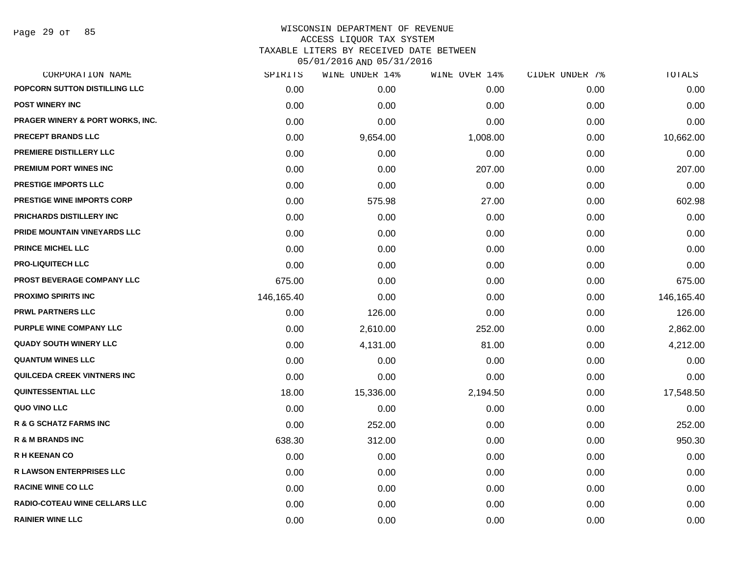WISCONSIN DEPARTMENT OF REVENUE
ACCESS LIQUOR TAX SYSTEM
TAXABLE LITERS BY RECEIVED DATE BETWEEN
05/01/2016 AND 05/31/2016

| CORPORATION NAME | SPIRITS | WINE UNDER 14% | WINE OVER 14% | CIDER UNDER 7% | TOTALS |
|---|---|---|---|---|---|
| POPCORN SUTTON DISTILLING LLC | 0.00 | 0.00 | 0.00 | 0.00 | 0.00 |
| POST WINERY INC | 0.00 | 0.00 | 0.00 | 0.00 | 0.00 |
| PRAGER WINERY & PORT WORKS, INC. | 0.00 | 0.00 | 0.00 | 0.00 | 0.00 |
| PRECEPT BRANDS LLC | 0.00 | 9,654.00 | 1,008.00 | 0.00 | 10,662.00 |
| PREMIERE DISTILLERY LLC | 0.00 | 0.00 | 0.00 | 0.00 | 0.00 |
| PREMIUM PORT WINES INC | 0.00 | 0.00 | 207.00 | 0.00 | 207.00 |
| PRESTIGE IMPORTS LLC | 0.00 | 0.00 | 0.00 | 0.00 | 0.00 |
| PRESTIGE WINE IMPORTS CORP | 0.00 | 575.98 | 27.00 | 0.00 | 602.98 |
| PRICHARDS DISTILLERY INC | 0.00 | 0.00 | 0.00 | 0.00 | 0.00 |
| PRIDE MOUNTAIN VINEYARDS LLC | 0.00 | 0.00 | 0.00 | 0.00 | 0.00 |
| PRINCE MICHEL LLC | 0.00 | 0.00 | 0.00 | 0.00 | 0.00 |
| PRO-LIQUITECH LLC | 0.00 | 0.00 | 0.00 | 0.00 | 0.00 |
| PROST BEVERAGE COMPANY LLC | 675.00 | 0.00 | 0.00 | 0.00 | 675.00 |
| PROXIMO SPIRITS INC | 146,165.40 | 0.00 | 0.00 | 0.00 | 146,165.40 |
| PRWL PARTNERS LLC | 0.00 | 126.00 | 0.00 | 0.00 | 126.00 |
| PURPLE WINE COMPANY LLC | 0.00 | 2,610.00 | 252.00 | 0.00 | 2,862.00 |
| QUADY SOUTH WINERY LLC | 0.00 | 4,131.00 | 81.00 | 0.00 | 4,212.00 |
| QUANTUM WINES LLC | 0.00 | 0.00 | 0.00 | 0.00 | 0.00 |
| QUILCEDA CREEK VINTNERS INC | 0.00 | 0.00 | 0.00 | 0.00 | 0.00 |
| QUINTESSENTIAL LLC | 18.00 | 15,336.00 | 2,194.50 | 0.00 | 17,548.50 |
| QUO VINO LLC | 0.00 | 0.00 | 0.00 | 0.00 | 0.00 |
| R & G SCHATZ FARMS INC | 0.00 | 252.00 | 0.00 | 0.00 | 252.00 |
| R & M BRANDS INC | 638.30 | 312.00 | 0.00 | 0.00 | 950.30 |
| R H KEENAN CO | 0.00 | 0.00 | 0.00 | 0.00 | 0.00 |
| R LAWSON ENTERPRISES LLC | 0.00 | 0.00 | 0.00 | 0.00 | 0.00 |
| RACINE WINE CO LLC | 0.00 | 0.00 | 0.00 | 0.00 | 0.00 |
| RADIO-COTEAU WINE CELLARS LLC | 0.00 | 0.00 | 0.00 | 0.00 | 0.00 |
| RAINIER WINE LLC | 0.00 | 0.00 | 0.00 | 0.00 | 0.00 |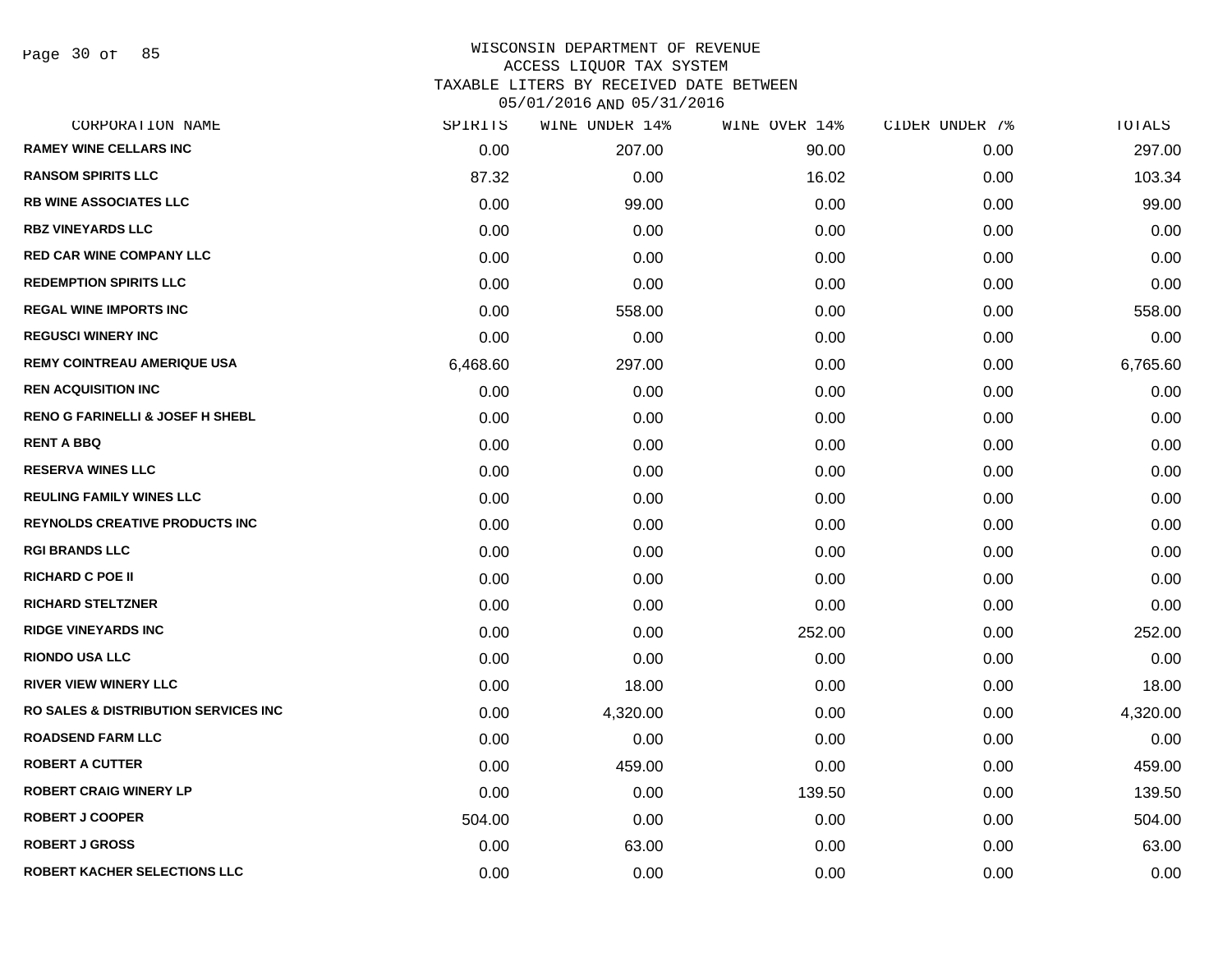WISCONSIN DEPARTMENT OF REVENUE
ACCESS LIQUOR TAX SYSTEM
TAXABLE LITERS BY RECEIVED DATE BETWEEN
05/01/2016 AND 05/31/2016

| CORPORATION NAME | SPIRITS | WINE UNDER 14% | WINE OVER 14% | CIDER UNDER 7% | TOTALS |
|---|---|---|---|---|---|
| RAMEY WINE CELLARS INC | 0.00 | 207.00 | 90.00 | 0.00 | 297.00 |
| RANSOM SPIRITS LLC | 87.32 | 0.00 | 16.02 | 0.00 | 103.34 |
| RB WINE ASSOCIATES LLC | 0.00 | 99.00 | 0.00 | 0.00 | 99.00 |
| RBZ VINEYARDS LLC | 0.00 | 0.00 | 0.00 | 0.00 | 0.00 |
| RED CAR WINE COMPANY LLC | 0.00 | 0.00 | 0.00 | 0.00 | 0.00 |
| REDEMPTION SPIRITS LLC | 0.00 | 0.00 | 0.00 | 0.00 | 0.00 |
| REGAL WINE IMPORTS INC | 0.00 | 558.00 | 0.00 | 0.00 | 558.00 |
| REGUSCI WINERY INC | 0.00 | 0.00 | 0.00 | 0.00 | 0.00 |
| REMY COINTREAU AMERIQUE USA | 6,468.60 | 297.00 | 0.00 | 0.00 | 6,765.60 |
| REN ACQUISITION INC | 0.00 | 0.00 | 0.00 | 0.00 | 0.00 |
| RENO G FARINELLI & JOSEF H SHEBL | 0.00 | 0.00 | 0.00 | 0.00 | 0.00 |
| RENT A BBQ | 0.00 | 0.00 | 0.00 | 0.00 | 0.00 |
| RESERVA WINES LLC | 0.00 | 0.00 | 0.00 | 0.00 | 0.00 |
| REULING FAMILY WINES LLC | 0.00 | 0.00 | 0.00 | 0.00 | 0.00 |
| REYNOLDS CREATIVE PRODUCTS INC | 0.00 | 0.00 | 0.00 | 0.00 | 0.00 |
| RGI BRANDS LLC | 0.00 | 0.00 | 0.00 | 0.00 | 0.00 |
| RICHARD C POE II | 0.00 | 0.00 | 0.00 | 0.00 | 0.00 |
| RICHARD STELTZNER | 0.00 | 0.00 | 0.00 | 0.00 | 0.00 |
| RIDGE VINEYARDS INC | 0.00 | 0.00 | 252.00 | 0.00 | 252.00 |
| RIONDO USA LLC | 0.00 | 0.00 | 0.00 | 0.00 | 0.00 |
| RIVER VIEW WINERY LLC | 0.00 | 18.00 | 0.00 | 0.00 | 18.00 |
| RO SALES & DISTRIBUTION SERVICES INC | 0.00 | 4,320.00 | 0.00 | 0.00 | 4,320.00 |
| ROADSEND FARM LLC | 0.00 | 0.00 | 0.00 | 0.00 | 0.00 |
| ROBERT A CUTTER | 0.00 | 459.00 | 0.00 | 0.00 | 459.00 |
| ROBERT CRAIG WINERY LP | 0.00 | 0.00 | 139.50 | 0.00 | 139.50 |
| ROBERT J COOPER | 504.00 | 0.00 | 0.00 | 0.00 | 504.00 |
| ROBERT J GROSS | 0.00 | 63.00 | 0.00 | 0.00 | 63.00 |
| ROBERT KACHER SELECTIONS LLC | 0.00 | 0.00 | 0.00 | 0.00 | 0.00 |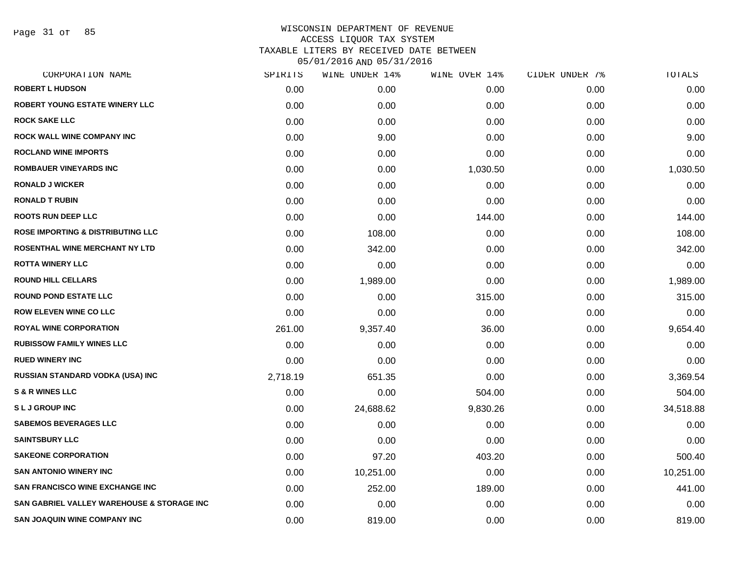WISCONSIN DEPARTMENT OF REVENUE
ACCESS LIQUOR TAX SYSTEM
TAXABLE LITERS BY RECEIVED DATE BETWEEN
05/01/2016 AND 05/31/2016

| CORPORATION NAME | SPIRITS | WINE UNDER 14% | WINE OVER 14% | CIDER UNDER 7% | TOTALS |
|---|---|---|---|---|---|
| ROBERT L HUDSON | 0.00 | 0.00 | 0.00 | 0.00 | 0.00 |
| ROBERT YOUNG ESTATE WINERY LLC | 0.00 | 0.00 | 0.00 | 0.00 | 0.00 |
| ROCK SAKE LLC | 0.00 | 0.00 | 0.00 | 0.00 | 0.00 |
| ROCK WALL WINE COMPANY INC | 0.00 | 9.00 | 0.00 | 0.00 | 9.00 |
| ROCLAND WINE IMPORTS | 0.00 | 0.00 | 0.00 | 0.00 | 0.00 |
| ROMBAUER VINEYARDS INC | 0.00 | 0.00 | 1,030.50 | 0.00 | 1,030.50 |
| RONALD J WICKER | 0.00 | 0.00 | 0.00 | 0.00 | 0.00 |
| RONALD T RUBIN | 0.00 | 0.00 | 0.00 | 0.00 | 0.00 |
| ROOTS RUN DEEP LLC | 0.00 | 0.00 | 144.00 | 0.00 | 144.00 |
| ROSE IMPORTING & DISTRIBUTING LLC | 0.00 | 108.00 | 0.00 | 0.00 | 108.00 |
| ROSENTHAL WINE MERCHANT NY LTD | 0.00 | 342.00 | 0.00 | 0.00 | 342.00 |
| ROTTA WINERY LLC | 0.00 | 0.00 | 0.00 | 0.00 | 0.00 |
| ROUND HILL CELLARS | 0.00 | 1,989.00 | 0.00 | 0.00 | 1,989.00 |
| ROUND POND ESTATE LLC | 0.00 | 0.00 | 315.00 | 0.00 | 315.00 |
| ROW ELEVEN WINE CO LLC | 0.00 | 0.00 | 0.00 | 0.00 | 0.00 |
| ROYAL WINE CORPORATION | 261.00 | 9,357.40 | 36.00 | 0.00 | 9,654.40 |
| RUBISSOW FAMILY WINES LLC | 0.00 | 0.00 | 0.00 | 0.00 | 0.00 |
| RUED WINERY INC | 0.00 | 0.00 | 0.00 | 0.00 | 0.00 |
| RUSSIAN STANDARD VODKA (USA) INC | 2,718.19 | 651.35 | 0.00 | 0.00 | 3,369.54 |
| S & R WINES LLC | 0.00 | 0.00 | 504.00 | 0.00 | 504.00 |
| S L J GROUP INC | 0.00 | 24,688.62 | 9,830.26 | 0.00 | 34,518.88 |
| SABEMOS BEVERAGES LLC | 0.00 | 0.00 | 0.00 | 0.00 | 0.00 |
| SAINTSBURY LLC | 0.00 | 0.00 | 0.00 | 0.00 | 0.00 |
| SAKEONE CORPORATION | 0.00 | 97.20 | 403.20 | 0.00 | 500.40 |
| SAN ANTONIO WINERY INC | 0.00 | 10,251.00 | 0.00 | 0.00 | 10,251.00 |
| SAN FRANCISCO WINE EXCHANGE INC | 0.00 | 252.00 | 189.00 | 0.00 | 441.00 |
| SAN GABRIEL VALLEY WAREHOUSE & STORAGE INC | 0.00 | 0.00 | 0.00 | 0.00 | 0.00 |
| SAN JOAQUIN WINE COMPANY INC | 0.00 | 819.00 | 0.00 | 0.00 | 819.00 |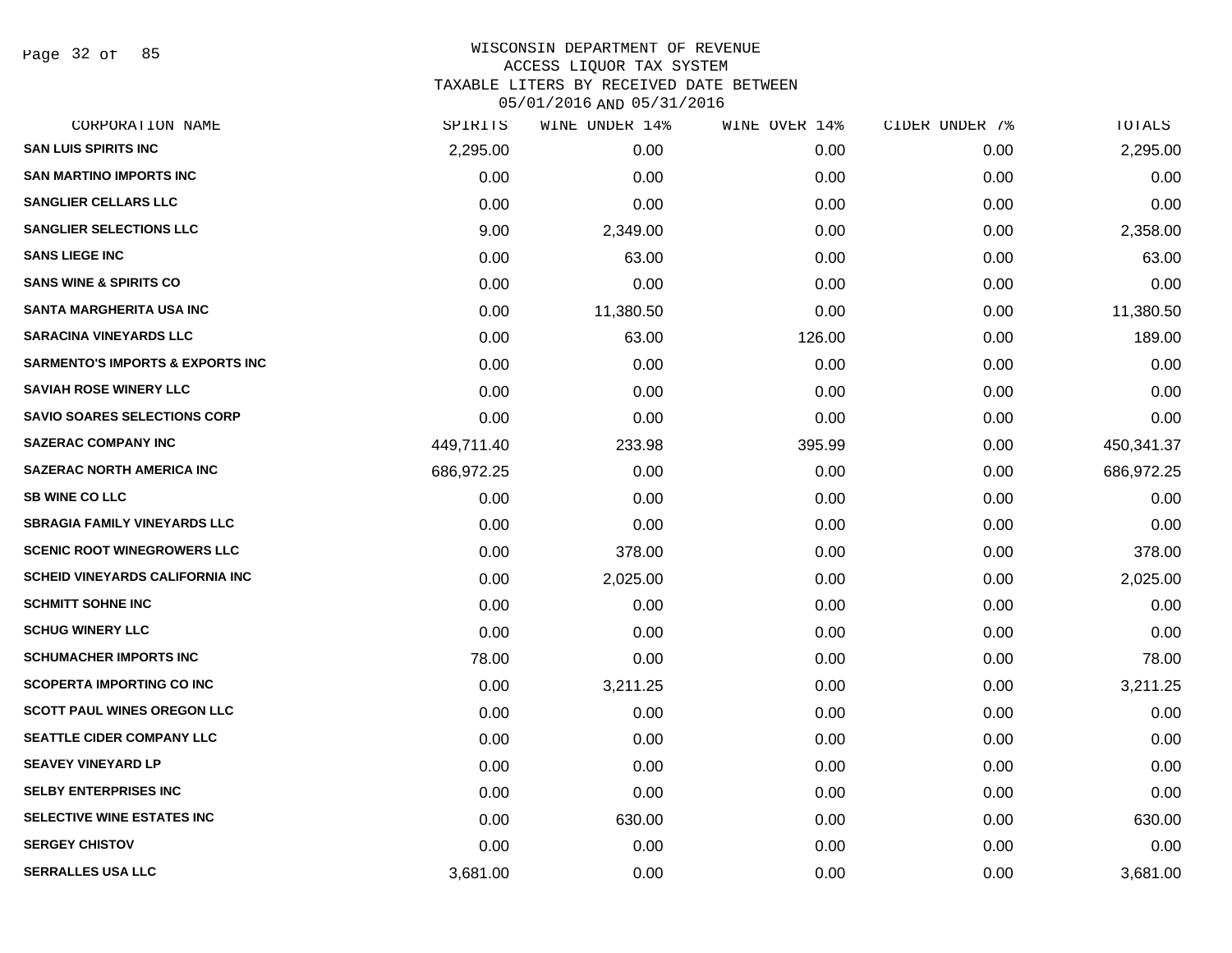# WISCONSIN DEPARTMENT OF REVENUE
## ACCESS LIQUOR TAX SYSTEM
### TAXABLE LITERS BY RECEIVED DATE BETWEEN 05/01/2016 AND 05/31/2016

| CORPORATION NAME | SPIRITS | WINE UNDER 14% | WINE OVER 14% | CIDER UNDER 7% | TOTALS |
|---|---|---|---|---|---|
| SAN LUIS SPIRITS INC | 2,295.00 | 0.00 | 0.00 | 0.00 | 2,295.00 |
| SAN MARTINO IMPORTS INC | 0.00 | 0.00 | 0.00 | 0.00 | 0.00 |
| SANGLIER CELLARS LLC | 0.00 | 0.00 | 0.00 | 0.00 | 0.00 |
| SANGLIER SELECTIONS LLC | 9.00 | 2,349.00 | 0.00 | 0.00 | 2,358.00 |
| SANS LIEGE INC | 0.00 | 63.00 | 0.00 | 0.00 | 63.00 |
| SANS WINE & SPIRITS CO | 0.00 | 0.00 | 0.00 | 0.00 | 0.00 |
| SANTA MARGHERITA USA INC | 0.00 | 11,380.50 | 0.00 | 0.00 | 11,380.50 |
| SARACINA VINEYARDS LLC | 0.00 | 63.00 | 126.00 | 0.00 | 189.00 |
| SARMENTO'S IMPORTS & EXPORTS INC | 0.00 | 0.00 | 0.00 | 0.00 | 0.00 |
| SAVIAH ROSE WINERY LLC | 0.00 | 0.00 | 0.00 | 0.00 | 0.00 |
| SAVIO SOARES SELECTIONS CORP | 0.00 | 0.00 | 0.00 | 0.00 | 0.00 |
| SAZERAC COMPANY INC | 449,711.40 | 233.98 | 395.99 | 0.00 | 450,341.37 |
| SAZERAC NORTH AMERICA INC | 686,972.25 | 0.00 | 0.00 | 0.00 | 686,972.25 |
| SB WINE CO LLC | 0.00 | 0.00 | 0.00 | 0.00 | 0.00 |
| SBRAGIA FAMILY VINEYARDS LLC | 0.00 | 0.00 | 0.00 | 0.00 | 0.00 |
| SCENIC ROOT WINEGROWERS LLC | 0.00 | 378.00 | 0.00 | 0.00 | 378.00 |
| SCHEID VINEYARDS CALIFORNIA INC | 0.00 | 2,025.00 | 0.00 | 0.00 | 2,025.00 |
| SCHMITT SOHNE INC | 0.00 | 0.00 | 0.00 | 0.00 | 0.00 |
| SCHUG WINERY LLC | 0.00 | 0.00 | 0.00 | 0.00 | 0.00 |
| SCHUMACHER IMPORTS INC | 78.00 | 0.00 | 0.00 | 0.00 | 78.00 |
| SCOPERTA IMPORTING CO INC | 0.00 | 3,211.25 | 0.00 | 0.00 | 3,211.25 |
| SCOTT PAUL WINES OREGON LLC | 0.00 | 0.00 | 0.00 | 0.00 | 0.00 |
| SEATTLE CIDER COMPANY LLC | 0.00 | 0.00 | 0.00 | 0.00 | 0.00 |
| SEAVEY VINEYARD LP | 0.00 | 0.00 | 0.00 | 0.00 | 0.00 |
| SELBY ENTERPRISES INC | 0.00 | 0.00 | 0.00 | 0.00 | 0.00 |
| SELECTIVE WINE ESTATES INC | 0.00 | 630.00 | 0.00 | 0.00 | 630.00 |
| SERGEY CHISTOV | 0.00 | 0.00 | 0.00 | 0.00 | 0.00 |
| SERRALLES USA LLC | 3,681.00 | 0.00 | 0.00 | 0.00 | 3,681.00 |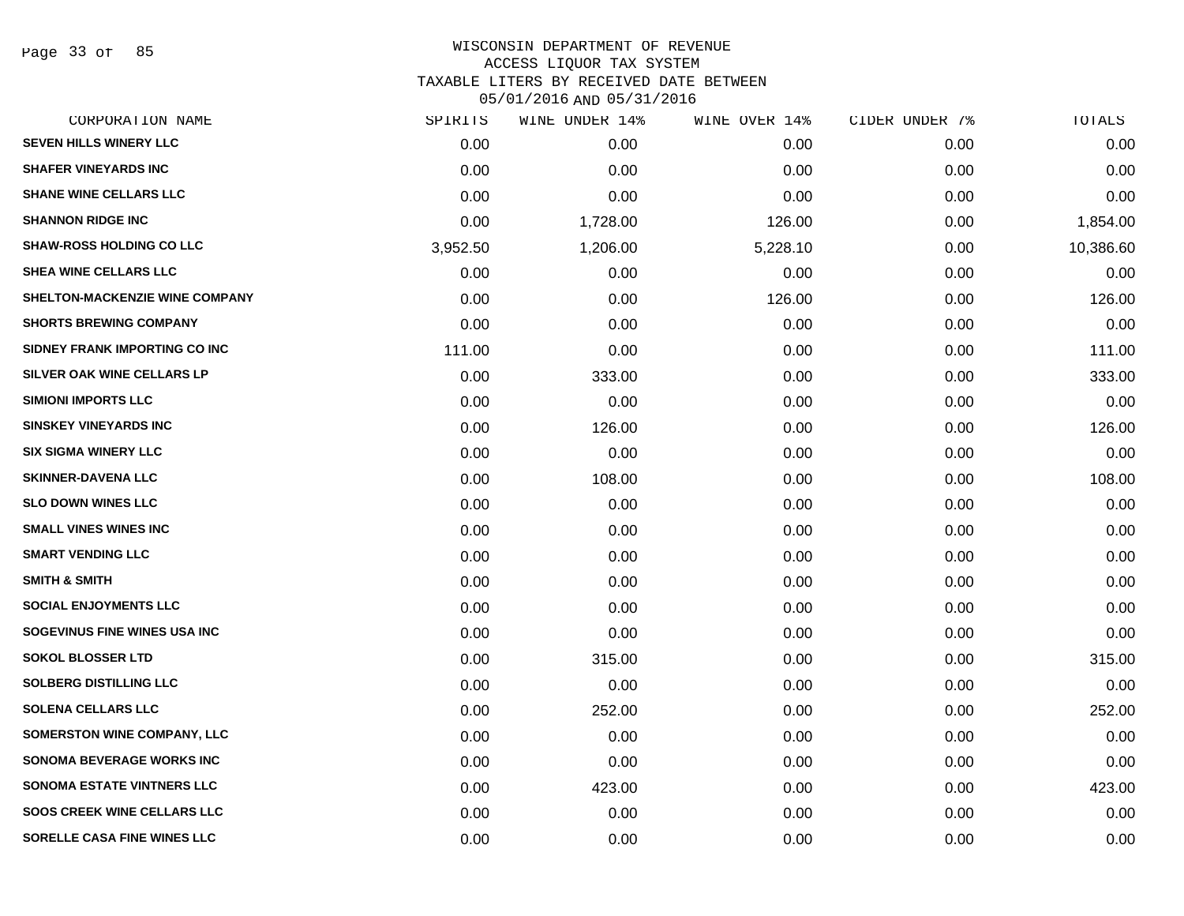# WISCONSIN DEPARTMENT OF REVENUE
## ACCESS LIQUOR TAX SYSTEM
### TAXABLE LITERS BY RECEIVED DATE BETWEEN 05/01/2016 AND 05/31/2016

| CORPORATION NAME | SPIRITS | WINE UNDER 14% | WINE OVER 14% | CIDER UNDER 7% | TOTALS |
|---|---|---|---|---|---|
| SEVEN HILLS WINERY LLC | 0.00 | 0.00 | 0.00 | 0.00 | 0.00 |
| SHAFER VINEYARDS INC | 0.00 | 0.00 | 0.00 | 0.00 | 0.00 |
| SHANE WINE CELLARS LLC | 0.00 | 0.00 | 0.00 | 0.00 | 0.00 |
| SHANNON RIDGE INC | 0.00 | 1,728.00 | 126.00 | 0.00 | 1,854.00 |
| SHAW-ROSS HOLDING CO LLC | 3,952.50 | 1,206.00 | 5,228.10 | 0.00 | 10,386.60 |
| SHEA WINE CELLARS LLC | 0.00 | 0.00 | 0.00 | 0.00 | 0.00 |
| SHELTON-MACKENZIE WINE COMPANY | 0.00 | 0.00 | 126.00 | 0.00 | 126.00 |
| SHORTS BREWING COMPANY | 0.00 | 0.00 | 0.00 | 0.00 | 0.00 |
| SIDNEY FRANK IMPORTING CO INC | 111.00 | 0.00 | 0.00 | 0.00 | 111.00 |
| SILVER OAK WINE CELLARS LP | 0.00 | 333.00 | 0.00 | 0.00 | 333.00 |
| SIMIONI IMPORTS LLC | 0.00 | 0.00 | 0.00 | 0.00 | 0.00 |
| SINSKEY VINEYARDS INC | 0.00 | 126.00 | 0.00 | 0.00 | 126.00 |
| SIX SIGMA WINERY LLC | 0.00 | 0.00 | 0.00 | 0.00 | 0.00 |
| SKINNER-DAVENA LLC | 0.00 | 108.00 | 0.00 | 0.00 | 108.00 |
| SLO DOWN WINES LLC | 0.00 | 0.00 | 0.00 | 0.00 | 0.00 |
| SMALL VINES WINES INC | 0.00 | 0.00 | 0.00 | 0.00 | 0.00 |
| SMART VENDING LLC | 0.00 | 0.00 | 0.00 | 0.00 | 0.00 |
| SMITH & SMITH | 0.00 | 0.00 | 0.00 | 0.00 | 0.00 |
| SOCIAL ENJOYMENTS LLC | 0.00 | 0.00 | 0.00 | 0.00 | 0.00 |
| SOGEVINUS FINE WINES USA INC | 0.00 | 0.00 | 0.00 | 0.00 | 0.00 |
| SOKOL BLOSSER LTD | 0.00 | 315.00 | 0.00 | 0.00 | 315.00 |
| SOLBERG DISTILLING LLC | 0.00 | 0.00 | 0.00 | 0.00 | 0.00 |
| SOLENA CELLARS LLC | 0.00 | 252.00 | 0.00 | 0.00 | 252.00 |
| SOMERSTON WINE COMPANY, LLC | 0.00 | 0.00 | 0.00 | 0.00 | 0.00 |
| SONOMA BEVERAGE WORKS INC | 0.00 | 0.00 | 0.00 | 0.00 | 0.00 |
| SONOMA ESTATE VINTNERS LLC | 0.00 | 423.00 | 0.00 | 0.00 | 423.00 |
| SOOS CREEK WINE CELLARS LLC | 0.00 | 0.00 | 0.00 | 0.00 | 0.00 |
| SORELLE CASA FINE WINES LLC | 0.00 | 0.00 | 0.00 | 0.00 | 0.00 |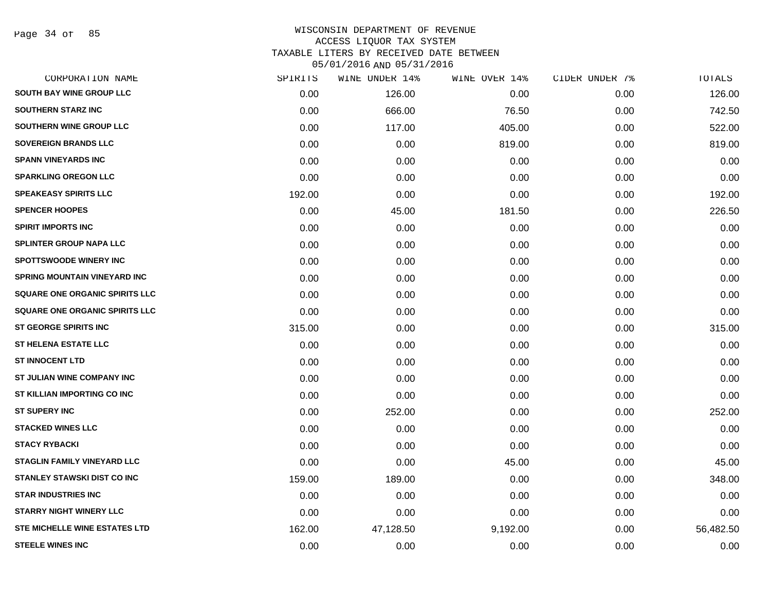WISCONSIN DEPARTMENT OF REVENUE
ACCESS LIQUOR TAX SYSTEM
TAXABLE LITERS BY RECEIVED DATE BETWEEN
05/01/2016 AND 05/31/2016

| CORPORATION NAME | SPIRITS | WINE UNDER 14% | WINE OVER 14% | CIDER UNDER 7% | TOTALS |
|---|---|---|---|---|---|
| SOUTH BAY WINE GROUP LLC | 0.00 | 126.00 | 0.00 | 0.00 | 126.00 |
| SOUTHERN STARZ INC | 0.00 | 666.00 | 76.50 | 0.00 | 742.50 |
| SOUTHERN WINE GROUP LLC | 0.00 | 117.00 | 405.00 | 0.00 | 522.00 |
| SOVEREIGN BRANDS LLC | 0.00 | 0.00 | 819.00 | 0.00 | 819.00 |
| SPANN VINEYARDS INC | 0.00 | 0.00 | 0.00 | 0.00 | 0.00 |
| SPARKLING OREGON LLC | 0.00 | 0.00 | 0.00 | 0.00 | 0.00 |
| SPEAKEASY SPIRITS LLC | 192.00 | 0.00 | 0.00 | 0.00 | 192.00 |
| SPENCER HOOPES | 0.00 | 45.00 | 181.50 | 0.00 | 226.50 |
| SPIRIT IMPORTS INC | 0.00 | 0.00 | 0.00 | 0.00 | 0.00 |
| SPLINTER GROUP NAPA LLC | 0.00 | 0.00 | 0.00 | 0.00 | 0.00 |
| SPOTTSWOODE WINERY INC | 0.00 | 0.00 | 0.00 | 0.00 | 0.00 |
| SPRING MOUNTAIN VINEYARD INC | 0.00 | 0.00 | 0.00 | 0.00 | 0.00 |
| SQUARE ONE ORGANIC SPIRITS LLC | 0.00 | 0.00 | 0.00 | 0.00 | 0.00 |
| SQUARE ONE ORGANIC SPIRITS LLC | 0.00 | 0.00 | 0.00 | 0.00 | 0.00 |
| ST GEORGE SPIRITS INC | 315.00 | 0.00 | 0.00 | 0.00 | 315.00 |
| ST HELENA ESTATE LLC | 0.00 | 0.00 | 0.00 | 0.00 | 0.00 |
| ST INNOCENT LTD | 0.00 | 0.00 | 0.00 | 0.00 | 0.00 |
| ST JULIAN WINE COMPANY INC | 0.00 | 0.00 | 0.00 | 0.00 | 0.00 |
| ST KILLIAN IMPORTING CO INC | 0.00 | 0.00 | 0.00 | 0.00 | 0.00 |
| ST SUPERY INC | 0.00 | 252.00 | 0.00 | 0.00 | 252.00 |
| STACKED WINES LLC | 0.00 | 0.00 | 0.00 | 0.00 | 0.00 |
| STACY RYBACKI | 0.00 | 0.00 | 0.00 | 0.00 | 0.00 |
| STAGLIN FAMILY VINEYARD LLC | 0.00 | 0.00 | 45.00 | 0.00 | 45.00 |
| STANLEY STAWSKI DIST CO INC | 159.00 | 189.00 | 0.00 | 0.00 | 348.00 |
| STAR INDUSTRIES INC | 0.00 | 0.00 | 0.00 | 0.00 | 0.00 |
| STARRY NIGHT WINERY LLC | 0.00 | 0.00 | 0.00 | 0.00 | 0.00 |
| STE MICHELLE WINE ESTATES LTD | 162.00 | 47,128.50 | 9,192.00 | 0.00 | 56,482.50 |
| STEELE WINES INC | 0.00 | 0.00 | 0.00 | 0.00 | 0.00 |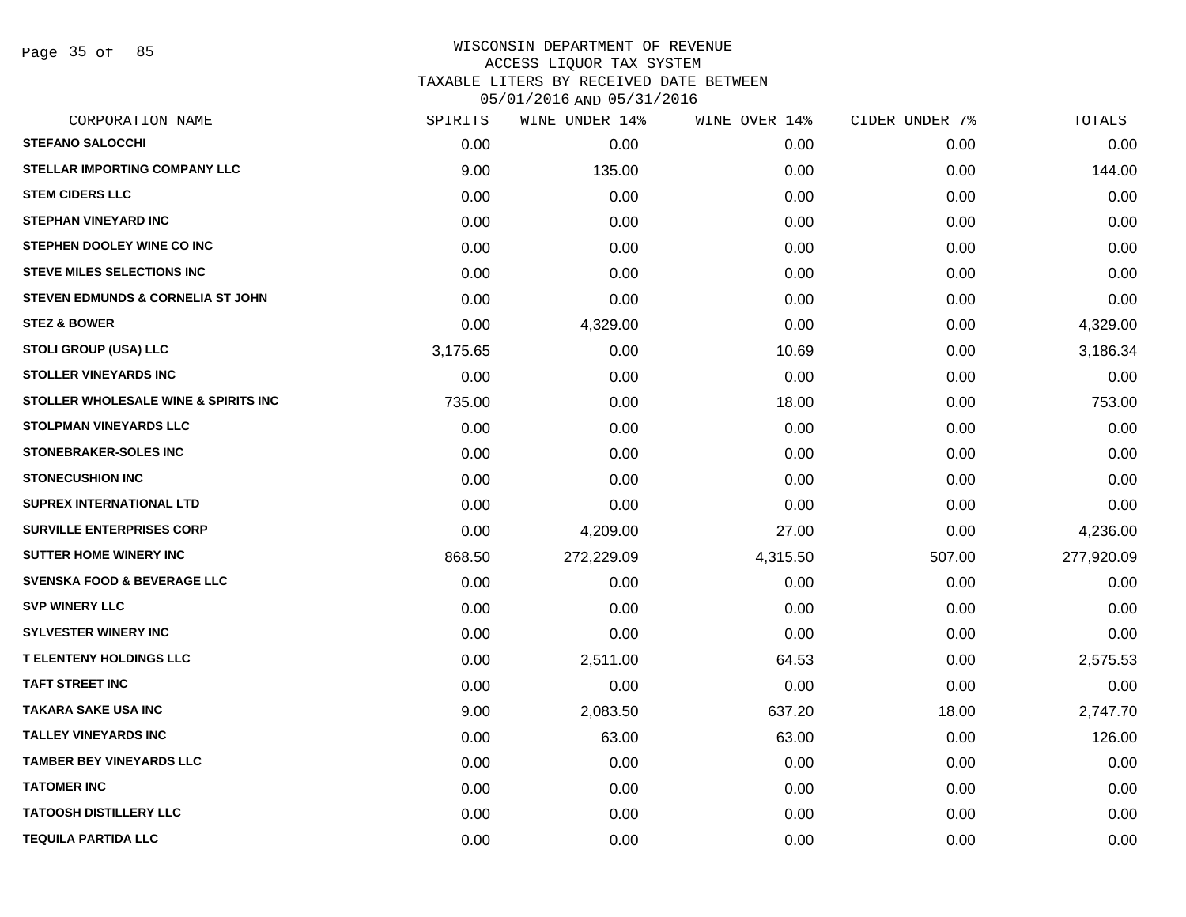# WISCONSIN DEPARTMENT OF REVENUE
## ACCESS LIQUOR TAX SYSTEM
## TAXABLE LITERS BY RECEIVED DATE BETWEEN 05/01/2016 AND 05/31/2016

| CORPORATION NAME | SPIRITS | WINE UNDER 14% | WINE OVER 14% | CIDER UNDER 7% | TOTALS |
|---|---|---|---|---|---|
| STEFANO SALOCCHI | 0.00 | 0.00 | 0.00 | 0.00 | 0.00 |
| STELLAR IMPORTING COMPANY LLC | 9.00 | 135.00 | 0.00 | 0.00 | 144.00 |
| STEM CIDERS LLC | 0.00 | 0.00 | 0.00 | 0.00 | 0.00 |
| STEPHAN VINEYARD INC | 0.00 | 0.00 | 0.00 | 0.00 | 0.00 |
| STEPHEN DOOLEY WINE CO INC | 0.00 | 0.00 | 0.00 | 0.00 | 0.00 |
| STEVE MILES SELECTIONS INC | 0.00 | 0.00 | 0.00 | 0.00 | 0.00 |
| STEVEN EDMUNDS & CORNELIA ST JOHN | 0.00 | 0.00 | 0.00 | 0.00 | 0.00 |
| STEZ & BOWER | 0.00 | 4,329.00 | 0.00 | 0.00 | 4,329.00 |
| STOLI GROUP (USA) LLC | 3,175.65 | 0.00 | 10.69 | 0.00 | 3,186.34 |
| STOLLER VINEYARDS INC | 0.00 | 0.00 | 0.00 | 0.00 | 0.00 |
| STOLLER WHOLESALE WINE & SPIRITS INC | 735.00 | 0.00 | 18.00 | 0.00 | 753.00 |
| STOLPMAN VINEYARDS LLC | 0.00 | 0.00 | 0.00 | 0.00 | 0.00 |
| STONEBRAKER-SOLES INC | 0.00 | 0.00 | 0.00 | 0.00 | 0.00 |
| STONECUSHION INC | 0.00 | 0.00 | 0.00 | 0.00 | 0.00 |
| SUPREX INTERNATIONAL LTD | 0.00 | 0.00 | 0.00 | 0.00 | 0.00 |
| SURVILLE ENTERPRISES CORP | 0.00 | 4,209.00 | 27.00 | 0.00 | 4,236.00 |
| SUTTER HOME WINERY INC | 868.50 | 272,229.09 | 4,315.50 | 507.00 | 277,920.09 |
| SVENSKA FOOD & BEVERAGE LLC | 0.00 | 0.00 | 0.00 | 0.00 | 0.00 |
| SVP WINERY LLC | 0.00 | 0.00 | 0.00 | 0.00 | 0.00 |
| SYLVESTER WINERY INC | 0.00 | 0.00 | 0.00 | 0.00 | 0.00 |
| T ELENTENY HOLDINGS LLC | 0.00 | 2,511.00 | 64.53 | 0.00 | 2,575.53 |
| TAFT STREET INC | 0.00 | 0.00 | 0.00 | 0.00 | 0.00 |
| TAKARA SAKE USA INC | 9.00 | 2,083.50 | 637.20 | 18.00 | 2,747.70 |
| TALLEY VINEYARDS INC | 0.00 | 63.00 | 63.00 | 0.00 | 126.00 |
| TAMBER BEY VINEYARDS LLC | 0.00 | 0.00 | 0.00 | 0.00 | 0.00 |
| TATOMER INC | 0.00 | 0.00 | 0.00 | 0.00 | 0.00 |
| TATOOSH DISTILLERY LLC | 0.00 | 0.00 | 0.00 | 0.00 | 0.00 |
| TEQUILA PARTIDA LLC | 0.00 | 0.00 | 0.00 | 0.00 | 0.00 |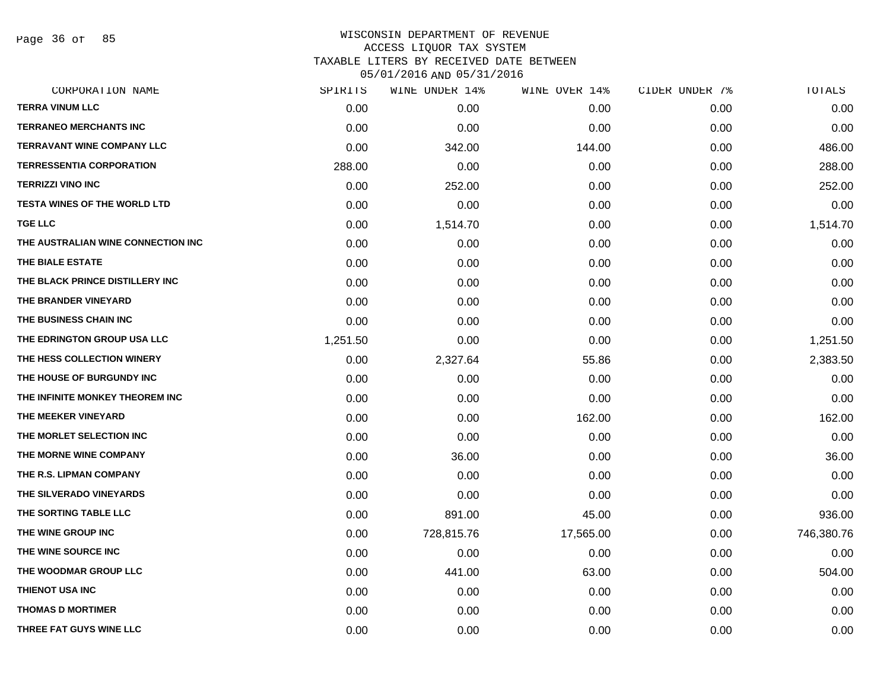# WISCONSIN DEPARTMENT OF REVENUE
## ACCESS LIQUOR TAX SYSTEM
## TAXABLE LITERS BY RECEIVED DATE BETWEEN 05/01/2016 AND 05/31/2016

| CORPORATION NAME | SPIRITS | WINE UNDER 14% | WINE OVER 14% | CIDER UNDER 7% | TOTALS |
|---|---|---|---|---|---|
| TERRA VINUM LLC | 0.00 | 0.00 | 0.00 | 0.00 | 0.00 |
| TERRANEO MERCHANTS INC | 0.00 | 0.00 | 0.00 | 0.00 | 0.00 |
| TERRAVANT WINE COMPANY LLC | 0.00 | 342.00 | 144.00 | 0.00 | 486.00 |
| TERRESSENTIA CORPORATION | 288.00 | 0.00 | 0.00 | 0.00 | 288.00 |
| TERRIZZI VINO INC | 0.00 | 252.00 | 0.00 | 0.00 | 252.00 |
| TESTA WINES OF THE WORLD LTD | 0.00 | 0.00 | 0.00 | 0.00 | 0.00 |
| TGE LLC | 0.00 | 1,514.70 | 0.00 | 0.00 | 1,514.70 |
| THE AUSTRALIAN WINE CONNECTION INC | 0.00 | 0.00 | 0.00 | 0.00 | 0.00 |
| THE BIALE ESTATE | 0.00 | 0.00 | 0.00 | 0.00 | 0.00 |
| THE BLACK PRINCE DISTILLERY INC | 0.00 | 0.00 | 0.00 | 0.00 | 0.00 |
| THE BRANDER VINEYARD | 0.00 | 0.00 | 0.00 | 0.00 | 0.00 |
| THE BUSINESS CHAIN INC | 0.00 | 0.00 | 0.00 | 0.00 | 0.00 |
| THE EDRINGTON GROUP USA LLC | 1,251.50 | 0.00 | 0.00 | 0.00 | 1,251.50 |
| THE HESS COLLECTION WINERY | 0.00 | 2,327.64 | 55.86 | 0.00 | 2,383.50 |
| THE HOUSE OF BURGUNDY INC | 0.00 | 0.00 | 0.00 | 0.00 | 0.00 |
| THE INFINITE MONKEY THEOREM INC | 0.00 | 0.00 | 0.00 | 0.00 | 0.00 |
| THE MEEKER VINEYARD | 0.00 | 0.00 | 162.00 | 0.00 | 162.00 |
| THE MORLET SELECTION INC | 0.00 | 0.00 | 0.00 | 0.00 | 0.00 |
| THE MORNE WINE COMPANY | 0.00 | 36.00 | 0.00 | 0.00 | 36.00 |
| THE R.S. LIPMAN COMPANY | 0.00 | 0.00 | 0.00 | 0.00 | 0.00 |
| THE SILVERADO VINEYARDS | 0.00 | 0.00 | 0.00 | 0.00 | 0.00 |
| THE SORTING TABLE LLC | 0.00 | 891.00 | 45.00 | 0.00 | 936.00 |
| THE WINE GROUP INC | 0.00 | 728,815.76 | 17,565.00 | 0.00 | 746,380.76 |
| THE WINE SOURCE INC | 0.00 | 0.00 | 0.00 | 0.00 | 0.00 |
| THE WOODMAR GROUP LLC | 0.00 | 441.00 | 63.00 | 0.00 | 504.00 |
| THIENOT USA INC | 0.00 | 0.00 | 0.00 | 0.00 | 0.00 |
| THOMAS D MORTIMER | 0.00 | 0.00 | 0.00 | 0.00 | 0.00 |
| THREE FAT GUYS WINE LLC | 0.00 | 0.00 | 0.00 | 0.00 | 0.00 |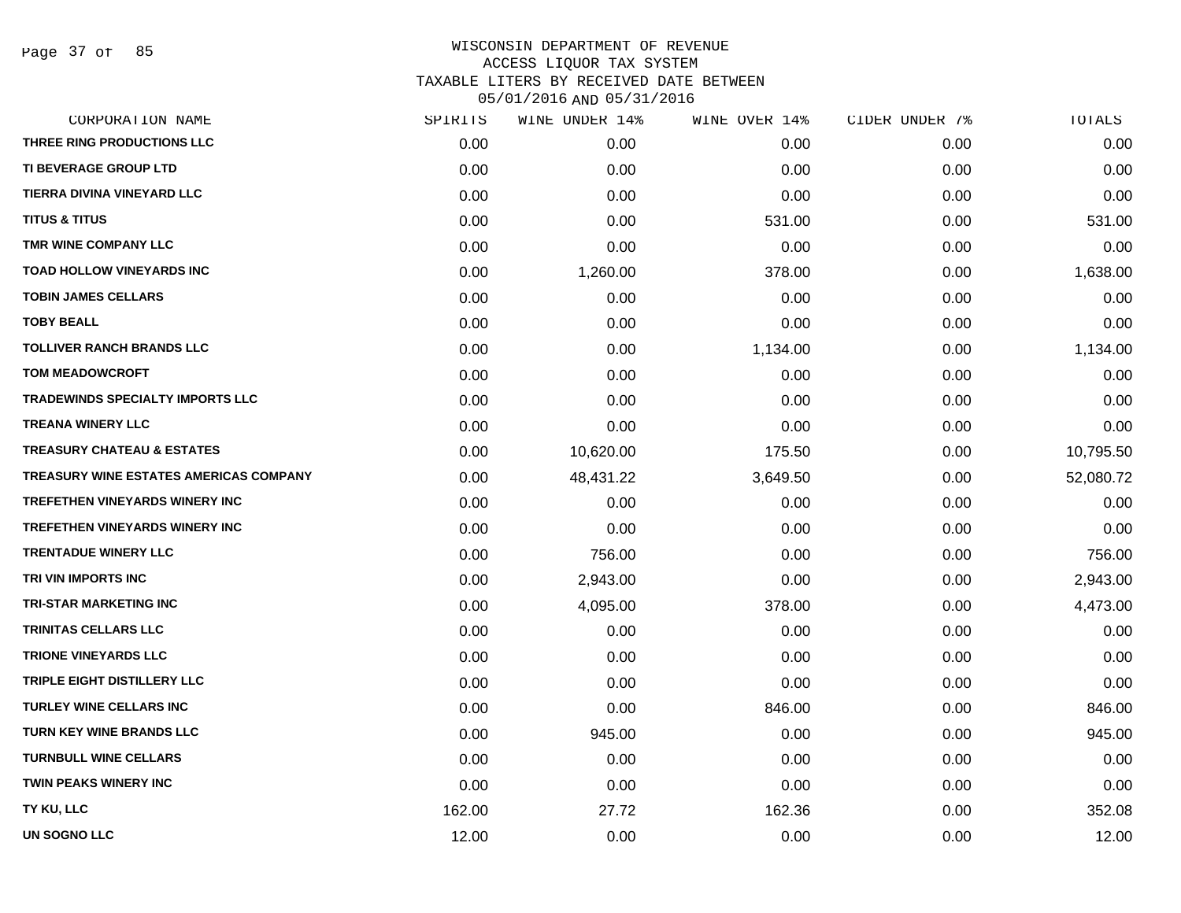# WISCONSIN DEPARTMENT OF REVENUE
## ACCESS LIQUOR TAX SYSTEM
### TAXABLE LITERS BY RECEIVED DATE BETWEEN 05/01/2016 AND 05/31/2016

| CORPORATION NAME | SPIRITS | WINE UNDER 14% | WINE OVER 14% | CIDER UNDER 7% | TOTALS |
|---|---|---|---|---|---|
| THREE RING PRODUCTIONS LLC | 0.00 | 0.00 | 0.00 | 0.00 | 0.00 |
| TI BEVERAGE GROUP LTD | 0.00 | 0.00 | 0.00 | 0.00 | 0.00 |
| TIERRA DIVINA VINEYARD LLC | 0.00 | 0.00 | 0.00 | 0.00 | 0.00 |
| TITUS & TITUS | 0.00 | 0.00 | 531.00 | 0.00 | 531.00 |
| TMR WINE COMPANY LLC | 0.00 | 0.00 | 0.00 | 0.00 | 0.00 |
| TOAD HOLLOW VINEYARDS INC | 0.00 | 1,260.00 | 378.00 | 0.00 | 1,638.00 |
| TOBIN JAMES CELLARS | 0.00 | 0.00 | 0.00 | 0.00 | 0.00 |
| TOBY BEALL | 0.00 | 0.00 | 0.00 | 0.00 | 0.00 |
| TOLLIVER RANCH BRANDS LLC | 0.00 | 0.00 | 1,134.00 | 0.00 | 1,134.00 |
| TOM MEADOWCROFT | 0.00 | 0.00 | 0.00 | 0.00 | 0.00 |
| TRADEWINDS SPECIALTY IMPORTS LLC | 0.00 | 0.00 | 0.00 | 0.00 | 0.00 |
| TREANA WINERY LLC | 0.00 | 0.00 | 0.00 | 0.00 | 0.00 |
| TREASURY CHATEAU & ESTATES | 0.00 | 10,620.00 | 175.50 | 0.00 | 10,795.50 |
| TREASURY WINE ESTATES AMERICAS COMPANY | 0.00 | 48,431.22 | 3,649.50 | 0.00 | 52,080.72 |
| TREFETHEN VINEYARDS WINERY INC | 0.00 | 0.00 | 0.00 | 0.00 | 0.00 |
| TREFETHEN VINEYARDS WINERY INC | 0.00 | 0.00 | 0.00 | 0.00 | 0.00 |
| TRENTADUE WINERY LLC | 0.00 | 756.00 | 0.00 | 0.00 | 756.00 |
| TRI VIN IMPORTS INC | 0.00 | 2,943.00 | 0.00 | 0.00 | 2,943.00 |
| TRI-STAR MARKETING INC | 0.00 | 4,095.00 | 378.00 | 0.00 | 4,473.00 |
| TRINITAS CELLARS LLC | 0.00 | 0.00 | 0.00 | 0.00 | 0.00 |
| TRIONE VINEYARDS LLC | 0.00 | 0.00 | 0.00 | 0.00 | 0.00 |
| TRIPLE EIGHT DISTILLERY LLC | 0.00 | 0.00 | 0.00 | 0.00 | 0.00 |
| TURLEY WINE CELLARS INC | 0.00 | 0.00 | 846.00 | 0.00 | 846.00 |
| TURN KEY WINE BRANDS LLC | 0.00 | 945.00 | 0.00 | 0.00 | 945.00 |
| TURNBULL WINE CELLARS | 0.00 | 0.00 | 0.00 | 0.00 | 0.00 |
| TWIN PEAKS WINERY INC | 0.00 | 0.00 | 0.00 | 0.00 | 0.00 |
| TY KU, LLC | 162.00 | 27.72 | 162.36 | 0.00 | 352.08 |
| UN SOGNO LLC | 12.00 | 0.00 | 0.00 | 0.00 | 12.00 |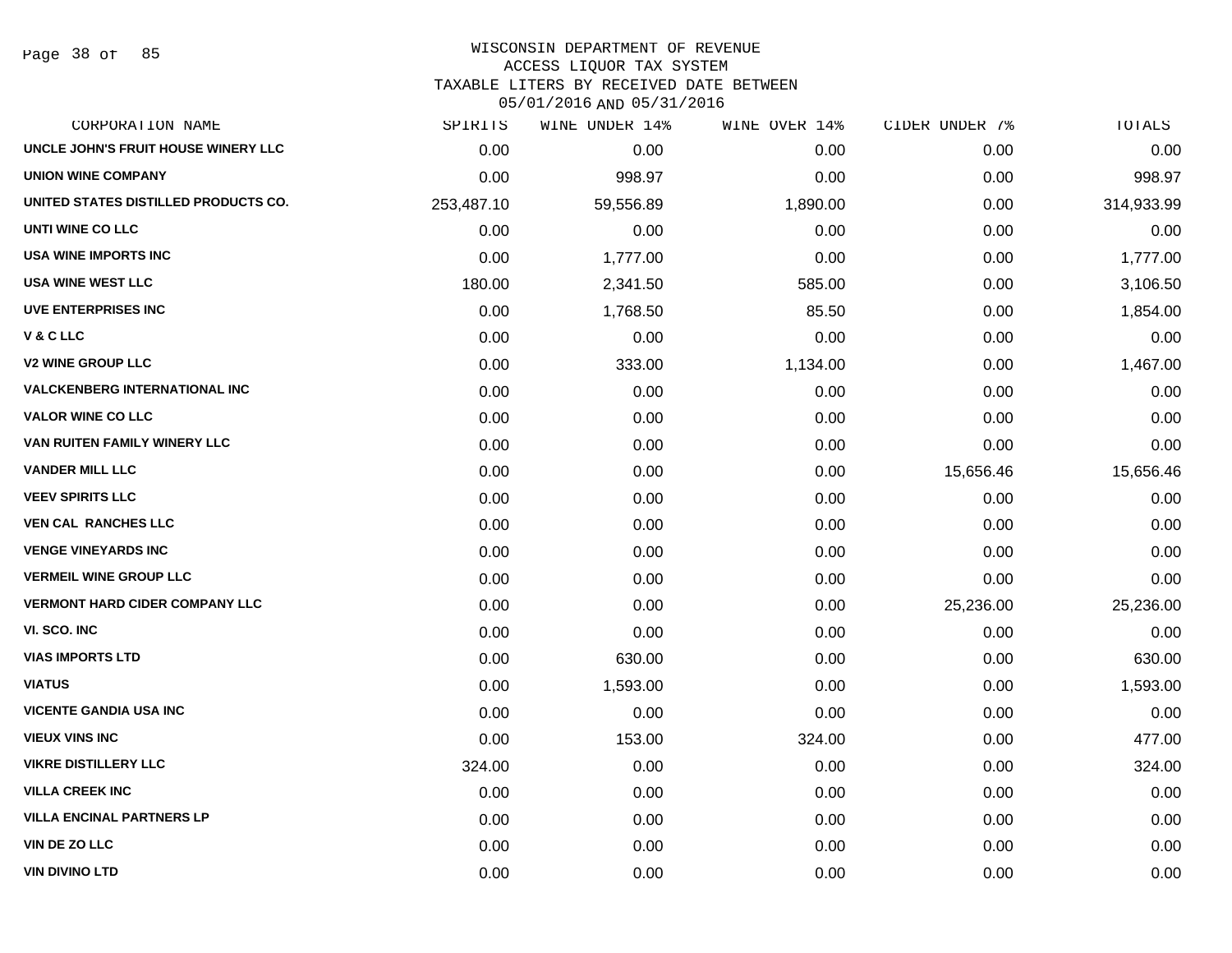# WISCONSIN DEPARTMENT OF REVENUE
## ACCESS LIQUOR TAX SYSTEM
### TAXABLE LITERS BY RECEIVED DATE BETWEEN 05/01/2016 AND 05/31/2016

| CORPORATION NAME | SPIRITS | WINE UNDER 14% | WINE OVER 14% | CIDER UNDER 7% | TOTALS |
|---|---|---|---|---|---|
| UNCLE JOHN'S FRUIT HOUSE WINERY LLC | 0.00 | 0.00 | 0.00 | 0.00 | 0.00 |
| UNION WINE COMPANY | 0.00 | 998.97 | 0.00 | 0.00 | 998.97 |
| UNITED STATES DISTILLED PRODUCTS CO. | 253,487.10 | 59,556.89 | 1,890.00 | 0.00 | 314,933.99 |
| UNTI WINE CO LLC | 0.00 | 0.00 | 0.00 | 0.00 | 0.00 |
| USA WINE IMPORTS INC | 0.00 | 1,777.00 | 0.00 | 0.00 | 1,777.00 |
| USA WINE WEST LLC | 180.00 | 2,341.50 | 585.00 | 0.00 | 3,106.50 |
| UVE ENTERPRISES INC | 0.00 | 1,768.50 | 85.50 | 0.00 | 1,854.00 |
| V & C LLC | 0.00 | 0.00 | 0.00 | 0.00 | 0.00 |
| V2 WINE GROUP LLC | 0.00 | 333.00 | 1,134.00 | 0.00 | 1,467.00 |
| VALCKENBERG INTERNATIONAL INC | 0.00 | 0.00 | 0.00 | 0.00 | 0.00 |
| VALOR WINE CO LLC | 0.00 | 0.00 | 0.00 | 0.00 | 0.00 |
| VAN RUITEN FAMILY WINERY LLC | 0.00 | 0.00 | 0.00 | 0.00 | 0.00 |
| VANDER MILL LLC | 0.00 | 0.00 | 0.00 | 15,656.46 | 15,656.46 |
| VEEV SPIRITS LLC | 0.00 | 0.00 | 0.00 | 0.00 | 0.00 |
| VEN CAL RANCHES LLC | 0.00 | 0.00 | 0.00 | 0.00 | 0.00 |
| VENGE VINEYARDS INC | 0.00 | 0.00 | 0.00 | 0.00 | 0.00 |
| VERMEIL WINE GROUP LLC | 0.00 | 0.00 | 0.00 | 0.00 | 0.00 |
| VERMONT HARD CIDER COMPANY LLC | 0.00 | 0.00 | 0.00 | 25,236.00 | 25,236.00 |
| VI. SCO. INC | 0.00 | 0.00 | 0.00 | 0.00 | 0.00 |
| VIAS IMPORTS LTD | 0.00 | 630.00 | 0.00 | 0.00 | 630.00 |
| VIATUS | 0.00 | 1,593.00 | 0.00 | 0.00 | 1,593.00 |
| VICENTE GANDIA USA INC | 0.00 | 0.00 | 0.00 | 0.00 | 0.00 |
| VIEUX VINS INC | 0.00 | 153.00 | 324.00 | 0.00 | 477.00 |
| VIKRE DISTILLERY LLC | 324.00 | 0.00 | 0.00 | 0.00 | 324.00 |
| VILLA CREEK INC | 0.00 | 0.00 | 0.00 | 0.00 | 0.00 |
| VILLA ENCINAL PARTNERS LP | 0.00 | 0.00 | 0.00 | 0.00 | 0.00 |
| VIN DE ZO LLC | 0.00 | 0.00 | 0.00 | 0.00 | 0.00 |
| VIN DIVINO LTD | 0.00 | 0.00 | 0.00 | 0.00 | 0.00 |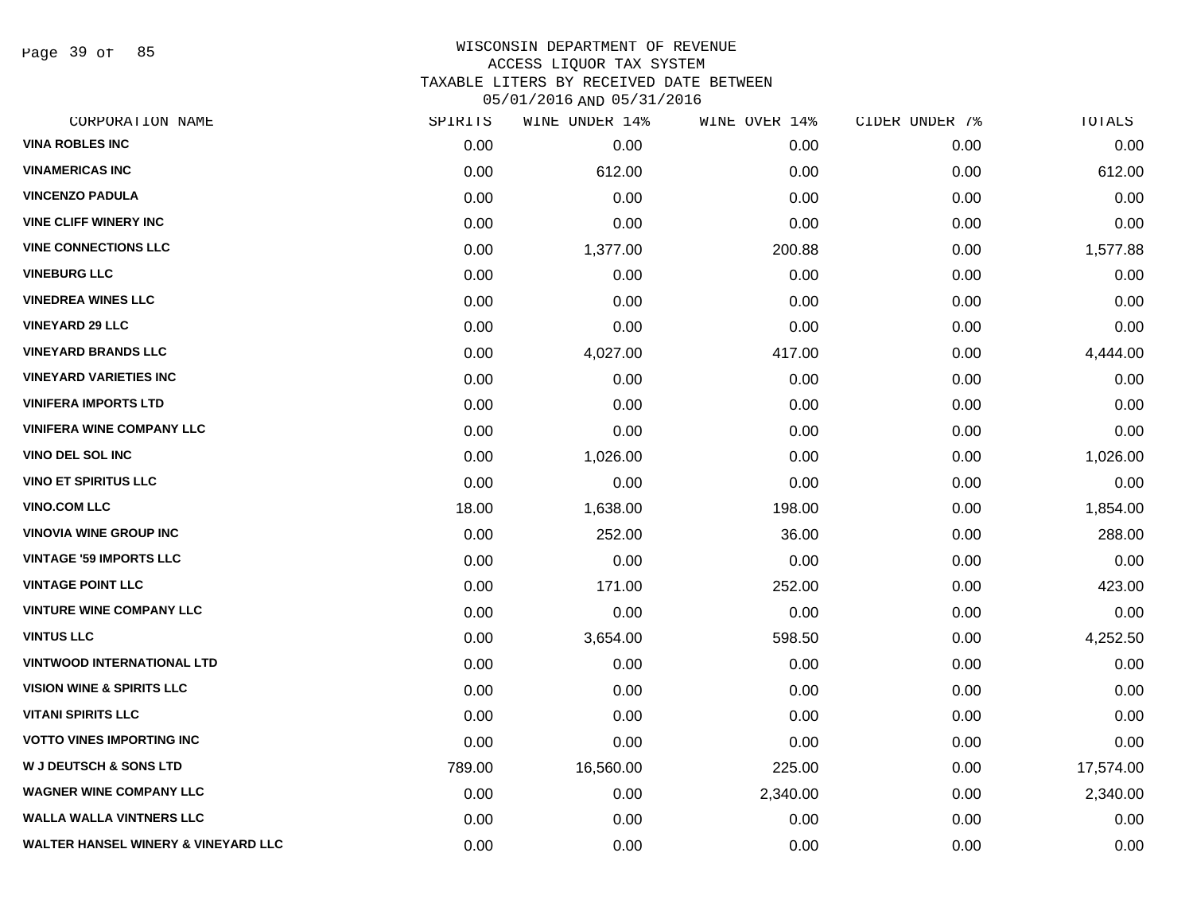# WISCONSIN DEPARTMENT OF REVENUE
## ACCESS LIQUOR TAX SYSTEM
### TAXABLE LITERS BY RECEIVED DATE BETWEEN 05/01/2016 AND 05/31/2016

| CORPORATION NAME | SPIRITS | WINE UNDER 14% | WINE OVER 14% | CIDER UNDER 7% | TOTALS |
|---|---|---|---|---|---|
| VINA ROBLES INC | 0.00 | 0.00 | 0.00 | 0.00 | 0.00 |
| VINAMERICAS INC | 0.00 | 612.00 | 0.00 | 0.00 | 612.00 |
| VINCENZO PADULA | 0.00 | 0.00 | 0.00 | 0.00 | 0.00 |
| VINE CLIFF WINERY INC | 0.00 | 0.00 | 0.00 | 0.00 | 0.00 |
| VINE CONNECTIONS LLC | 0.00 | 1,377.00 | 200.88 | 0.00 | 1,577.88 |
| VINEBURG LLC | 0.00 | 0.00 | 0.00 | 0.00 | 0.00 |
| VINEDREA WINES LLC | 0.00 | 0.00 | 0.00 | 0.00 | 0.00 |
| VINEYARD 29 LLC | 0.00 | 0.00 | 0.00 | 0.00 | 0.00 |
| VINEYARD BRANDS LLC | 0.00 | 4,027.00 | 417.00 | 0.00 | 4,444.00 |
| VINEYARD VARIETIES INC | 0.00 | 0.00 | 0.00 | 0.00 | 0.00 |
| VINIFERA IMPORTS LTD | 0.00 | 0.00 | 0.00 | 0.00 | 0.00 |
| VINIFERA WINE COMPANY LLC | 0.00 | 0.00 | 0.00 | 0.00 | 0.00 |
| VINO DEL SOL INC | 0.00 | 1,026.00 | 0.00 | 0.00 | 1,026.00 |
| VINO ET SPIRITUS LLC | 0.00 | 0.00 | 0.00 | 0.00 | 0.00 |
| VINO.COM LLC | 18.00 | 1,638.00 | 198.00 | 0.00 | 1,854.00 |
| VINOVIA WINE GROUP INC | 0.00 | 252.00 | 36.00 | 0.00 | 288.00 |
| VINTAGE '59 IMPORTS LLC | 0.00 | 0.00 | 0.00 | 0.00 | 0.00 |
| VINTAGE POINT LLC | 0.00 | 171.00 | 252.00 | 0.00 | 423.00 |
| VINTURE WINE COMPANY LLC | 0.00 | 0.00 | 0.00 | 0.00 | 0.00 |
| VINTUS LLC | 0.00 | 3,654.00 | 598.50 | 0.00 | 4,252.50 |
| VINTWOOD INTERNATIONAL LTD | 0.00 | 0.00 | 0.00 | 0.00 | 0.00 |
| VISION WINE & SPIRITS LLC | 0.00 | 0.00 | 0.00 | 0.00 | 0.00 |
| VITANI SPIRITS LLC | 0.00 | 0.00 | 0.00 | 0.00 | 0.00 |
| VOTTO VINES IMPORTING INC | 0.00 | 0.00 | 0.00 | 0.00 | 0.00 |
| W J DEUTSCH & SONS LTD | 789.00 | 16,560.00 | 225.00 | 0.00 | 17,574.00 |
| WAGNER WINE COMPANY LLC | 0.00 | 0.00 | 2,340.00 | 0.00 | 2,340.00 |
| WALLA WALLA VINTNERS LLC | 0.00 | 0.00 | 0.00 | 0.00 | 0.00 |
| WALTER HANSEL WINERY & VINEYARD LLC | 0.00 | 0.00 | 0.00 | 0.00 | 0.00 |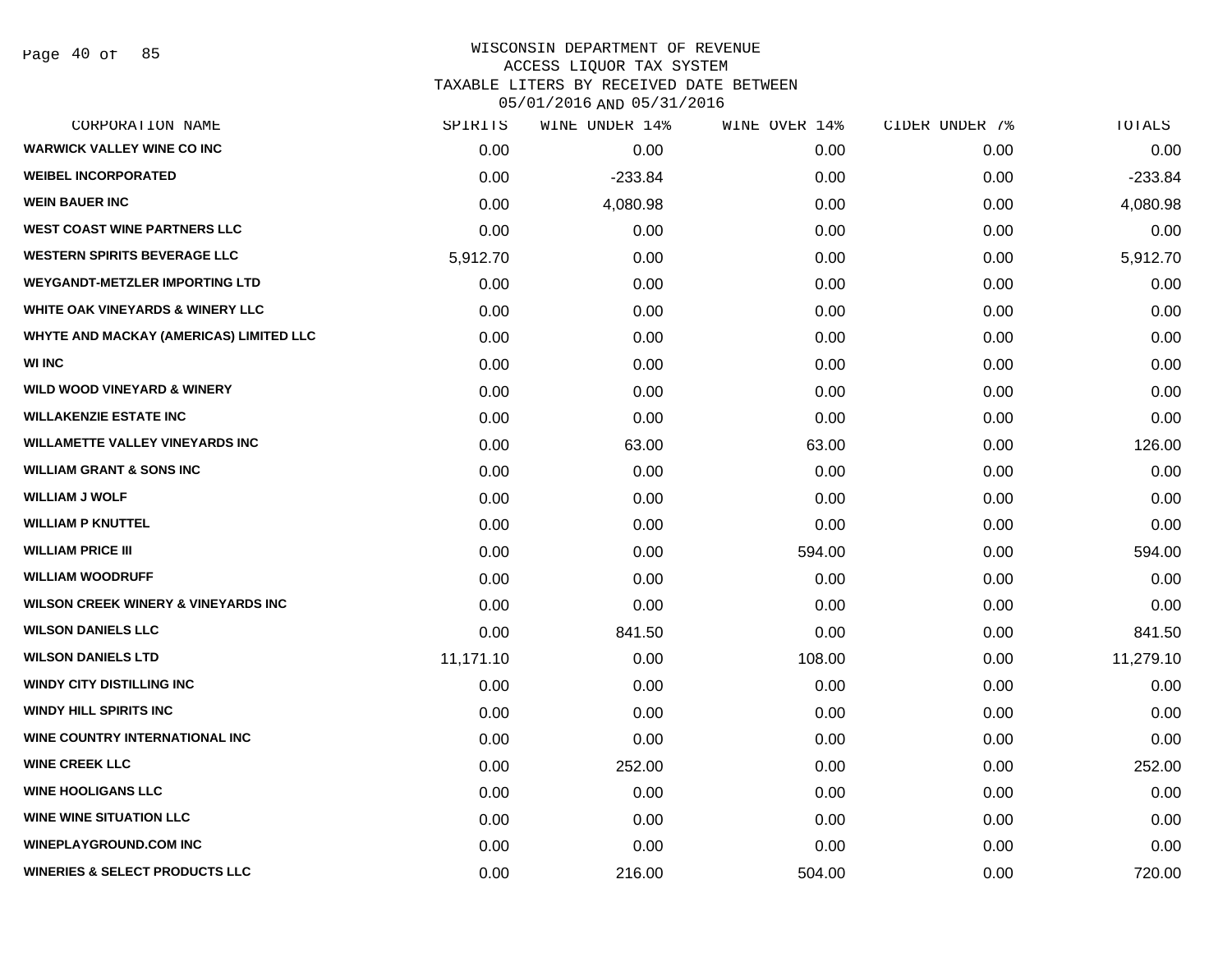# WISCONSIN DEPARTMENT OF REVENUE
## ACCESS LIQUOR TAX SYSTEM
## TAXABLE LITERS BY RECEIVED DATE BETWEEN 05/01/2016 AND 05/31/2016

| CORPORATION NAME | SPIRITS | WINE UNDER 14% | WINE OVER 14% | CIDER UNDER 7% | TOTALS |
|---|---|---|---|---|---|
| WARWICK VALLEY WINE CO INC | 0.00 | 0.00 | 0.00 | 0.00 | 0.00 |
| WEIBEL INCORPORATED | 0.00 | -233.84 | 0.00 | 0.00 | -233.84 |
| WEIN BAUER INC | 0.00 | 4,080.98 | 0.00 | 0.00 | 4,080.98 |
| WEST COAST WINE PARTNERS LLC | 0.00 | 0.00 | 0.00 | 0.00 | 0.00 |
| WESTERN SPIRITS BEVERAGE LLC | 5,912.70 | 0.00 | 0.00 | 0.00 | 5,912.70 |
| WEYGANDT-METZLER IMPORTING LTD | 0.00 | 0.00 | 0.00 | 0.00 | 0.00 |
| WHITE OAK VINEYARDS & WINERY LLC | 0.00 | 0.00 | 0.00 | 0.00 | 0.00 |
| WHYTE AND MACKAY (AMERICAS) LIMITED LLC | 0.00 | 0.00 | 0.00 | 0.00 | 0.00 |
| WI INC | 0.00 | 0.00 | 0.00 | 0.00 | 0.00 |
| WILD WOOD VINEYARD & WINERY | 0.00 | 0.00 | 0.00 | 0.00 | 0.00 |
| WILLAKENZIE ESTATE INC | 0.00 | 0.00 | 0.00 | 0.00 | 0.00 |
| WILLAMETTE VALLEY VINEYARDS INC | 0.00 | 63.00 | 63.00 | 0.00 | 126.00 |
| WILLIAM GRANT & SONS INC | 0.00 | 0.00 | 0.00 | 0.00 | 0.00 |
| WILLIAM J WOLF | 0.00 | 0.00 | 0.00 | 0.00 | 0.00 |
| WILLIAM P KNUTTEL | 0.00 | 0.00 | 0.00 | 0.00 | 0.00 |
| WILLIAM PRICE III | 0.00 | 0.00 | 594.00 | 0.00 | 594.00 |
| WILLIAM WOODRUFF | 0.00 | 0.00 | 0.00 | 0.00 | 0.00 |
| WILSON CREEK WINERY & VINEYARDS INC | 0.00 | 0.00 | 0.00 | 0.00 | 0.00 |
| WILSON DANIELS LLC | 0.00 | 841.50 | 0.00 | 0.00 | 841.50 |
| WILSON DANIELS LTD | 11,171.10 | 0.00 | 108.00 | 0.00 | 11,279.10 |
| WINDY CITY DISTILLING INC | 0.00 | 0.00 | 0.00 | 0.00 | 0.00 |
| WINDY HILL SPIRITS INC | 0.00 | 0.00 | 0.00 | 0.00 | 0.00 |
| WINE COUNTRY INTERNATIONAL INC | 0.00 | 0.00 | 0.00 | 0.00 | 0.00 |
| WINE CREEK LLC | 0.00 | 252.00 | 0.00 | 0.00 | 252.00 |
| WINE HOOLIGANS LLC | 0.00 | 0.00 | 0.00 | 0.00 | 0.00 |
| WINE WINE SITUATION LLC | 0.00 | 0.00 | 0.00 | 0.00 | 0.00 |
| WINEPLAYGROUND.COM INC | 0.00 | 0.00 | 0.00 | 0.00 | 0.00 |
| WINERIES & SELECT PRODUCTS LLC | 0.00 | 216.00 | 504.00 | 0.00 | 720.00 |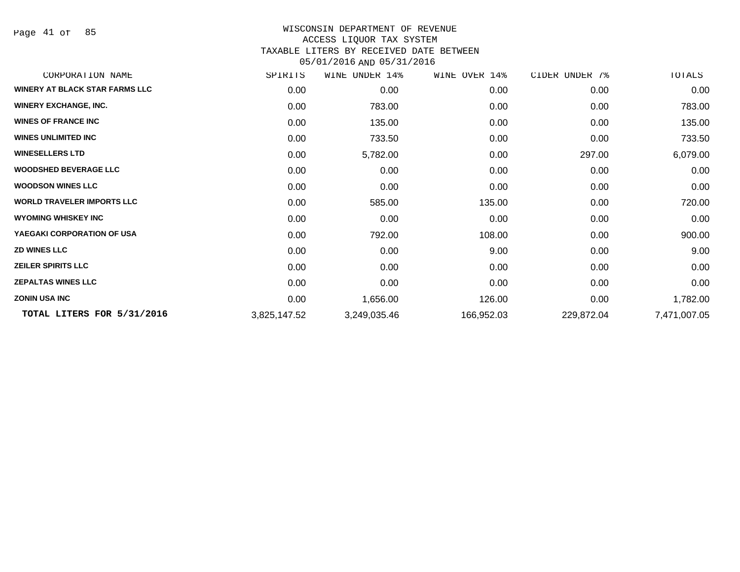WISCONSIN DEPARTMENT OF REVENUE
ACCESS LIQUOR TAX SYSTEM
TAXABLE LITERS BY RECEIVED DATE BETWEEN
05/01/2016 AND 05/31/2016

| CORPORATION NAME | SPIRITS | WINE UNDER 14% | WINE OVER 14% | CIDER UNDER 7% | TOTALS |
|---|---|---|---|---|---|
| WINERY AT BLACK STAR FARMS LLC | 0.00 | 0.00 | 0.00 | 0.00 | 0.00 |
| WINERY EXCHANGE, INC. | 0.00 | 783.00 | 0.00 | 0.00 | 783.00 |
| WINES OF FRANCE INC | 0.00 | 135.00 | 0.00 | 0.00 | 135.00 |
| WINES UNLIMITED INC | 0.00 | 733.50 | 0.00 | 0.00 | 733.50 |
| WINESELLERS LTD | 0.00 | 5,782.00 | 0.00 | 297.00 | 6,079.00 |
| WOODSHED BEVERAGE LLC | 0.00 | 0.00 | 0.00 | 0.00 | 0.00 |
| WOODSON WINES LLC | 0.00 | 0.00 | 0.00 | 0.00 | 0.00 |
| WORLD TRAVELER IMPORTS LLC | 0.00 | 585.00 | 135.00 | 0.00 | 720.00 |
| WYOMING WHISKEY INC | 0.00 | 0.00 | 0.00 | 0.00 | 0.00 |
| YAEGAKI CORPORATION OF USA | 0.00 | 792.00 | 108.00 | 0.00 | 900.00 |
| ZD WINES LLC | 0.00 | 0.00 | 9.00 | 0.00 | 9.00 |
| ZEILER SPIRITS LLC | 0.00 | 0.00 | 0.00 | 0.00 | 0.00 |
| ZEPALTAS WINES LLC | 0.00 | 0.00 | 0.00 | 0.00 | 0.00 |
| ZONIN USA INC | 0.00 | 1,656.00 | 126.00 | 0.00 | 1,782.00 |
| **TOTAL LITERS FOR 5/31/2016** | 3,825,147.52 | 3,249,035.46 | 166,952.03 | 229,872.04 | 7,471,007.05 |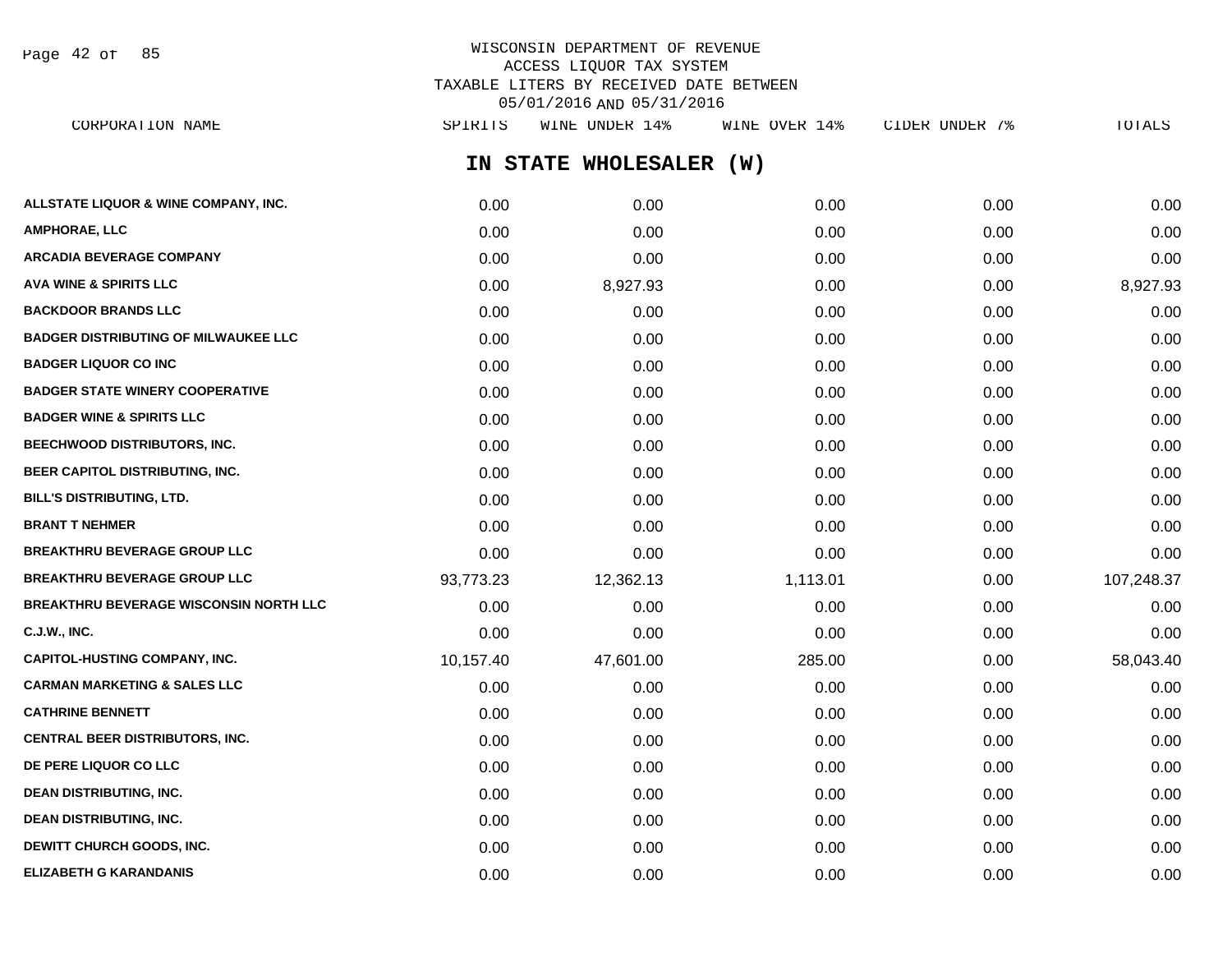WISCONSIN DEPARTMENT OF REVENUE
ACCESS LIQUOR TAX SYSTEM
TAXABLE LITERS BY RECEIVED DATE BETWEEN
05/01/2016 AND 05/31/2016

## IN STATE WHOLESALER (W)

| CORPORATION NAME | SPIRITS | WINE UNDER 14% | WINE OVER 14% | CIDER UNDER 7% | TOTALS |
|---|---|---|---|---|---|
| ALLSTATE LIQUOR & WINE COMPANY, INC. | 0.00 | 0.00 | 0.00 | 0.00 | 0.00 |
| AMPHORAE, LLC | 0.00 | 0.00 | 0.00 | 0.00 | 0.00 |
| ARCADIA BEVERAGE COMPANY | 0.00 | 0.00 | 0.00 | 0.00 | 0.00 |
| AVA WINE & SPIRITS LLC | 0.00 | 8,927.93 | 0.00 | 0.00 | 8,927.93 |
| BACKDOOR BRANDS LLC | 0.00 | 0.00 | 0.00 | 0.00 | 0.00 |
| BADGER DISTRIBUTING OF MILWAUKEE LLC | 0.00 | 0.00 | 0.00 | 0.00 | 0.00 |
| BADGER LIQUOR CO INC | 0.00 | 0.00 | 0.00 | 0.00 | 0.00 |
| BADGER STATE WINERY COOPERATIVE | 0.00 | 0.00 | 0.00 | 0.00 | 0.00 |
| BADGER WINE & SPIRITS LLC | 0.00 | 0.00 | 0.00 | 0.00 | 0.00 |
| BEECHWOOD DISTRIBUTORS, INC. | 0.00 | 0.00 | 0.00 | 0.00 | 0.00 |
| BEER CAPITOL DISTRIBUTING, INC. | 0.00 | 0.00 | 0.00 | 0.00 | 0.00 |
| BILL'S DISTRIBUTING, LTD. | 0.00 | 0.00 | 0.00 | 0.00 | 0.00 |
| BRANT T NEHMER | 0.00 | 0.00 | 0.00 | 0.00 | 0.00 |
| BREAKTHRU BEVERAGE GROUP LLC | 0.00 | 0.00 | 0.00 | 0.00 | 0.00 |
| BREAKTHRU BEVERAGE GROUP LLC | 93,773.23 | 12,362.13 | 1,113.01 | 0.00 | 107,248.37 |
| BREAKTHRU BEVERAGE WISCONSIN NORTH LLC | 0.00 | 0.00 | 0.00 | 0.00 | 0.00 |
| C.J.W., INC. | 0.00 | 0.00 | 0.00 | 0.00 | 0.00 |
| CAPITOL-HUSTING COMPANY, INC. | 10,157.40 | 47,601.00 | 285.00 | 0.00 | 58,043.40 |
| CARMAN MARKETING & SALES LLC | 0.00 | 0.00 | 0.00 | 0.00 | 0.00 |
| CATHRINE BENNETT | 0.00 | 0.00 | 0.00 | 0.00 | 0.00 |
| CENTRAL BEER DISTRIBUTORS, INC. | 0.00 | 0.00 | 0.00 | 0.00 | 0.00 |
| DE PERE LIQUOR CO LLC | 0.00 | 0.00 | 0.00 | 0.00 | 0.00 |
| DEAN DISTRIBUTING, INC. | 0.00 | 0.00 | 0.00 | 0.00 | 0.00 |
| DEAN DISTRIBUTING, INC. | 0.00 | 0.00 | 0.00 | 0.00 | 0.00 |
| DEWITT CHURCH GOODS, INC. | 0.00 | 0.00 | 0.00 | 0.00 | 0.00 |
| ELIZABETH G KARANDANIS | 0.00 | 0.00 | 0.00 | 0.00 | 0.00 |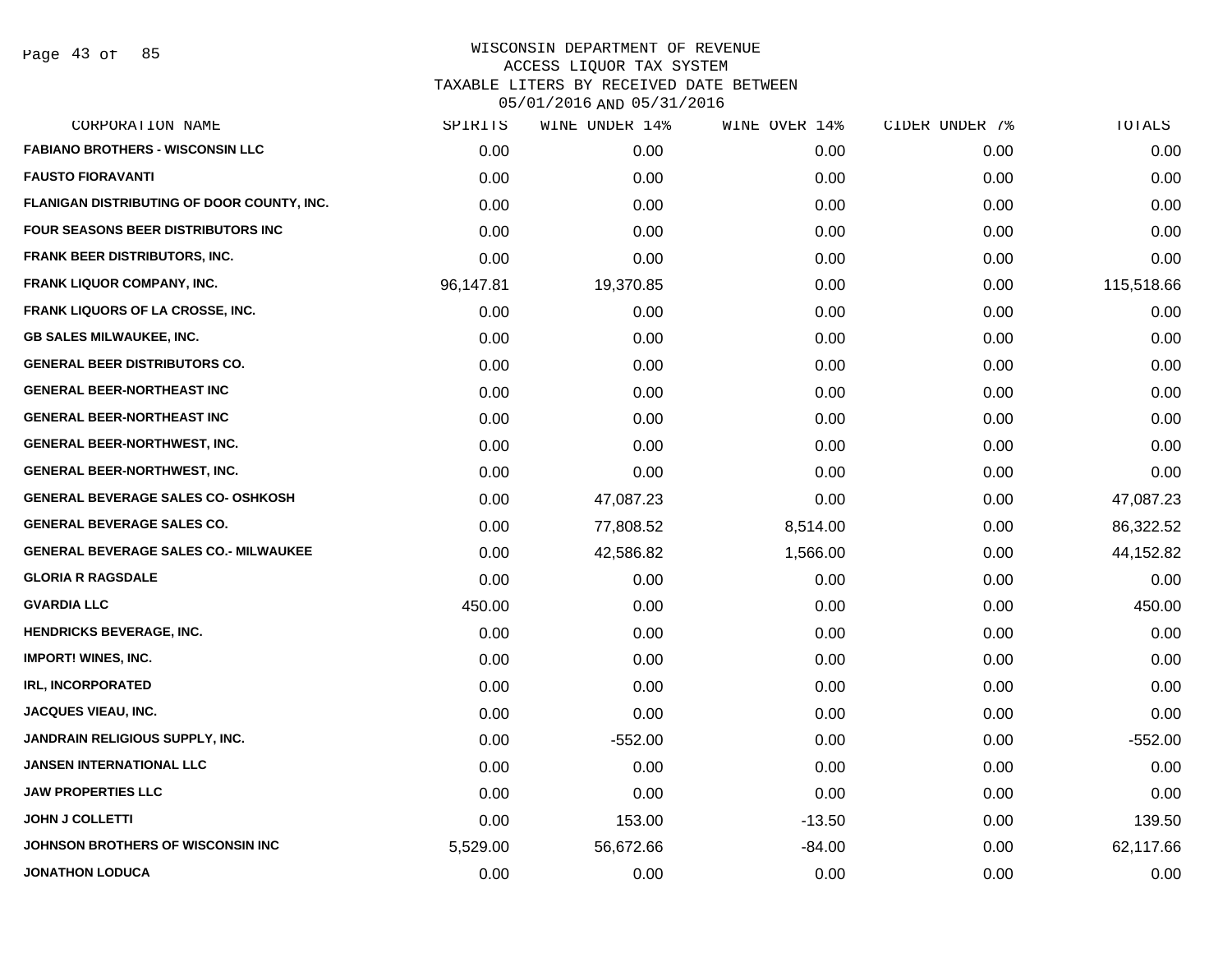# WISCONSIN DEPARTMENT OF REVENUE
## ACCESS LIQUOR TAX SYSTEM
## TAXABLE LITERS BY RECEIVED DATE BETWEEN 05/01/2016 AND 05/31/2016

| CORPORATION NAME | SPIRITS | WINE UNDER 14% | WINE OVER 14% | CIDER UNDER 7% | TOTALS |
|---|---|---|---|---|---|
| FABIANO BROTHERS - WISCONSIN LLC | 0.00 | 0.00 | 0.00 | 0.00 | 0.00 |
| FAUSTO FIORAVANTI | 0.00 | 0.00 | 0.00 | 0.00 | 0.00 |
| FLANIGAN DISTRIBUTING OF DOOR COUNTY, INC. | 0.00 | 0.00 | 0.00 | 0.00 | 0.00 |
| FOUR SEASONS BEER DISTRIBUTORS INC | 0.00 | 0.00 | 0.00 | 0.00 | 0.00 |
| FRANK BEER DISTRIBUTORS, INC. | 0.00 | 0.00 | 0.00 | 0.00 | 0.00 |
| FRANK LIQUOR COMPANY, INC. | 96,147.81 | 19,370.85 | 0.00 | 0.00 | 115,518.66 |
| FRANK LIQUORS OF LA CROSSE, INC. | 0.00 | 0.00 | 0.00 | 0.00 | 0.00 |
| GB SALES MILWAUKEE, INC. | 0.00 | 0.00 | 0.00 | 0.00 | 0.00 |
| GENERAL BEER DISTRIBUTORS CO. | 0.00 | 0.00 | 0.00 | 0.00 | 0.00 |
| GENERAL BEER-NORTHEAST INC | 0.00 | 0.00 | 0.00 | 0.00 | 0.00 |
| GENERAL BEER-NORTHEAST INC | 0.00 | 0.00 | 0.00 | 0.00 | 0.00 |
| GENERAL BEER-NORTHWEST, INC. | 0.00 | 0.00 | 0.00 | 0.00 | 0.00 |
| GENERAL BEER-NORTHWEST, INC. | 0.00 | 0.00 | 0.00 | 0.00 | 0.00 |
| GENERAL BEVERAGE SALES CO- OSHKOSH | 0.00 | 47,087.23 | 0.00 | 0.00 | 47,087.23 |
| GENERAL BEVERAGE SALES CO. | 0.00 | 77,808.52 | 8,514.00 | 0.00 | 86,322.52 |
| GENERAL BEVERAGE SALES CO.- MILWAUKEE | 0.00 | 42,586.82 | 1,566.00 | 0.00 | 44,152.82 |
| GLORIA R RAGSDALE | 0.00 | 0.00 | 0.00 | 0.00 | 0.00 |
| GVARDIA LLC | 450.00 | 0.00 | 0.00 | 0.00 | 450.00 |
| HENDRICKS BEVERAGE, INC. | 0.00 | 0.00 | 0.00 | 0.00 | 0.00 |
| IMPORT! WINES, INC. | 0.00 | 0.00 | 0.00 | 0.00 | 0.00 |
| IRL, INCORPORATED | 0.00 | 0.00 | 0.00 | 0.00 | 0.00 |
| JACQUES VIEAU, INC. | 0.00 | 0.00 | 0.00 | 0.00 | 0.00 |
| JANDRAIN RELIGIOUS SUPPLY, INC. | 0.00 | -552.00 | 0.00 | 0.00 | -552.00 |
| JANSEN INTERNATIONAL LLC | 0.00 | 0.00 | 0.00 | 0.00 | 0.00 |
| JAW PROPERTIES LLC | 0.00 | 0.00 | 0.00 | 0.00 | 0.00 |
| JOHN J COLLETTI | 0.00 | 153.00 | -13.50 | 0.00 | 139.50 |
| JOHNSON BROTHERS OF WISCONSIN INC | 5,529.00 | 56,672.66 | -84.00 | 0.00 | 62,117.66 |
| JONATHON LODUCA | 0.00 | 0.00 | 0.00 | 0.00 | 0.00 |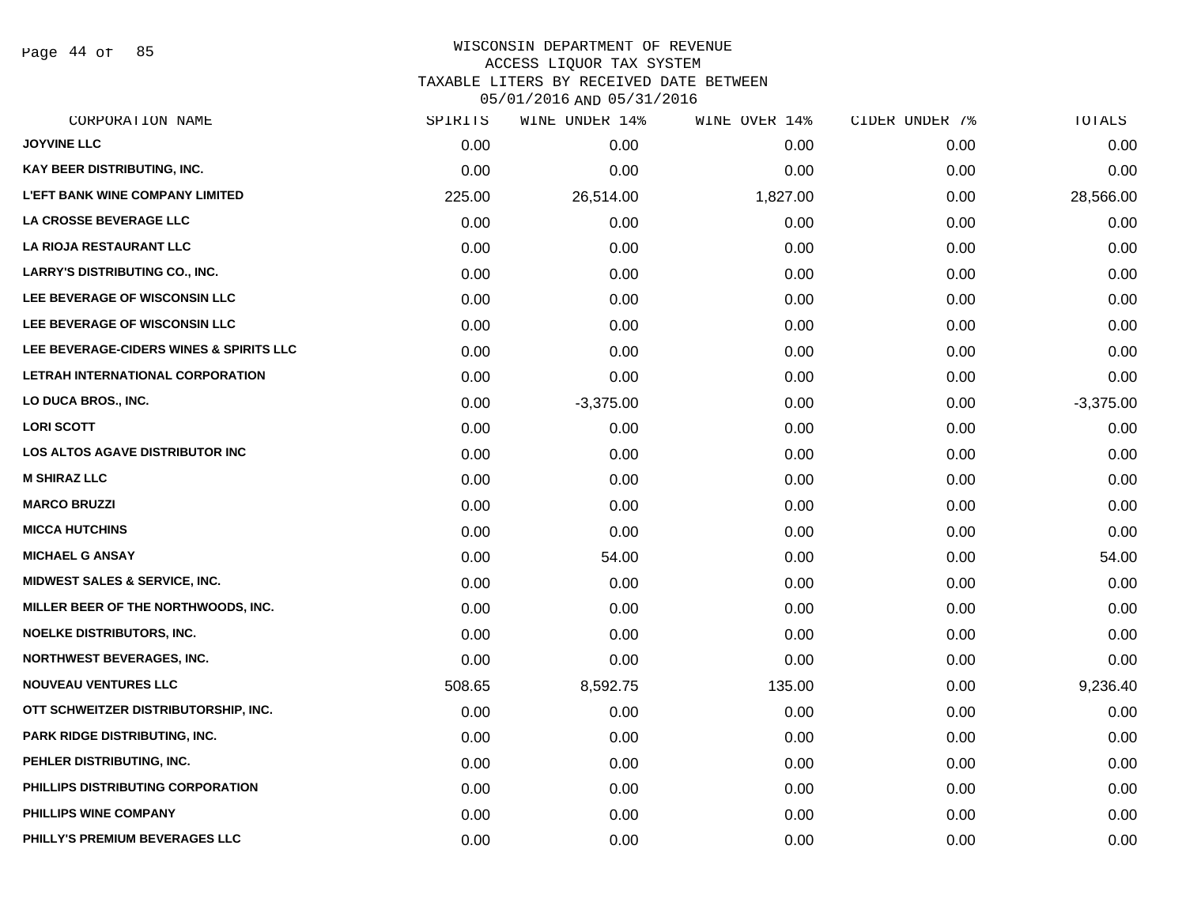# WISCONSIN DEPARTMENT OF REVENUE
## ACCESS LIQUOR TAX SYSTEM
## TAXABLE LITERS BY RECEIVED DATE BETWEEN 05/01/2016 AND 05/31/2016

| CORPORATION NAME | SPIRITS | WINE UNDER 14% | WINE OVER 14% | CIDER UNDER 7% | TOTALS |
|---|---|---|---|---|---|
| JOYVINE LLC | 0.00 | 0.00 | 0.00 | 0.00 | 0.00 |
| KAY BEER DISTRIBUTING, INC. | 0.00 | 0.00 | 0.00 | 0.00 | 0.00 |
| L'EFT BANK WINE COMPANY LIMITED | 225.00 | 26,514.00 | 1,827.00 | 0.00 | 28,566.00 |
| LA CROSSE BEVERAGE LLC | 0.00 | 0.00 | 0.00 | 0.00 | 0.00 |
| LA RIOJA RESTAURANT LLC | 0.00 | 0.00 | 0.00 | 0.00 | 0.00 |
| LARRY'S DISTRIBUTING CO., INC. | 0.00 | 0.00 | 0.00 | 0.00 | 0.00 |
| LEE BEVERAGE OF WISCONSIN LLC | 0.00 | 0.00 | 0.00 | 0.00 | 0.00 |
| LEE BEVERAGE OF WISCONSIN LLC | 0.00 | 0.00 | 0.00 | 0.00 | 0.00 |
| LEE BEVERAGE-CIDERS WINES & SPIRITS LLC | 0.00 | 0.00 | 0.00 | 0.00 | 0.00 |
| LETRAH INTERNATIONAL CORPORATION | 0.00 | 0.00 | 0.00 | 0.00 | 0.00 |
| LO DUCA BROS., INC. | 0.00 | -3,375.00 | 0.00 | 0.00 | -3,375.00 |
| LORI SCOTT | 0.00 | 0.00 | 0.00 | 0.00 | 0.00 |
| LOS ALTOS AGAVE DISTRIBUTOR INC | 0.00 | 0.00 | 0.00 | 0.00 | 0.00 |
| M SHIRAZ LLC | 0.00 | 0.00 | 0.00 | 0.00 | 0.00 |
| MARCO BRUZZI | 0.00 | 0.00 | 0.00 | 0.00 | 0.00 |
| MICCA HUTCHINS | 0.00 | 0.00 | 0.00 | 0.00 | 0.00 |
| MICHAEL G ANSAY | 0.00 | 54.00 | 0.00 | 0.00 | 54.00 |
| MIDWEST SALES & SERVICE, INC. | 0.00 | 0.00 | 0.00 | 0.00 | 0.00 |
| MILLER BEER OF THE NORTHWOODS, INC. | 0.00 | 0.00 | 0.00 | 0.00 | 0.00 |
| NOELKE DISTRIBUTORS, INC. | 0.00 | 0.00 | 0.00 | 0.00 | 0.00 |
| NORTHWEST BEVERAGES, INC. | 0.00 | 0.00 | 0.00 | 0.00 | 0.00 |
| NOUVEAU VENTURES LLC | 508.65 | 8,592.75 | 135.00 | 0.00 | 9,236.40 |
| OTT SCHWEITZER DISTRIBUTORSHIP, INC. | 0.00 | 0.00 | 0.00 | 0.00 | 0.00 |
| PARK RIDGE DISTRIBUTING, INC. | 0.00 | 0.00 | 0.00 | 0.00 | 0.00 |
| PEHLER DISTRIBUTING, INC. | 0.00 | 0.00 | 0.00 | 0.00 | 0.00 |
| PHILLIPS DISTRIBUTING CORPORATION | 0.00 | 0.00 | 0.00 | 0.00 | 0.00 |
| PHILLIPS WINE COMPANY | 0.00 | 0.00 | 0.00 | 0.00 | 0.00 |
| PHILLY'S PREMIUM BEVERAGES LLC | 0.00 | 0.00 | 0.00 | 0.00 | 0.00 |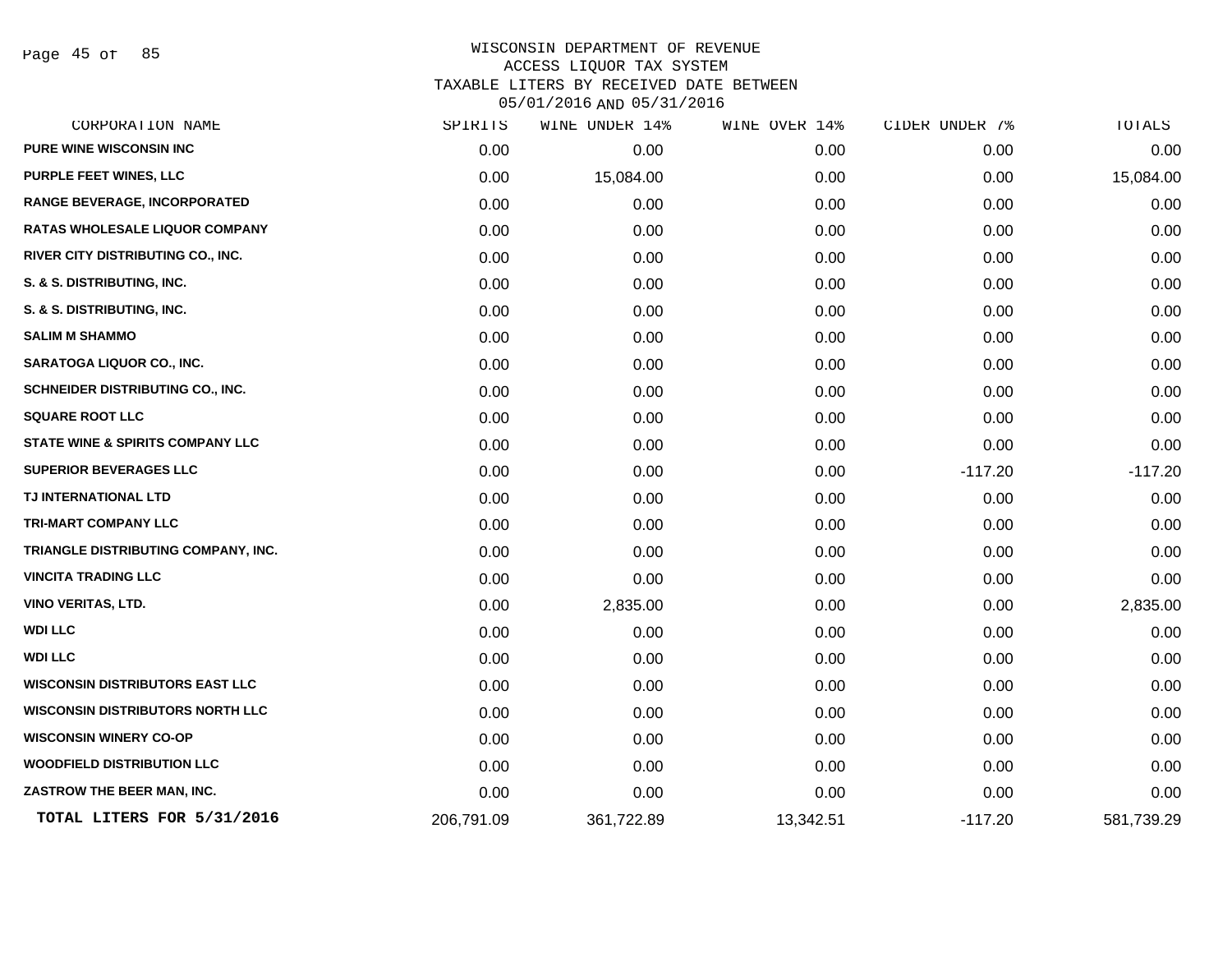WISCONSIN DEPARTMENT OF REVENUE
ACCESS LIQUOR TAX SYSTEM
TAXABLE LITERS BY RECEIVED DATE BETWEEN
05/01/2016 AND 05/31/2016

| CORPORATION NAME | SPIRITS | WINE UNDER 14% | WINE OVER 14% | CIDER UNDER 7% | TOTALS |
|---|---|---|---|---|---|
| PURE WINE WISCONSIN INC | 0.00 | 0.00 | 0.00 | 0.00 | 0.00 |
| PURPLE FEET WINES, LLC | 0.00 | 15,084.00 | 0.00 | 0.00 | 15,084.00 |
| RANGE BEVERAGE, INCORPORATED | 0.00 | 0.00 | 0.00 | 0.00 | 0.00 |
| RATAS WHOLESALE LIQUOR COMPANY | 0.00 | 0.00 | 0.00 | 0.00 | 0.00 |
| RIVER CITY DISTRIBUTING CO., INC. | 0.00 | 0.00 | 0.00 | 0.00 | 0.00 |
| S. & S. DISTRIBUTING, INC. | 0.00 | 0.00 | 0.00 | 0.00 | 0.00 |
| S. & S. DISTRIBUTING, INC. | 0.00 | 0.00 | 0.00 | 0.00 | 0.00 |
| SALIM M SHAMMO | 0.00 | 0.00 | 0.00 | 0.00 | 0.00 |
| SARATOGA LIQUOR CO., INC. | 0.00 | 0.00 | 0.00 | 0.00 | 0.00 |
| SCHNEIDER DISTRIBUTING CO., INC. | 0.00 | 0.00 | 0.00 | 0.00 | 0.00 |
| SQUARE ROOT LLC | 0.00 | 0.00 | 0.00 | 0.00 | 0.00 |
| STATE WINE & SPIRITS COMPANY LLC | 0.00 | 0.00 | 0.00 | 0.00 | 0.00 |
| SUPERIOR BEVERAGES LLC | 0.00 | 0.00 | 0.00 | -117.20 | -117.20 |
| TJ INTERNATIONAL LTD | 0.00 | 0.00 | 0.00 | 0.00 | 0.00 |
| TRI-MART COMPANY LLC | 0.00 | 0.00 | 0.00 | 0.00 | 0.00 |
| TRIANGLE DISTRIBUTING COMPANY, INC. | 0.00 | 0.00 | 0.00 | 0.00 | 0.00 |
| VINCITA TRADING LLC | 0.00 | 0.00 | 0.00 | 0.00 | 0.00 |
| VINO VERITAS, LTD. | 0.00 | 2,835.00 | 0.00 | 0.00 | 2,835.00 |
| WDI LLC | 0.00 | 0.00 | 0.00 | 0.00 | 0.00 |
| WDI LLC | 0.00 | 0.00 | 0.00 | 0.00 | 0.00 |
| WISCONSIN DISTRIBUTORS EAST LLC | 0.00 | 0.00 | 0.00 | 0.00 | 0.00 |
| WISCONSIN DISTRIBUTORS NORTH LLC | 0.00 | 0.00 | 0.00 | 0.00 | 0.00 |
| WISCONSIN WINERY CO-OP | 0.00 | 0.00 | 0.00 | 0.00 | 0.00 |
| WOODFIELD DISTRIBUTION LLC | 0.00 | 0.00 | 0.00 | 0.00 | 0.00 |
| ZASTROW THE BEER MAN, INC. | 0.00 | 0.00 | 0.00 | 0.00 | 0.00 |
| **TOTAL LITERS FOR 5/31/2016** | 206,791.09 | 361,722.89 | 13,342.51 | -117.20 | 581,739.29 |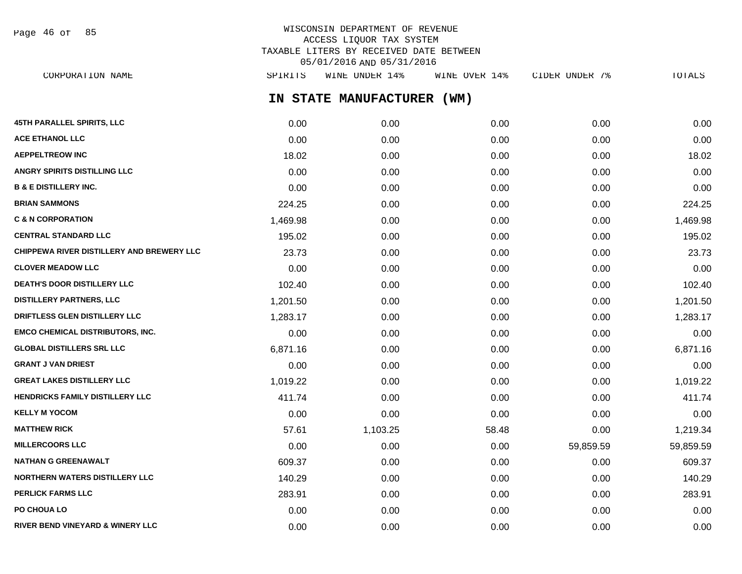# WISCONSIN DEPARTMENT OF REVENUE
## ACCESS LIQUOR TAX SYSTEM
## TAXABLE LITERS BY RECEIVED DATE BETWEEN 05/01/2016 AND 05/31/2016

## IN STATE MANUFACTURER (WM)

| CORPORATION NAME | SPIRITS | WINE UNDER 14% | WINE OVER 14% | CIDER UNDER 7% | TOTALS |
|---|---|---|---|---|---|
| 45TH PARALLEL SPIRITS, LLC | 0.00 | 0.00 | 0.00 | 0.00 | 0.00 |
| ACE ETHANOL LLC | 0.00 | 0.00 | 0.00 | 0.00 | 0.00 |
| AEPPELTREOW INC | 18.02 | 0.00 | 0.00 | 0.00 | 18.02 |
| ANGRY SPIRITS DISTILLING LLC | 0.00 | 0.00 | 0.00 | 0.00 | 0.00 |
| B & E DISTILLERY INC. | 0.00 | 0.00 | 0.00 | 0.00 | 0.00 |
| BRIAN SAMMONS | 224.25 | 0.00 | 0.00 | 0.00 | 224.25 |
| C & N CORPORATION | 1,469.98 | 0.00 | 0.00 | 0.00 | 1,469.98 |
| CENTRAL STANDARD LLC | 195.02 | 0.00 | 0.00 | 0.00 | 195.02 |
| CHIPPEWA RIVER DISTILLERY AND BREWERY LLC | 23.73 | 0.00 | 0.00 | 0.00 | 23.73 |
| CLOVER MEADOW LLC | 0.00 | 0.00 | 0.00 | 0.00 | 0.00 |
| DEATH'S DOOR DISTILLERY LLC | 102.40 | 0.00 | 0.00 | 0.00 | 102.40 |
| DISTILLERY PARTNERS, LLC | 1,201.50 | 0.00 | 0.00 | 0.00 | 1,201.50 |
| DRIFTLESS GLEN DISTILLERY LLC | 1,283.17 | 0.00 | 0.00 | 0.00 | 1,283.17 |
| EMCO CHEMICAL DISTRIBUTORS, INC. | 0.00 | 0.00 | 0.00 | 0.00 | 0.00 |
| GLOBAL DISTILLERS SRL LLC | 6,871.16 | 0.00 | 0.00 | 0.00 | 6,871.16 |
| GRANT J VAN DRIEST | 0.00 | 0.00 | 0.00 | 0.00 | 0.00 |
| GREAT LAKES DISTILLERY LLC | 1,019.22 | 0.00 | 0.00 | 0.00 | 1,019.22 |
| HENDRICKS FAMILY DISTILLERY LLC | 411.74 | 0.00 | 0.00 | 0.00 | 411.74 |
| KELLY M YOCOM | 0.00 | 0.00 | 0.00 | 0.00 | 0.00 |
| MATTHEW RICK | 57.61 | 1,103.25 | 58.48 | 0.00 | 1,219.34 |
| MILLERCOORS LLC | 0.00 | 0.00 | 0.00 | 59,859.59 | 59,859.59 |
| NATHAN G GREENAWALT | 609.37 | 0.00 | 0.00 | 0.00 | 609.37 |
| NORTHERN WATERS DISTILLERY LLC | 140.29 | 0.00 | 0.00 | 0.00 | 140.29 |
| PERLICK FARMS LLC | 283.91 | 0.00 | 0.00 | 0.00 | 283.91 |
| PO CHOUA LO | 0.00 | 0.00 | 0.00 | 0.00 | 0.00 |
| RIVER BEND VINEYARD & WINERY LLC | 0.00 | 0.00 | 0.00 | 0.00 | 0.00 |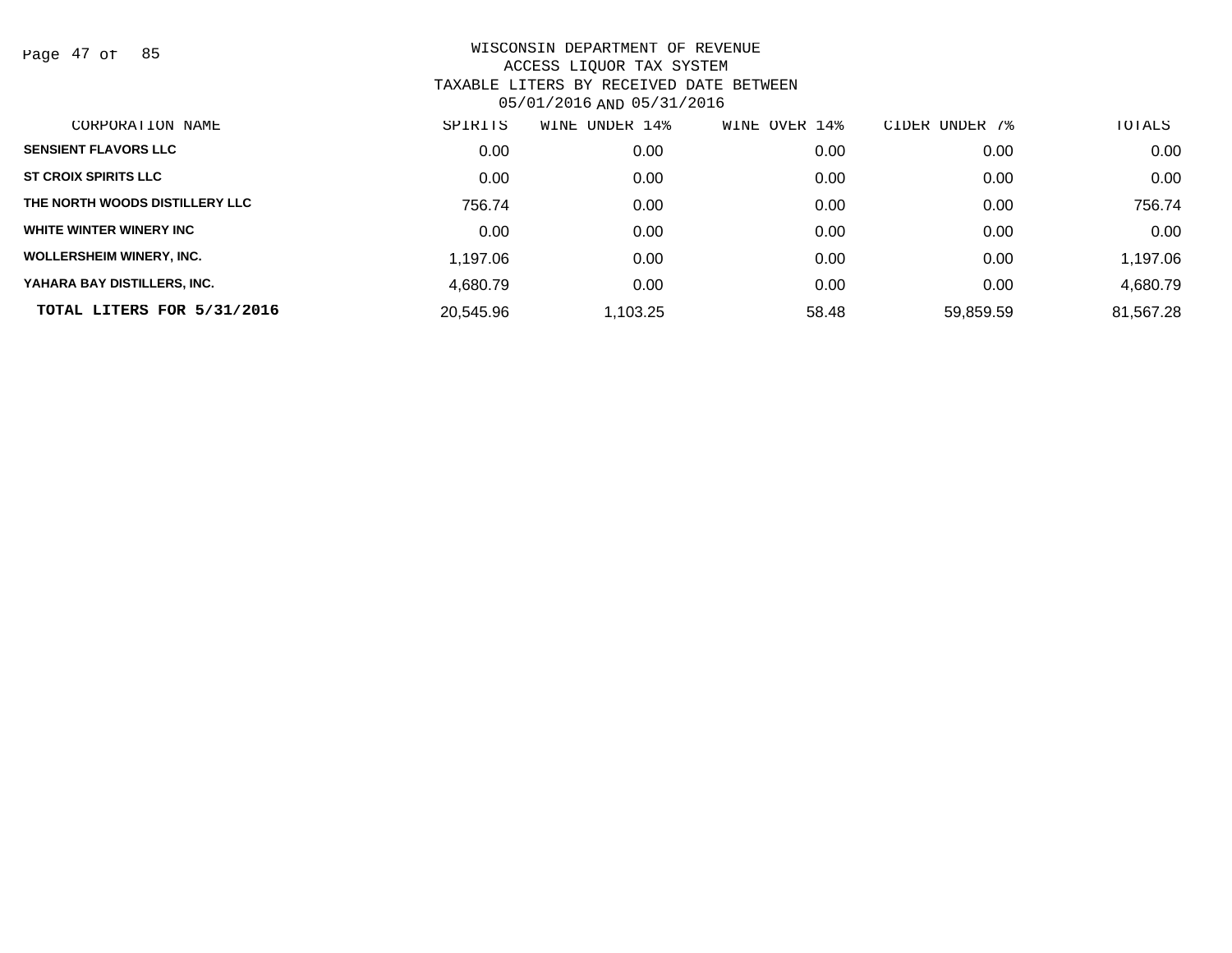WISCONSIN DEPARTMENT OF REVENUE
ACCESS LIQUOR TAX SYSTEM
TAXABLE LITERS BY RECEIVED DATE BETWEEN
05/01/2016 AND 05/31/2016

| CORPORATION NAME | SPIRITS | WINE UNDER 14% | WINE OVER 14% | CIDER UNDER 7% | TOTALS |
|---|---|---|---|---|---|
| SENSIENT FLAVORS LLC | 0.00 | 0.00 | 0.00 | 0.00 | 0.00 |
| ST CROIX SPIRITS LLC | 0.00 | 0.00 | 0.00 | 0.00 | 0.00 |
| THE NORTH WOODS DISTILLERY LLC | 756.74 | 0.00 | 0.00 | 0.00 | 756.74 |
| WHITE WINTER WINERY INC | 0.00 | 0.00 | 0.00 | 0.00 | 0.00 |
| WOLLERSHEIM WINERY, INC. | 1,197.06 | 0.00 | 0.00 | 0.00 | 1,197.06 |
| YAHARA BAY DISTILLERS, INC. | 4,680.79 | 0.00 | 0.00 | 0.00 | 4,680.79 |
| **TOTAL LITERS FOR 5/31/2016** | 20,545.96 | 1,103.25 | 58.48 | 59,859.59 | 81,567.28 |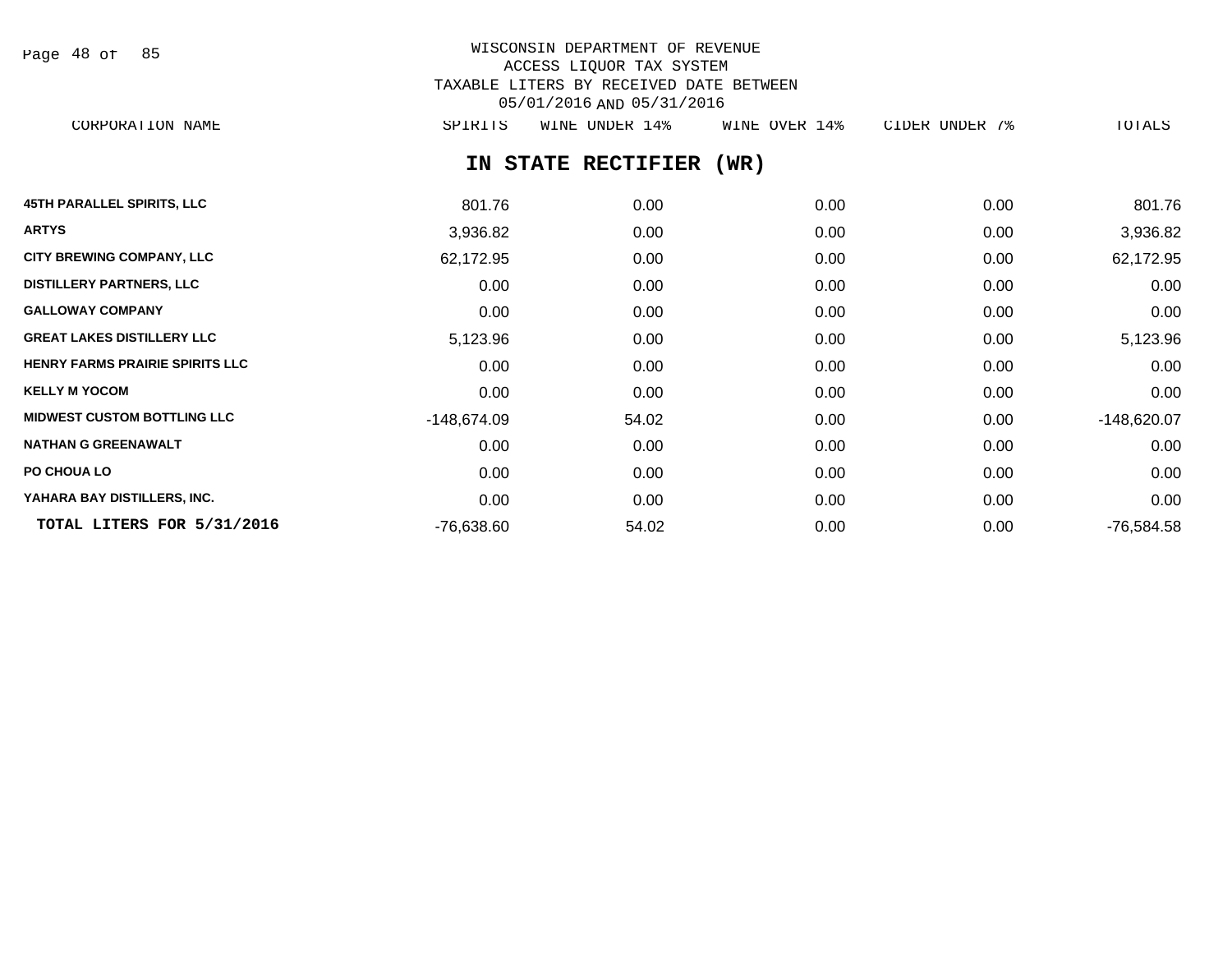WISCONSIN DEPARTMENT OF REVENUE
ACCESS LIQUOR TAX SYSTEM
TAXABLE LITERS BY RECEIVED DATE BETWEEN
05/01/2016 AND 05/31/2016

## IN STATE RECTIFIER (WR)

| CORPORATION NAME | SPIRITS | WINE UNDER 14% | WINE OVER 14% | CIDER UNDER 7% | TOTALS |
|---|---|---|---|---|---|
| 45TH PARALLEL SPIRITS, LLC | 801.76 | 0.00 | 0.00 | 0.00 | 801.76 |
| ARTYS | 3,936.82 | 0.00 | 0.00 | 0.00 | 3,936.82 |
| CITY BREWING COMPANY, LLC | 62,172.95 | 0.00 | 0.00 | 0.00 | 62,172.95 |
| DISTILLERY PARTNERS, LLC | 0.00 | 0.00 | 0.00 | 0.00 | 0.00 |
| GALLOWAY COMPANY | 0.00 | 0.00 | 0.00 | 0.00 | 0.00 |
| GREAT LAKES DISTILLERY LLC | 5,123.96 | 0.00 | 0.00 | 0.00 | 5,123.96 |
| HENRY FARMS PRAIRIE SPIRITS LLC | 0.00 | 0.00 | 0.00 | 0.00 | 0.00 |
| KELLY M YOCOM | 0.00 | 0.00 | 0.00 | 0.00 | 0.00 |
| MIDWEST CUSTOM BOTTLING LLC | -148,674.09 | 54.02 | 0.00 | 0.00 | -148,620.07 |
| NATHAN G GREENAWALT | 0.00 | 0.00 | 0.00 | 0.00 | 0.00 |
| PO CHOUA LO | 0.00 | 0.00 | 0.00 | 0.00 | 0.00 |
| YAHARA BAY DISTILLERS, INC. | 0.00 | 0.00 | 0.00 | 0.00 | 0.00 |
| **TOTAL LITERS FOR 5/31/2016** | -76,638.60 | 54.02 | 0.00 | 0.00 | -76,584.58 |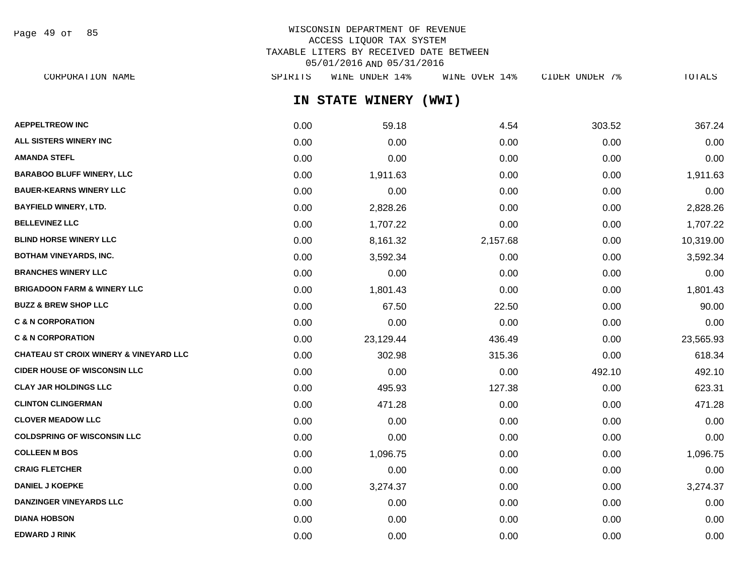WISCONSIN DEPARTMENT OF REVENUE
ACCESS LIQUOR TAX SYSTEM
TAXABLE LITERS BY RECEIVED DATE BETWEEN
05/01/2016 AND 05/31/2016

## IN STATE WINERY (WWI)

| CORPORATION NAME | SPIRITS | WINE UNDER 14% | WINE OVER 14% | CIDER UNDER 7% | TOTALS |
|---|---|---|---|---|---|
| AEPPELTREOW INC | 0.00 | 59.18 | 4.54 | 303.52 | 367.24 |
| ALL SISTERS WINERY INC | 0.00 | 0.00 | 0.00 | 0.00 | 0.00 |
| AMANDA STEFL | 0.00 | 0.00 | 0.00 | 0.00 | 0.00 |
| BARABOO BLUFF WINERY, LLC | 0.00 | 1,911.63 | 0.00 | 0.00 | 1,911.63 |
| BAUER-KEARNS WINERY LLC | 0.00 | 0.00 | 0.00 | 0.00 | 0.00 |
| BAYFIELD WINERY, LTD. | 0.00 | 2,828.26 | 0.00 | 0.00 | 2,828.26 |
| BELLEVINEZ LLC | 0.00 | 1,707.22 | 0.00 | 0.00 | 1,707.22 |
| BLIND HORSE WINERY LLC | 0.00 | 8,161.32 | 2,157.68 | 0.00 | 10,319.00 |
| BOTHAM VINEYARDS, INC. | 0.00 | 3,592.34 | 0.00 | 0.00 | 3,592.34 |
| BRANCHES WINERY LLC | 0.00 | 0.00 | 0.00 | 0.00 | 0.00 |
| BRIGADOON FARM & WINERY LLC | 0.00 | 1,801.43 | 0.00 | 0.00 | 1,801.43 |
| BUZZ & BREW SHOP LLC | 0.00 | 67.50 | 22.50 | 0.00 | 90.00 |
| C & N CORPORATION | 0.00 | 0.00 | 0.00 | 0.00 | 0.00 |
| C & N CORPORATION | 0.00 | 23,129.44 | 436.49 | 0.00 | 23,565.93 |
| CHATEAU ST CROIX WINERY & VINEYARD LLC | 0.00 | 302.98 | 315.36 | 0.00 | 618.34 |
| CIDER HOUSE OF WISCONSIN LLC | 0.00 | 0.00 | 0.00 | 492.10 | 492.10 |
| CLAY JAR HOLDINGS LLC | 0.00 | 495.93 | 127.38 | 0.00 | 623.31 |
| CLINTON CLINGERMAN | 0.00 | 471.28 | 0.00 | 0.00 | 471.28 |
| CLOVER MEADOW LLC | 0.00 | 0.00 | 0.00 | 0.00 | 0.00 |
| COLDSPRING OF WISCONSIN LLC | 0.00 | 0.00 | 0.00 | 0.00 | 0.00 |
| COLLEEN M BOS | 0.00 | 1,096.75 | 0.00 | 0.00 | 1,096.75 |
| CRAIG FLETCHER | 0.00 | 0.00 | 0.00 | 0.00 | 0.00 |
| DANIEL J KOEPKE | 0.00 | 3,274.37 | 0.00 | 0.00 | 3,274.37 |
| DANZINGER VINEYARDS LLC | 0.00 | 0.00 | 0.00 | 0.00 | 0.00 |
| DIANA HOBSON | 0.00 | 0.00 | 0.00 | 0.00 | 0.00 |
| EDWARD J RINK | 0.00 | 0.00 | 0.00 | 0.00 | 0.00 |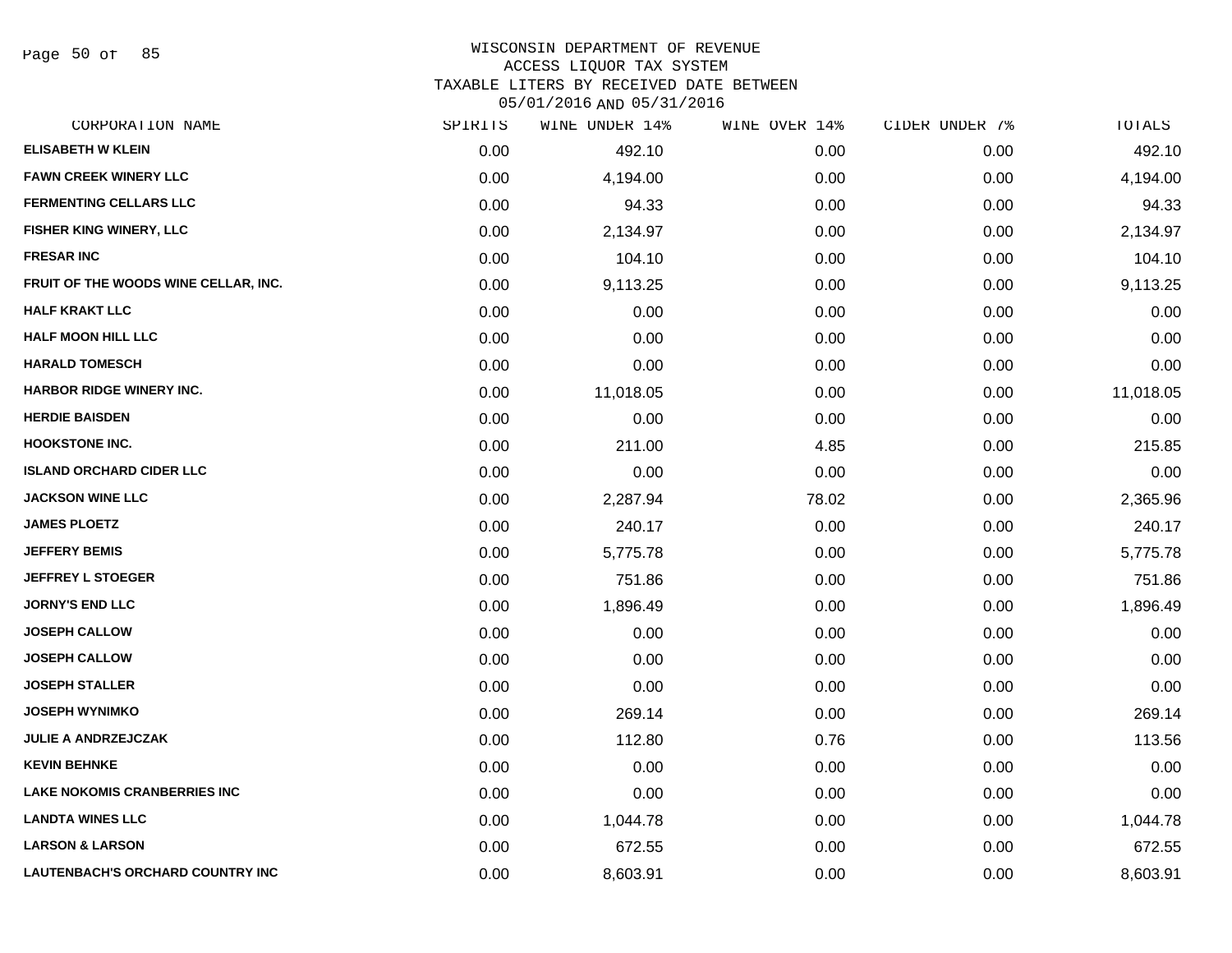WISCONSIN DEPARTMENT OF REVENUE
ACCESS LIQUOR TAX SYSTEM
TAXABLE LITERS BY RECEIVED DATE BETWEEN
05/01/2016 AND 05/31/2016

| CORPORATION NAME | SPIRITS | WINE UNDER 14% | WINE OVER 14% | CIDER UNDER 7% | TOTALS |
|---|---|---|---|---|---|
| ELISABETH W KLEIN | 0.00 | 492.10 | 0.00 | 0.00 | 492.10 |
| FAWN CREEK WINERY LLC | 0.00 | 4,194.00 | 0.00 | 0.00 | 4,194.00 |
| FERMENTING CELLARS LLC | 0.00 | 94.33 | 0.00 | 0.00 | 94.33 |
| FISHER KING WINERY, LLC | 0.00 | 2,134.97 | 0.00 | 0.00 | 2,134.97 |
| FRESAR INC | 0.00 | 104.10 | 0.00 | 0.00 | 104.10 |
| FRUIT OF THE WOODS WINE CELLAR, INC. | 0.00 | 9,113.25 | 0.00 | 0.00 | 9,113.25 |
| HALF KRAKT LLC | 0.00 | 0.00 | 0.00 | 0.00 | 0.00 |
| HALF MOON HILL LLC | 0.00 | 0.00 | 0.00 | 0.00 | 0.00 |
| HARALD TOMESCH | 0.00 | 0.00 | 0.00 | 0.00 | 0.00 |
| HARBOR RIDGE WINERY INC. | 0.00 | 11,018.05 | 0.00 | 0.00 | 11,018.05 |
| HERDIE BAISDEN | 0.00 | 0.00 | 0.00 | 0.00 | 0.00 |
| HOOKSTONE INC. | 0.00 | 211.00 | 4.85 | 0.00 | 215.85 |
| ISLAND ORCHARD CIDER LLC | 0.00 | 0.00 | 0.00 | 0.00 | 0.00 |
| JACKSON WINE LLC | 0.00 | 2,287.94 | 78.02 | 0.00 | 2,365.96 |
| JAMES PLOETZ | 0.00 | 240.17 | 0.00 | 0.00 | 240.17 |
| JEFFERY BEMIS | 0.00 | 5,775.78 | 0.00 | 0.00 | 5,775.78 |
| JEFFREY L STOEGER | 0.00 | 751.86 | 0.00 | 0.00 | 751.86 |
| JORNY'S END LLC | 0.00 | 1,896.49 | 0.00 | 0.00 | 1,896.49 |
| JOSEPH CALLOW | 0.00 | 0.00 | 0.00 | 0.00 | 0.00 |
| JOSEPH CALLOW | 0.00 | 0.00 | 0.00 | 0.00 | 0.00 |
| JOSEPH STALLER | 0.00 | 0.00 | 0.00 | 0.00 | 0.00 |
| JOSEPH WYNIMKO | 0.00 | 269.14 | 0.00 | 0.00 | 269.14 |
| JULIE A ANDRZEJCZAK | 0.00 | 112.80 | 0.76 | 0.00 | 113.56 |
| KEVIN BEHNKE | 0.00 | 0.00 | 0.00 | 0.00 | 0.00 |
| LAKE NOKOMIS CRANBERRIES INC | 0.00 | 0.00 | 0.00 | 0.00 | 0.00 |
| LANDTA WINES LLC | 0.00 | 1,044.78 | 0.00 | 0.00 | 1,044.78 |
| LARSON & LARSON | 0.00 | 672.55 | 0.00 | 0.00 | 672.55 |
| LAUTENBACH'S ORCHARD COUNTRY INC | 0.00 | 8,603.91 | 0.00 | 0.00 | 8,603.91 |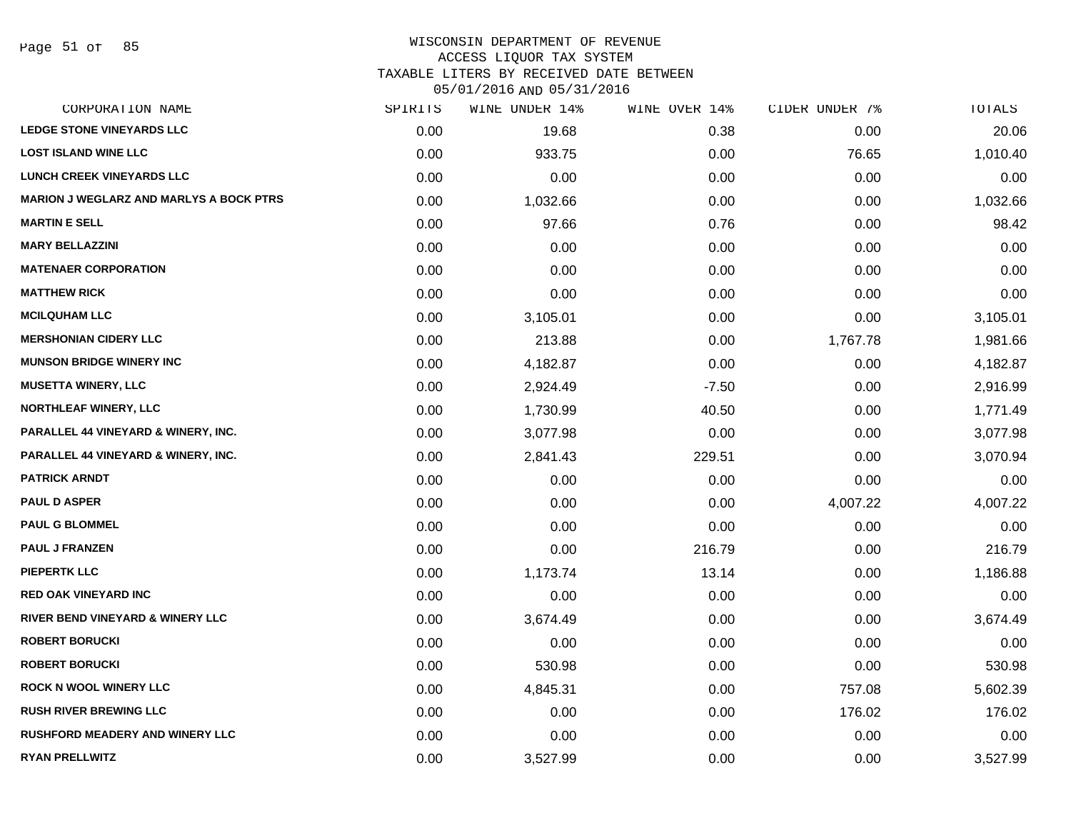WISCONSIN DEPARTMENT OF REVENUE
ACCESS LIQUOR TAX SYSTEM
TAXABLE LITERS BY RECEIVED DATE BETWEEN
05/01/2016 AND 05/31/2016

| CORPORATION NAME | SPIRITS | WINE UNDER 14% | WINE OVER 14% | CIDER UNDER 7% | TOTALS |
|---|---|---|---|---|---|
| LEDGE STONE VINEYARDS LLC | 0.00 | 19.68 | 0.38 | 0.00 | 20.06 |
| LOST ISLAND WINE LLC | 0.00 | 933.75 | 0.00 | 76.65 | 1,010.40 |
| LUNCH CREEK VINEYARDS LLC | 0.00 | 0.00 | 0.00 | 0.00 | 0.00 |
| MARION J WEGLARZ AND MARLYS A BOCK PTRS | 0.00 | 1,032.66 | 0.00 | 0.00 | 1,032.66 |
| MARTIN E SELL | 0.00 | 97.66 | 0.76 | 0.00 | 98.42 |
| MARY BELLAZZINI | 0.00 | 0.00 | 0.00 | 0.00 | 0.00 |
| MATENAER CORPORATION | 0.00 | 0.00 | 0.00 | 0.00 | 0.00 |
| MATTHEW RICK | 0.00 | 0.00 | 0.00 | 0.00 | 0.00 |
| MCILQUHAM LLC | 0.00 | 3,105.01 | 0.00 | 0.00 | 3,105.01 |
| MERSHONIAN CIDERY LLC | 0.00 | 213.88 | 0.00 | 1,767.78 | 1,981.66 |
| MUNSON BRIDGE WINERY INC | 0.00 | 4,182.87 | 0.00 | 0.00 | 4,182.87 |
| MUSETTA WINERY, LLC | 0.00 | 2,924.49 | -7.50 | 0.00 | 2,916.99 |
| NORTHLEAF WINERY, LLC | 0.00 | 1,730.99 | 40.50 | 0.00 | 1,771.49 |
| PARALLEL 44 VINEYARD & WINERY, INC. | 0.00 | 3,077.98 | 0.00 | 0.00 | 3,077.98 |
| PARALLEL 44 VINEYARD & WINERY, INC. | 0.00 | 2,841.43 | 229.51 | 0.00 | 3,070.94 |
| PATRICK ARNDT | 0.00 | 0.00 | 0.00 | 0.00 | 0.00 |
| PAUL D ASPER | 0.00 | 0.00 | 0.00 | 4,007.22 | 4,007.22 |
| PAUL G BLOMMEL | 0.00 | 0.00 | 0.00 | 0.00 | 0.00 |
| PAUL J FRANZEN | 0.00 | 0.00 | 216.79 | 0.00 | 216.79 |
| PIEPERTK LLC | 0.00 | 1,173.74 | 13.14 | 0.00 | 1,186.88 |
| RED OAK VINEYARD INC | 0.00 | 0.00 | 0.00 | 0.00 | 0.00 |
| RIVER BEND VINEYARD & WINERY LLC | 0.00 | 3,674.49 | 0.00 | 0.00 | 3,674.49 |
| ROBERT BORUCKI | 0.00 | 0.00 | 0.00 | 0.00 | 0.00 |
| ROBERT BORUCKI | 0.00 | 530.98 | 0.00 | 0.00 | 530.98 |
| ROCK N WOOL WINERY LLC | 0.00 | 4,845.31 | 0.00 | 757.08 | 5,602.39 |
| RUSH RIVER BREWING LLC | 0.00 | 0.00 | 0.00 | 176.02 | 176.02 |
| RUSHFORD MEADERY AND WINERY LLC | 0.00 | 0.00 | 0.00 | 0.00 | 0.00 |
| RYAN PRELLWITZ | 0.00 | 3,527.99 | 0.00 | 0.00 | 3,527.99 |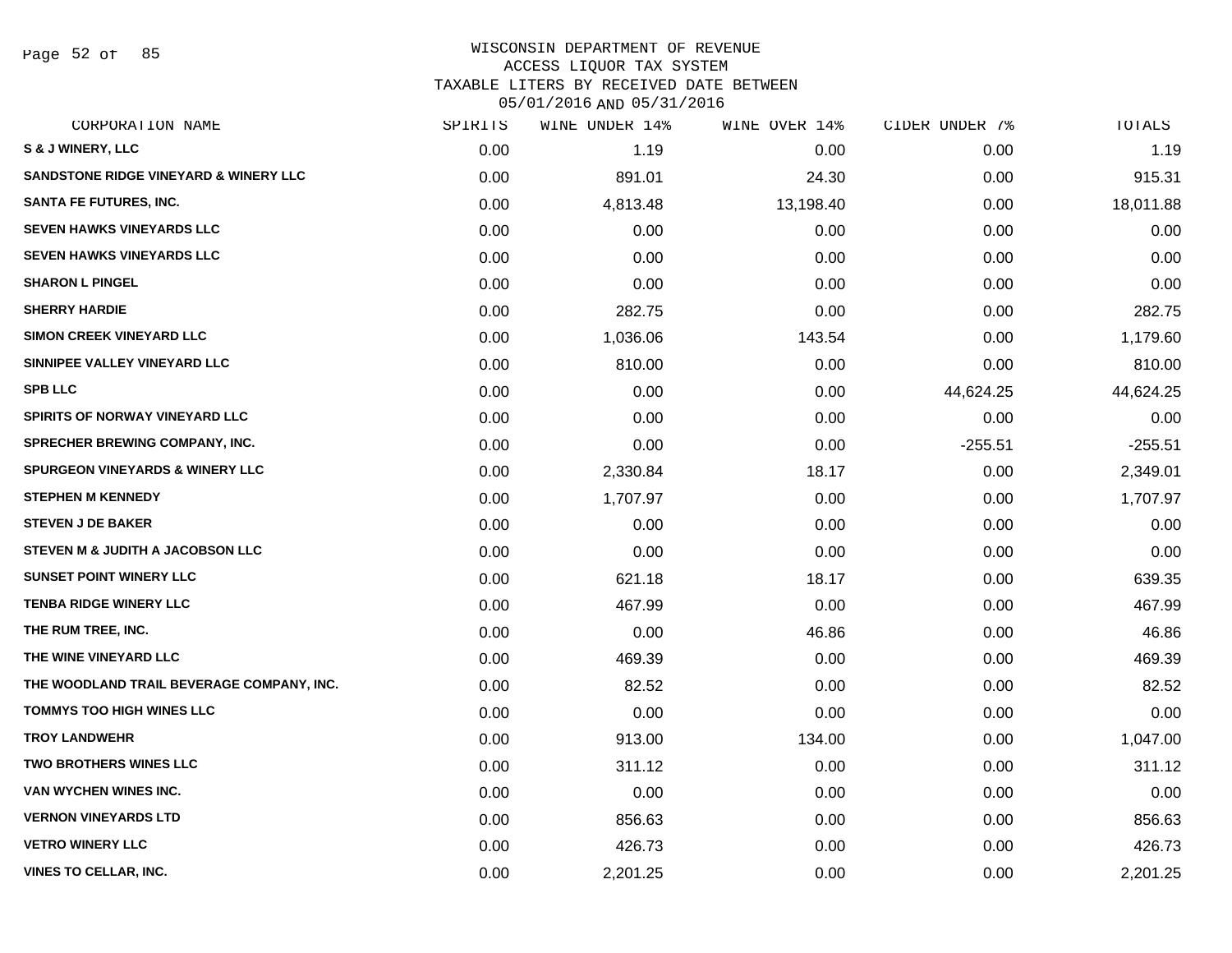# WISCONSIN DEPARTMENT OF REVENUE
## ACCESS LIQUOR TAX SYSTEM
### TAXABLE LITERS BY RECEIVED DATE BETWEEN 05/01/2016 AND 05/31/2016

| CORPORATION NAME | SPIRITS | WINE UNDER 14% | WINE OVER 14% | CIDER UNDER 7% | TOTALS |
|---|---|---|---|---|---|
| S & J WINERY, LLC | 0.00 | 1.19 | 0.00 | 0.00 | 1.19 |
| SANDSTONE RIDGE VINEYARD & WINERY LLC | 0.00 | 891.01 | 24.30 | 0.00 | 915.31 |
| SANTA FE FUTURES, INC. | 0.00 | 4,813.48 | 13,198.40 | 0.00 | 18,011.88 |
| SEVEN HAWKS VINEYARDS LLC | 0.00 | 0.00 | 0.00 | 0.00 | 0.00 |
| SEVEN HAWKS VINEYARDS LLC | 0.00 | 0.00 | 0.00 | 0.00 | 0.00 |
| SHARON L PINGEL | 0.00 | 0.00 | 0.00 | 0.00 | 0.00 |
| SHERRY HARDIE | 0.00 | 282.75 | 0.00 | 0.00 | 282.75 |
| SIMON CREEK VINEYARD LLC | 0.00 | 1,036.06 | 143.54 | 0.00 | 1,179.60 |
| SINNIPEE VALLEY VINEYARD LLC | 0.00 | 810.00 | 0.00 | 0.00 | 810.00 |
| SPB LLC | 0.00 | 0.00 | 0.00 | 44,624.25 | 44,624.25 |
| SPIRITS OF NORWAY VINEYARD LLC | 0.00 | 0.00 | 0.00 | 0.00 | 0.00 |
| SPRECHER BREWING COMPANY, INC. | 0.00 | 0.00 | 0.00 | -255.51 | -255.51 |
| SPURGEON VINEYARDS & WINERY LLC | 0.00 | 2,330.84 | 18.17 | 0.00 | 2,349.01 |
| STEPHEN M KENNEDY | 0.00 | 1,707.97 | 0.00 | 0.00 | 1,707.97 |
| STEVEN J DE BAKER | 0.00 | 0.00 | 0.00 | 0.00 | 0.00 |
| STEVEN M & JUDITH A JACOBSON LLC | 0.00 | 0.00 | 0.00 | 0.00 | 0.00 |
| SUNSET POINT WINERY LLC | 0.00 | 621.18 | 18.17 | 0.00 | 639.35 |
| TENBA RIDGE WINERY LLC | 0.00 | 467.99 | 0.00 | 0.00 | 467.99 |
| THE RUM TREE, INC. | 0.00 | 0.00 | 46.86 | 0.00 | 46.86 |
| THE WINE VINEYARD LLC | 0.00 | 469.39 | 0.00 | 0.00 | 469.39 |
| THE WOODLAND TRAIL BEVERAGE COMPANY, INC. | 0.00 | 82.52 | 0.00 | 0.00 | 82.52 |
| TOMMYS TOO HIGH WINES LLC | 0.00 | 0.00 | 0.00 | 0.00 | 0.00 |
| TROY LANDWEHR | 0.00 | 913.00 | 134.00 | 0.00 | 1,047.00 |
| TWO BROTHERS WINES LLC | 0.00 | 311.12 | 0.00 | 0.00 | 311.12 |
| VAN WYCHEN WINES INC. | 0.00 | 0.00 | 0.00 | 0.00 | 0.00 |
| VERNON VINEYARDS LTD | 0.00 | 856.63 | 0.00 | 0.00 | 856.63 |
| VETRO WINERY LLC | 0.00 | 426.73 | 0.00 | 0.00 | 426.73 |
| VINES TO CELLAR, INC. | 0.00 | 2,201.25 | 0.00 | 0.00 | 2,201.25 |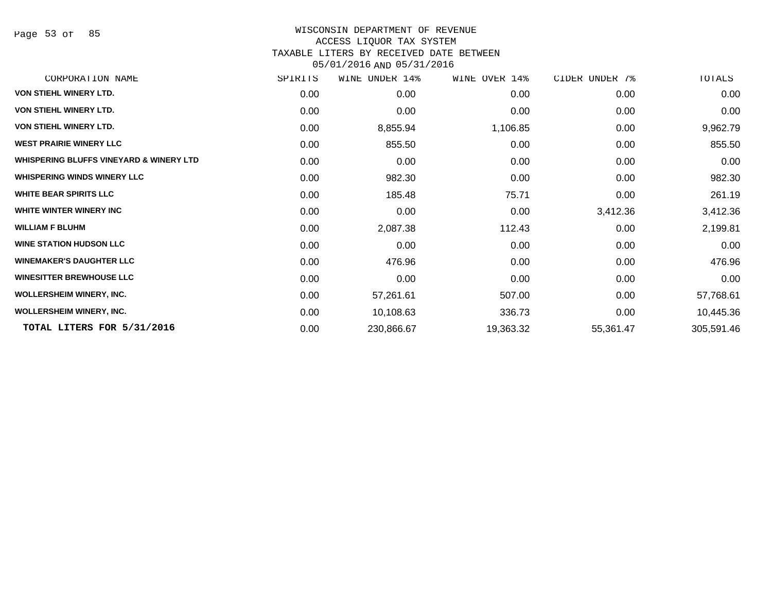WISCONSIN DEPARTMENT OF REVENUE
ACCESS LIQUOR TAX SYSTEM
TAXABLE LITERS BY RECEIVED DATE BETWEEN
05/01/2016 AND 05/31/2016

| CORPORATION NAME | SPIRITS | WINE UNDER 14% | WINE OVER 14% | CIDER UNDER 7% | TOTALS |
|---|---|---|---|---|---|
| VON STIEHL WINERY LTD. | 0.00 | 0.00 | 0.00 | 0.00 | 0.00 |
| VON STIEHL WINERY LTD. | 0.00 | 0.00 | 0.00 | 0.00 | 0.00 |
| VON STIEHL WINERY LTD. | 0.00 | 8,855.94 | 1,106.85 | 0.00 | 9,962.79 |
| WEST PRAIRIE WINERY LLC | 0.00 | 855.50 | 0.00 | 0.00 | 855.50 |
| WHISPERING BLUFFS VINEYARD & WINERY LTD | 0.00 | 0.00 | 0.00 | 0.00 | 0.00 |
| WHISPERING WINDS WINERY LLC | 0.00 | 982.30 | 0.00 | 0.00 | 982.30 |
| WHITE BEAR SPIRITS LLC | 0.00 | 185.48 | 75.71 | 0.00 | 261.19 |
| WHITE WINTER WINERY INC | 0.00 | 0.00 | 0.00 | 3,412.36 | 3,412.36 |
| WILLIAM F BLUHM | 0.00 | 2,087.38 | 112.43 | 0.00 | 2,199.81 |
| WINE STATION HUDSON LLC | 0.00 | 0.00 | 0.00 | 0.00 | 0.00 |
| WINEMAKER'S DAUGHTER LLC | 0.00 | 476.96 | 0.00 | 0.00 | 476.96 |
| WINESITTER BREWHOUSE LLC | 0.00 | 0.00 | 0.00 | 0.00 | 0.00 |
| WOLLERSHEIM WINERY, INC. | 0.00 | 57,261.61 | 507.00 | 0.00 | 57,768.61 |
| WOLLERSHEIM WINERY, INC. | 0.00 | 10,108.63 | 336.73 | 0.00 | 10,445.36 |
| **TOTAL LITERS FOR 5/31/2016** | 0.00 | 230,866.67 | 19,363.32 | 55,361.47 | 305,591.46 |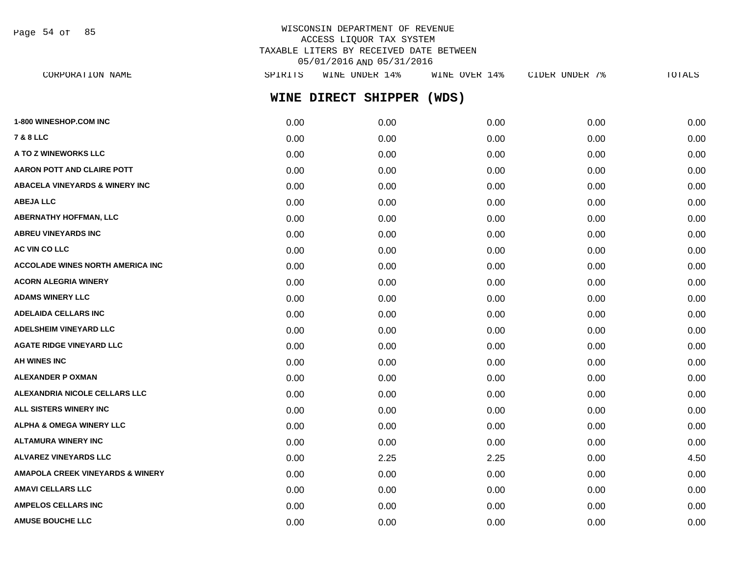WISCONSIN DEPARTMENT OF REVENUE
ACCESS LIQUOR TAX SYSTEM
TAXABLE LITERS BY RECEIVED DATE BETWEEN
05/01/2016 AND 05/31/2016

## WINE DIRECT SHIPPER (WDS)

| CORPORATION NAME | SPIRITS | WINE UNDER 14% | WINE OVER 14% | CIDER UNDER 7% | TOTALS |
|---|---|---|---|---|---|
| 1-800 WINESHOP.COM INC | 0.00 | 0.00 | 0.00 | 0.00 | 0.00 |
| 7 & 8 LLC | 0.00 | 0.00 | 0.00 | 0.00 | 0.00 |
| A TO Z WINEWORKS LLC | 0.00 | 0.00 | 0.00 | 0.00 | 0.00 |
| AARON POTT AND CLAIRE POTT | 0.00 | 0.00 | 0.00 | 0.00 | 0.00 |
| ABACELA VINEYARDS & WINERY INC | 0.00 | 0.00 | 0.00 | 0.00 | 0.00 |
| ABEJA LLC | 0.00 | 0.00 | 0.00 | 0.00 | 0.00 |
| ABERNATHY HOFFMAN, LLC | 0.00 | 0.00 | 0.00 | 0.00 | 0.00 |
| ABREU VINEYARDS INC | 0.00 | 0.00 | 0.00 | 0.00 | 0.00 |
| AC VIN CO LLC | 0.00 | 0.00 | 0.00 | 0.00 | 0.00 |
| ACCOLADE WINES NORTH AMERICA INC | 0.00 | 0.00 | 0.00 | 0.00 | 0.00 |
| ACORN ALEGRIA WINERY | 0.00 | 0.00 | 0.00 | 0.00 | 0.00 |
| ADAMS WINERY LLC | 0.00 | 0.00 | 0.00 | 0.00 | 0.00 |
| ADELAIDA CELLARS INC | 0.00 | 0.00 | 0.00 | 0.00 | 0.00 |
| ADELSHEIM VINEYARD LLC | 0.00 | 0.00 | 0.00 | 0.00 | 0.00 |
| AGATE RIDGE VINEYARD LLC | 0.00 | 0.00 | 0.00 | 0.00 | 0.00 |
| AH WINES INC | 0.00 | 0.00 | 0.00 | 0.00 | 0.00 |
| ALEXANDER P OXMAN | 0.00 | 0.00 | 0.00 | 0.00 | 0.00 |
| ALEXANDRIA NICOLE CELLARS LLC | 0.00 | 0.00 | 0.00 | 0.00 | 0.00 |
| ALL SISTERS WINERY INC | 0.00 | 0.00 | 0.00 | 0.00 | 0.00 |
| ALPHA & OMEGA WINERY LLC | 0.00 | 0.00 | 0.00 | 0.00 | 0.00 |
| ALTAMURA WINERY INC | 0.00 | 0.00 | 0.00 | 0.00 | 0.00 |
| ALVAREZ VINEYARDS LLC | 0.00 | 2.25 | 2.25 | 0.00 | 4.50 |
| AMAPOLA CREEK VINEYARDS & WINERY | 0.00 | 0.00 | 0.00 | 0.00 | 0.00 |
| AMAVI CELLARS LLC | 0.00 | 0.00 | 0.00 | 0.00 | 0.00 |
| AMPELOS CELLARS INC | 0.00 | 0.00 | 0.00 | 0.00 | 0.00 |
| AMUSE BOUCHE LLC | 0.00 | 0.00 | 0.00 | 0.00 | 0.00 |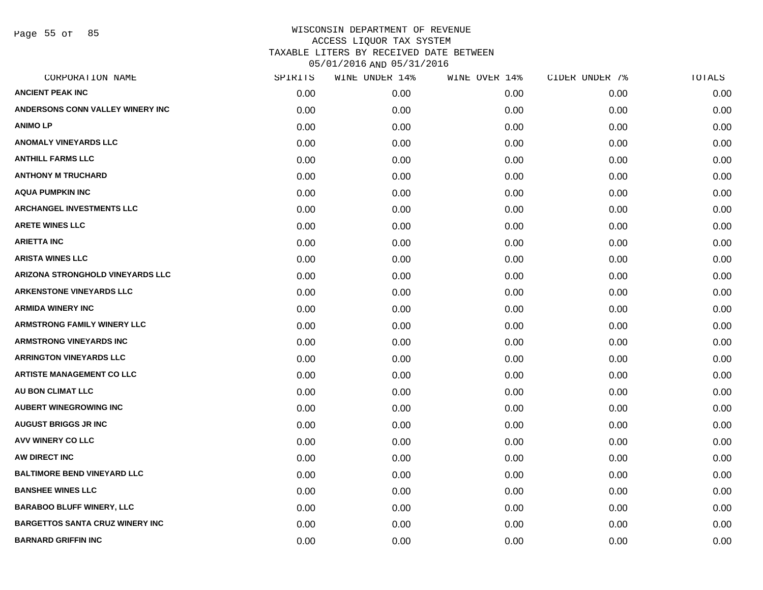# WISCONSIN DEPARTMENT OF REVENUE
## ACCESS LIQUOR TAX SYSTEM
## TAXABLE LITERS BY RECEIVED DATE BETWEEN 05/01/2016 AND 05/31/2016

| CORPORATION NAME | SPIRITS | WINE UNDER 14% | WINE OVER 14% | CIDER UNDER 7% | TOTALS |
|---|---|---|---|---|---|
| ANCIENT PEAK INC | 0.00 | 0.00 | 0.00 | 0.00 | 0.00 |
| ANDERSONS CONN VALLEY WINERY INC | 0.00 | 0.00 | 0.00 | 0.00 | 0.00 |
| ANIMO LP | 0.00 | 0.00 | 0.00 | 0.00 | 0.00 |
| ANOMALY VINEYARDS LLC | 0.00 | 0.00 | 0.00 | 0.00 | 0.00 |
| ANTHILL FARMS LLC | 0.00 | 0.00 | 0.00 | 0.00 | 0.00 |
| ANTHONY M TRUCHARD | 0.00 | 0.00 | 0.00 | 0.00 | 0.00 |
| AQUA PUMPKIN INC | 0.00 | 0.00 | 0.00 | 0.00 | 0.00 |
| ARCHANGEL INVESTMENTS LLC | 0.00 | 0.00 | 0.00 | 0.00 | 0.00 |
| ARETE WINES LLC | 0.00 | 0.00 | 0.00 | 0.00 | 0.00 |
| ARIETTA INC | 0.00 | 0.00 | 0.00 | 0.00 | 0.00 |
| ARISTA WINES LLC | 0.00 | 0.00 | 0.00 | 0.00 | 0.00 |
| ARIZONA STRONGHOLD VINEYARDS LLC | 0.00 | 0.00 | 0.00 | 0.00 | 0.00 |
| ARKENSTONE VINEYARDS LLC | 0.00 | 0.00 | 0.00 | 0.00 | 0.00 |
| ARMIDA WINERY INC | 0.00 | 0.00 | 0.00 | 0.00 | 0.00 |
| ARMSTRONG FAMILY WINERY LLC | 0.00 | 0.00 | 0.00 | 0.00 | 0.00 |
| ARMSTRONG VINEYARDS INC | 0.00 | 0.00 | 0.00 | 0.00 | 0.00 |
| ARRINGTON VINEYARDS LLC | 0.00 | 0.00 | 0.00 | 0.00 | 0.00 |
| ARTISTE MANAGEMENT CO LLC | 0.00 | 0.00 | 0.00 | 0.00 | 0.00 |
| AU BON CLIMAT LLC | 0.00 | 0.00 | 0.00 | 0.00 | 0.00 |
| AUBERT WINEGROWING INC | 0.00 | 0.00 | 0.00 | 0.00 | 0.00 |
| AUGUST BRIGGS JR INC | 0.00 | 0.00 | 0.00 | 0.00 | 0.00 |
| AVV WINERY CO LLC | 0.00 | 0.00 | 0.00 | 0.00 | 0.00 |
| AW DIRECT INC | 0.00 | 0.00 | 0.00 | 0.00 | 0.00 |
| BALTIMORE BEND VINEYARD LLC | 0.00 | 0.00 | 0.00 | 0.00 | 0.00 |
| BANSHEE WINES LLC | 0.00 | 0.00 | 0.00 | 0.00 | 0.00 |
| BARABOO BLUFF WINERY, LLC | 0.00 | 0.00 | 0.00 | 0.00 | 0.00 |
| BARGETTOS SANTA CRUZ WINERY INC | 0.00 | 0.00 | 0.00 | 0.00 | 0.00 |
| BARNARD GRIFFIN INC | 0.00 | 0.00 | 0.00 | 0.00 | 0.00 |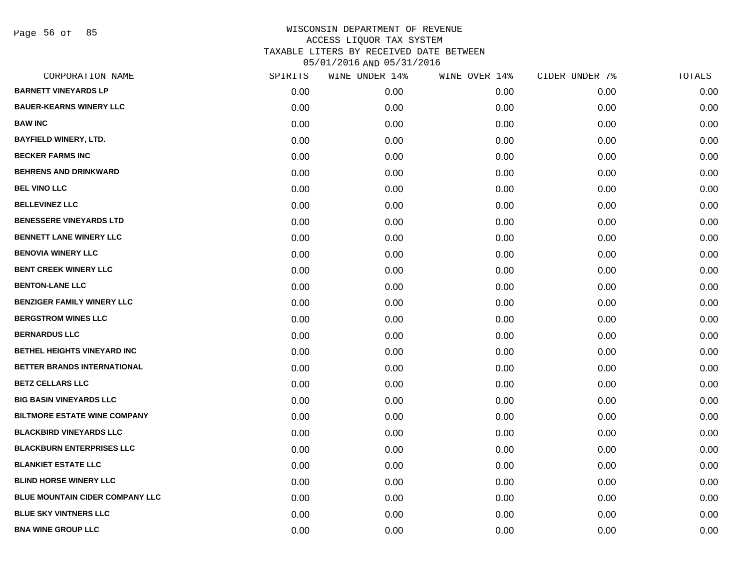# WISCONSIN DEPARTMENT OF REVENUE
## ACCESS LIQUOR TAX SYSTEM
## TAXABLE LITERS BY RECEIVED DATE BETWEEN 05/01/2016 AND 05/31/2016

| CORPORATION NAME | SPIRITS | WINE UNDER 14% | WINE OVER 14% | CIDER UNDER 7% | TOTALS |
|---|---|---|---|---|---|
| BARNETT VINEYARDS LP | 0.00 | 0.00 | 0.00 | 0.00 | 0.00 |
| BAUER-KEARNS WINERY LLC | 0.00 | 0.00 | 0.00 | 0.00 | 0.00 |
| BAW INC | 0.00 | 0.00 | 0.00 | 0.00 | 0.00 |
| BAYFIELD WINERY, LTD. | 0.00 | 0.00 | 0.00 | 0.00 | 0.00 |
| BECKER FARMS INC | 0.00 | 0.00 | 0.00 | 0.00 | 0.00 |
| BEHRENS AND DRINKWARD | 0.00 | 0.00 | 0.00 | 0.00 | 0.00 |
| BEL VINO LLC | 0.00 | 0.00 | 0.00 | 0.00 | 0.00 |
| BELLEVINEZ LLC | 0.00 | 0.00 | 0.00 | 0.00 | 0.00 |
| BENESSERE VINEYARDS LTD | 0.00 | 0.00 | 0.00 | 0.00 | 0.00 |
| BENNETT LANE WINERY LLC | 0.00 | 0.00 | 0.00 | 0.00 | 0.00 |
| BENOVIA WINERY LLC | 0.00 | 0.00 | 0.00 | 0.00 | 0.00 |
| BENT CREEK WINERY LLC | 0.00 | 0.00 | 0.00 | 0.00 | 0.00 |
| BENTON-LANE LLC | 0.00 | 0.00 | 0.00 | 0.00 | 0.00 |
| BENZIGER FAMILY WINERY LLC | 0.00 | 0.00 | 0.00 | 0.00 | 0.00 |
| BERGSTROM WINES LLC | 0.00 | 0.00 | 0.00 | 0.00 | 0.00 |
| BERNARDUS LLC | 0.00 | 0.00 | 0.00 | 0.00 | 0.00 |
| BETHEL HEIGHTS VINEYARD INC | 0.00 | 0.00 | 0.00 | 0.00 | 0.00 |
| BETTER BRANDS INTERNATIONAL | 0.00 | 0.00 | 0.00 | 0.00 | 0.00 |
| BETZ CELLARS LLC | 0.00 | 0.00 | 0.00 | 0.00 | 0.00 |
| BIG BASIN VINEYARDS LLC | 0.00 | 0.00 | 0.00 | 0.00 | 0.00 |
| BILTMORE ESTATE WINE COMPANY | 0.00 | 0.00 | 0.00 | 0.00 | 0.00 |
| BLACKBIRD VINEYARDS LLC | 0.00 | 0.00 | 0.00 | 0.00 | 0.00 |
| BLACKBURN ENTERPRISES LLC | 0.00 | 0.00 | 0.00 | 0.00 | 0.00 |
| BLANKIET ESTATE LLC | 0.00 | 0.00 | 0.00 | 0.00 | 0.00 |
| BLIND HORSE WINERY LLC | 0.00 | 0.00 | 0.00 | 0.00 | 0.00 |
| BLUE MOUNTAIN CIDER COMPANY LLC | 0.00 | 0.00 | 0.00 | 0.00 | 0.00 |
| BLUE SKY VINTNERS LLC | 0.00 | 0.00 | 0.00 | 0.00 | 0.00 |
| BNA WINE GROUP LLC | 0.00 | 0.00 | 0.00 | 0.00 | 0.00 |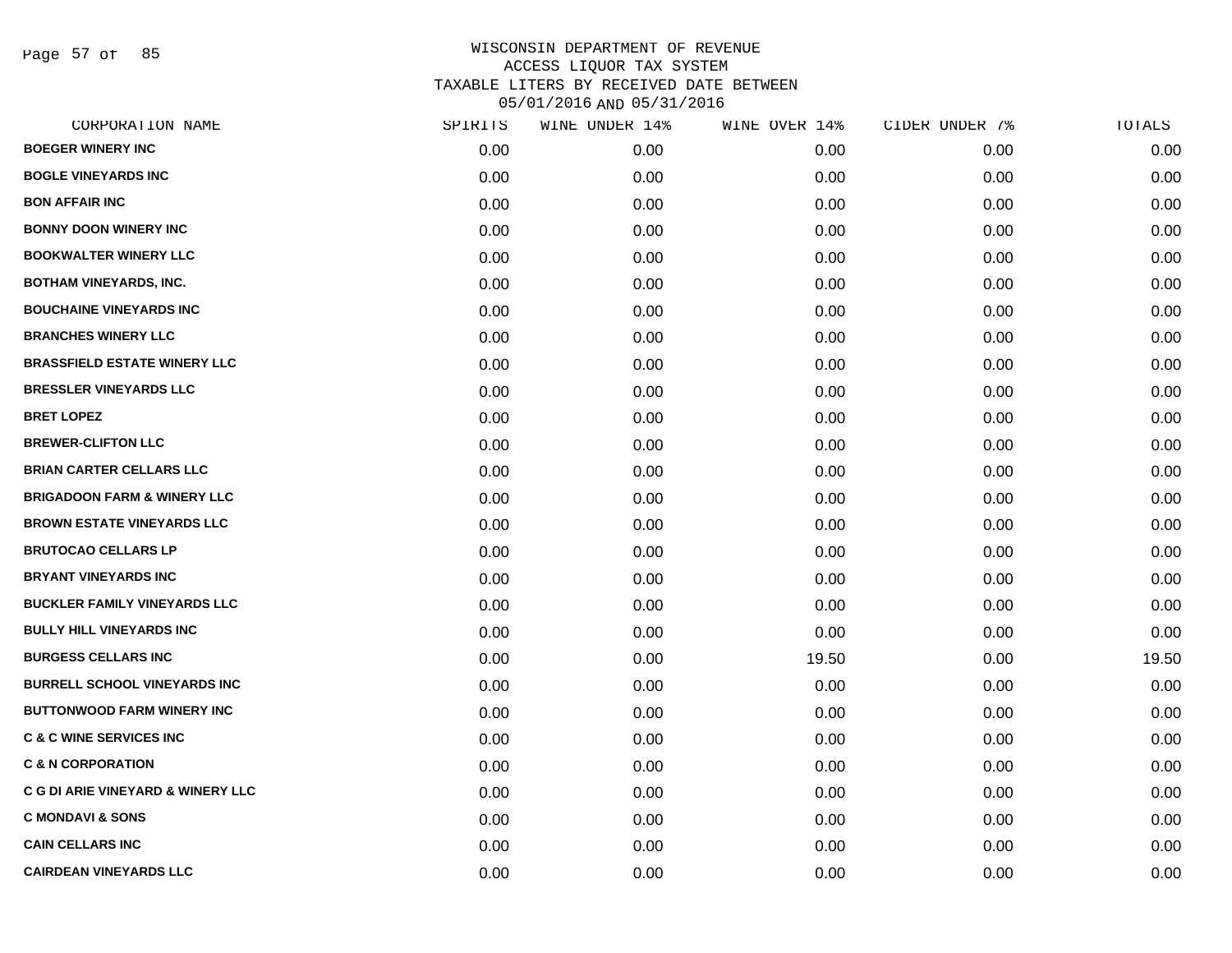# WISCONSIN DEPARTMENT OF REVENUE
## ACCESS LIQUOR TAX SYSTEM
## TAXABLE LITERS BY RECEIVED DATE BETWEEN 05/01/2016 AND 05/31/2016

| CORPORATION NAME | SPIRITS | WINE UNDER 14% | WINE OVER 14% | CIDER UNDER 7% | TOTALS |
|---|---|---|---|---|---|
| BOEGER WINERY INC | 0.00 | 0.00 | 0.00 | 0.00 | 0.00 |
| BOGLE VINEYARDS INC | 0.00 | 0.00 | 0.00 | 0.00 | 0.00 |
| BON AFFAIR INC | 0.00 | 0.00 | 0.00 | 0.00 | 0.00 |
| BONNY DOON WINERY INC | 0.00 | 0.00 | 0.00 | 0.00 | 0.00 |
| BOOKWALTER WINERY LLC | 0.00 | 0.00 | 0.00 | 0.00 | 0.00 |
| BOTHAM VINEYARDS, INC. | 0.00 | 0.00 | 0.00 | 0.00 | 0.00 |
| BOUCHAINE VINEYARDS INC | 0.00 | 0.00 | 0.00 | 0.00 | 0.00 |
| BRANCHES WINERY LLC | 0.00 | 0.00 | 0.00 | 0.00 | 0.00 |
| BRASSFIELD ESTATE WINERY LLC | 0.00 | 0.00 | 0.00 | 0.00 | 0.00 |
| BRESSLER VINEYARDS LLC | 0.00 | 0.00 | 0.00 | 0.00 | 0.00 |
| BRET LOPEZ | 0.00 | 0.00 | 0.00 | 0.00 | 0.00 |
| BREWER-CLIFTON LLC | 0.00 | 0.00 | 0.00 | 0.00 | 0.00 |
| BRIAN CARTER CELLARS LLC | 0.00 | 0.00 | 0.00 | 0.00 | 0.00 |
| BRIGADOON FARM & WINERY LLC | 0.00 | 0.00 | 0.00 | 0.00 | 0.00 |
| BROWN ESTATE VINEYARDS LLC | 0.00 | 0.00 | 0.00 | 0.00 | 0.00 |
| BRUTOCAO CELLARS LP | 0.00 | 0.00 | 0.00 | 0.00 | 0.00 |
| BRYANT VINEYARDS INC | 0.00 | 0.00 | 0.00 | 0.00 | 0.00 |
| BUCKLER FAMILY VINEYARDS LLC | 0.00 | 0.00 | 0.00 | 0.00 | 0.00 |
| BULLY HILL VINEYARDS INC | 0.00 | 0.00 | 0.00 | 0.00 | 0.00 |
| BURGESS CELLARS INC | 0.00 | 0.00 | 19.50 | 0.00 | 19.50 |
| BURRELL SCHOOL VINEYARDS INC | 0.00 | 0.00 | 0.00 | 0.00 | 0.00 |
| BUTTONWOOD FARM WINERY INC | 0.00 | 0.00 | 0.00 | 0.00 | 0.00 |
| C & C WINE SERVICES INC | 0.00 | 0.00 | 0.00 | 0.00 | 0.00 |
| C & N CORPORATION | 0.00 | 0.00 | 0.00 | 0.00 | 0.00 |
| C G DI ARIE VINEYARD & WINERY LLC | 0.00 | 0.00 | 0.00 | 0.00 | 0.00 |
| C MONDAVI & SONS | 0.00 | 0.00 | 0.00 | 0.00 | 0.00 |
| CAIN CELLARS INC | 0.00 | 0.00 | 0.00 | 0.00 | 0.00 |
| CAIRDEAN VINEYARDS LLC | 0.00 | 0.00 | 0.00 | 0.00 | 0.00 |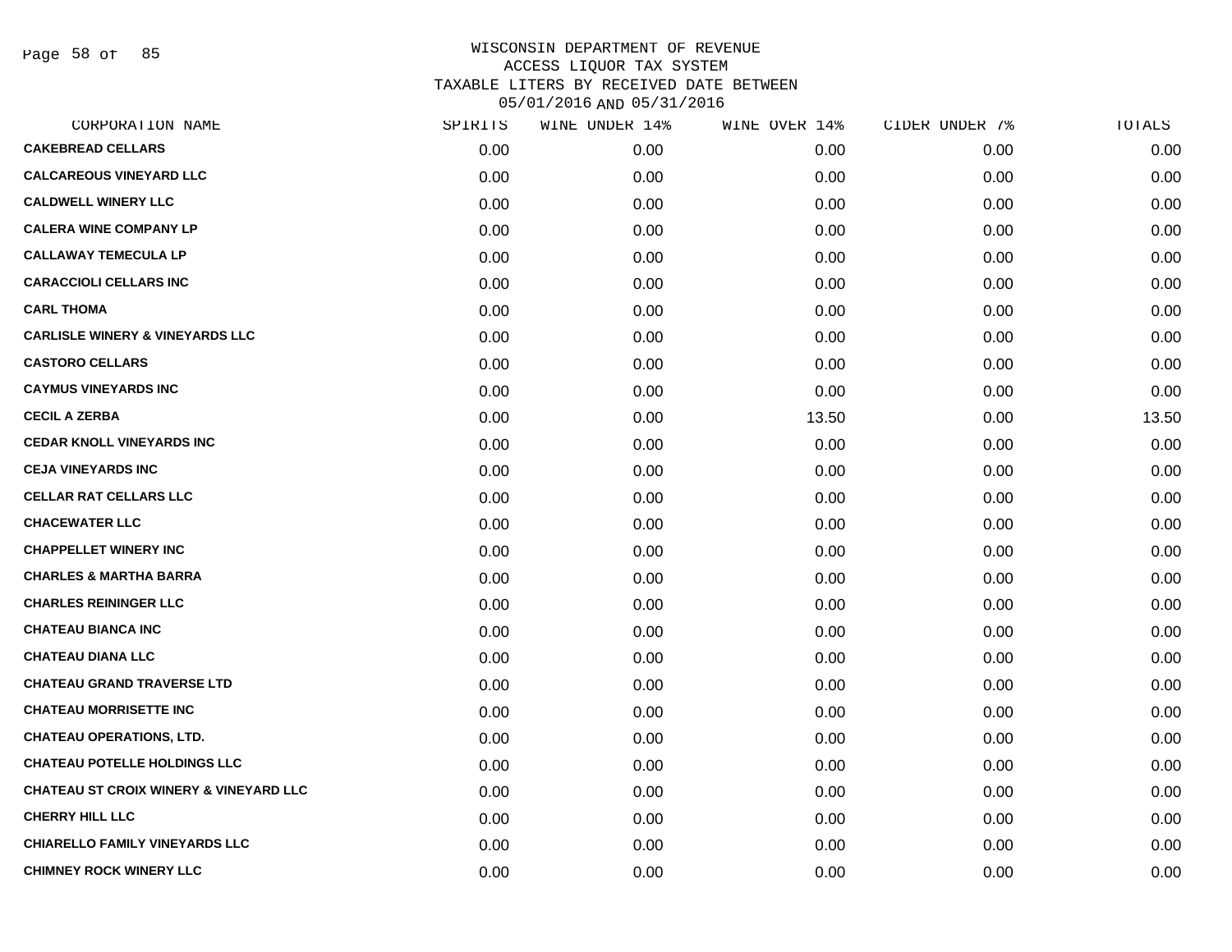WISCONSIN DEPARTMENT OF REVENUE
ACCESS LIQUOR TAX SYSTEM
TAXABLE LITERS BY RECEIVED DATE BETWEEN
05/01/2016 AND 05/31/2016

| CORPORATION NAME | SPIRITS | WINE UNDER 14% | WINE OVER 14% | CIDER UNDER 7% | TOTALS |
|---|---|---|---|---|---|
| CAKEBREAD CELLARS | 0.00 | 0.00 | 0.00 | 0.00 | 0.00 |
| CALCAREOUS VINEYARD LLC | 0.00 | 0.00 | 0.00 | 0.00 | 0.00 |
| CALDWELL WINERY LLC | 0.00 | 0.00 | 0.00 | 0.00 | 0.00 |
| CALERA WINE COMPANY LP | 0.00 | 0.00 | 0.00 | 0.00 | 0.00 |
| CALLAWAY TEMECULA LP | 0.00 | 0.00 | 0.00 | 0.00 | 0.00 |
| CARACCIOLI CELLARS INC | 0.00 | 0.00 | 0.00 | 0.00 | 0.00 |
| CARL THOMA | 0.00 | 0.00 | 0.00 | 0.00 | 0.00 |
| CARLISLE WINERY & VINEYARDS LLC | 0.00 | 0.00 | 0.00 | 0.00 | 0.00 |
| CASTORO CELLARS | 0.00 | 0.00 | 0.00 | 0.00 | 0.00 |
| CAYMUS VINEYARDS INC | 0.00 | 0.00 | 0.00 | 0.00 | 0.00 |
| CECIL A ZERBA | 0.00 | 0.00 | 13.50 | 0.00 | 13.50 |
| CEDAR KNOLL VINEYARDS INC | 0.00 | 0.00 | 0.00 | 0.00 | 0.00 |
| CEJA VINEYARDS INC | 0.00 | 0.00 | 0.00 | 0.00 | 0.00 |
| CELLAR RAT CELLARS LLC | 0.00 | 0.00 | 0.00 | 0.00 | 0.00 |
| CHACEWATER LLC | 0.00 | 0.00 | 0.00 | 0.00 | 0.00 |
| CHAPPELLET WINERY INC | 0.00 | 0.00 | 0.00 | 0.00 | 0.00 |
| CHARLES & MARTHA BARRA | 0.00 | 0.00 | 0.00 | 0.00 | 0.00 |
| CHARLES REININGER LLC | 0.00 | 0.00 | 0.00 | 0.00 | 0.00 |
| CHATEAU BIANCA INC | 0.00 | 0.00 | 0.00 | 0.00 | 0.00 |
| CHATEAU DIANA LLC | 0.00 | 0.00 | 0.00 | 0.00 | 0.00 |
| CHATEAU GRAND TRAVERSE LTD | 0.00 | 0.00 | 0.00 | 0.00 | 0.00 |
| CHATEAU MORRISETTE INC | 0.00 | 0.00 | 0.00 | 0.00 | 0.00 |
| CHATEAU OPERATIONS, LTD. | 0.00 | 0.00 | 0.00 | 0.00 | 0.00 |
| CHATEAU POTELLE HOLDINGS LLC | 0.00 | 0.00 | 0.00 | 0.00 | 0.00 |
| CHATEAU ST CROIX WINERY & VINEYARD LLC | 0.00 | 0.00 | 0.00 | 0.00 | 0.00 |
| CHERRY HILL LLC | 0.00 | 0.00 | 0.00 | 0.00 | 0.00 |
| CHIARELLO FAMILY VINEYARDS LLC | 0.00 | 0.00 | 0.00 | 0.00 | 0.00 |
| CHIMNEY ROCK WINERY LLC | 0.00 | 0.00 | 0.00 | 0.00 | 0.00 |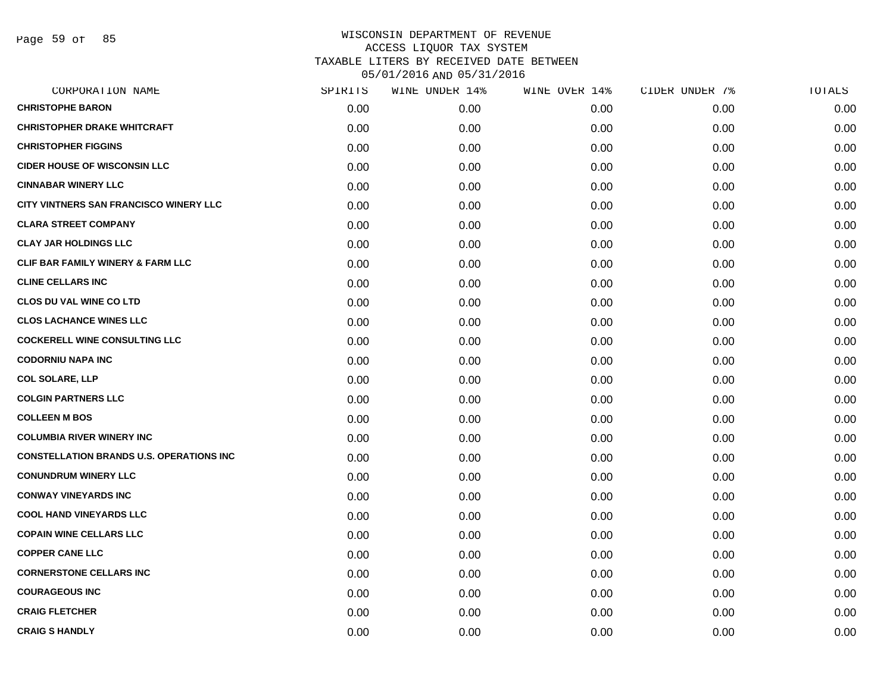# WISCONSIN DEPARTMENT OF REVENUE
## ACCESS LIQUOR TAX SYSTEM
## TAXABLE LITERS BY RECEIVED DATE BETWEEN 05/01/2016 AND 05/31/2016

| CORPORATION NAME | SPIRITS | WINE UNDER 14% | WINE OVER 14% | CIDER UNDER 7% | TOTALS |
|---|---|---|---|---|---|
| **CHRISTOPHE BARON** | 0.00 | 0.00 | 0.00 | 0.00 | 0.00 |
| **CHRISTOPHER DRAKE WHITCRAFT** | 0.00 | 0.00 | 0.00 | 0.00 | 0.00 |
| **CHRISTOPHER FIGGINS** | 0.00 | 0.00 | 0.00 | 0.00 | 0.00 |
| **CIDER HOUSE OF WISCONSIN LLC** | 0.00 | 0.00 | 0.00 | 0.00 | 0.00 |
| **CINNABAR WINERY LLC** | 0.00 | 0.00 | 0.00 | 0.00 | 0.00 |
| **CITY VINTNERS SAN FRANCISCO WINERY LLC** | 0.00 | 0.00 | 0.00 | 0.00 | 0.00 |
| **CLARA STREET COMPANY** | 0.00 | 0.00 | 0.00 | 0.00 | 0.00 |
| **CLAY JAR HOLDINGS LLC** | 0.00 | 0.00 | 0.00 | 0.00 | 0.00 |
| **CLIF BAR FAMILY WINERY & FARM LLC** | 0.00 | 0.00 | 0.00 | 0.00 | 0.00 |
| **CLINE CELLARS INC** | 0.00 | 0.00 | 0.00 | 0.00 | 0.00 |
| **CLOS DU VAL WINE CO LTD** | 0.00 | 0.00 | 0.00 | 0.00 | 0.00 |
| **CLOS LACHANCE WINES LLC** | 0.00 | 0.00 | 0.00 | 0.00 | 0.00 |
| **COCKERELL WINE CONSULTING LLC** | 0.00 | 0.00 | 0.00 | 0.00 | 0.00 |
| **CODORNIU NAPA INC** | 0.00 | 0.00 | 0.00 | 0.00 | 0.00 |
| **COL SOLARE, LLP** | 0.00 | 0.00 | 0.00 | 0.00 | 0.00 |
| **COLGIN PARTNERS LLC** | 0.00 | 0.00 | 0.00 | 0.00 | 0.00 |
| **COLLEEN M BOS** | 0.00 | 0.00 | 0.00 | 0.00 | 0.00 |
| **COLUMBIA RIVER WINERY INC** | 0.00 | 0.00 | 0.00 | 0.00 | 0.00 |
| **CONSTELLATION BRANDS U.S. OPERATIONS INC** | 0.00 | 0.00 | 0.00 | 0.00 | 0.00 |
| **CONUNDRUM WINERY LLC** | 0.00 | 0.00 | 0.00 | 0.00 | 0.00 |
| **CONWAY VINEYARDS INC** | 0.00 | 0.00 | 0.00 | 0.00 | 0.00 |
| **COOL HAND VINEYARDS LLC** | 0.00 | 0.00 | 0.00 | 0.00 | 0.00 |
| **COPAIN WINE CELLARS LLC** | 0.00 | 0.00 | 0.00 | 0.00 | 0.00 |
| **COPPER CANE LLC** | 0.00 | 0.00 | 0.00 | 0.00 | 0.00 |
| **CORNERSTONE CELLARS INC** | 0.00 | 0.00 | 0.00 | 0.00 | 0.00 |
| **COURAGEOUS INC** | 0.00 | 0.00 | 0.00 | 0.00 | 0.00 |
| **CRAIG FLETCHER** | 0.00 | 0.00 | 0.00 | 0.00 | 0.00 |
| **CRAIG S HANDLY** | 0.00 | 0.00 | 0.00 | 0.00 | 0.00 |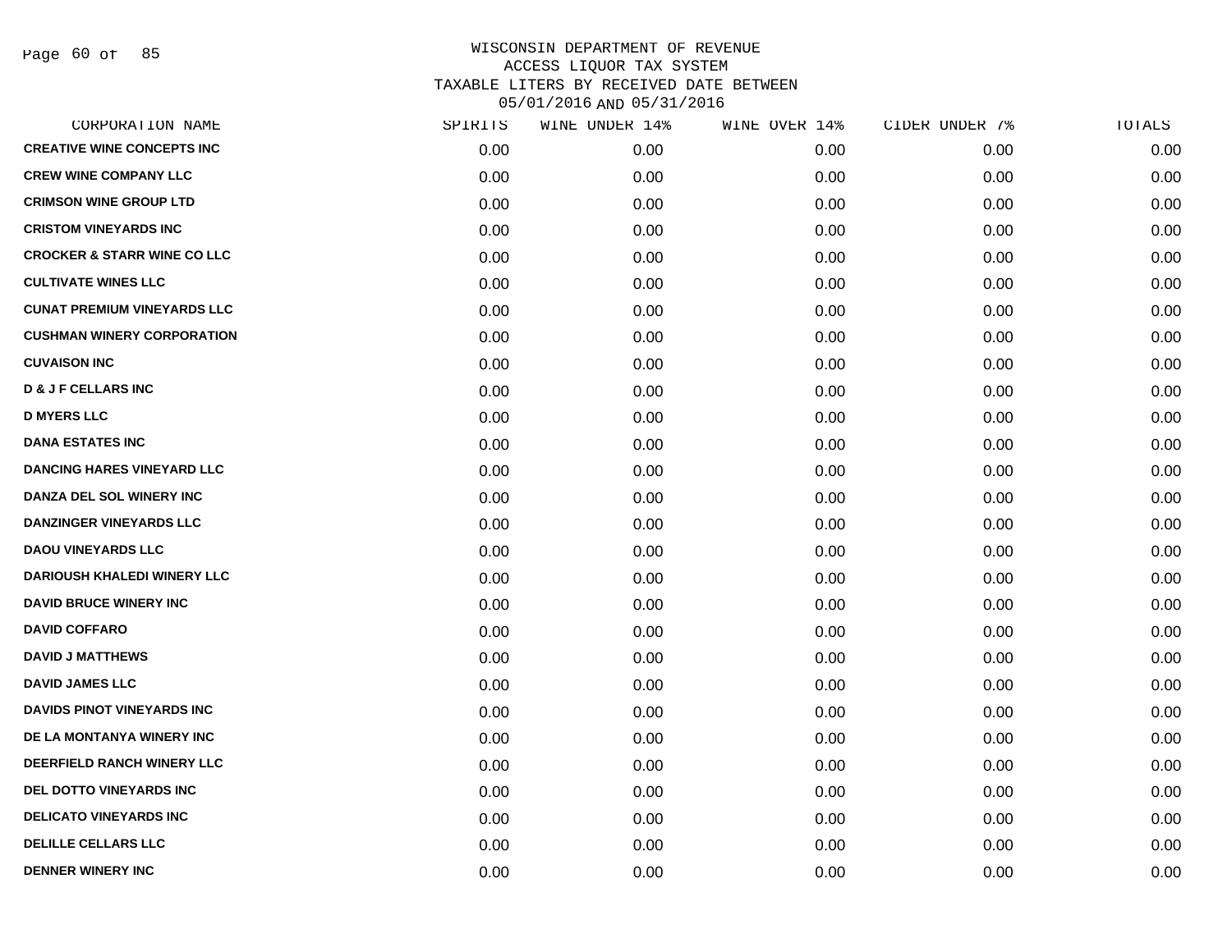# WISCONSIN DEPARTMENT OF REVENUE
## ACCESS LIQUOR TAX SYSTEM
## TAXABLE LITERS BY RECEIVED DATE BETWEEN 05/01/2016 AND 05/31/2016

| CORPORATION NAME | SPIRITS | WINE UNDER 14% | WINE OVER 14% | CIDER UNDER 7% | TOTALS |
|---|---|---|---|---|---|
| CREATIVE WINE CONCEPTS INC | 0.00 | 0.00 | 0.00 | 0.00 | 0.00 |
| CREW WINE COMPANY LLC | 0.00 | 0.00 | 0.00 | 0.00 | 0.00 |
| CRIMSON WINE GROUP LTD | 0.00 | 0.00 | 0.00 | 0.00 | 0.00 |
| CRISTOM VINEYARDS INC | 0.00 | 0.00 | 0.00 | 0.00 | 0.00 |
| CROCKER & STARR WINE CO LLC | 0.00 | 0.00 | 0.00 | 0.00 | 0.00 |
| CULTIVATE WINES LLC | 0.00 | 0.00 | 0.00 | 0.00 | 0.00 |
| CUNAT PREMIUM VINEYARDS LLC | 0.00 | 0.00 | 0.00 | 0.00 | 0.00 |
| CUSHMAN WINERY CORPORATION | 0.00 | 0.00 | 0.00 | 0.00 | 0.00 |
| CUVAISON INC | 0.00 | 0.00 | 0.00 | 0.00 | 0.00 |
| D & J F CELLARS INC | 0.00 | 0.00 | 0.00 | 0.00 | 0.00 |
| D MYERS LLC | 0.00 | 0.00 | 0.00 | 0.00 | 0.00 |
| DANA ESTATES INC | 0.00 | 0.00 | 0.00 | 0.00 | 0.00 |
| DANCING HARES VINEYARD LLC | 0.00 | 0.00 | 0.00 | 0.00 | 0.00 |
| DANZA DEL SOL WINERY INC | 0.00 | 0.00 | 0.00 | 0.00 | 0.00 |
| DANZINGER VINEYARDS LLC | 0.00 | 0.00 | 0.00 | 0.00 | 0.00 |
| DAOU VINEYARDS LLC | 0.00 | 0.00 | 0.00 | 0.00 | 0.00 |
| DARIOUSH KHALEDI WINERY LLC | 0.00 | 0.00 | 0.00 | 0.00 | 0.00 |
| DAVID BRUCE WINERY INC | 0.00 | 0.00 | 0.00 | 0.00 | 0.00 |
| DAVID COFFARO | 0.00 | 0.00 | 0.00 | 0.00 | 0.00 |
| DAVID J MATTHEWS | 0.00 | 0.00 | 0.00 | 0.00 | 0.00 |
| DAVID JAMES LLC | 0.00 | 0.00 | 0.00 | 0.00 | 0.00 |
| DAVIDS PINOT VINEYARDS INC | 0.00 | 0.00 | 0.00 | 0.00 | 0.00 |
| DE LA MONTANYA WINERY INC | 0.00 | 0.00 | 0.00 | 0.00 | 0.00 |
| DEERFIELD RANCH WINERY LLC | 0.00 | 0.00 | 0.00 | 0.00 | 0.00 |
| DEL DOTTO VINEYARDS INC | 0.00 | 0.00 | 0.00 | 0.00 | 0.00 |
| DELICATO VINEYARDS INC | 0.00 | 0.00 | 0.00 | 0.00 | 0.00 |
| DELILLE CELLARS LLC | 0.00 | 0.00 | 0.00 | 0.00 | 0.00 |
| DENNER WINERY INC | 0.00 | 0.00 | 0.00 | 0.00 | 0.00 |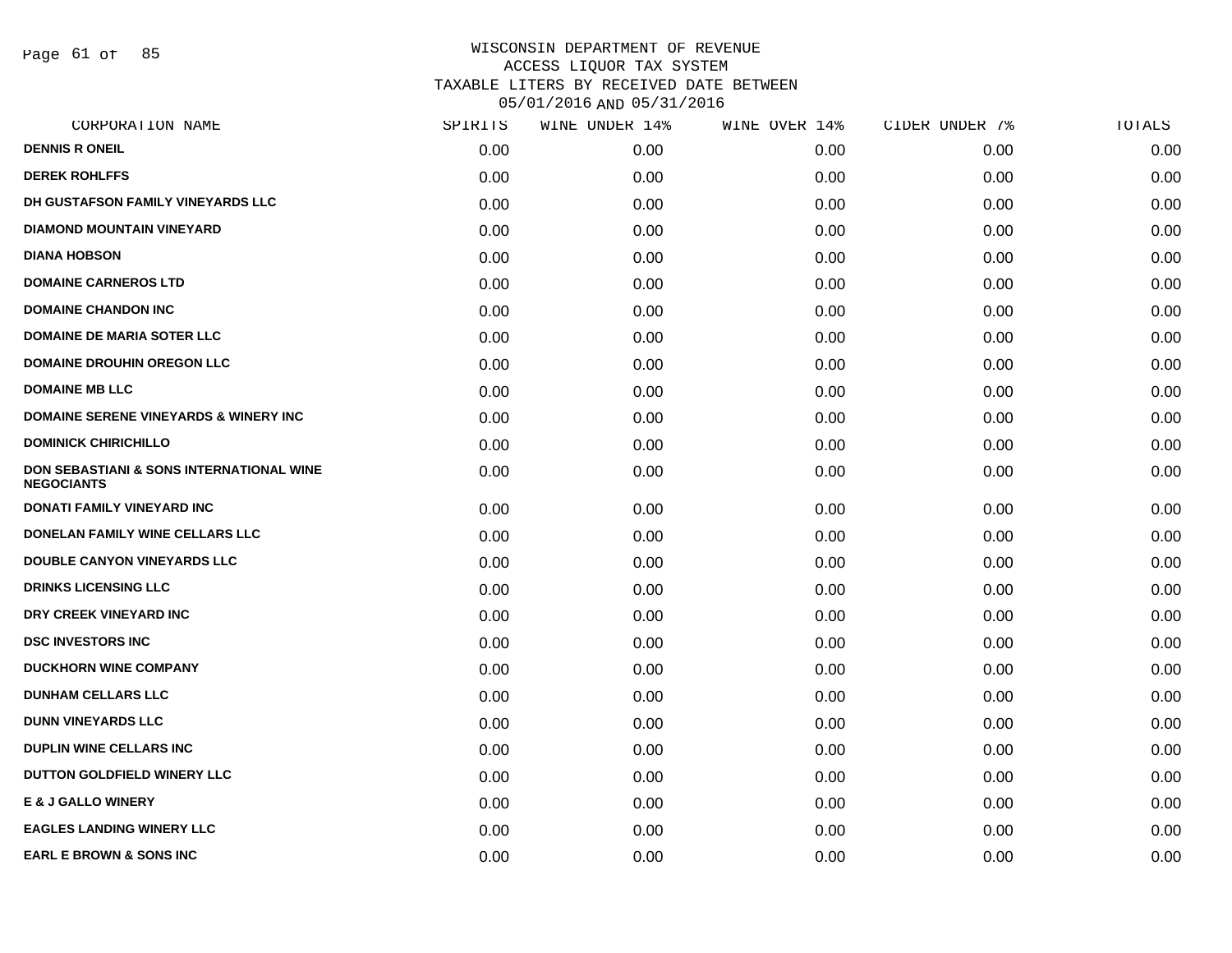WISCONSIN DEPARTMENT OF REVENUE
ACCESS LIQUOR TAX SYSTEM
TAXABLE LITERS BY RECEIVED DATE BETWEEN
05/01/2016 AND 05/31/2016

| CORPORATION NAME | SPIRITS | WINE UNDER 14% | WINE OVER 14% | CIDER UNDER 7% | TOTALS |
|---|---|---|---|---|---|
| DENNIS R ONEIL | 0.00 | 0.00 | 0.00 | 0.00 | 0.00 |
| DEREK ROHLFFS | 0.00 | 0.00 | 0.00 | 0.00 | 0.00 |
| DH GUSTAFSON FAMILY VINEYARDS LLC | 0.00 | 0.00 | 0.00 | 0.00 | 0.00 |
| DIAMOND MOUNTAIN VINEYARD | 0.00 | 0.00 | 0.00 | 0.00 | 0.00 |
| DIANA HOBSON | 0.00 | 0.00 | 0.00 | 0.00 | 0.00 |
| DOMAINE CARNEROS LTD | 0.00 | 0.00 | 0.00 | 0.00 | 0.00 |
| DOMAINE CHANDON INC | 0.00 | 0.00 | 0.00 | 0.00 | 0.00 |
| DOMAINE DE MARIA SOTER LLC | 0.00 | 0.00 | 0.00 | 0.00 | 0.00 |
| DOMAINE DROUHIN OREGON LLC | 0.00 | 0.00 | 0.00 | 0.00 | 0.00 |
| DOMAINE MB LLC | 0.00 | 0.00 | 0.00 | 0.00 | 0.00 |
| DOMAINE SERENE VINEYARDS & WINERY INC | 0.00 | 0.00 | 0.00 | 0.00 | 0.00 |
| DOMINICK CHIRICHILLO | 0.00 | 0.00 | 0.00 | 0.00 | 0.00 |
| DON SEBASTIANI & SONS INTERNATIONAL WINE NEGOCIANTS | 0.00 | 0.00 | 0.00 | 0.00 | 0.00 |
| DONATI FAMILY VINEYARD INC | 0.00 | 0.00 | 0.00 | 0.00 | 0.00 |
| DONELAN FAMILY WINE CELLARS LLC | 0.00 | 0.00 | 0.00 | 0.00 | 0.00 |
| DOUBLE CANYON VINEYARDS LLC | 0.00 | 0.00 | 0.00 | 0.00 | 0.00 |
| DRINKS LICENSING LLC | 0.00 | 0.00 | 0.00 | 0.00 | 0.00 |
| DRY CREEK VINEYARD INC | 0.00 | 0.00 | 0.00 | 0.00 | 0.00 |
| DSC INVESTORS INC | 0.00 | 0.00 | 0.00 | 0.00 | 0.00 |
| DUCKHORN WINE COMPANY | 0.00 | 0.00 | 0.00 | 0.00 | 0.00 |
| DUNHAM CELLARS LLC | 0.00 | 0.00 | 0.00 | 0.00 | 0.00 |
| DUNN VINEYARDS LLC | 0.00 | 0.00 | 0.00 | 0.00 | 0.00 |
| DUPLIN WINE CELLARS INC | 0.00 | 0.00 | 0.00 | 0.00 | 0.00 |
| DUTTON GOLDFIELD WINERY LLC | 0.00 | 0.00 | 0.00 | 0.00 | 0.00 |
| E & J GALLO WINERY | 0.00 | 0.00 | 0.00 | 0.00 | 0.00 |
| EAGLES LANDING WINERY LLC | 0.00 | 0.00 | 0.00 | 0.00 | 0.00 |
| EARL E BROWN & SONS INC | 0.00 | 0.00 | 0.00 | 0.00 | 0.00 |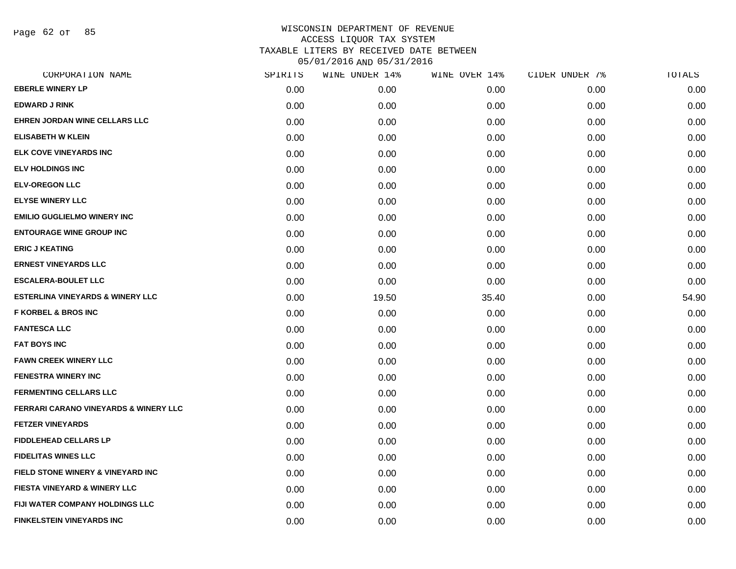# WISCONSIN DEPARTMENT OF REVENUE
## ACCESS LIQUOR TAX SYSTEM
## TAXABLE LITERS BY RECEIVED DATE BETWEEN 05/01/2016 AND 05/31/2016

| CORPORATION NAME | SPIRITS | WINE UNDER 14% | WINE OVER 14% | CIDER UNDER 7% | TOTALS |
|---|---|---|---|---|---|
| EBERLE WINERY LP | 0.00 | 0.00 | 0.00 | 0.00 | 0.00 |
| EDWARD J RINK | 0.00 | 0.00 | 0.00 | 0.00 | 0.00 |
| EHREN JORDAN WINE CELLARS LLC | 0.00 | 0.00 | 0.00 | 0.00 | 0.00 |
| ELISABETH W KLEIN | 0.00 | 0.00 | 0.00 | 0.00 | 0.00 |
| ELK COVE VINEYARDS INC | 0.00 | 0.00 | 0.00 | 0.00 | 0.00 |
| ELV HOLDINGS INC | 0.00 | 0.00 | 0.00 | 0.00 | 0.00 |
| ELV-OREGON LLC | 0.00 | 0.00 | 0.00 | 0.00 | 0.00 |
| ELYSE WINERY LLC | 0.00 | 0.00 | 0.00 | 0.00 | 0.00 |
| EMILIO GUGLIELMO WINERY INC | 0.00 | 0.00 | 0.00 | 0.00 | 0.00 |
| ENTOURAGE WINE GROUP INC | 0.00 | 0.00 | 0.00 | 0.00 | 0.00 |
| ERIC J KEATING | 0.00 | 0.00 | 0.00 | 0.00 | 0.00 |
| ERNEST VINEYARDS LLC | 0.00 | 0.00 | 0.00 | 0.00 | 0.00 |
| ESCALERA-BOULET LLC | 0.00 | 0.00 | 0.00 | 0.00 | 0.00 |
| ESTERLINA VINEYARDS & WINERY LLC | 0.00 | 19.50 | 35.40 | 0.00 | 54.90 |
| F KORBEL & BROS INC | 0.00 | 0.00 | 0.00 | 0.00 | 0.00 |
| FANTESCA LLC | 0.00 | 0.00 | 0.00 | 0.00 | 0.00 |
| FAT BOYS INC | 0.00 | 0.00 | 0.00 | 0.00 | 0.00 |
| FAWN CREEK WINERY LLC | 0.00 | 0.00 | 0.00 | 0.00 | 0.00 |
| FENESTRA WINERY INC | 0.00 | 0.00 | 0.00 | 0.00 | 0.00 |
| FERMENTING CELLARS LLC | 0.00 | 0.00 | 0.00 | 0.00 | 0.00 |
| FERRARI CARANO VINEYARDS & WINERY LLC | 0.00 | 0.00 | 0.00 | 0.00 | 0.00 |
| FETZER VINEYARDS | 0.00 | 0.00 | 0.00 | 0.00 | 0.00 |
| FIDDLEHEAD CELLARS LP | 0.00 | 0.00 | 0.00 | 0.00 | 0.00 |
| FIDELITAS WINES LLC | 0.00 | 0.00 | 0.00 | 0.00 | 0.00 |
| FIELD STONE WINERY & VINEYARD INC | 0.00 | 0.00 | 0.00 | 0.00 | 0.00 |
| FIESTA VINEYARD & WINERY LLC | 0.00 | 0.00 | 0.00 | 0.00 | 0.00 |
| FIJI WATER COMPANY HOLDINGS LLC | 0.00 | 0.00 | 0.00 | 0.00 | 0.00 |
| FINKELSTEIN VINEYARDS INC | 0.00 | 0.00 | 0.00 | 0.00 | 0.00 |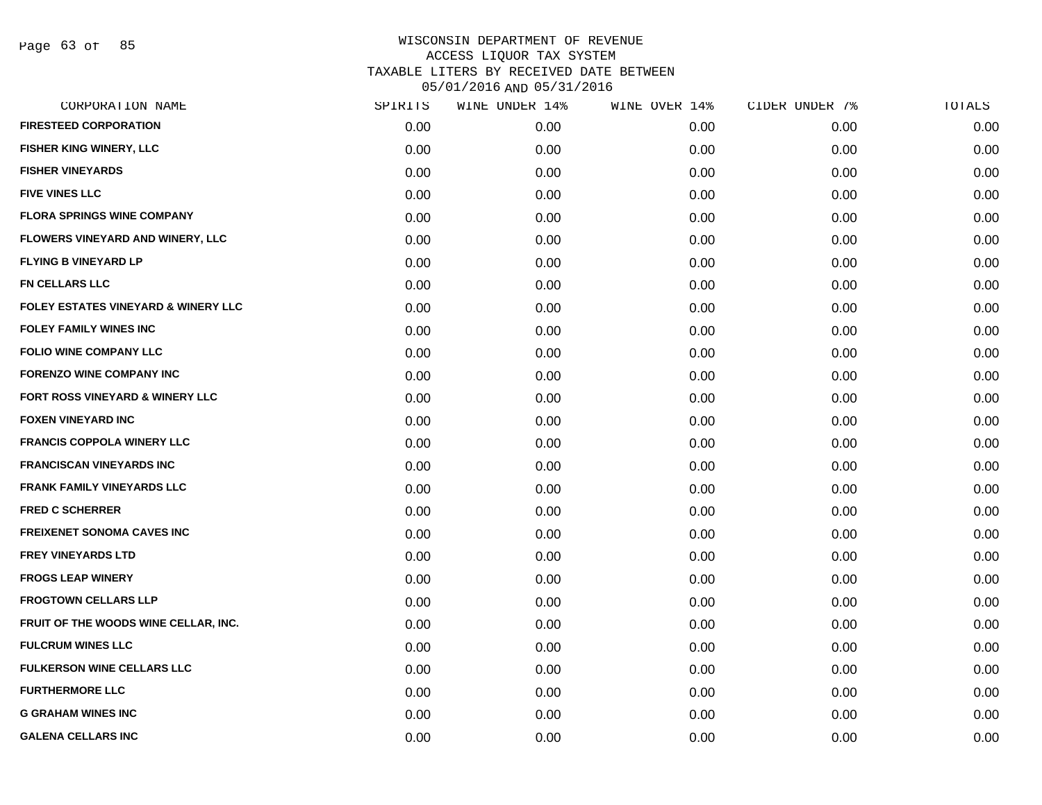# WISCONSIN DEPARTMENT OF REVENUE
## ACCESS LIQUOR TAX SYSTEM
## TAXABLE LITERS BY RECEIVED DATE BETWEEN
## 05/01/2016 AND 05/31/2016

| CORPORATION NAME | SPIRITS | WINE UNDER 14% | WINE OVER 14% | CIDER UNDER 7% | TOTALS |
|---|---|---|---|---|---|
| FIRESTEED CORPORATION | 0.00 | 0.00 | 0.00 | 0.00 | 0.00 |
| FISHER KING WINERY, LLC | 0.00 | 0.00 | 0.00 | 0.00 | 0.00 |
| FISHER VINEYARDS | 0.00 | 0.00 | 0.00 | 0.00 | 0.00 |
| FIVE VINES LLC | 0.00 | 0.00 | 0.00 | 0.00 | 0.00 |
| FLORA SPRINGS WINE COMPANY | 0.00 | 0.00 | 0.00 | 0.00 | 0.00 |
| FLOWERS VINEYARD AND WINERY, LLC | 0.00 | 0.00 | 0.00 | 0.00 | 0.00 |
| FLYING B VINEYARD LP | 0.00 | 0.00 | 0.00 | 0.00 | 0.00 |
| FN CELLARS LLC | 0.00 | 0.00 | 0.00 | 0.00 | 0.00 |
| FOLEY ESTATES VINEYARD & WINERY LLC | 0.00 | 0.00 | 0.00 | 0.00 | 0.00 |
| FOLEY FAMILY WINES INC | 0.00 | 0.00 | 0.00 | 0.00 | 0.00 |
| FOLIO WINE COMPANY LLC | 0.00 | 0.00 | 0.00 | 0.00 | 0.00 |
| FORENZO WINE COMPANY INC | 0.00 | 0.00 | 0.00 | 0.00 | 0.00 |
| FORT ROSS VINEYARD & WINERY LLC | 0.00 | 0.00 | 0.00 | 0.00 | 0.00 |
| FOXEN VINEYARD INC | 0.00 | 0.00 | 0.00 | 0.00 | 0.00 |
| FRANCIS COPPOLA WINERY LLC | 0.00 | 0.00 | 0.00 | 0.00 | 0.00 |
| FRANCISCAN VINEYARDS INC | 0.00 | 0.00 | 0.00 | 0.00 | 0.00 |
| FRANK FAMILY VINEYARDS LLC | 0.00 | 0.00 | 0.00 | 0.00 | 0.00 |
| FRED C SCHERRER | 0.00 | 0.00 | 0.00 | 0.00 | 0.00 |
| FREIXENET SONOMA CAVES INC | 0.00 | 0.00 | 0.00 | 0.00 | 0.00 |
| FREY VINEYARDS LTD | 0.00 | 0.00 | 0.00 | 0.00 | 0.00 |
| FROGS LEAP WINERY | 0.00 | 0.00 | 0.00 | 0.00 | 0.00 |
| FROGTOWN CELLARS LLP | 0.00 | 0.00 | 0.00 | 0.00 | 0.00 |
| FRUIT OF THE WOODS WINE CELLAR, INC. | 0.00 | 0.00 | 0.00 | 0.00 | 0.00 |
| FULCRUM WINES LLC | 0.00 | 0.00 | 0.00 | 0.00 | 0.00 |
| FULKERSON WINE CELLARS LLC | 0.00 | 0.00 | 0.00 | 0.00 | 0.00 |
| FURTHERMORE LLC | 0.00 | 0.00 | 0.00 | 0.00 | 0.00 |
| G GRAHAM WINES INC | 0.00 | 0.00 | 0.00 | 0.00 | 0.00 |
| GALENA CELLARS INC | 0.00 | 0.00 | 0.00 | 0.00 | 0.00 |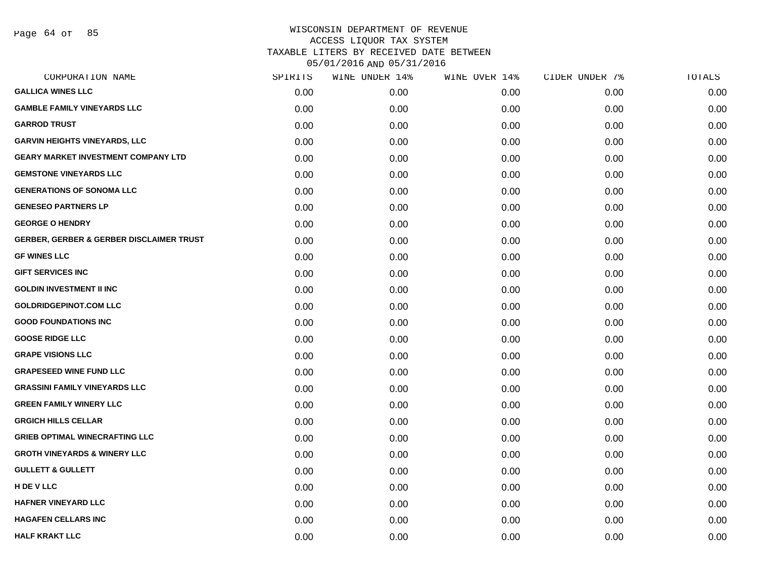# WISCONSIN DEPARTMENT OF REVENUE
## ACCESS LIQUOR TAX SYSTEM
## TAXABLE LITERS BY RECEIVED DATE BETWEEN 05/01/2016 AND 05/31/2016

| CORPORATION NAME | SPIRITS | WINE UNDER 14% | WINE OVER 14% | CIDER UNDER 7% | TOTALS |
|---|---|---|---|---|---|
| GALLICA WINES LLC | 0.00 | 0.00 | 0.00 | 0.00 | 0.00 |
| GAMBLE FAMILY VINEYARDS LLC | 0.00 | 0.00 | 0.00 | 0.00 | 0.00 |
| GARROD TRUST | 0.00 | 0.00 | 0.00 | 0.00 | 0.00 |
| GARVIN HEIGHTS VINEYARDS, LLC | 0.00 | 0.00 | 0.00 | 0.00 | 0.00 |
| GEARY MARKET INVESTMENT COMPANY LTD | 0.00 | 0.00 | 0.00 | 0.00 | 0.00 |
| GEMSTONE VINEYARDS LLC | 0.00 | 0.00 | 0.00 | 0.00 | 0.00 |
| GENERATIONS OF SONOMA LLC | 0.00 | 0.00 | 0.00 | 0.00 | 0.00 |
| GENESEO PARTNERS LP | 0.00 | 0.00 | 0.00 | 0.00 | 0.00 |
| GEORGE O HENDRY | 0.00 | 0.00 | 0.00 | 0.00 | 0.00 |
| GERBER, GERBER & GERBER DISCLAIMER TRUST | 0.00 | 0.00 | 0.00 | 0.00 | 0.00 |
| GF WINES LLC | 0.00 | 0.00 | 0.00 | 0.00 | 0.00 |
| GIFT SERVICES INC | 0.00 | 0.00 | 0.00 | 0.00 | 0.00 |
| GOLDIN INVESTMENT II INC | 0.00 | 0.00 | 0.00 | 0.00 | 0.00 |
| GOLDRIDGEPINOT.COM LLC | 0.00 | 0.00 | 0.00 | 0.00 | 0.00 |
| GOOD FOUNDATIONS INC | 0.00 | 0.00 | 0.00 | 0.00 | 0.00 |
| GOOSE RIDGE LLC | 0.00 | 0.00 | 0.00 | 0.00 | 0.00 |
| GRAPE VISIONS LLC | 0.00 | 0.00 | 0.00 | 0.00 | 0.00 |
| GRAPESEED WINE FUND LLC | 0.00 | 0.00 | 0.00 | 0.00 | 0.00 |
| GRASSINI FAMILY VINEYARDS LLC | 0.00 | 0.00 | 0.00 | 0.00 | 0.00 |
| GREEN FAMILY WINERY LLC | 0.00 | 0.00 | 0.00 | 0.00 | 0.00 |
| GRGICH HILLS CELLAR | 0.00 | 0.00 | 0.00 | 0.00 | 0.00 |
| GRIEB OPTIMAL WINECRAFTING LLC | 0.00 | 0.00 | 0.00 | 0.00 | 0.00 |
| GROTH VINEYARDS & WINERY LLC | 0.00 | 0.00 | 0.00 | 0.00 | 0.00 |
| GULLETT & GULLETT | 0.00 | 0.00 | 0.00 | 0.00 | 0.00 |
| H DE V LLC | 0.00 | 0.00 | 0.00 | 0.00 | 0.00 |
| HAFNER VINEYARD LLC | 0.00 | 0.00 | 0.00 | 0.00 | 0.00 |
| HAGAFEN CELLARS INC | 0.00 | 0.00 | 0.00 | 0.00 | 0.00 |
| HALF KRAKT LLC | 0.00 | 0.00 | 0.00 | 0.00 | 0.00 |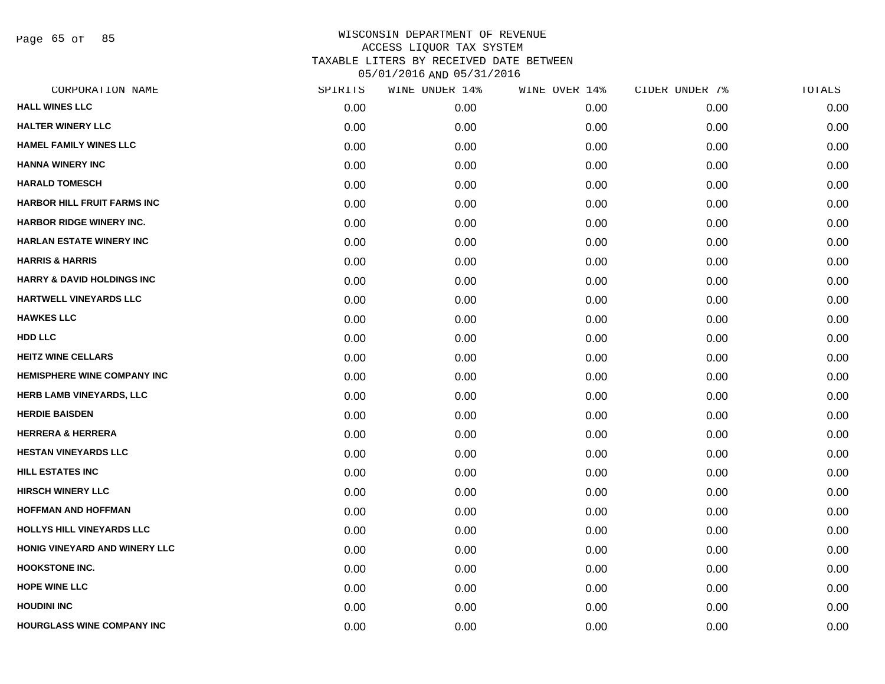WISCONSIN DEPARTMENT OF REVENUE
ACCESS LIQUOR TAX SYSTEM
TAXABLE LITERS BY RECEIVED DATE BETWEEN
05/01/2016 AND 05/31/2016

| CORPORATION NAME | SPIRITS | WINE UNDER 14% | WINE OVER 14% | CIDER UNDER 7% | TOTALS |
|---|---|---|---|---|---|
| HALL WINES LLC | 0.00 | 0.00 | 0.00 | 0.00 | 0.00 |
| HALTER WINERY LLC | 0.00 | 0.00 | 0.00 | 0.00 | 0.00 |
| HAMEL FAMILY WINES LLC | 0.00 | 0.00 | 0.00 | 0.00 | 0.00 |
| HANNA WINERY INC | 0.00 | 0.00 | 0.00 | 0.00 | 0.00 |
| HARALD TOMESCH | 0.00 | 0.00 | 0.00 | 0.00 | 0.00 |
| HARBOR HILL FRUIT FARMS INC | 0.00 | 0.00 | 0.00 | 0.00 | 0.00 |
| HARBOR RIDGE WINERY INC. | 0.00 | 0.00 | 0.00 | 0.00 | 0.00 |
| HARLAN ESTATE WINERY INC | 0.00 | 0.00 | 0.00 | 0.00 | 0.00 |
| HARRIS & HARRIS | 0.00 | 0.00 | 0.00 | 0.00 | 0.00 |
| HARRY & DAVID HOLDINGS INC | 0.00 | 0.00 | 0.00 | 0.00 | 0.00 |
| HARTWELL VINEYARDS LLC | 0.00 | 0.00 | 0.00 | 0.00 | 0.00 |
| HAWKES LLC | 0.00 | 0.00 | 0.00 | 0.00 | 0.00 |
| HDD LLC | 0.00 | 0.00 | 0.00 | 0.00 | 0.00 |
| HEITZ WINE CELLARS | 0.00 | 0.00 | 0.00 | 0.00 | 0.00 |
| HEMISPHERE WINE COMPANY INC | 0.00 | 0.00 | 0.00 | 0.00 | 0.00 |
| HERB LAMB VINEYARDS, LLC | 0.00 | 0.00 | 0.00 | 0.00 | 0.00 |
| HERDIE BAISDEN | 0.00 | 0.00 | 0.00 | 0.00 | 0.00 |
| HERRERA & HERRERA | 0.00 | 0.00 | 0.00 | 0.00 | 0.00 |
| HESTAN VINEYARDS LLC | 0.00 | 0.00 | 0.00 | 0.00 | 0.00 |
| HILL ESTATES INC | 0.00 | 0.00 | 0.00 | 0.00 | 0.00 |
| HIRSCH WINERY LLC | 0.00 | 0.00 | 0.00 | 0.00 | 0.00 |
| HOFFMAN AND HOFFMAN | 0.00 | 0.00 | 0.00 | 0.00 | 0.00 |
| HOLLYS HILL VINEYARDS LLC | 0.00 | 0.00 | 0.00 | 0.00 | 0.00 |
| HONIG VINEYARD AND WINERY LLC | 0.00 | 0.00 | 0.00 | 0.00 | 0.00 |
| HOOKSTONE INC. | 0.00 | 0.00 | 0.00 | 0.00 | 0.00 |
| HOPE WINE LLC | 0.00 | 0.00 | 0.00 | 0.00 | 0.00 |
| HOUDINI INC | 0.00 | 0.00 | 0.00 | 0.00 | 0.00 |
| HOURGLASS WINE COMPANY INC | 0.00 | 0.00 | 0.00 | 0.00 | 0.00 |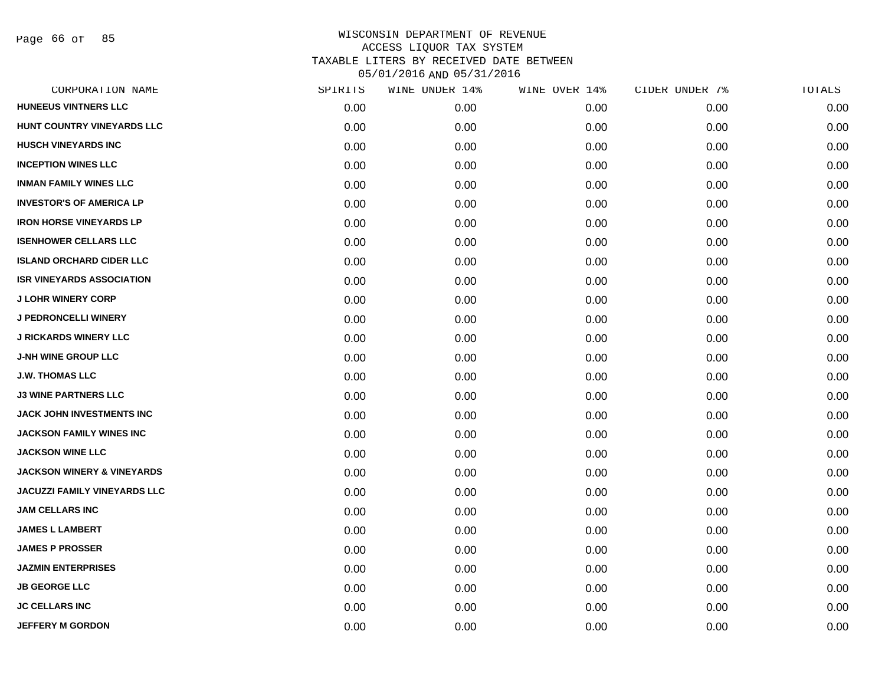# WISCONSIN DEPARTMENT OF REVENUE
## ACCESS LIQUOR TAX SYSTEM
## TAXABLE LITERS BY RECEIVED DATE BETWEEN 05/01/2016 AND 05/31/2016

| CORPORATION NAME | SPIRITS | WINE UNDER 14% | WINE OVER 14% | CIDER UNDER 7% | TOTALS |
|---|---|---|---|---|---|
| HUNEEUS VINTNERS LLC | 0.00 | 0.00 | 0.00 | 0.00 | 0.00 |
| HUNT COUNTRY VINEYARDS LLC | 0.00 | 0.00 | 0.00 | 0.00 | 0.00 |
| HUSCH VINEYARDS INC | 0.00 | 0.00 | 0.00 | 0.00 | 0.00 |
| INCEPTION WINES LLC | 0.00 | 0.00 | 0.00 | 0.00 | 0.00 |
| INMAN FAMILY WINES LLC | 0.00 | 0.00 | 0.00 | 0.00 | 0.00 |
| INVESTOR'S OF AMERICA LP | 0.00 | 0.00 | 0.00 | 0.00 | 0.00 |
| IRON HORSE VINEYARDS LP | 0.00 | 0.00 | 0.00 | 0.00 | 0.00 |
| ISENHOWER CELLARS LLC | 0.00 | 0.00 | 0.00 | 0.00 | 0.00 |
| ISLAND ORCHARD CIDER LLC | 0.00 | 0.00 | 0.00 | 0.00 | 0.00 |
| ISR VINEYARDS ASSOCIATION | 0.00 | 0.00 | 0.00 | 0.00 | 0.00 |
| J LOHR WINERY CORP | 0.00 | 0.00 | 0.00 | 0.00 | 0.00 |
| J PEDRONCELLI WINERY | 0.00 | 0.00 | 0.00 | 0.00 | 0.00 |
| J RICKARDS WINERY LLC | 0.00 | 0.00 | 0.00 | 0.00 | 0.00 |
| J-NH WINE GROUP LLC | 0.00 | 0.00 | 0.00 | 0.00 | 0.00 |
| J.W. THOMAS LLC | 0.00 | 0.00 | 0.00 | 0.00 | 0.00 |
| J3 WINE PARTNERS LLC | 0.00 | 0.00 | 0.00 | 0.00 | 0.00 |
| JACK JOHN INVESTMENTS INC | 0.00 | 0.00 | 0.00 | 0.00 | 0.00 |
| JACKSON FAMILY WINES INC | 0.00 | 0.00 | 0.00 | 0.00 | 0.00 |
| JACKSON WINE LLC | 0.00 | 0.00 | 0.00 | 0.00 | 0.00 |
| JACKSON WINERY & VINEYARDS | 0.00 | 0.00 | 0.00 | 0.00 | 0.00 |
| JACUZZI FAMILY VINEYARDS LLC | 0.00 | 0.00 | 0.00 | 0.00 | 0.00 |
| JAM CELLARS INC | 0.00 | 0.00 | 0.00 | 0.00 | 0.00 |
| JAMES L LAMBERT | 0.00 | 0.00 | 0.00 | 0.00 | 0.00 |
| JAMES P PROSSER | 0.00 | 0.00 | 0.00 | 0.00 | 0.00 |
| JAZMIN ENTERPRISES | 0.00 | 0.00 | 0.00 | 0.00 | 0.00 |
| JB GEORGE LLC | 0.00 | 0.00 | 0.00 | 0.00 | 0.00 |
| JC CELLARS INC | 0.00 | 0.00 | 0.00 | 0.00 | 0.00 |
| JEFFERY M GORDON | 0.00 | 0.00 | 0.00 | 0.00 | 0.00 |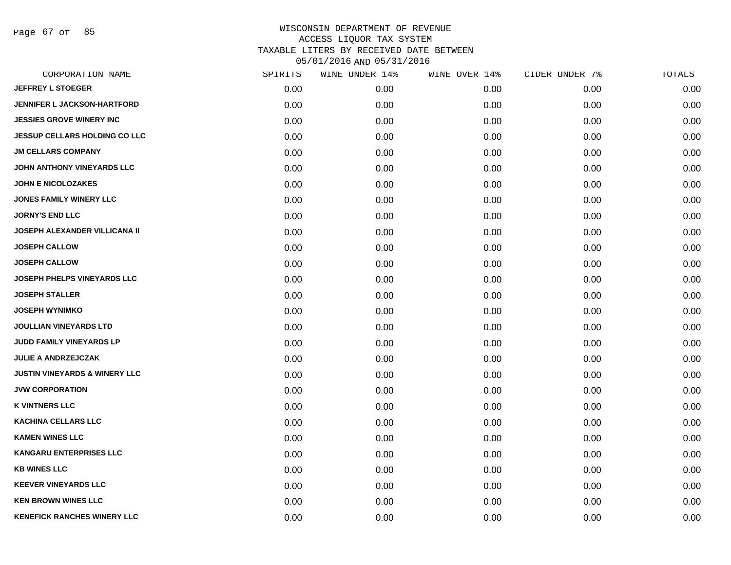WISCONSIN DEPARTMENT OF REVENUE
ACCESS LIQUOR TAX SYSTEM
TAXABLE LITERS BY RECEIVED DATE BETWEEN
05/01/2016 AND 05/31/2016

| CORPORATION NAME | SPIRITS | WINE UNDER 14% | WINE OVER 14% | CIDER UNDER 7% | TOTALS |
|---|---|---|---|---|---|
| JEFFREY L STOEGER | 0.00 | 0.00 | 0.00 | 0.00 | 0.00 |
| JENNIFER L JACKSON-HARTFORD | 0.00 | 0.00 | 0.00 | 0.00 | 0.00 |
| JESSIES GROVE WINERY INC | 0.00 | 0.00 | 0.00 | 0.00 | 0.00 |
| JESSUP CELLARS HOLDING CO LLC | 0.00 | 0.00 | 0.00 | 0.00 | 0.00 |
| JM CELLARS COMPANY | 0.00 | 0.00 | 0.00 | 0.00 | 0.00 |
| JOHN ANTHONY VINEYARDS LLC | 0.00 | 0.00 | 0.00 | 0.00 | 0.00 |
| JOHN E NICOLOZAKES | 0.00 | 0.00 | 0.00 | 0.00 | 0.00 |
| JONES FAMILY WINERY LLC | 0.00 | 0.00 | 0.00 | 0.00 | 0.00 |
| JORNY'S END LLC | 0.00 | 0.00 | 0.00 | 0.00 | 0.00 |
| JOSEPH ALEXANDER VILLICANA II | 0.00 | 0.00 | 0.00 | 0.00 | 0.00 |
| JOSEPH CALLOW | 0.00 | 0.00 | 0.00 | 0.00 | 0.00 |
| JOSEPH CALLOW | 0.00 | 0.00 | 0.00 | 0.00 | 0.00 |
| JOSEPH PHELPS VINEYARDS LLC | 0.00 | 0.00 | 0.00 | 0.00 | 0.00 |
| JOSEPH STALLER | 0.00 | 0.00 | 0.00 | 0.00 | 0.00 |
| JOSEPH WYNIMKO | 0.00 | 0.00 | 0.00 | 0.00 | 0.00 |
| JOULLIAN VINEYARDS LTD | 0.00 | 0.00 | 0.00 | 0.00 | 0.00 |
| JUDD FAMILY VINEYARDS LP | 0.00 | 0.00 | 0.00 | 0.00 | 0.00 |
| JULIE A ANDRZEJCZAK | 0.00 | 0.00 | 0.00 | 0.00 | 0.00 |
| JUSTIN VINEYARDS & WINERY LLC | 0.00 | 0.00 | 0.00 | 0.00 | 0.00 |
| JVW CORPORATION | 0.00 | 0.00 | 0.00 | 0.00 | 0.00 |
| K VINTNERS LLC | 0.00 | 0.00 | 0.00 | 0.00 | 0.00 |
| KACHINA CELLARS LLC | 0.00 | 0.00 | 0.00 | 0.00 | 0.00 |
| KAMEN WINES LLC | 0.00 | 0.00 | 0.00 | 0.00 | 0.00 |
| KANGARU ENTERPRISES LLC | 0.00 | 0.00 | 0.00 | 0.00 | 0.00 |
| KB WINES LLC | 0.00 | 0.00 | 0.00 | 0.00 | 0.00 |
| KEEVER VINEYARDS LLC | 0.00 | 0.00 | 0.00 | 0.00 | 0.00 |
| KEN BROWN WINES LLC | 0.00 | 0.00 | 0.00 | 0.00 | 0.00 |
| KENEFICK RANCHES WINERY LLC | 0.00 | 0.00 | 0.00 | 0.00 | 0.00 |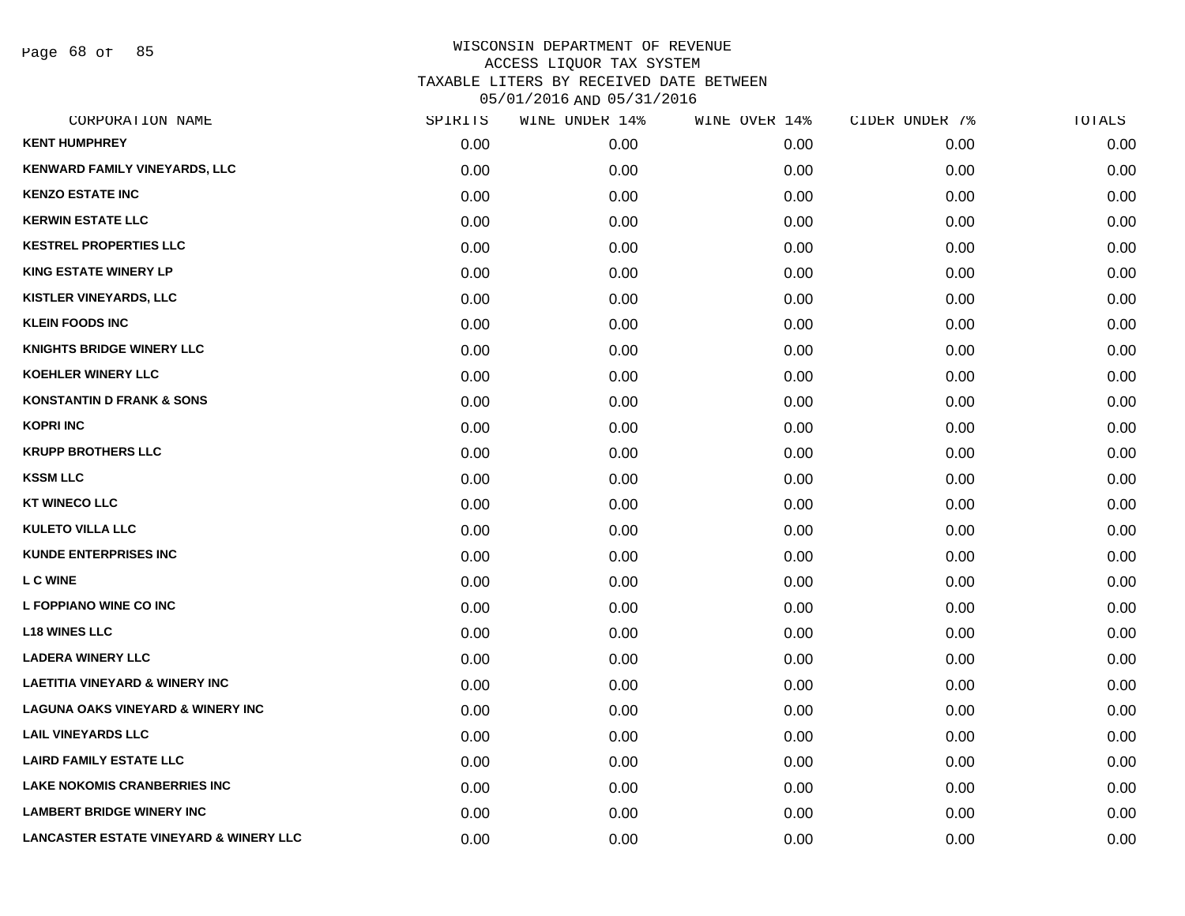WISCONSIN DEPARTMENT OF REVENUE
ACCESS LIQUOR TAX SYSTEM
TAXABLE LITERS BY RECEIVED DATE BETWEEN
05/01/2016 AND 05/31/2016

| CORPORATION NAME | SPIRITS | WINE UNDER 14% | WINE OVER 14% | CIDER UNDER 7% | TOTALS |
|---|---|---|---|---|---|
| KENT HUMPHREY | 0.00 | 0.00 | 0.00 | 0.00 | 0.00 |
| KENWARD FAMILY VINEYARDS, LLC | 0.00 | 0.00 | 0.00 | 0.00 | 0.00 |
| KENZO ESTATE INC | 0.00 | 0.00 | 0.00 | 0.00 | 0.00 |
| KERWIN ESTATE LLC | 0.00 | 0.00 | 0.00 | 0.00 | 0.00 |
| KESTREL PROPERTIES LLC | 0.00 | 0.00 | 0.00 | 0.00 | 0.00 |
| KING ESTATE WINERY LP | 0.00 | 0.00 | 0.00 | 0.00 | 0.00 |
| KISTLER VINEYARDS, LLC | 0.00 | 0.00 | 0.00 | 0.00 | 0.00 |
| KLEIN FOODS INC | 0.00 | 0.00 | 0.00 | 0.00 | 0.00 |
| KNIGHTS BRIDGE WINERY LLC | 0.00 | 0.00 | 0.00 | 0.00 | 0.00 |
| KOEHLER WINERY LLC | 0.00 | 0.00 | 0.00 | 0.00 | 0.00 |
| KONSTANTIN D FRANK & SONS | 0.00 | 0.00 | 0.00 | 0.00 | 0.00 |
| KOPRI INC | 0.00 | 0.00 | 0.00 | 0.00 | 0.00 |
| KRUPP BROTHERS LLC | 0.00 | 0.00 | 0.00 | 0.00 | 0.00 |
| KSSM LLC | 0.00 | 0.00 | 0.00 | 0.00 | 0.00 |
| KT WINECO LLC | 0.00 | 0.00 | 0.00 | 0.00 | 0.00 |
| KULETO VILLA LLC | 0.00 | 0.00 | 0.00 | 0.00 | 0.00 |
| KUNDE ENTERPRISES INC | 0.00 | 0.00 | 0.00 | 0.00 | 0.00 |
| L C WINE | 0.00 | 0.00 | 0.00 | 0.00 | 0.00 |
| L FOPPIANO WINE CO INC | 0.00 | 0.00 | 0.00 | 0.00 | 0.00 |
| L18 WINES LLC | 0.00 | 0.00 | 0.00 | 0.00 | 0.00 |
| LADERA WINERY LLC | 0.00 | 0.00 | 0.00 | 0.00 | 0.00 |
| LAETITIA VINEYARD & WINERY INC | 0.00 | 0.00 | 0.00 | 0.00 | 0.00 |
| LAGUNA OAKS VINEYARD & WINERY INC | 0.00 | 0.00 | 0.00 | 0.00 | 0.00 |
| LAIL VINEYARDS LLC | 0.00 | 0.00 | 0.00 | 0.00 | 0.00 |
| LAIRD FAMILY ESTATE LLC | 0.00 | 0.00 | 0.00 | 0.00 | 0.00 |
| LAKE NOKOMIS CRANBERRIES INC | 0.00 | 0.00 | 0.00 | 0.00 | 0.00 |
| LAMBERT BRIDGE WINERY INC | 0.00 | 0.00 | 0.00 | 0.00 | 0.00 |
| LANCASTER ESTATE VINEYARD & WINERY LLC | 0.00 | 0.00 | 0.00 | 0.00 | 0.00 |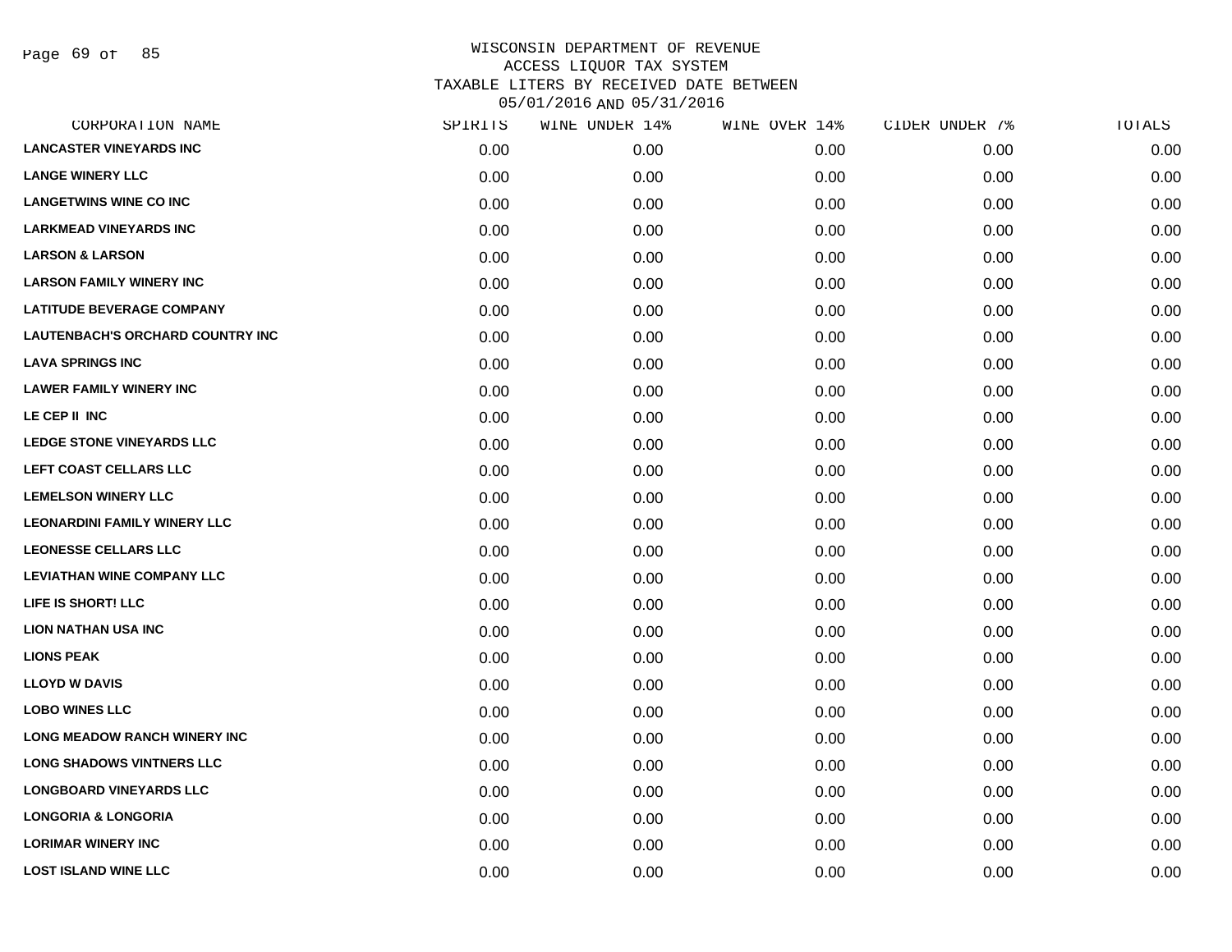# WISCONSIN DEPARTMENT OF REVENUE
## ACCESS LIQUOR TAX SYSTEM
## TAXABLE LITERS BY RECEIVED DATE BETWEEN
## 05/01/2016 AND 05/31/2016

| CORPORATION NAME | SPIRITS | WINE UNDER 14% | WINE OVER 14% | CIDER UNDER 7% | TOTALS |
|---|---|---|---|---|---|
| LANCASTER VINEYARDS INC | 0.00 | 0.00 | 0.00 | 0.00 | 0.00 |
| LANGE WINERY LLC | 0.00 | 0.00 | 0.00 | 0.00 | 0.00 |
| LANGETWINS WINE CO INC | 0.00 | 0.00 | 0.00 | 0.00 | 0.00 |
| LARKMEAD VINEYARDS INC | 0.00 | 0.00 | 0.00 | 0.00 | 0.00 |
| LARSON & LARSON | 0.00 | 0.00 | 0.00 | 0.00 | 0.00 |
| LARSON FAMILY WINERY INC | 0.00 | 0.00 | 0.00 | 0.00 | 0.00 |
| LATITUDE BEVERAGE COMPANY | 0.00 | 0.00 | 0.00 | 0.00 | 0.00 |
| LAUTENBACH'S ORCHARD COUNTRY INC | 0.00 | 0.00 | 0.00 | 0.00 | 0.00 |
| LAVA SPRINGS INC | 0.00 | 0.00 | 0.00 | 0.00 | 0.00 |
| LAWER FAMILY WINERY INC | 0.00 | 0.00 | 0.00 | 0.00 | 0.00 |
| LE CEP II INC | 0.00 | 0.00 | 0.00 | 0.00 | 0.00 |
| LEDGE STONE VINEYARDS LLC | 0.00 | 0.00 | 0.00 | 0.00 | 0.00 |
| LEFT COAST CELLARS LLC | 0.00 | 0.00 | 0.00 | 0.00 | 0.00 |
| LEMELSON WINERY LLC | 0.00 | 0.00 | 0.00 | 0.00 | 0.00 |
| LEONARDINI FAMILY WINERY LLC | 0.00 | 0.00 | 0.00 | 0.00 | 0.00 |
| LEONESSE CELLARS LLC | 0.00 | 0.00 | 0.00 | 0.00 | 0.00 |
| LEVIATHAN WINE COMPANY LLC | 0.00 | 0.00 | 0.00 | 0.00 | 0.00 |
| LIFE IS SHORT! LLC | 0.00 | 0.00 | 0.00 | 0.00 | 0.00 |
| LION NATHAN USA INC | 0.00 | 0.00 | 0.00 | 0.00 | 0.00 |
| LIONS PEAK | 0.00 | 0.00 | 0.00 | 0.00 | 0.00 |
| LLOYD W DAVIS | 0.00 | 0.00 | 0.00 | 0.00 | 0.00 |
| LOBO WINES LLC | 0.00 | 0.00 | 0.00 | 0.00 | 0.00 |
| LONG MEADOW RANCH WINERY INC | 0.00 | 0.00 | 0.00 | 0.00 | 0.00 |
| LONG SHADOWS VINTNERS LLC | 0.00 | 0.00 | 0.00 | 0.00 | 0.00 |
| LONGBOARD VINEYARDS LLC | 0.00 | 0.00 | 0.00 | 0.00 | 0.00 |
| LONGORIA & LONGORIA | 0.00 | 0.00 | 0.00 | 0.00 | 0.00 |
| LORIMAR WINERY INC | 0.00 | 0.00 | 0.00 | 0.00 | 0.00 |
| LOST ISLAND WINE LLC | 0.00 | 0.00 | 0.00 | 0.00 | 0.00 |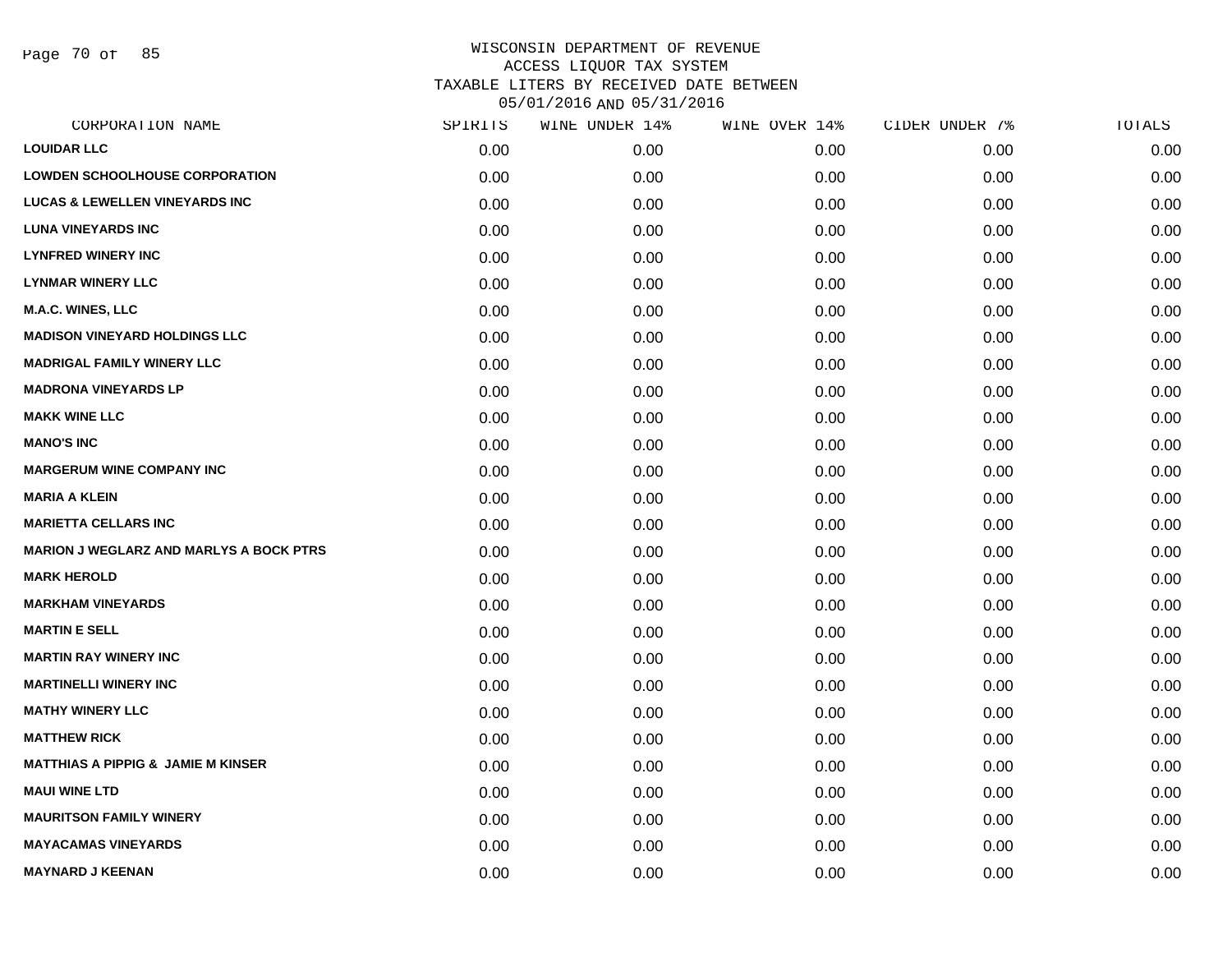# WISCONSIN DEPARTMENT OF REVENUE
## ACCESS LIQUOR TAX SYSTEM
## TAXABLE LITERS BY RECEIVED DATE BETWEEN 05/01/2016 AND 05/31/2016

| CORPORATION NAME | SPIRITS | WINE UNDER 14% | WINE OVER 14% | CIDER UNDER 7% | TOTALS |
|---|---|---|---|---|---|
| LOUIDAR LLC | 0.00 | 0.00 | 0.00 | 0.00 | 0.00 |
| LOWDEN SCHOOLHOUSE CORPORATION | 0.00 | 0.00 | 0.00 | 0.00 | 0.00 |
| LUCAS & LEWELLEN VINEYARDS INC | 0.00 | 0.00 | 0.00 | 0.00 | 0.00 |
| LUNA VINEYARDS INC | 0.00 | 0.00 | 0.00 | 0.00 | 0.00 |
| LYNFRED WINERY INC | 0.00 | 0.00 | 0.00 | 0.00 | 0.00 |
| LYNMAR WINERY LLC | 0.00 | 0.00 | 0.00 | 0.00 | 0.00 |
| M.A.C. WINES, LLC | 0.00 | 0.00 | 0.00 | 0.00 | 0.00 |
| MADISON VINEYARD HOLDINGS LLC | 0.00 | 0.00 | 0.00 | 0.00 | 0.00 |
| MADRIGAL FAMILY WINERY LLC | 0.00 | 0.00 | 0.00 | 0.00 | 0.00 |
| MADRONA VINEYARDS LP | 0.00 | 0.00 | 0.00 | 0.00 | 0.00 |
| MAKK WINE LLC | 0.00 | 0.00 | 0.00 | 0.00 | 0.00 |
| MANO'S INC | 0.00 | 0.00 | 0.00 | 0.00 | 0.00 |
| MARGERUM WINE COMPANY INC | 0.00 | 0.00 | 0.00 | 0.00 | 0.00 |
| MARIA A KLEIN | 0.00 | 0.00 | 0.00 | 0.00 | 0.00 |
| MARIETTA CELLARS INC | 0.00 | 0.00 | 0.00 | 0.00 | 0.00 |
| MARION J WEGLARZ AND MARLYS A BOCK PTRS | 0.00 | 0.00 | 0.00 | 0.00 | 0.00 |
| MARK HEROLD | 0.00 | 0.00 | 0.00 | 0.00 | 0.00 |
| MARKHAM VINEYARDS | 0.00 | 0.00 | 0.00 | 0.00 | 0.00 |
| MARTIN E SELL | 0.00 | 0.00 | 0.00 | 0.00 | 0.00 |
| MARTIN RAY WINERY INC | 0.00 | 0.00 | 0.00 | 0.00 | 0.00 |
| MARTINELLI WINERY INC | 0.00 | 0.00 | 0.00 | 0.00 | 0.00 |
| MATHY WINERY LLC | 0.00 | 0.00 | 0.00 | 0.00 | 0.00 |
| MATTHEW RICK | 0.00 | 0.00 | 0.00 | 0.00 | 0.00 |
| MATTHIAS A PIPPIG & JAMIE M KINSER | 0.00 | 0.00 | 0.00 | 0.00 | 0.00 |
| MAUI WINE LTD | 0.00 | 0.00 | 0.00 | 0.00 | 0.00 |
| MAURITSON FAMILY WINERY | 0.00 | 0.00 | 0.00 | 0.00 | 0.00 |
| MAYACAMAS VINEYARDS | 0.00 | 0.00 | 0.00 | 0.00 | 0.00 |
| MAYNARD J KEENAN | 0.00 | 0.00 | 0.00 | 0.00 | 0.00 |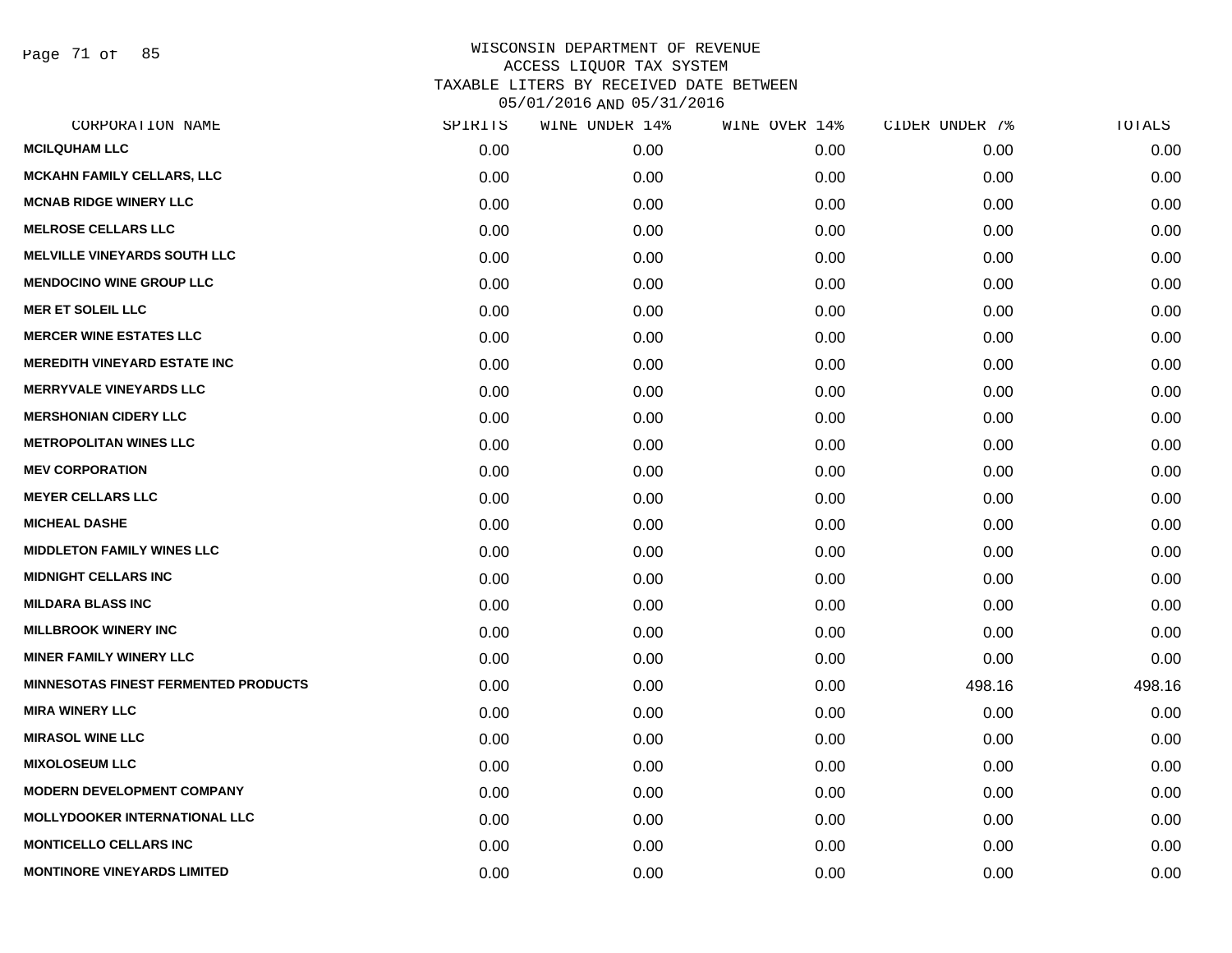# WISCONSIN DEPARTMENT OF REVENUE
## ACCESS LIQUOR TAX SYSTEM
## TAXABLE LITERS BY RECEIVED DATE BETWEEN 05/01/2016 AND 05/31/2016

| CORPORATION NAME | SPIRITS | WINE UNDER 14% | WINE OVER 14% | CIDER UNDER 7% | TOTALS |
|---|---|---|---|---|---|
| MCILQUHAM LLC | 0.00 | 0.00 | 0.00 | 0.00 | 0.00 |
| MCKAHN FAMILY CELLARS, LLC | 0.00 | 0.00 | 0.00 | 0.00 | 0.00 |
| MCNAB RIDGE WINERY LLC | 0.00 | 0.00 | 0.00 | 0.00 | 0.00 |
| MELROSE CELLARS LLC | 0.00 | 0.00 | 0.00 | 0.00 | 0.00 |
| MELVILLE VINEYARDS SOUTH LLC | 0.00 | 0.00 | 0.00 | 0.00 | 0.00 |
| MENDOCINO WINE GROUP LLC | 0.00 | 0.00 | 0.00 | 0.00 | 0.00 |
| MER ET SOLEIL LLC | 0.00 | 0.00 | 0.00 | 0.00 | 0.00 |
| MERCER WINE ESTATES LLC | 0.00 | 0.00 | 0.00 | 0.00 | 0.00 |
| MEREDITH VINEYARD ESTATE INC | 0.00 | 0.00 | 0.00 | 0.00 | 0.00 |
| MERRYVALE VINEYARDS LLC | 0.00 | 0.00 | 0.00 | 0.00 | 0.00 |
| MERSHONIAN CIDERY LLC | 0.00 | 0.00 | 0.00 | 0.00 | 0.00 |
| METROPOLITAN WINES LLC | 0.00 | 0.00 | 0.00 | 0.00 | 0.00 |
| MEV CORPORATION | 0.00 | 0.00 | 0.00 | 0.00 | 0.00 |
| MEYER CELLARS LLC | 0.00 | 0.00 | 0.00 | 0.00 | 0.00 |
| MICHEAL DASHE | 0.00 | 0.00 | 0.00 | 0.00 | 0.00 |
| MIDDLETON FAMILY WINES LLC | 0.00 | 0.00 | 0.00 | 0.00 | 0.00 |
| MIDNIGHT CELLARS INC | 0.00 | 0.00 | 0.00 | 0.00 | 0.00 |
| MILDARA BLASS INC | 0.00 | 0.00 | 0.00 | 0.00 | 0.00 |
| MILLBROOK WINERY INC | 0.00 | 0.00 | 0.00 | 0.00 | 0.00 |
| MINER FAMILY WINERY LLC | 0.00 | 0.00 | 0.00 | 0.00 | 0.00 |
| MINNESOTAS FINEST FERMENTED PRODUCTS | 0.00 | 0.00 | 0.00 | 498.16 | 498.16 |
| MIRA WINERY LLC | 0.00 | 0.00 | 0.00 | 0.00 | 0.00 |
| MIRASOL WINE LLC | 0.00 | 0.00 | 0.00 | 0.00 | 0.00 |
| MIXOLOSEUM LLC | 0.00 | 0.00 | 0.00 | 0.00 | 0.00 |
| MODERN DEVELOPMENT COMPANY | 0.00 | 0.00 | 0.00 | 0.00 | 0.00 |
| MOLLYDOOKER INTERNATIONAL LLC | 0.00 | 0.00 | 0.00 | 0.00 | 0.00 |
| MONTICELLO CELLARS INC | 0.00 | 0.00 | 0.00 | 0.00 | 0.00 |
| MONTINORE VINEYARDS LIMITED | 0.00 | 0.00 | 0.00 | 0.00 | 0.00 |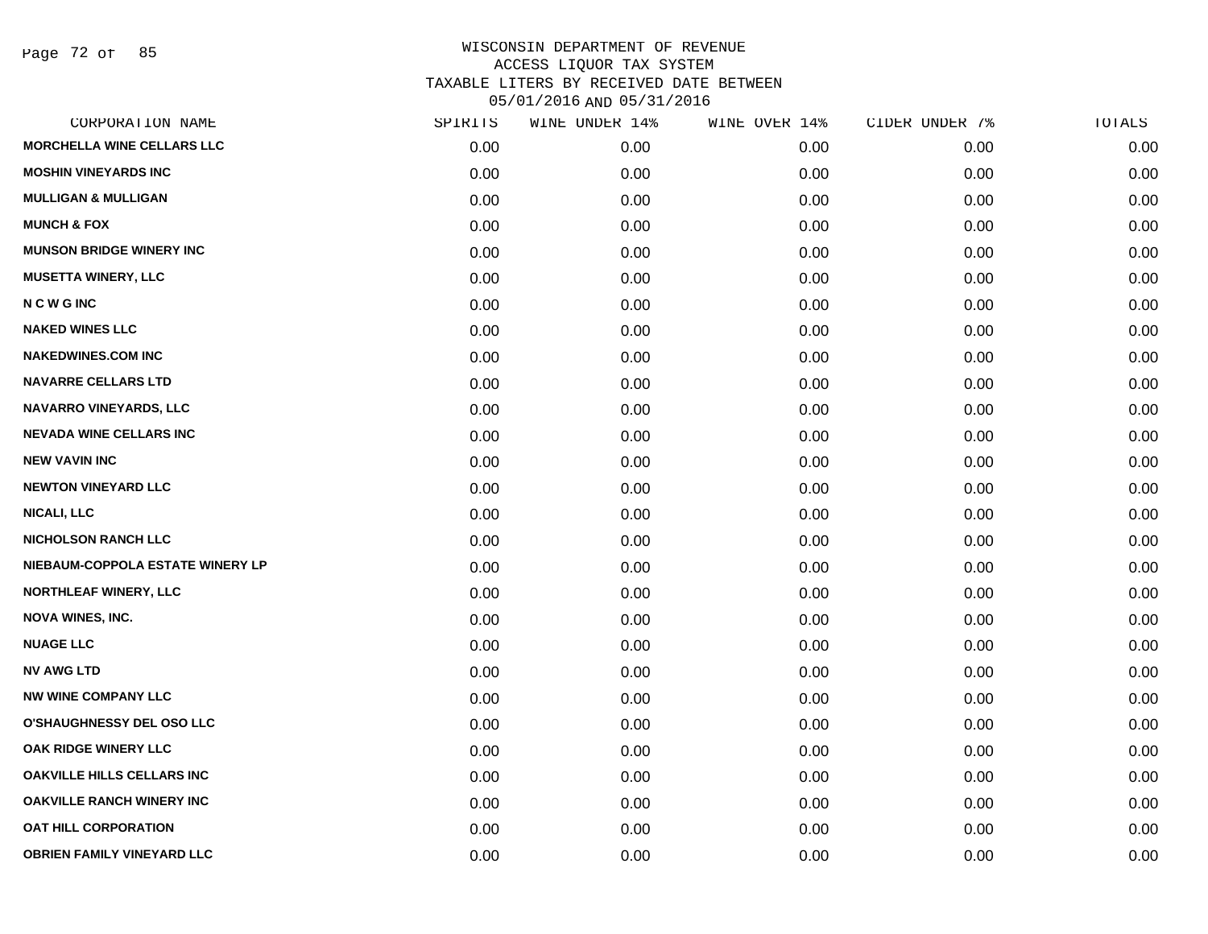WISCONSIN DEPARTMENT OF REVENUE
ACCESS LIQUOR TAX SYSTEM
TAXABLE LITERS BY RECEIVED DATE BETWEEN
05/01/2016 AND 05/31/2016

| CORPORATION NAME | SPIRITS | WINE UNDER 14% | WINE OVER 14% | CIDER UNDER 7% | TOTALS |
|---|---|---|---|---|---|
| MORCHELLA WINE CELLARS LLC | 0.00 | 0.00 | 0.00 | 0.00 | 0.00 |
| MOSHIN VINEYARDS INC | 0.00 | 0.00 | 0.00 | 0.00 | 0.00 |
| MULLIGAN & MULLIGAN | 0.00 | 0.00 | 0.00 | 0.00 | 0.00 |
| MUNCH & FOX | 0.00 | 0.00 | 0.00 | 0.00 | 0.00 |
| MUNSON BRIDGE WINERY INC | 0.00 | 0.00 | 0.00 | 0.00 | 0.00 |
| MUSETTA WINERY, LLC | 0.00 | 0.00 | 0.00 | 0.00 | 0.00 |
| N C W G INC | 0.00 | 0.00 | 0.00 | 0.00 | 0.00 |
| NAKED WINES LLC | 0.00 | 0.00 | 0.00 | 0.00 | 0.00 |
| NAKEDWINES.COM INC | 0.00 | 0.00 | 0.00 | 0.00 | 0.00 |
| NAVARRE CELLARS LTD | 0.00 | 0.00 | 0.00 | 0.00 | 0.00 |
| NAVARRO VINEYARDS, LLC | 0.00 | 0.00 | 0.00 | 0.00 | 0.00 |
| NEVADA WINE CELLARS INC | 0.00 | 0.00 | 0.00 | 0.00 | 0.00 |
| NEW VAVIN INC | 0.00 | 0.00 | 0.00 | 0.00 | 0.00 |
| NEWTON VINEYARD LLC | 0.00 | 0.00 | 0.00 | 0.00 | 0.00 |
| NICALI, LLC | 0.00 | 0.00 | 0.00 | 0.00 | 0.00 |
| NICHOLSON RANCH LLC | 0.00 | 0.00 | 0.00 | 0.00 | 0.00 |
| NIEBAUM-COPPOLA ESTATE WINERY LP | 0.00 | 0.00 | 0.00 | 0.00 | 0.00 |
| NORTHLEAF WINERY, LLC | 0.00 | 0.00 | 0.00 | 0.00 | 0.00 |
| NOVA WINES, INC. | 0.00 | 0.00 | 0.00 | 0.00 | 0.00 |
| NUAGE LLC | 0.00 | 0.00 | 0.00 | 0.00 | 0.00 |
| NV AWG LTD | 0.00 | 0.00 | 0.00 | 0.00 | 0.00 |
| NW WINE COMPANY LLC | 0.00 | 0.00 | 0.00 | 0.00 | 0.00 |
| O'SHAUGHNESSY DEL OSO LLC | 0.00 | 0.00 | 0.00 | 0.00 | 0.00 |
| OAK RIDGE WINERY LLC | 0.00 | 0.00 | 0.00 | 0.00 | 0.00 |
| OAKVILLE HILLS CELLARS INC | 0.00 | 0.00 | 0.00 | 0.00 | 0.00 |
| OAKVILLE RANCH WINERY INC | 0.00 | 0.00 | 0.00 | 0.00 | 0.00 |
| OAT HILL CORPORATION | 0.00 | 0.00 | 0.00 | 0.00 | 0.00 |
| OBRIEN FAMILY VINEYARD LLC | 0.00 | 0.00 | 0.00 | 0.00 | 0.00 |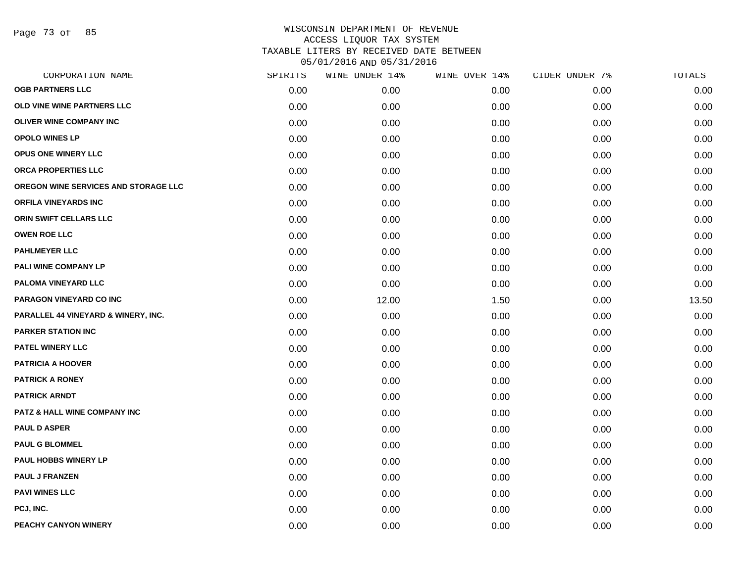WISCONSIN DEPARTMENT OF REVENUE
ACCESS LIQUOR TAX SYSTEM
TAXABLE LITERS BY RECEIVED DATE BETWEEN
05/01/2016 AND 05/31/2016

| CORPORATION NAME | SPIRITS | WINE UNDER 14% | WINE OVER 14% | CIDER UNDER 7% | TOTALS |
|---|---|---|---|---|---|
| OGB PARTNERS LLC | 0.00 | 0.00 | 0.00 | 0.00 | 0.00 |
| OLD VINE WINE PARTNERS LLC | 0.00 | 0.00 | 0.00 | 0.00 | 0.00 |
| OLIVER WINE COMPANY INC | 0.00 | 0.00 | 0.00 | 0.00 | 0.00 |
| OPOLO WINES LP | 0.00 | 0.00 | 0.00 | 0.00 | 0.00 |
| OPUS ONE WINERY LLC | 0.00 | 0.00 | 0.00 | 0.00 | 0.00 |
| ORCA PROPERTIES LLC | 0.00 | 0.00 | 0.00 | 0.00 | 0.00 |
| OREGON WINE SERVICES AND STORAGE LLC | 0.00 | 0.00 | 0.00 | 0.00 | 0.00 |
| ORFILA VINEYARDS INC | 0.00 | 0.00 | 0.00 | 0.00 | 0.00 |
| ORIN SWIFT CELLARS LLC | 0.00 | 0.00 | 0.00 | 0.00 | 0.00 |
| OWEN ROE LLC | 0.00 | 0.00 | 0.00 | 0.00 | 0.00 |
| PAHLMEYER LLC | 0.00 | 0.00 | 0.00 | 0.00 | 0.00 |
| PALI WINE COMPANY LP | 0.00 | 0.00 | 0.00 | 0.00 | 0.00 |
| PALOMA VINEYARD LLC | 0.00 | 0.00 | 0.00 | 0.00 | 0.00 |
| PARAGON VINEYARD CO INC | 0.00 | 12.00 | 1.50 | 0.00 | 13.50 |
| PARALLEL 44 VINEYARD & WINERY, INC. | 0.00 | 0.00 | 0.00 | 0.00 | 0.00 |
| PARKER STATION INC | 0.00 | 0.00 | 0.00 | 0.00 | 0.00 |
| PATEL WINERY LLC | 0.00 | 0.00 | 0.00 | 0.00 | 0.00 |
| PATRICIA A HOOVER | 0.00 | 0.00 | 0.00 | 0.00 | 0.00 |
| PATRICK A RONEY | 0.00 | 0.00 | 0.00 | 0.00 | 0.00 |
| PATRICK ARNDT | 0.00 | 0.00 | 0.00 | 0.00 | 0.00 |
| PATZ & HALL WINE COMPANY INC | 0.00 | 0.00 | 0.00 | 0.00 | 0.00 |
| PAUL D ASPER | 0.00 | 0.00 | 0.00 | 0.00 | 0.00 |
| PAUL G BLOMMEL | 0.00 | 0.00 | 0.00 | 0.00 | 0.00 |
| PAUL HOBBS WINERY LP | 0.00 | 0.00 | 0.00 | 0.00 | 0.00 |
| PAUL J FRANZEN | 0.00 | 0.00 | 0.00 | 0.00 | 0.00 |
| PAVI WINES LLC | 0.00 | 0.00 | 0.00 | 0.00 | 0.00 |
| PCJ, INC. | 0.00 | 0.00 | 0.00 | 0.00 | 0.00 |
| PEACHY CANYON WINERY | 0.00 | 0.00 | 0.00 | 0.00 | 0.00 |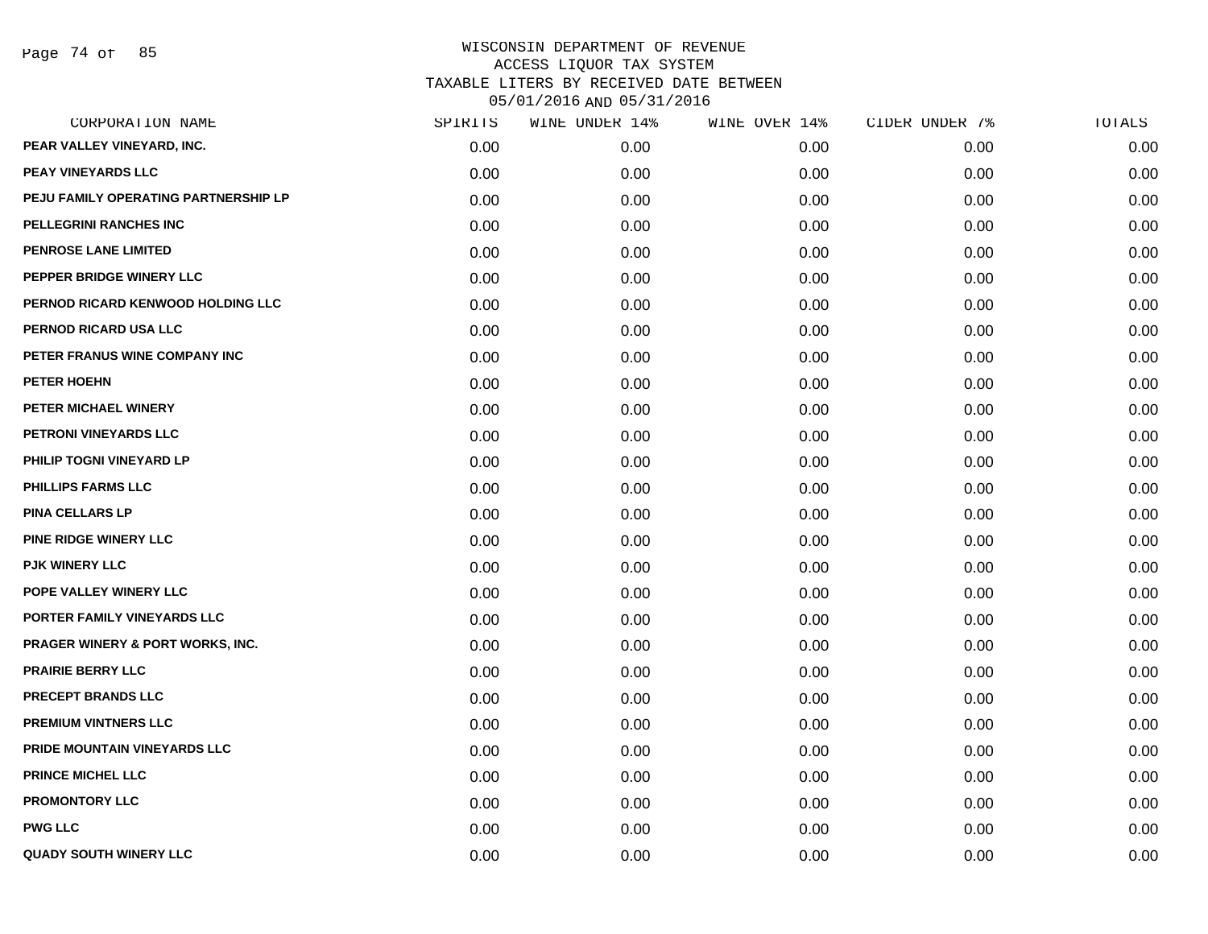# WISCONSIN DEPARTMENT OF REVENUE
## ACCESS LIQUOR TAX SYSTEM
## TAXABLE LITERS BY RECEIVED DATE BETWEEN 05/01/2016 AND 05/31/2016

| CORPORATION NAME | SPIRITS | WINE UNDER 14% | WINE OVER 14% | CIDER UNDER 7% | TOTALS |
|---|---|---|---|---|---|
| PEAR VALLEY VINEYARD, INC. | 0.00 | 0.00 | 0.00 | 0.00 | 0.00 |
| PEAY VINEYARDS LLC | 0.00 | 0.00 | 0.00 | 0.00 | 0.00 |
| PEJU FAMILY OPERATING PARTNERSHIP LP | 0.00 | 0.00 | 0.00 | 0.00 | 0.00 |
| PELLEGRINI RANCHES INC | 0.00 | 0.00 | 0.00 | 0.00 | 0.00 |
| PENROSE LANE LIMITED | 0.00 | 0.00 | 0.00 | 0.00 | 0.00 |
| PEPPER BRIDGE WINERY LLC | 0.00 | 0.00 | 0.00 | 0.00 | 0.00 |
| PERNOD RICARD KENWOOD HOLDING LLC | 0.00 | 0.00 | 0.00 | 0.00 | 0.00 |
| PERNOD RICARD USA LLC | 0.00 | 0.00 | 0.00 | 0.00 | 0.00 |
| PETER FRANUS WINE COMPANY INC | 0.00 | 0.00 | 0.00 | 0.00 | 0.00 |
| PETER HOEHN | 0.00 | 0.00 | 0.00 | 0.00 | 0.00 |
| PETER MICHAEL WINERY | 0.00 | 0.00 | 0.00 | 0.00 | 0.00 |
| PETRONI VINEYARDS LLC | 0.00 | 0.00 | 0.00 | 0.00 | 0.00 |
| PHILIP TOGNI VINEYARD LP | 0.00 | 0.00 | 0.00 | 0.00 | 0.00 |
| PHILLIPS FARMS LLC | 0.00 | 0.00 | 0.00 | 0.00 | 0.00 |
| PINA CELLARS LP | 0.00 | 0.00 | 0.00 | 0.00 | 0.00 |
| PINE RIDGE WINERY LLC | 0.00 | 0.00 | 0.00 | 0.00 | 0.00 |
| PJK WINERY LLC | 0.00 | 0.00 | 0.00 | 0.00 | 0.00 |
| POPE VALLEY WINERY LLC | 0.00 | 0.00 | 0.00 | 0.00 | 0.00 |
| PORTER FAMILY VINEYARDS LLC | 0.00 | 0.00 | 0.00 | 0.00 | 0.00 |
| PRAGER WINERY & PORT WORKS, INC. | 0.00 | 0.00 | 0.00 | 0.00 | 0.00 |
| PRAIRIE BERRY LLC | 0.00 | 0.00 | 0.00 | 0.00 | 0.00 |
| PRECEPT BRANDS LLC | 0.00 | 0.00 | 0.00 | 0.00 | 0.00 |
| PREMIUM VINTNERS LLC | 0.00 | 0.00 | 0.00 | 0.00 | 0.00 |
| PRIDE MOUNTAIN VINEYARDS LLC | 0.00 | 0.00 | 0.00 | 0.00 | 0.00 |
| PRINCE MICHEL LLC | 0.00 | 0.00 | 0.00 | 0.00 | 0.00 |
| PROMONTORY LLC | 0.00 | 0.00 | 0.00 | 0.00 | 0.00 |
| PWG LLC | 0.00 | 0.00 | 0.00 | 0.00 | 0.00 |
| QUADY SOUTH WINERY LLC | 0.00 | 0.00 | 0.00 | 0.00 | 0.00 |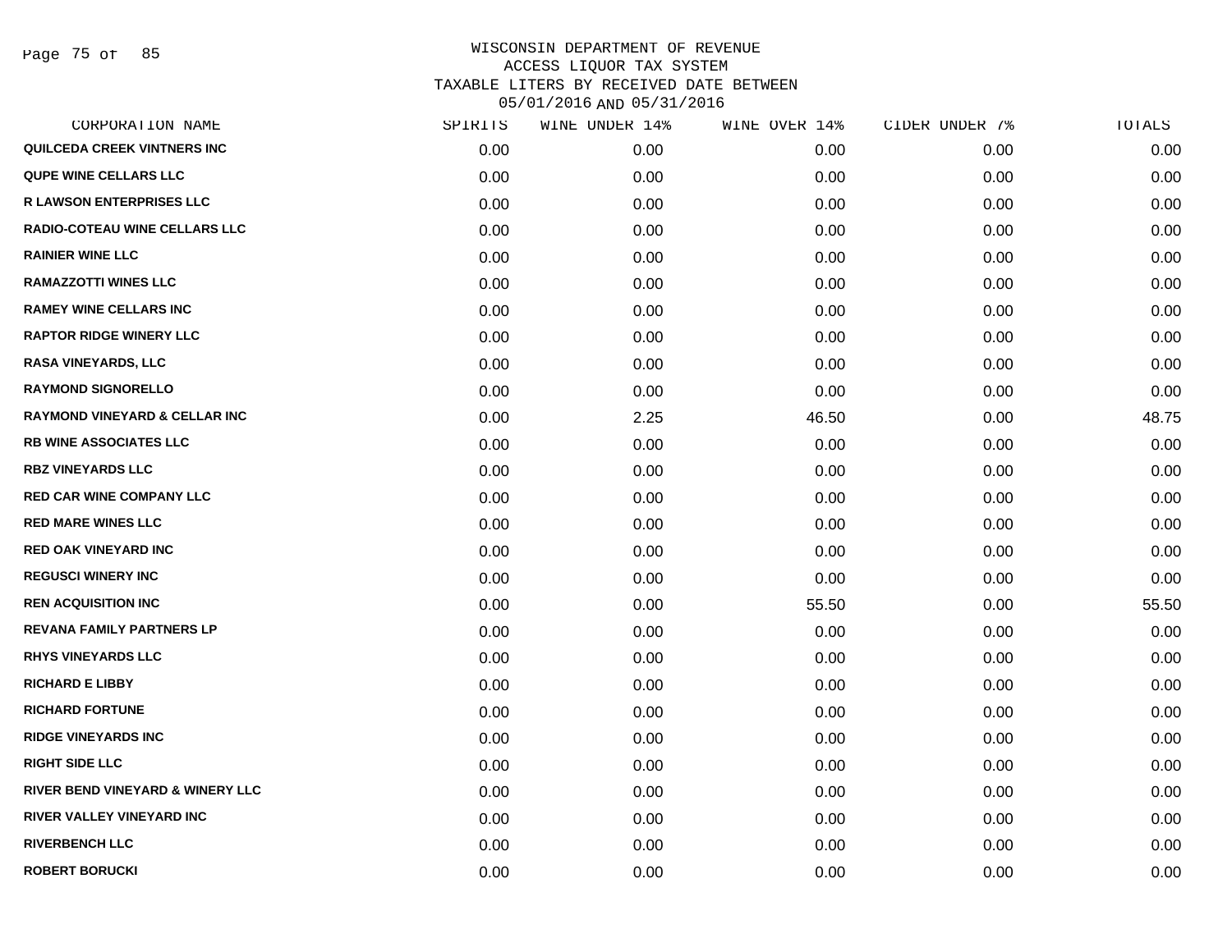# WISCONSIN DEPARTMENT OF REVENUE
## ACCESS LIQUOR TAX SYSTEM
## TAXABLE LITERS BY RECEIVED DATE BETWEEN 05/01/2016 AND 05/31/2016

| CORPORATION NAME | SPIRITS | WINE UNDER 14% | WINE OVER 14% | CIDER UNDER 7% | TOTALS |
|---|---|---|---|---|---|
| QUILCEDA CREEK VINTNERS INC | 0.00 | 0.00 | 0.00 | 0.00 | 0.00 |
| QUPE WINE CELLARS LLC | 0.00 | 0.00 | 0.00 | 0.00 | 0.00 |
| R LAWSON ENTERPRISES LLC | 0.00 | 0.00 | 0.00 | 0.00 | 0.00 |
| RADIO-COTEAU WINE CELLARS LLC | 0.00 | 0.00 | 0.00 | 0.00 | 0.00 |
| RAINIER WINE LLC | 0.00 | 0.00 | 0.00 | 0.00 | 0.00 |
| RAMAZZOTTI WINES LLC | 0.00 | 0.00 | 0.00 | 0.00 | 0.00 |
| RAMEY WINE CELLARS INC | 0.00 | 0.00 | 0.00 | 0.00 | 0.00 |
| RAPTOR RIDGE WINERY LLC | 0.00 | 0.00 | 0.00 | 0.00 | 0.00 |
| RASA VINEYARDS, LLC | 0.00 | 0.00 | 0.00 | 0.00 | 0.00 |
| RAYMOND SIGNORELLO | 0.00 | 0.00 | 0.00 | 0.00 | 0.00 |
| RAYMOND VINEYARD & CELLAR INC | 0.00 | 2.25 | 46.50 | 0.00 | 48.75 |
| RB WINE ASSOCIATES LLC | 0.00 | 0.00 | 0.00 | 0.00 | 0.00 |
| RBZ VINEYARDS LLC | 0.00 | 0.00 | 0.00 | 0.00 | 0.00 |
| RED CAR WINE COMPANY LLC | 0.00 | 0.00 | 0.00 | 0.00 | 0.00 |
| RED MARE WINES LLC | 0.00 | 0.00 | 0.00 | 0.00 | 0.00 |
| RED OAK VINEYARD INC | 0.00 | 0.00 | 0.00 | 0.00 | 0.00 |
| REGUSCI WINERY INC | 0.00 | 0.00 | 0.00 | 0.00 | 0.00 |
| REN ACQUISITION INC | 0.00 | 0.00 | 55.50 | 0.00 | 55.50 |
| REVANA FAMILY PARTNERS LP | 0.00 | 0.00 | 0.00 | 0.00 | 0.00 |
| RHYS VINEYARDS LLC | 0.00 | 0.00 | 0.00 | 0.00 | 0.00 |
| RICHARD E LIBBY | 0.00 | 0.00 | 0.00 | 0.00 | 0.00 |
| RICHARD FORTUNE | 0.00 | 0.00 | 0.00 | 0.00 | 0.00 |
| RIDGE VINEYARDS INC | 0.00 | 0.00 | 0.00 | 0.00 | 0.00 |
| RIGHT SIDE LLC | 0.00 | 0.00 | 0.00 | 0.00 | 0.00 |
| RIVER BEND VINEYARD & WINERY LLC | 0.00 | 0.00 | 0.00 | 0.00 | 0.00 |
| RIVER VALLEY VINEYARD INC | 0.00 | 0.00 | 0.00 | 0.00 | 0.00 |
| RIVERBENCH LLC | 0.00 | 0.00 | 0.00 | 0.00 | 0.00 |
| ROBERT BORUCKI | 0.00 | 0.00 | 0.00 | 0.00 | 0.00 |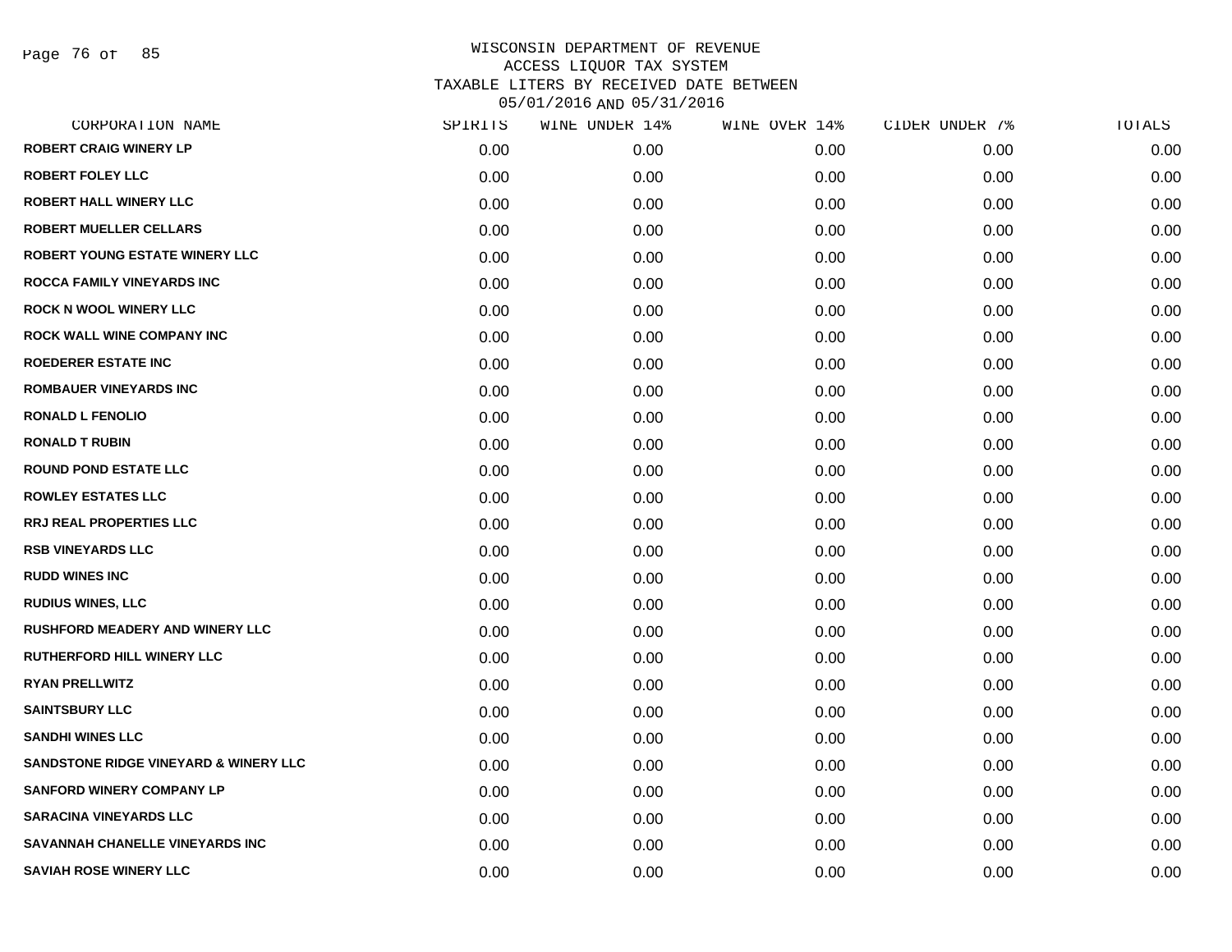# WISCONSIN DEPARTMENT OF REVENUE
## ACCESS LIQUOR TAX SYSTEM
## TAXABLE LITERS BY RECEIVED DATE BETWEEN 05/01/2016 AND 05/31/2016

| CORPORATION NAME | SPIRITS | WINE UNDER 14% | WINE OVER 14% | CIDER UNDER 7% | TOTALS |
|---|---|---|---|---|---|
| ROBERT CRAIG WINERY LP | 0.00 | 0.00 | 0.00 | 0.00 | 0.00 |
| ROBERT FOLEY LLC | 0.00 | 0.00 | 0.00 | 0.00 | 0.00 |
| ROBERT HALL WINERY LLC | 0.00 | 0.00 | 0.00 | 0.00 | 0.00 |
| ROBERT MUELLER CELLARS | 0.00 | 0.00 | 0.00 | 0.00 | 0.00 |
| ROBERT YOUNG ESTATE WINERY LLC | 0.00 | 0.00 | 0.00 | 0.00 | 0.00 |
| ROCCA FAMILY VINEYARDS INC | 0.00 | 0.00 | 0.00 | 0.00 | 0.00 |
| ROCK N WOOL WINERY LLC | 0.00 | 0.00 | 0.00 | 0.00 | 0.00 |
| ROCK WALL WINE COMPANY INC | 0.00 | 0.00 | 0.00 | 0.00 | 0.00 |
| ROEDERER ESTATE INC | 0.00 | 0.00 | 0.00 | 0.00 | 0.00 |
| ROMBAUER VINEYARDS INC | 0.00 | 0.00 | 0.00 | 0.00 | 0.00 |
| RONALD L FENOLIO | 0.00 | 0.00 | 0.00 | 0.00 | 0.00 |
| RONALD T RUBIN | 0.00 | 0.00 | 0.00 | 0.00 | 0.00 |
| ROUND POND ESTATE LLC | 0.00 | 0.00 | 0.00 | 0.00 | 0.00 |
| ROWLEY ESTATES LLC | 0.00 | 0.00 | 0.00 | 0.00 | 0.00 |
| RRJ REAL PROPERTIES LLC | 0.00 | 0.00 | 0.00 | 0.00 | 0.00 |
| RSB VINEYARDS LLC | 0.00 | 0.00 | 0.00 | 0.00 | 0.00 |
| RUDD WINES INC | 0.00 | 0.00 | 0.00 | 0.00 | 0.00 |
| RUDIUS WINES, LLC | 0.00 | 0.00 | 0.00 | 0.00 | 0.00 |
| RUSHFORD MEADERY AND WINERY LLC | 0.00 | 0.00 | 0.00 | 0.00 | 0.00 |
| RUTHERFORD HILL WINERY LLC | 0.00 | 0.00 | 0.00 | 0.00 | 0.00 |
| RYAN PRELLWITZ | 0.00 | 0.00 | 0.00 | 0.00 | 0.00 |
| SAINTSBURY LLC | 0.00 | 0.00 | 0.00 | 0.00 | 0.00 |
| SANDHI WINES LLC | 0.00 | 0.00 | 0.00 | 0.00 | 0.00 |
| SANDSTONE RIDGE VINEYARD & WINERY LLC | 0.00 | 0.00 | 0.00 | 0.00 | 0.00 |
| SANFORD WINERY COMPANY LP | 0.00 | 0.00 | 0.00 | 0.00 | 0.00 |
| SARACINA VINEYARDS LLC | 0.00 | 0.00 | 0.00 | 0.00 | 0.00 |
| SAVANNAH CHANELLE VINEYARDS INC | 0.00 | 0.00 | 0.00 | 0.00 | 0.00 |
| SAVIAH ROSE WINERY LLC | 0.00 | 0.00 | 0.00 | 0.00 | 0.00 |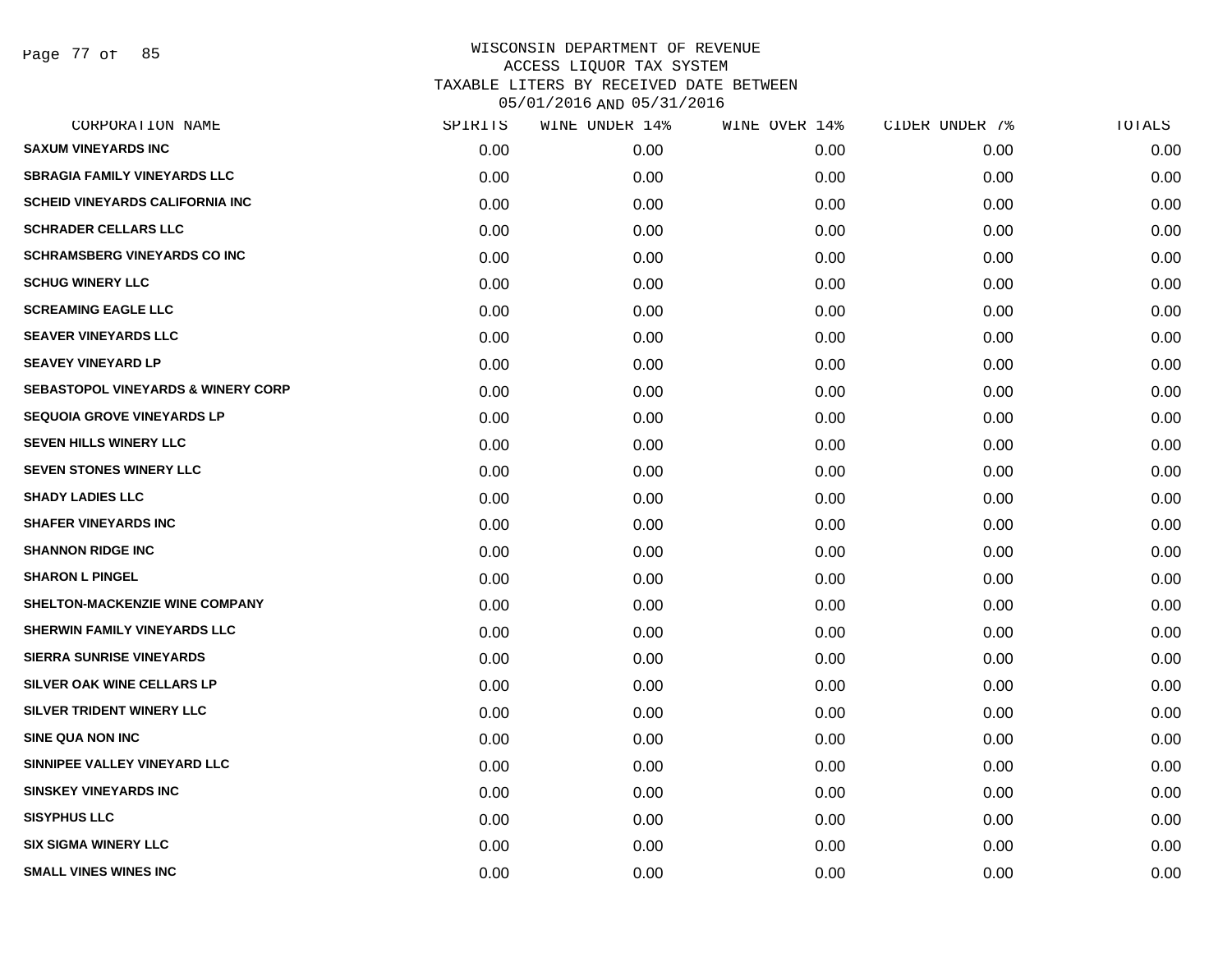WISCONSIN DEPARTMENT OF REVENUE
ACCESS LIQUOR TAX SYSTEM
TAXABLE LITERS BY RECEIVED DATE BETWEEN
05/01/2016 AND 05/31/2016

| CORPORATION NAME | SPIRITS | WINE UNDER 14% | WINE OVER 14% | CIDER UNDER 7% | TOTALS |
|---|---|---|---|---|---|
| SAXUM VINEYARDS INC | 0.00 | 0.00 | 0.00 | 0.00 | 0.00 |
| SBRAGIA FAMILY VINEYARDS LLC | 0.00 | 0.00 | 0.00 | 0.00 | 0.00 |
| SCHEID VINEYARDS CALIFORNIA INC | 0.00 | 0.00 | 0.00 | 0.00 | 0.00 |
| SCHRADER CELLARS LLC | 0.00 | 0.00 | 0.00 | 0.00 | 0.00 |
| SCHRAMSBERG VINEYARDS CO INC | 0.00 | 0.00 | 0.00 | 0.00 | 0.00 |
| SCHUG WINERY LLC | 0.00 | 0.00 | 0.00 | 0.00 | 0.00 |
| SCREAMING EAGLE LLC | 0.00 | 0.00 | 0.00 | 0.00 | 0.00 |
| SEAVER VINEYARDS LLC | 0.00 | 0.00 | 0.00 | 0.00 | 0.00 |
| SEAVEY VINEYARD LP | 0.00 | 0.00 | 0.00 | 0.00 | 0.00 |
| SEBASTOPOL VINEYARDS & WINERY CORP | 0.00 | 0.00 | 0.00 | 0.00 | 0.00 |
| SEQUOIA GROVE VINEYARDS LP | 0.00 | 0.00 | 0.00 | 0.00 | 0.00 |
| SEVEN HILLS WINERY LLC | 0.00 | 0.00 | 0.00 | 0.00 | 0.00 |
| SEVEN STONES WINERY LLC | 0.00 | 0.00 | 0.00 | 0.00 | 0.00 |
| SHADY LADIES LLC | 0.00 | 0.00 | 0.00 | 0.00 | 0.00 |
| SHAFER VINEYARDS INC | 0.00 | 0.00 | 0.00 | 0.00 | 0.00 |
| SHANNON RIDGE INC | 0.00 | 0.00 | 0.00 | 0.00 | 0.00 |
| SHARON L PINGEL | 0.00 | 0.00 | 0.00 | 0.00 | 0.00 |
| SHELTON-MACKENZIE WINE COMPANY | 0.00 | 0.00 | 0.00 | 0.00 | 0.00 |
| SHERWIN FAMILY VINEYARDS LLC | 0.00 | 0.00 | 0.00 | 0.00 | 0.00 |
| SIERRA SUNRISE VINEYARDS | 0.00 | 0.00 | 0.00 | 0.00 | 0.00 |
| SILVER OAK WINE CELLARS LP | 0.00 | 0.00 | 0.00 | 0.00 | 0.00 |
| SILVER TRIDENT WINERY LLC | 0.00 | 0.00 | 0.00 | 0.00 | 0.00 |
| SINE QUA NON INC | 0.00 | 0.00 | 0.00 | 0.00 | 0.00 |
| SINNIPEE VALLEY VINEYARD LLC | 0.00 | 0.00 | 0.00 | 0.00 | 0.00 |
| SINSKEY VINEYARDS INC | 0.00 | 0.00 | 0.00 | 0.00 | 0.00 |
| SISYPHUS LLC | 0.00 | 0.00 | 0.00 | 0.00 | 0.00 |
| SIX SIGMA WINERY LLC | 0.00 | 0.00 | 0.00 | 0.00 | 0.00 |
| SMALL VINES WINES INC | 0.00 | 0.00 | 0.00 | 0.00 | 0.00 |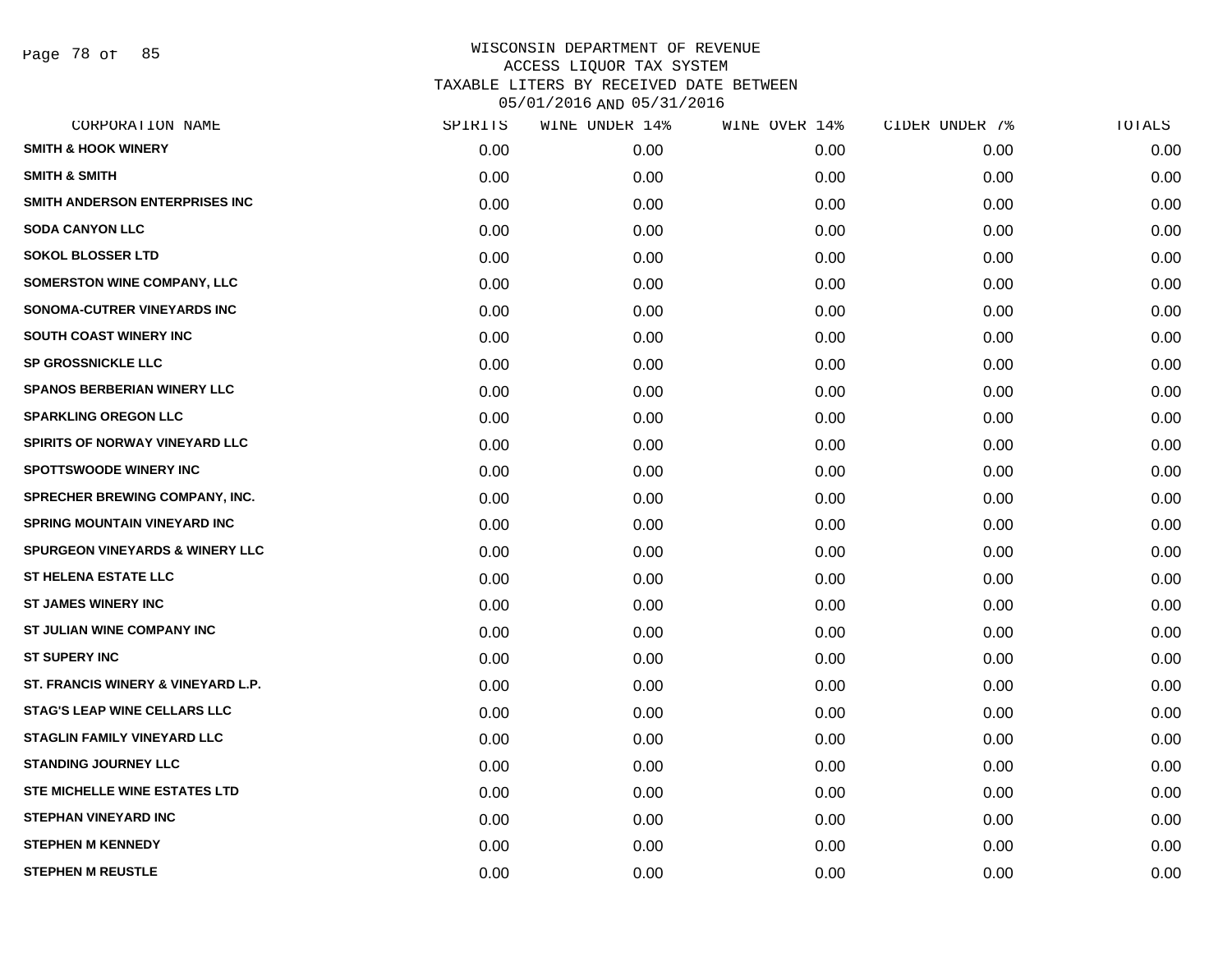WISCONSIN DEPARTMENT OF REVENUE
ACCESS LIQUOR TAX SYSTEM
TAXABLE LITERS BY RECEIVED DATE BETWEEN
05/01/2016 AND 05/31/2016

| CORPORATION NAME | SPIRITS | WINE UNDER 14% | WINE OVER 14% | CIDER UNDER 7% | TOTALS |
|---|---|---|---|---|---|
| SMITH & HOOK WINERY | 0.00 | 0.00 | 0.00 | 0.00 | 0.00 |
| SMITH & SMITH | 0.00 | 0.00 | 0.00 | 0.00 | 0.00 |
| SMITH ANDERSON ENTERPRISES INC | 0.00 | 0.00 | 0.00 | 0.00 | 0.00 |
| SODA CANYON LLC | 0.00 | 0.00 | 0.00 | 0.00 | 0.00 |
| SOKOL BLOSSER LTD | 0.00 | 0.00 | 0.00 | 0.00 | 0.00 |
| SOMERSTON WINE COMPANY, LLC | 0.00 | 0.00 | 0.00 | 0.00 | 0.00 |
| SONOMA-CUTRER VINEYARDS INC | 0.00 | 0.00 | 0.00 | 0.00 | 0.00 |
| SOUTH COAST WINERY INC | 0.00 | 0.00 | 0.00 | 0.00 | 0.00 |
| SP GROSSNICKLE LLC | 0.00 | 0.00 | 0.00 | 0.00 | 0.00 |
| SPANOS BERBERIAN WINERY LLC | 0.00 | 0.00 | 0.00 | 0.00 | 0.00 |
| SPARKLING OREGON LLC | 0.00 | 0.00 | 0.00 | 0.00 | 0.00 |
| SPIRITS OF NORWAY VINEYARD LLC | 0.00 | 0.00 | 0.00 | 0.00 | 0.00 |
| SPOTTSWOODE WINERY INC | 0.00 | 0.00 | 0.00 | 0.00 | 0.00 |
| SPRECHER BREWING COMPANY, INC. | 0.00 | 0.00 | 0.00 | 0.00 | 0.00 |
| SPRING MOUNTAIN VINEYARD INC | 0.00 | 0.00 | 0.00 | 0.00 | 0.00 |
| SPURGEON VINEYARDS & WINERY LLC | 0.00 | 0.00 | 0.00 | 0.00 | 0.00 |
| ST HELENA ESTATE LLC | 0.00 | 0.00 | 0.00 | 0.00 | 0.00 |
| ST JAMES WINERY INC | 0.00 | 0.00 | 0.00 | 0.00 | 0.00 |
| ST JULIAN WINE COMPANY INC | 0.00 | 0.00 | 0.00 | 0.00 | 0.00 |
| ST SUPERY INC | 0.00 | 0.00 | 0.00 | 0.00 | 0.00 |
| ST. FRANCIS WINERY & VINEYARD L.P. | 0.00 | 0.00 | 0.00 | 0.00 | 0.00 |
| STAG'S LEAP WINE CELLARS LLC | 0.00 | 0.00 | 0.00 | 0.00 | 0.00 |
| STAGLIN FAMILY VINEYARD LLC | 0.00 | 0.00 | 0.00 | 0.00 | 0.00 |
| STANDING JOURNEY LLC | 0.00 | 0.00 | 0.00 | 0.00 | 0.00 |
| STE MICHELLE WINE ESTATES LTD | 0.00 | 0.00 | 0.00 | 0.00 | 0.00 |
| STEPHAN VINEYARD INC | 0.00 | 0.00 | 0.00 | 0.00 | 0.00 |
| STEPHEN M KENNEDY | 0.00 | 0.00 | 0.00 | 0.00 | 0.00 |
| STEPHEN M REUSTLE | 0.00 | 0.00 | 0.00 | 0.00 | 0.00 |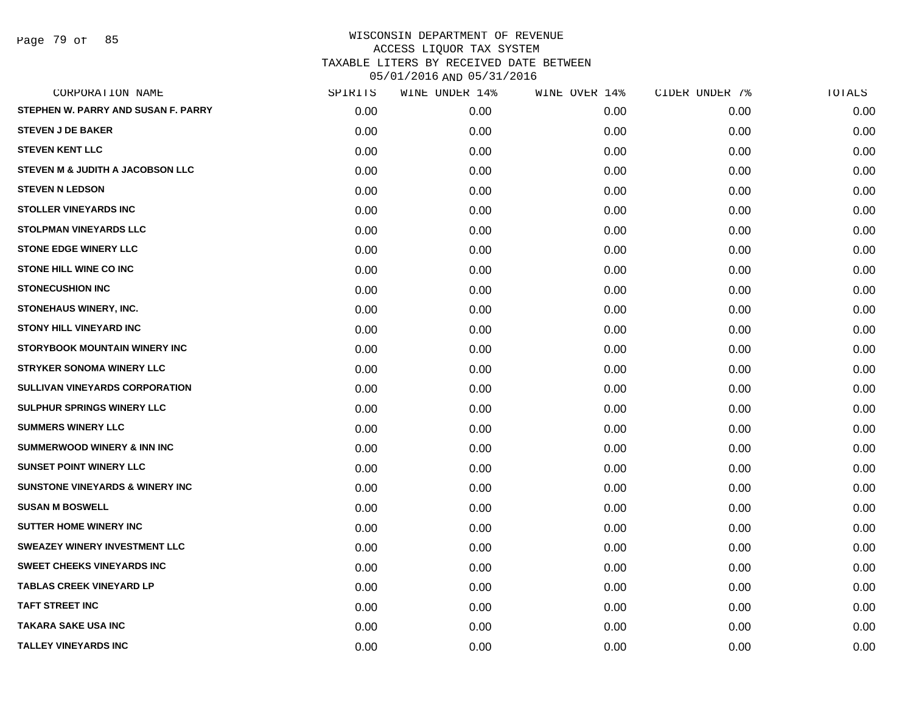# WISCONSIN DEPARTMENT OF REVENUE
## ACCESS LIQUOR TAX SYSTEM
## TAXABLE LITERS BY RECEIVED DATE BETWEEN 05/01/2016 AND 05/31/2016

| CORPORATION NAME | SPIRITS | WINE UNDER 14% | WINE OVER 14% | CIDER UNDER 7% | TOTALS |
|---|---|---|---|---|---|
| STEPHEN W. PARRY AND SUSAN F. PARRY | 0.00 | 0.00 | 0.00 | 0.00 | 0.00 |
| STEVEN J DE BAKER | 0.00 | 0.00 | 0.00 | 0.00 | 0.00 |
| STEVEN KENT LLC | 0.00 | 0.00 | 0.00 | 0.00 | 0.00 |
| STEVEN M & JUDITH A JACOBSON LLC | 0.00 | 0.00 | 0.00 | 0.00 | 0.00 |
| STEVEN N LEDSON | 0.00 | 0.00 | 0.00 | 0.00 | 0.00 |
| STOLLER VINEYARDS INC | 0.00 | 0.00 | 0.00 | 0.00 | 0.00 |
| STOLPMAN VINEYARDS LLC | 0.00 | 0.00 | 0.00 | 0.00 | 0.00 |
| STONE EDGE WINERY LLC | 0.00 | 0.00 | 0.00 | 0.00 | 0.00 |
| STONE HILL WINE CO INC | 0.00 | 0.00 | 0.00 | 0.00 | 0.00 |
| STONECUSHION INC | 0.00 | 0.00 | 0.00 | 0.00 | 0.00 |
| STONEHAUS WINERY, INC. | 0.00 | 0.00 | 0.00 | 0.00 | 0.00 |
| STONY HILL VINEYARD INC | 0.00 | 0.00 | 0.00 | 0.00 | 0.00 |
| STORYBOOK MOUNTAIN WINERY INC | 0.00 | 0.00 | 0.00 | 0.00 | 0.00 |
| STRYKER SONOMA WINERY LLC | 0.00 | 0.00 | 0.00 | 0.00 | 0.00 |
| SULLIVAN VINEYARDS CORPORATION | 0.00 | 0.00 | 0.00 | 0.00 | 0.00 |
| SULPHUR SPRINGS WINERY LLC | 0.00 | 0.00 | 0.00 | 0.00 | 0.00 |
| SUMMERS WINERY LLC | 0.00 | 0.00 | 0.00 | 0.00 | 0.00 |
| SUMMERWOOD WINERY & INN INC | 0.00 | 0.00 | 0.00 | 0.00 | 0.00 |
| SUNSET POINT WINERY LLC | 0.00 | 0.00 | 0.00 | 0.00 | 0.00 |
| SUNSTONE VINEYARDS & WINERY INC | 0.00 | 0.00 | 0.00 | 0.00 | 0.00 |
| SUSAN M BOSWELL | 0.00 | 0.00 | 0.00 | 0.00 | 0.00 |
| SUTTER HOME WINERY INC | 0.00 | 0.00 | 0.00 | 0.00 | 0.00 |
| SWEAZEY WINERY INVESTMENT LLC | 0.00 | 0.00 | 0.00 | 0.00 | 0.00 |
| SWEET CHEEKS VINEYARDS INC | 0.00 | 0.00 | 0.00 | 0.00 | 0.00 |
| TABLAS CREEK VINEYARD LP | 0.00 | 0.00 | 0.00 | 0.00 | 0.00 |
| TAFT STREET INC | 0.00 | 0.00 | 0.00 | 0.00 | 0.00 |
| TAKARA SAKE USA INC | 0.00 | 0.00 | 0.00 | 0.00 | 0.00 |
| TALLEY VINEYARDS INC | 0.00 | 0.00 | 0.00 | 0.00 | 0.00 |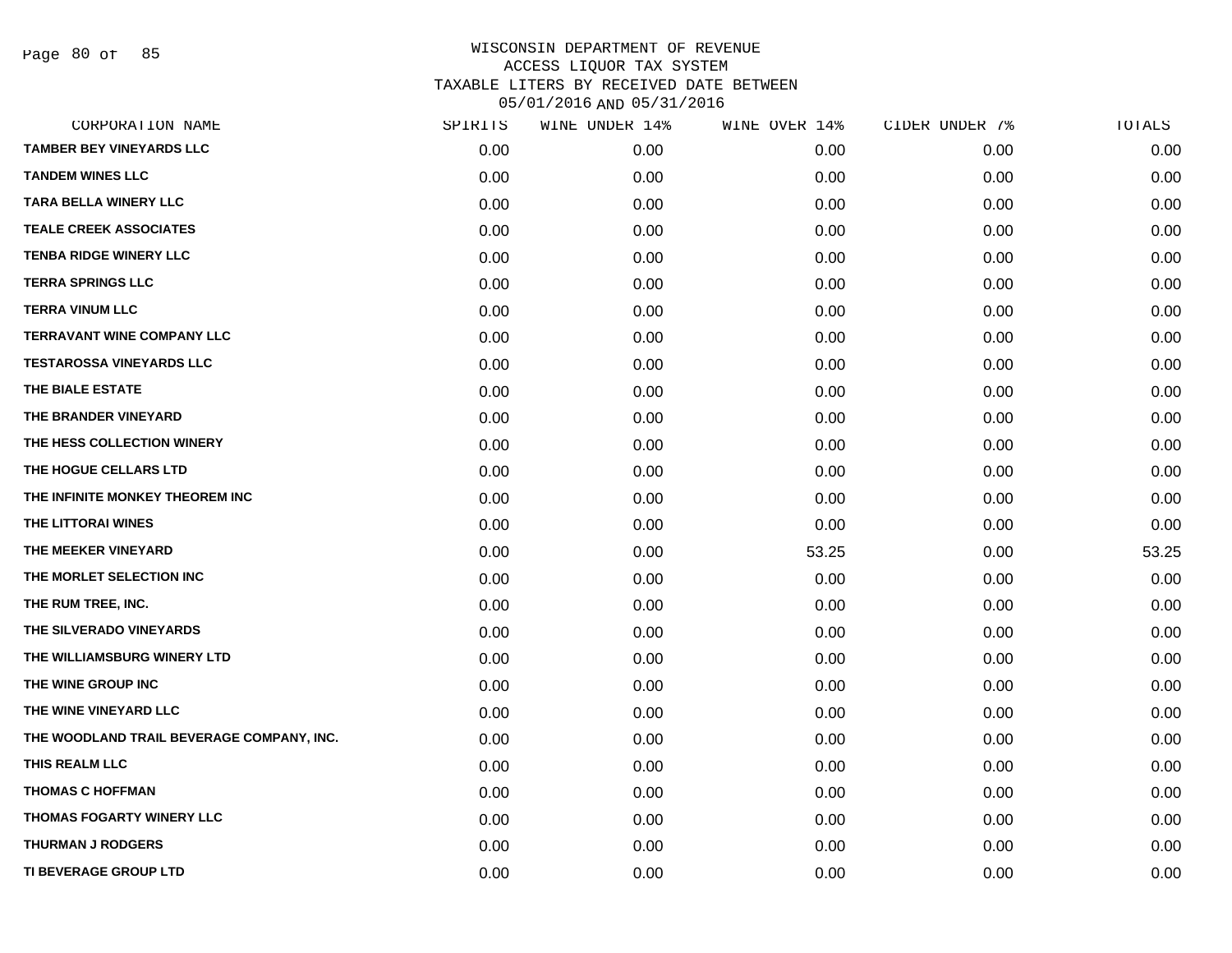# WISCONSIN DEPARTMENT OF REVENUE
## ACCESS LIQUOR TAX SYSTEM
## TAXABLE LITERS BY RECEIVED DATE BETWEEN 05/01/2016 AND 05/31/2016

| CORPORATION NAME | SPIRITS | WINE UNDER 14% | WINE OVER 14% | CIDER UNDER 7% | TOTALS |
|---|---|---|---|---|---|
| TAMBER BEY VINEYARDS LLC | 0.00 | 0.00 | 0.00 | 0.00 | 0.00 |
| TANDEM WINES LLC | 0.00 | 0.00 | 0.00 | 0.00 | 0.00 |
| TARA BELLA WINERY LLC | 0.00 | 0.00 | 0.00 | 0.00 | 0.00 |
| TEALE CREEK ASSOCIATES | 0.00 | 0.00 | 0.00 | 0.00 | 0.00 |
| TENBA RIDGE WINERY LLC | 0.00 | 0.00 | 0.00 | 0.00 | 0.00 |
| TERRA SPRINGS LLC | 0.00 | 0.00 | 0.00 | 0.00 | 0.00 |
| TERRA VINUM LLC | 0.00 | 0.00 | 0.00 | 0.00 | 0.00 |
| TERRAVANT WINE COMPANY LLC | 0.00 | 0.00 | 0.00 | 0.00 | 0.00 |
| TESTAROSSA VINEYARDS LLC | 0.00 | 0.00 | 0.00 | 0.00 | 0.00 |
| THE BIALE ESTATE | 0.00 | 0.00 | 0.00 | 0.00 | 0.00 |
| THE BRANDER VINEYARD | 0.00 | 0.00 | 0.00 | 0.00 | 0.00 |
| THE HESS COLLECTION WINERY | 0.00 | 0.00 | 0.00 | 0.00 | 0.00 |
| THE HOGUE CELLARS LTD | 0.00 | 0.00 | 0.00 | 0.00 | 0.00 |
| THE INFINITE MONKEY THEOREM INC | 0.00 | 0.00 | 0.00 | 0.00 | 0.00 |
| THE LITTORAI WINES | 0.00 | 0.00 | 0.00 | 0.00 | 0.00 |
| THE MEEKER VINEYARD | 0.00 | 0.00 | 53.25 | 0.00 | 53.25 |
| THE MORLET SELECTION INC | 0.00 | 0.00 | 0.00 | 0.00 | 0.00 |
| THE RUM TREE, INC. | 0.00 | 0.00 | 0.00 | 0.00 | 0.00 |
| THE SILVERADO VINEYARDS | 0.00 | 0.00 | 0.00 | 0.00 | 0.00 |
| THE WILLIAMSBURG WINERY LTD | 0.00 | 0.00 | 0.00 | 0.00 | 0.00 |
| THE WINE GROUP INC | 0.00 | 0.00 | 0.00 | 0.00 | 0.00 |
| THE WINE VINEYARD LLC | 0.00 | 0.00 | 0.00 | 0.00 | 0.00 |
| THE WOODLAND TRAIL BEVERAGE COMPANY, INC. | 0.00 | 0.00 | 0.00 | 0.00 | 0.00 |
| THIS REALM LLC | 0.00 | 0.00 | 0.00 | 0.00 | 0.00 |
| THOMAS C HOFFMAN | 0.00 | 0.00 | 0.00 | 0.00 | 0.00 |
| THOMAS FOGARTY WINERY LLC | 0.00 | 0.00 | 0.00 | 0.00 | 0.00 |
| THURMAN J RODGERS | 0.00 | 0.00 | 0.00 | 0.00 | 0.00 |
| TI BEVERAGE GROUP LTD | 0.00 | 0.00 | 0.00 | 0.00 | 0.00 |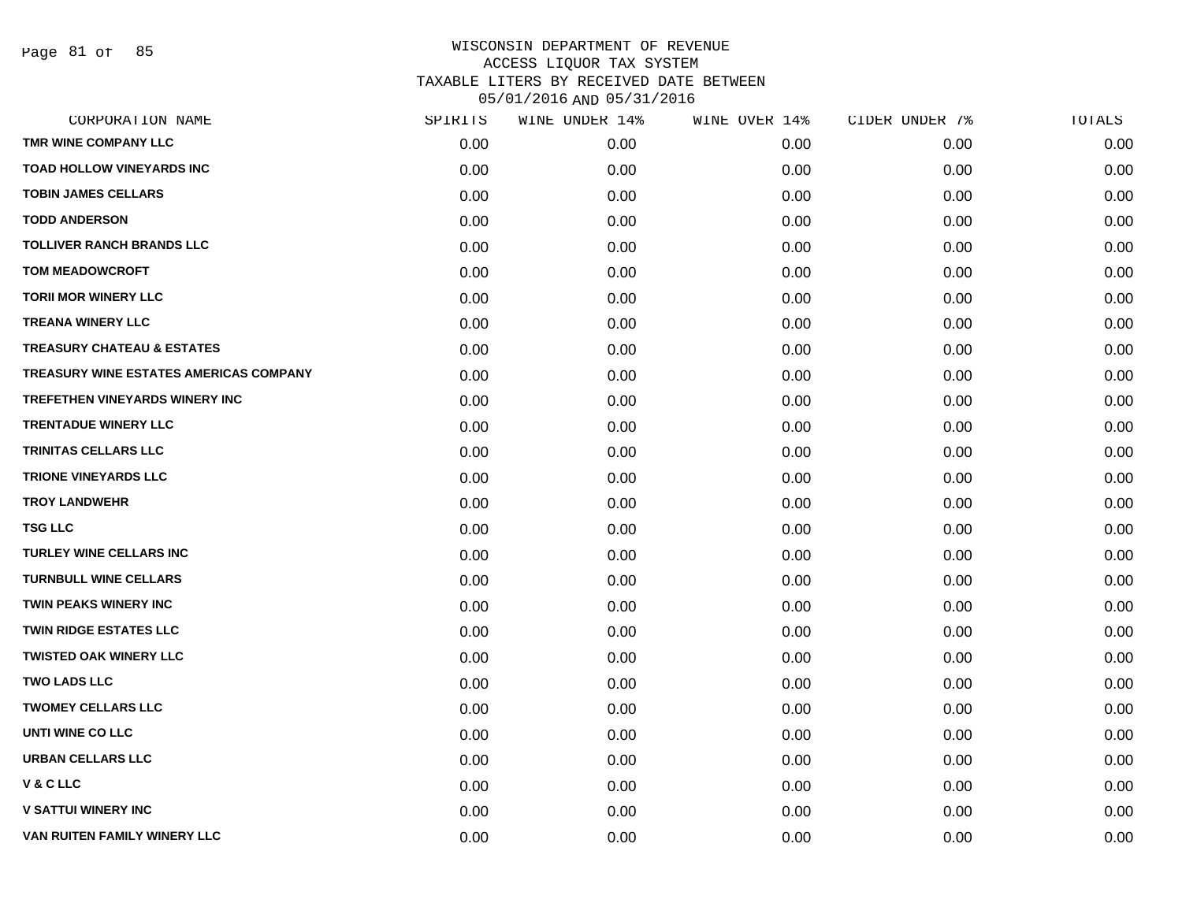WISCONSIN DEPARTMENT OF REVENUE
ACCESS LIQUOR TAX SYSTEM
TAXABLE LITERS BY RECEIVED DATE BETWEEN
05/01/2016 AND 05/31/2016

| CORPORATION NAME | SPIRITS | WINE UNDER 14% | WINE OVER 14% | CIDER UNDER 7% | TOTALS |
|---|---|---|---|---|---|
| TMR WINE COMPANY LLC | 0.00 | 0.00 | 0.00 | 0.00 | 0.00 |
| TOAD HOLLOW VINEYARDS INC | 0.00 | 0.00 | 0.00 | 0.00 | 0.00 |
| TOBIN JAMES CELLARS | 0.00 | 0.00 | 0.00 | 0.00 | 0.00 |
| TODD ANDERSON | 0.00 | 0.00 | 0.00 | 0.00 | 0.00 |
| TOLLIVER RANCH BRANDS LLC | 0.00 | 0.00 | 0.00 | 0.00 | 0.00 |
| TOM MEADOWCROFT | 0.00 | 0.00 | 0.00 | 0.00 | 0.00 |
| TORII MOR WINERY LLC | 0.00 | 0.00 | 0.00 | 0.00 | 0.00 |
| TREANA WINERY LLC | 0.00 | 0.00 | 0.00 | 0.00 | 0.00 |
| TREASURY CHATEAU & ESTATES | 0.00 | 0.00 | 0.00 | 0.00 | 0.00 |
| TREASURY WINE ESTATES AMERICAS COMPANY | 0.00 | 0.00 | 0.00 | 0.00 | 0.00 |
| TREFETHEN VINEYARDS WINERY INC | 0.00 | 0.00 | 0.00 | 0.00 | 0.00 |
| TRENTADUE WINERY LLC | 0.00 | 0.00 | 0.00 | 0.00 | 0.00 |
| TRINITAS CELLARS LLC | 0.00 | 0.00 | 0.00 | 0.00 | 0.00 |
| TRIONE VINEYARDS LLC | 0.00 | 0.00 | 0.00 | 0.00 | 0.00 |
| TROY LANDWEHR | 0.00 | 0.00 | 0.00 | 0.00 | 0.00 |
| TSG LLC | 0.00 | 0.00 | 0.00 | 0.00 | 0.00 |
| TURLEY WINE CELLARS INC | 0.00 | 0.00 | 0.00 | 0.00 | 0.00 |
| TURNBULL WINE CELLARS | 0.00 | 0.00 | 0.00 | 0.00 | 0.00 |
| TWIN PEAKS WINERY INC | 0.00 | 0.00 | 0.00 | 0.00 | 0.00 |
| TWIN RIDGE ESTATES LLC | 0.00 | 0.00 | 0.00 | 0.00 | 0.00 |
| TWISTED OAK WINERY LLC | 0.00 | 0.00 | 0.00 | 0.00 | 0.00 |
| TWO LADS LLC | 0.00 | 0.00 | 0.00 | 0.00 | 0.00 |
| TWOMEY CELLARS LLC | 0.00 | 0.00 | 0.00 | 0.00 | 0.00 |
| UNTI WINE CO LLC | 0.00 | 0.00 | 0.00 | 0.00 | 0.00 |
| URBAN CELLARS LLC | 0.00 | 0.00 | 0.00 | 0.00 | 0.00 |
| V & C LLC | 0.00 | 0.00 | 0.00 | 0.00 | 0.00 |
| V SATTUI WINERY INC | 0.00 | 0.00 | 0.00 | 0.00 | 0.00 |
| VAN RUITEN FAMILY WINERY LLC | 0.00 | 0.00 | 0.00 | 0.00 | 0.00 |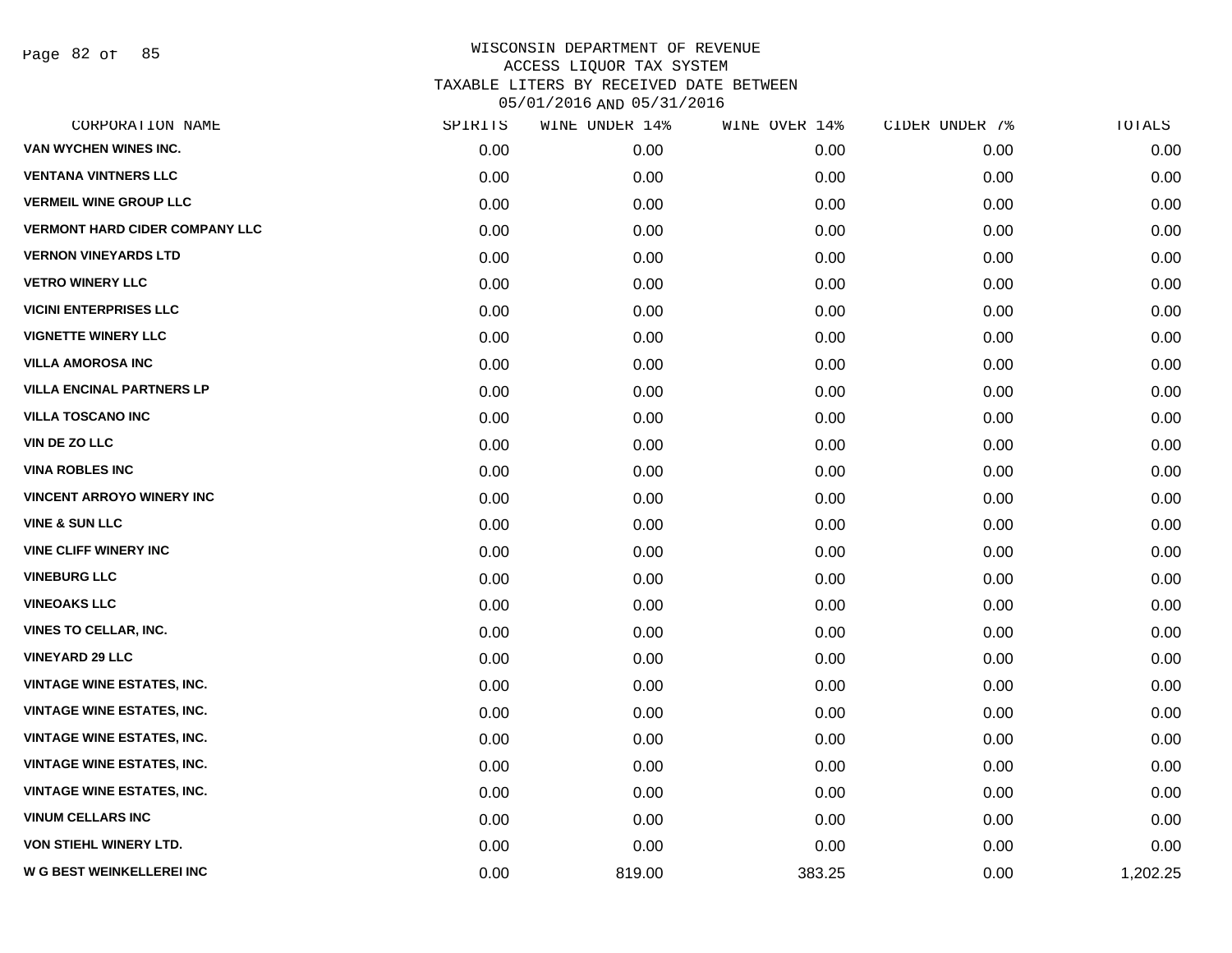WISCONSIN DEPARTMENT OF REVENUE
ACCESS LIQUOR TAX SYSTEM
TAXABLE LITERS BY RECEIVED DATE BETWEEN
05/01/2016 AND 05/31/2016

| CORPORATION NAME | SPIRITS | WINE UNDER 14% | WINE OVER 14% | CIDER UNDER 7% | TOTALS |
|---|---|---|---|---|---|
| VAN WYCHEN WINES INC. | 0.00 | 0.00 | 0.00 | 0.00 | 0.00 |
| VENTANA VINTNERS LLC | 0.00 | 0.00 | 0.00 | 0.00 | 0.00 |
| VERMEIL WINE GROUP LLC | 0.00 | 0.00 | 0.00 | 0.00 | 0.00 |
| VERMONT HARD CIDER COMPANY LLC | 0.00 | 0.00 | 0.00 | 0.00 | 0.00 |
| VERNON VINEYARDS LTD | 0.00 | 0.00 | 0.00 | 0.00 | 0.00 |
| VETRO WINERY LLC | 0.00 | 0.00 | 0.00 | 0.00 | 0.00 |
| VICINI ENTERPRISES LLC | 0.00 | 0.00 | 0.00 | 0.00 | 0.00 |
| VIGNETTE WINERY LLC | 0.00 | 0.00 | 0.00 | 0.00 | 0.00 |
| VILLA AMOROSA INC | 0.00 | 0.00 | 0.00 | 0.00 | 0.00 |
| VILLA ENCINAL PARTNERS LP | 0.00 | 0.00 | 0.00 | 0.00 | 0.00 |
| VILLA TOSCANO INC | 0.00 | 0.00 | 0.00 | 0.00 | 0.00 |
| VIN DE ZO LLC | 0.00 | 0.00 | 0.00 | 0.00 | 0.00 |
| VINA ROBLES INC | 0.00 | 0.00 | 0.00 | 0.00 | 0.00 |
| VINCENT ARROYO WINERY INC | 0.00 | 0.00 | 0.00 | 0.00 | 0.00 |
| VINE & SUN LLC | 0.00 | 0.00 | 0.00 | 0.00 | 0.00 |
| VINE CLIFF WINERY INC | 0.00 | 0.00 | 0.00 | 0.00 | 0.00 |
| VINEBURG LLC | 0.00 | 0.00 | 0.00 | 0.00 | 0.00 |
| VINEOAKS LLC | 0.00 | 0.00 | 0.00 | 0.00 | 0.00 |
| VINES TO CELLAR, INC. | 0.00 | 0.00 | 0.00 | 0.00 | 0.00 |
| VINEYARD 29 LLC | 0.00 | 0.00 | 0.00 | 0.00 | 0.00 |
| VINTAGE WINE ESTATES, INC. | 0.00 | 0.00 | 0.00 | 0.00 | 0.00 |
| VINTAGE WINE ESTATES, INC. | 0.00 | 0.00 | 0.00 | 0.00 | 0.00 |
| VINTAGE WINE ESTATES, INC. | 0.00 | 0.00 | 0.00 | 0.00 | 0.00 |
| VINTAGE WINE ESTATES, INC. | 0.00 | 0.00 | 0.00 | 0.00 | 0.00 |
| VINTAGE WINE ESTATES, INC. | 0.00 | 0.00 | 0.00 | 0.00 | 0.00 |
| VINUM CELLARS INC | 0.00 | 0.00 | 0.00 | 0.00 | 0.00 |
| VON STIEHL WINERY LTD. | 0.00 | 0.00 | 0.00 | 0.00 | 0.00 |
| W G BEST WEINKELLEREI INC | 0.00 | 819.00 | 383.25 | 0.00 | 1,202.25 |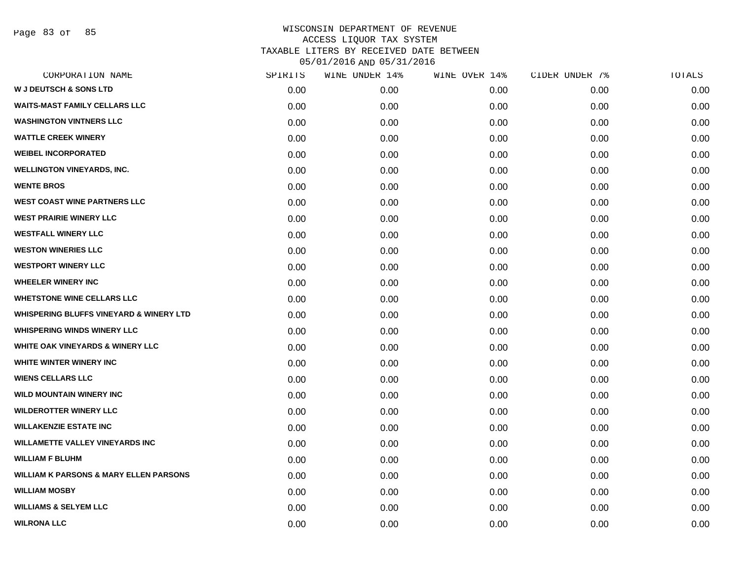WISCONSIN DEPARTMENT OF REVENUE
ACCESS LIQUOR TAX SYSTEM
TAXABLE LITERS BY RECEIVED DATE BETWEEN
05/01/2016 AND 05/31/2016

| CORPORATION NAME | SPIRITS | WINE UNDER 14% | WINE OVER 14% | CIDER UNDER 7% | TOTALS |
|---|---|---|---|---|---|
| W J DEUTSCH & SONS LTD | 0.00 | 0.00 | 0.00 | 0.00 | 0.00 |
| WAITS-MAST FAMILY CELLARS LLC | 0.00 | 0.00 | 0.00 | 0.00 | 0.00 |
| WASHINGTON VINTNERS LLC | 0.00 | 0.00 | 0.00 | 0.00 | 0.00 |
| WATTLE CREEK WINERY | 0.00 | 0.00 | 0.00 | 0.00 | 0.00 |
| WEIBEL INCORPORATED | 0.00 | 0.00 | 0.00 | 0.00 | 0.00 |
| WELLINGTON VINEYARDS, INC. | 0.00 | 0.00 | 0.00 | 0.00 | 0.00 |
| WENTE BROS | 0.00 | 0.00 | 0.00 | 0.00 | 0.00 |
| WEST COAST WINE PARTNERS LLC | 0.00 | 0.00 | 0.00 | 0.00 | 0.00 |
| WEST PRAIRIE WINERY LLC | 0.00 | 0.00 | 0.00 | 0.00 | 0.00 |
| WESTFALL WINERY LLC | 0.00 | 0.00 | 0.00 | 0.00 | 0.00 |
| WESTON WINERIES LLC | 0.00 | 0.00 | 0.00 | 0.00 | 0.00 |
| WESTPORT WINERY LLC | 0.00 | 0.00 | 0.00 | 0.00 | 0.00 |
| WHEELER WINERY INC | 0.00 | 0.00 | 0.00 | 0.00 | 0.00 |
| WHETSTONE WINE CELLARS LLC | 0.00 | 0.00 | 0.00 | 0.00 | 0.00 |
| WHISPERING BLUFFS VINEYARD & WINERY LTD | 0.00 | 0.00 | 0.00 | 0.00 | 0.00 |
| WHISPERING WINDS WINERY LLC | 0.00 | 0.00 | 0.00 | 0.00 | 0.00 |
| WHITE OAK VINEYARDS & WINERY LLC | 0.00 | 0.00 | 0.00 | 0.00 | 0.00 |
| WHITE WINTER WINERY INC | 0.00 | 0.00 | 0.00 | 0.00 | 0.00 |
| WIENS CELLARS LLC | 0.00 | 0.00 | 0.00 | 0.00 | 0.00 |
| WILD MOUNTAIN WINERY INC | 0.00 | 0.00 | 0.00 | 0.00 | 0.00 |
| WILDEROTTER WINERY LLC | 0.00 | 0.00 | 0.00 | 0.00 | 0.00 |
| WILLAKENZIE ESTATE INC | 0.00 | 0.00 | 0.00 | 0.00 | 0.00 |
| WILLAMETTE VALLEY VINEYARDS INC | 0.00 | 0.00 | 0.00 | 0.00 | 0.00 |
| WILLIAM F BLUHM | 0.00 | 0.00 | 0.00 | 0.00 | 0.00 |
| WILLIAM K PARSONS & MARY ELLEN PARSONS | 0.00 | 0.00 | 0.00 | 0.00 | 0.00 |
| WILLIAM MOSBY | 0.00 | 0.00 | 0.00 | 0.00 | 0.00 |
| WILLIAMS & SELYEM LLC | 0.00 | 0.00 | 0.00 | 0.00 | 0.00 |
| WILRONA LLC | 0.00 | 0.00 | 0.00 | 0.00 | 0.00 |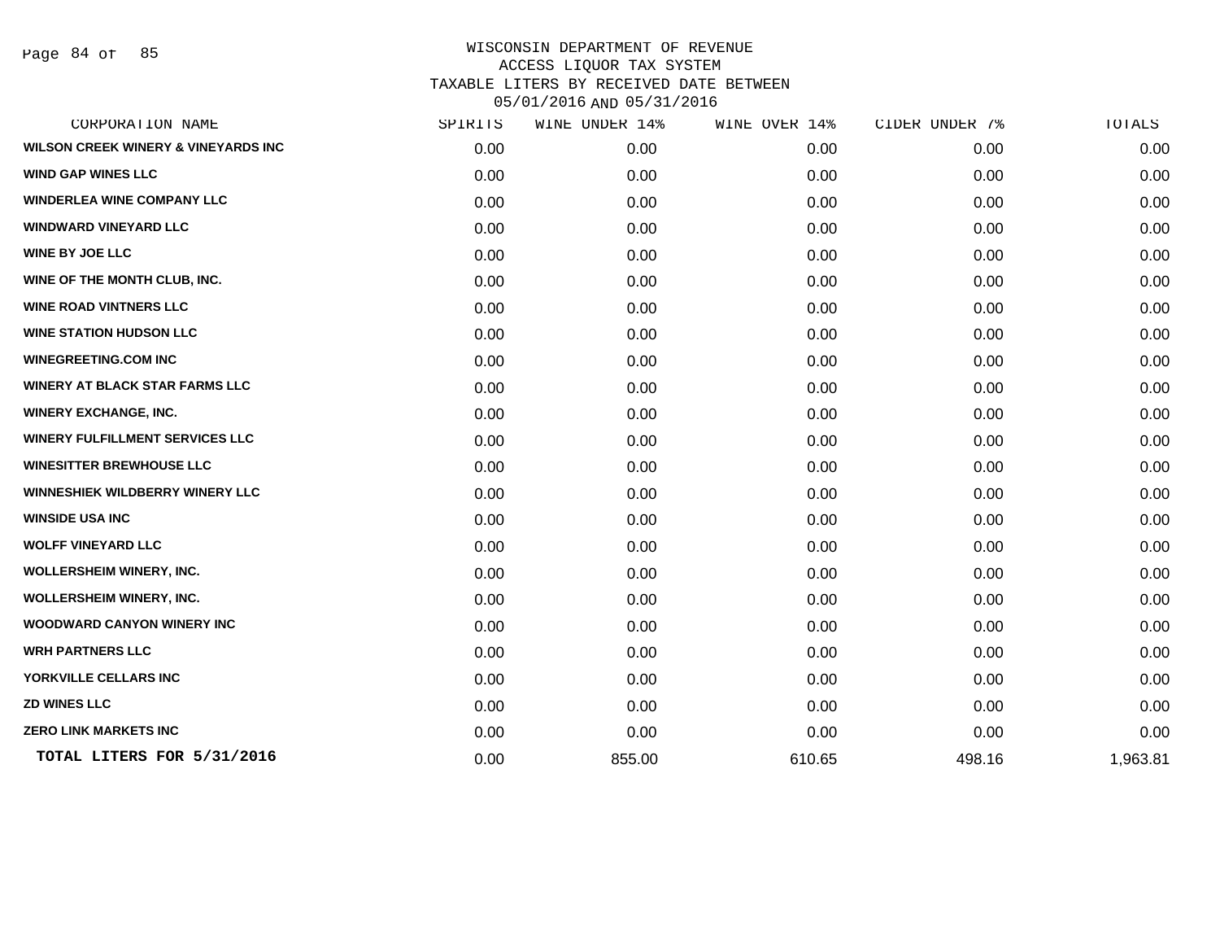WISCONSIN DEPARTMENT OF REVENUE
ACCESS LIQUOR TAX SYSTEM
TAXABLE LITERS BY RECEIVED DATE BETWEEN
05/01/2016 AND 05/31/2016

| CORPORATION NAME | SPIRITS | WINE UNDER 14% | WINE OVER 14% | CIDER UNDER 7% | TOTALS |
|---|---|---|---|---|---|
| WILSON CREEK WINERY & VINEYARDS INC | 0.00 | 0.00 | 0.00 | 0.00 | 0.00 |
| WIND GAP WINES LLC | 0.00 | 0.00 | 0.00 | 0.00 | 0.00 |
| WINDERLEA WINE COMPANY LLC | 0.00 | 0.00 | 0.00 | 0.00 | 0.00 |
| WINDWARD VINEYARD LLC | 0.00 | 0.00 | 0.00 | 0.00 | 0.00 |
| WINE BY JOE LLC | 0.00 | 0.00 | 0.00 | 0.00 | 0.00 |
| WINE OF THE MONTH CLUB, INC. | 0.00 | 0.00 | 0.00 | 0.00 | 0.00 |
| WINE ROAD VINTNERS LLC | 0.00 | 0.00 | 0.00 | 0.00 | 0.00 |
| WINE STATION HUDSON LLC | 0.00 | 0.00 | 0.00 | 0.00 | 0.00 |
| WINEGREETING.COM INC | 0.00 | 0.00 | 0.00 | 0.00 | 0.00 |
| WINERY AT BLACK STAR FARMS LLC | 0.00 | 0.00 | 0.00 | 0.00 | 0.00 |
| WINERY EXCHANGE, INC. | 0.00 | 0.00 | 0.00 | 0.00 | 0.00 |
| WINERY FULFILLMENT SERVICES LLC | 0.00 | 0.00 | 0.00 | 0.00 | 0.00 |
| WINESITTER BREWHOUSE LLC | 0.00 | 0.00 | 0.00 | 0.00 | 0.00 |
| WINNESHIEK WILDBERRY WINERY LLC | 0.00 | 0.00 | 0.00 | 0.00 | 0.00 |
| WINSIDE USA INC | 0.00 | 0.00 | 0.00 | 0.00 | 0.00 |
| WOLFF VINEYARD LLC | 0.00 | 0.00 | 0.00 | 0.00 | 0.00 |
| WOLLERSHEIM WINERY, INC. | 0.00 | 0.00 | 0.00 | 0.00 | 0.00 |
| WOLLERSHEIM WINERY, INC. | 0.00 | 0.00 | 0.00 | 0.00 | 0.00 |
| WOODWARD CANYON WINERY INC | 0.00 | 0.00 | 0.00 | 0.00 | 0.00 |
| WRH PARTNERS LLC | 0.00 | 0.00 | 0.00 | 0.00 | 0.00 |
| YORKVILLE CELLARS INC | 0.00 | 0.00 | 0.00 | 0.00 | 0.00 |
| ZD WINES LLC | 0.00 | 0.00 | 0.00 | 0.00 | 0.00 |
| ZERO LINK MARKETS INC | 0.00 | 0.00 | 0.00 | 0.00 | 0.00 |
| **TOTAL LITERS FOR 5/31/2016** | 0.00 | 855.00 | 610.65 | 498.16 | 1,963.81 |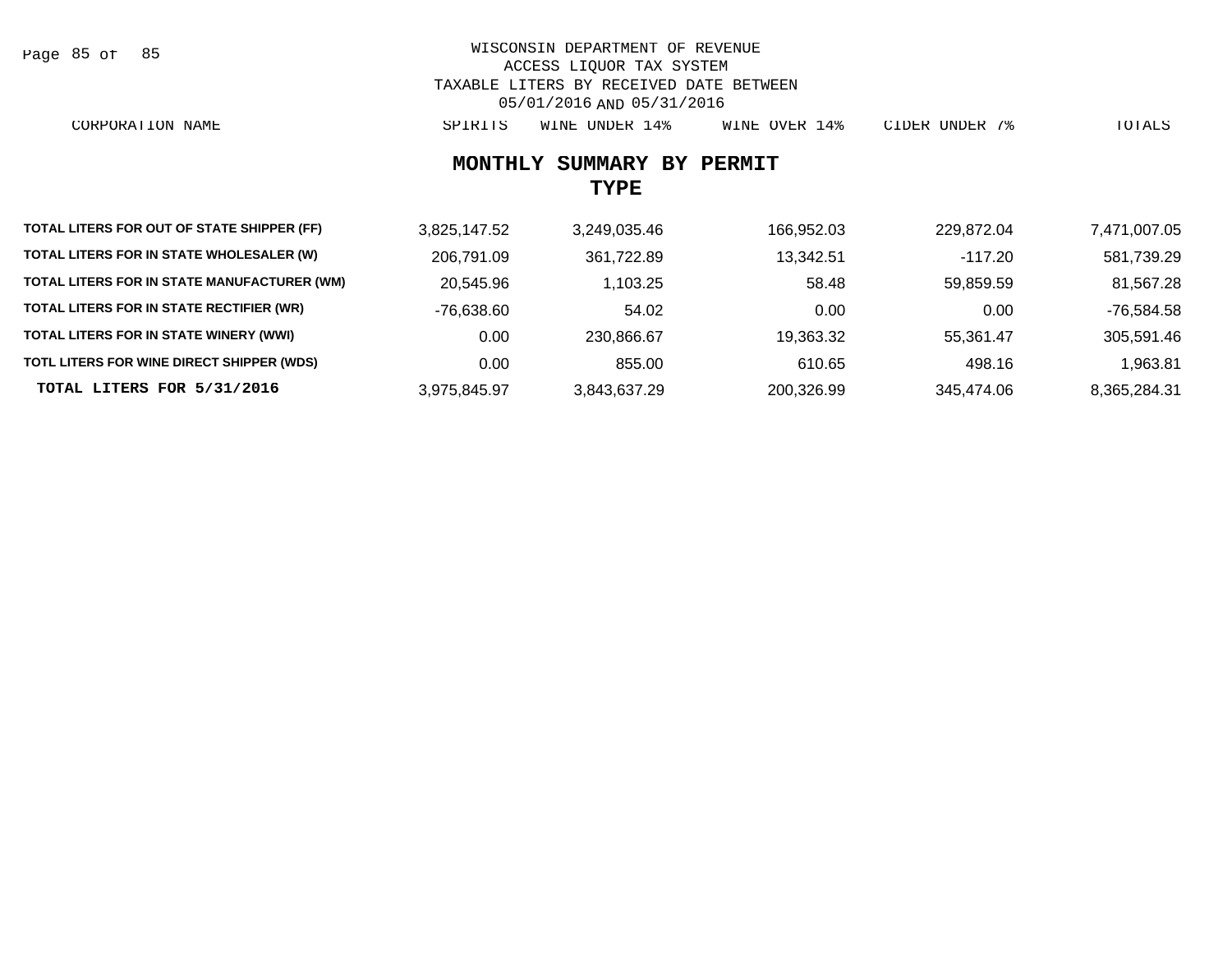WISCONSIN DEPARTMENT OF REVENUE
ACCESS LIQUOR TAX SYSTEM
TAXABLE LITERS BY RECEIVED DATE BETWEEN
05/01/2016 AND 05/31/2016

## MONTHLY SUMMARY BY PERMIT TYPE

| CORPORATION NAME | SPIRITS | WINE UNDER 14% | WINE OVER 14% | CIDER UNDER 7% | TOTALS |
|---|---|---|---|---|---|
| TOTAL LITERS FOR OUT OF STATE SHIPPER (FF) | 3,825,147.52 | 3,249,035.46 | 166,952.03 | 229,872.04 | 7,471,007.05 |
| TOTAL LITERS FOR IN STATE WHOLESALER (W) | 206,791.09 | 361,722.89 | 13,342.51 | -117.20 | 581,739.29 |
| TOTAL LITERS FOR IN STATE MANUFACTURER (WM) | 20,545.96 | 1,103.25 | 58.48 | 59,859.59 | 81,567.28 |
| TOTAL LITERS FOR IN STATE RECTIFIER (WR) | -76,638.60 | 54.02 | 0.00 | 0.00 | -76,584.58 |
| TOTAL LITERS FOR IN STATE WINERY (WWI) | 0.00 | 230,866.67 | 19,363.32 | 55,361.47 | 305,591.46 |
| TOTL LITERS FOR WINE DIRECT SHIPPER (WDS) | 0.00 | 855.00 | 610.65 | 498.16 | 1,963.81 |
| **TOTAL LITERS FOR 5/31/2016** | 3,975,845.97 | 3,843,637.29 | 200,326.99 | 345,474.06 | 8,365,284.31 |